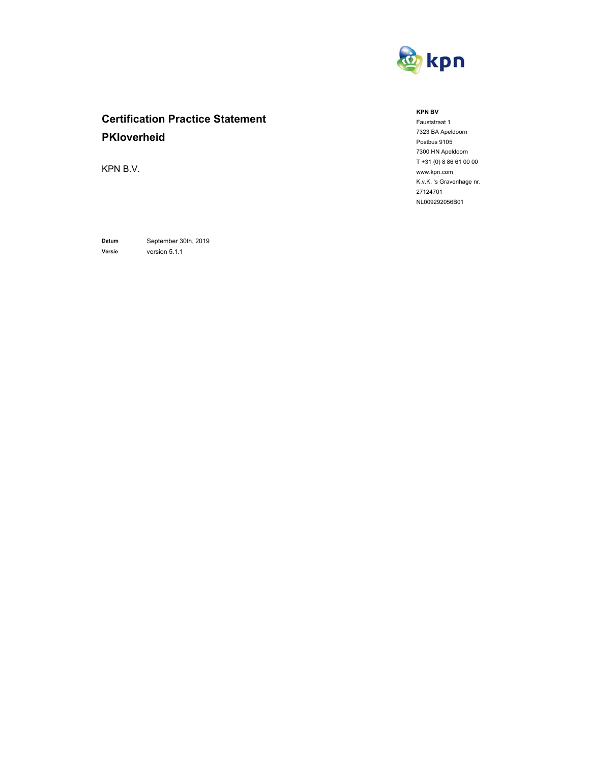# Certification Practice Statement PKIoverheid

KPN B.V.

**KPN BV**
Fauststraat 1
7323 BA Apeldoorn
Postbus 9105
7300 HN Apeldoorn
T +31 (0) 8 86 61 00 00
www.kpn.com
K.v.K. 's Gravenhage nr. 27124701
NL009292056B01

| | |
|---|---|
| **Datum** | September 30th, 2019 |
| **Versie** | version 5.1.1 |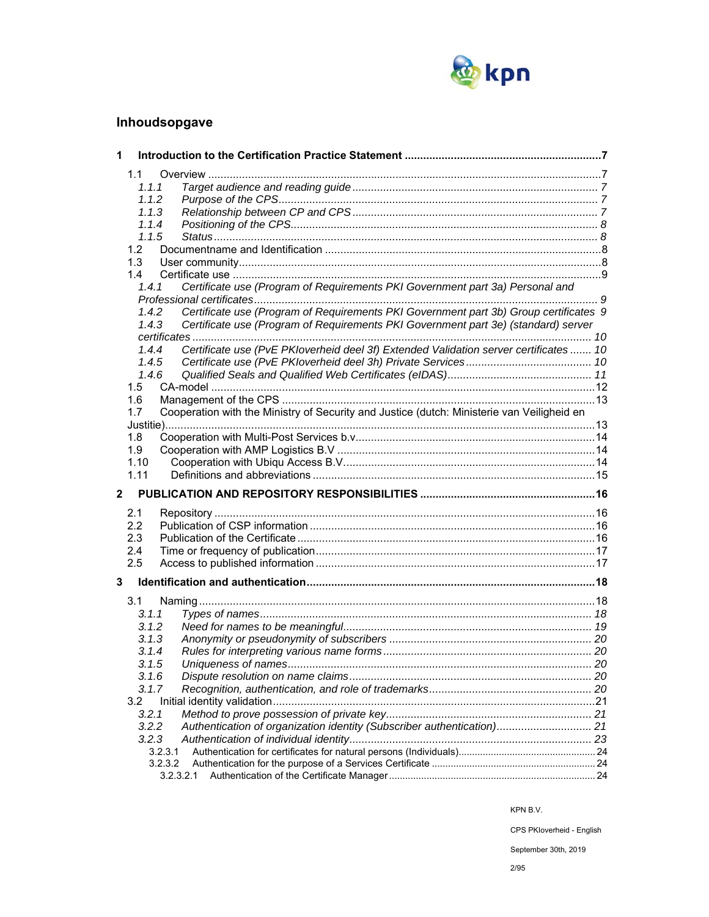## Inhoudsopgave

**1 Introduction to the Certification Practice Statement ....................................................7**

1.1 Overview ....................................................................................................................7
*1.1.1 Target audience and reading guide ....................................................................... 7*
*1.1.2 Purpose of the CPS ............................................................................................. 7*
*1.1.3 Relationship between CP and CPS ....................................................................... 7*
*1.1.4 Positioning of the CPS ......................................................................................... 8*
*1.1.5 Status ................................................................................................................. 8*
1.2 Documentname and Identification .............................................................................8
1.3 User community..........................................................................................................8
1.4 Certificate use ............................................................................................................9
*1.4.1 Certificate use (Program of Requirements PKI Government part 3a) Personal and Professional certificates ............................................................................................. 9*
*1.4.2 Certificate use (Program of Requirements PKI Government part 3b) Group certificates 9*
*1.4.3 Certificate use (Program of Requirements PKI Government part 3e) (standard) server certificates ................................................................................................................. 10*
*1.4.4 Certificate use (PvE PKIoverheid deel 3f) Extended Validation server certificates ....... 10*
*1.4.5 Certificate use (PvE PKIoverheid deel 3h) Private Services ........................................ 10*
*1.4.6 Qualified Seals and Qualified Web Certificates (eIDAS)............................................... 11*
1.5 CA-model ..................................................................................................................12
1.6 Management of the CPS ...........................................................................................13
1.7 Cooperation with the Ministry of Security and Justice (dutch: Ministerie van Veiligheid en Justitie)..........................................................................................................................13
1.8 Cooperation with Multi-Post Services b.v...................................................................14
1.9 Cooperation with AMP Logistics B.V .........................................................................14
1.10 Cooperation with Ubiqu Access B.V.........................................................................14
1.11 Definitions and abbreviations ..................................................................................15

**2 PUBLICATION AND REPOSITORY RESPONSIBILITIES ..........................................................16**

2.1 Repository ................................................................................................................16
2.2 Publication of CSP information ..................................................................................16
2.3 Publication of the Certificate ......................................................................................16
2.4 Time or frequency of publication................................................................................17
2.5 Access to published information ................................................................................17

**3 Identification and authentication.............................................................................................18**

3.1 Naming .....................................................................................................................18
*3.1.1 Types of names.................................................................................................... 18*
*3.1.2 Need for names to be meaningful.......................................................................... 19*
*3.1.3 Anonymity or pseudonymity of subscribers ............................................................ 20*
*3.1.4 Rules for interpreting various name forms .............................................................. 20*
*3.1.5 Uniqueness of names............................................................................................ 20*
*3.1.6 Dispute resolution on name claims......................................................................... 20*
*3.1.7 Recognition, authentication, and role of trademarks................................................. 20*
3.2 Initial identity validation..............................................................................................21
*3.2.1 Method to prove possession of private key............................................................... 21*
*3.2.2 Authentication of organization identity (Subscriber authentication)............................ 21*
*3.2.3 Authentication of individual identity......................................................................... 23*
3.2.3.1 Authentication for certificates for natural persons (Individuals)..................................24
3.2.3.2 Authentication for the purpose of a Services Certificate .............................................24
3.2.3.2.1 Authentication of the Certificate Manager...............................................................24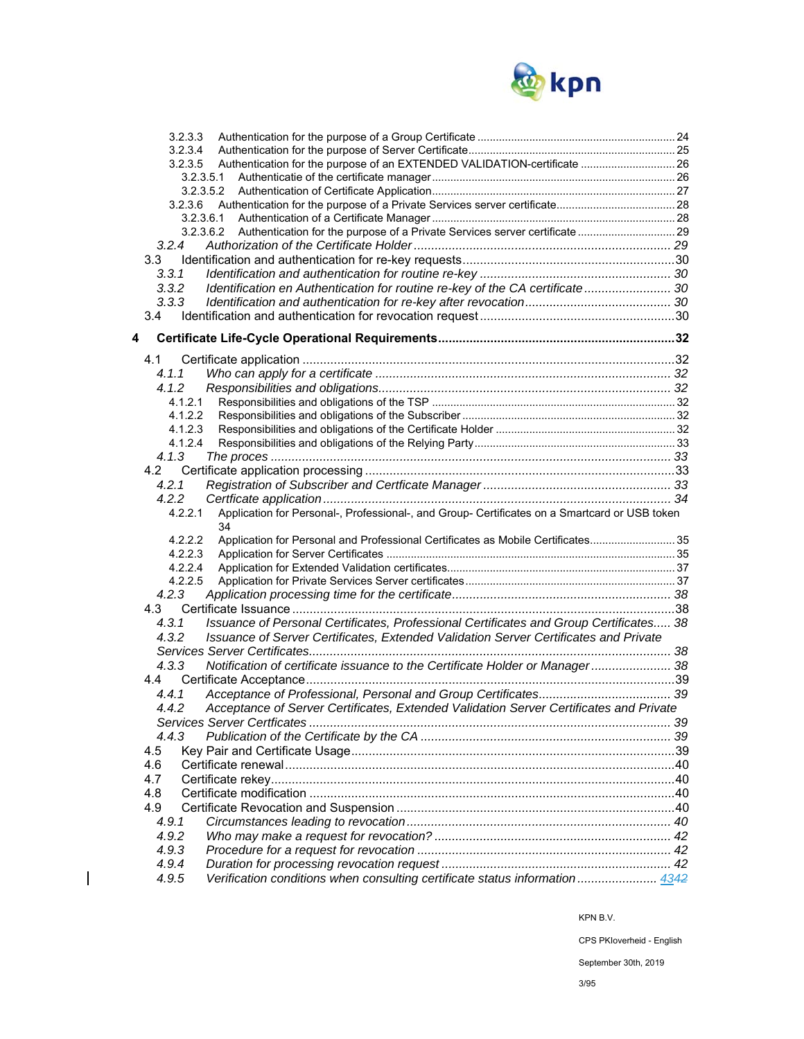3.2.3.3 Authentication for the purpose of a Group Certificate ..... 24
3.2.3.4 Authentication for the purpose of Server Certificate ..... 25
3.2.3.5 Authentication for the purpose of an EXTENDED VALIDATION-certificate ..... 26
3.2.3.5.1 Authenticatie of the certificate manager ..... 26
3.2.3.5.2 Authentication of Certificate Application ..... 27
3.2.3.6 Authentication for the purpose of a Private Services server certificate ..... 28
3.2.3.6.1 Authentication of a Certificate Manager ..... 28
3.2.3.6.2 Authentication for the purpose of a Private Services server certificate ..... 29
*3.2.4 Authorization of the Certificate Holder ..... 29*
3.3 Identification and authentication for re-key requests ..... 30
*3.3.1 Identification and authentication for routine re-key ..... 30*
*3.3.2 Identification en Authentication for routine re-key of the CA certificate ..... 30*
*3.3.3 Identification and authentication for re-key after revocation ..... 30*
3.4 Identification and authentication for revocation request ..... 30

**4 Certificate Life-Cycle Operational Requirements ..... 32**

4.1 Certificate application ..... 32
*4.1.1 Who can apply for a certificate ..... 32*
*4.1.2 Responsibilities and obligations ..... 32*
4.1.2.1 Responsibilities and obligations of the TSP ..... 32
4.1.2.2 Responsibilities and obligations of the Subscriber ..... 32
4.1.2.3 Responsibilities and obligations of the Certificate Holder ..... 32
4.1.2.4 Responsibilities and obligations of the Relying Party ..... 33
*4.1.3 The proces ..... 33*
4.2 Certificate application processing ..... 33
*4.2.1 Registration of Subscriber and Certficate Manager ..... 33*
*4.2.2 Certficate application ..... 34*
4.2.2.1 Application for Personal-, Professional-, and Group- Certificates on a Smartcard or USB token 34
4.2.2.2 Application for Personal and Professional Certificates as Mobile Certificates ..... 35
4.2.2.3 Application for Server Certificates ..... 35
4.2.2.4 Application for Extended Validation certificates ..... 37
4.2.2.5 Application for Private Services Server certificates ..... 37
*4.2.3 Application processing time for the certificate ..... 38*
4.3 Certificate Issuance ..... 38
*4.3.1 Issuance of Personal Certificates, Professional Certificates and Group Certificates ..... 38*
*4.3.2 Issuance of Server Certificates, Extended Validation Server Certificates and Private Services Server Certificates ..... 38*
*4.3.3 Notification of certificate issuance to the Certificate Holder or Manager ..... 38*
4.4 Certificate Acceptance ..... 39
*4.4.1 Acceptance of Professional, Personal and Group Certificates ..... 39*
*4.4.2 Acceptance of Server Certificates, Extended Validation Server Certificates and Private Services Server Certficates ..... 39*
*4.4.3 Publication of the Certificate by the CA ..... 39*
4.5 Key Pair and Certificate Usage ..... 39
4.6 Certificate renewal ..... 40
4.7 Certificate rekey ..... 40
4.8 Certificate modification ..... 40
4.9 Certificate Revocation and Suspension ..... 40
*4.9.1 Circumstances leading to revocation ..... 40*
*4.9.2 Who may make a request for revocation? ..... 42*
*4.9.3 Procedure for a request for revocation ..... 42*
*4.9.4 Duration for processing revocation request ..... 42*
*4.9.5 Verification conditions when consulting certificate status information ..... 4342*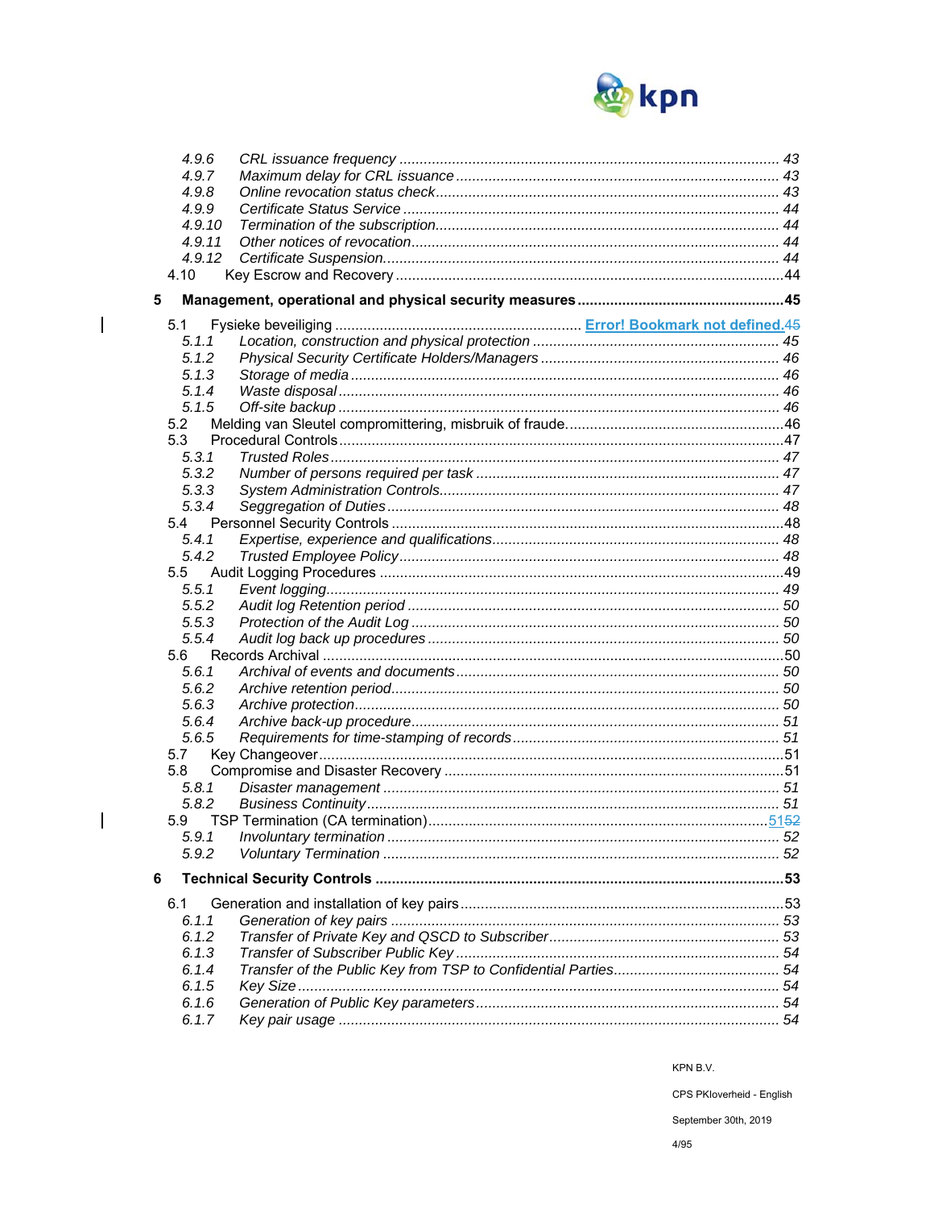4.9.6 *CRL issuance frequency* ..... 43
4.9.7 *Maximum delay for CRL issuance* ..... 43
4.9.8 *Online revocation status check* ..... 43
4.9.9 *Certificate Status Service* ..... 44
4.9.10 *Termination of the subscription* ..... 44
4.9.11 *Other notices of revocation* ..... 44
4.9.12 *Certificate Suspension* ..... 44
4.10 Key Escrow and Recovery ..... 44

**5 Management, operational and physical security measures ..... 45**

5.1 Fysieke beveiliging ..... Error! Bookmark not defined.45
5.1.1 *Location, construction and physical protection* ..... 45
5.1.2 *Physical Security Certificate Holders/Managers* ..... 46
5.1.3 *Storage of media* ..... 46
5.1.4 *Waste disposal* ..... 46
5.1.5 *Off-site backup* ..... 46
5.2 Melding van Sleutel compromittering, misbruik of fraude ..... 46
5.3 Procedural Controls ..... 47
5.3.1 *Trusted Roles* ..... 47
5.3.2 *Number of persons required per task* ..... 47
5.3.3 *System Administration Controls* ..... 47
5.3.4 *Seggregation of Duties* ..... 48
5.4 Personnel Security Controls ..... 48
5.4.1 *Expertise, experience and qualifications* ..... 48
5.4.2 *Trusted Employee Policy* ..... 48
5.5 Audit Logging Procedures ..... 49
5.5.1 *Event logging* ..... 49
5.5.2 *Audit log Retention period* ..... 50
5.5.3 *Protection of the Audit Log* ..... 50
5.5.4 *Audit log back up procedures* ..... 50
5.6 Records Archival ..... 50
5.6.1 *Archival of events and documents* ..... 50
5.6.2 *Archive retention period* ..... 50
5.6.3 *Archive protection* ..... 50
5.6.4 *Archive back-up procedure* ..... 51
5.6.5 *Requirements for time-stamping of records* ..... 51
5.7 Key Changeover ..... 51
5.8 Compromise and Disaster Recovery ..... 51
5.8.1 *Disaster management* ..... 51
5.8.2 *Business Continuity* ..... 51
5.9 TSP Termination (CA termination) ..... 5152
5.9.1 *Involuntary termination* ..... 52
5.9.2 *Voluntary Termination* ..... 52

**6 Technical Security Controls ..... 53**

6.1 Generation and installation of key pairs ..... 53
6.1.1 *Generation of key pairs* ..... 53
6.1.2 *Transfer of Private Key and QSCD to Subscriber* ..... 53
6.1.3 *Transfer of Subscriber Public Key* ..... 54
6.1.4 *Transfer of the Public Key from TSP to Confidential Parties* ..... 54
6.1.5 *Key Size* ..... 54
6.1.6 *Generation of Public Key parameters* ..... 54
6.1.7 *Key pair usage* ..... 54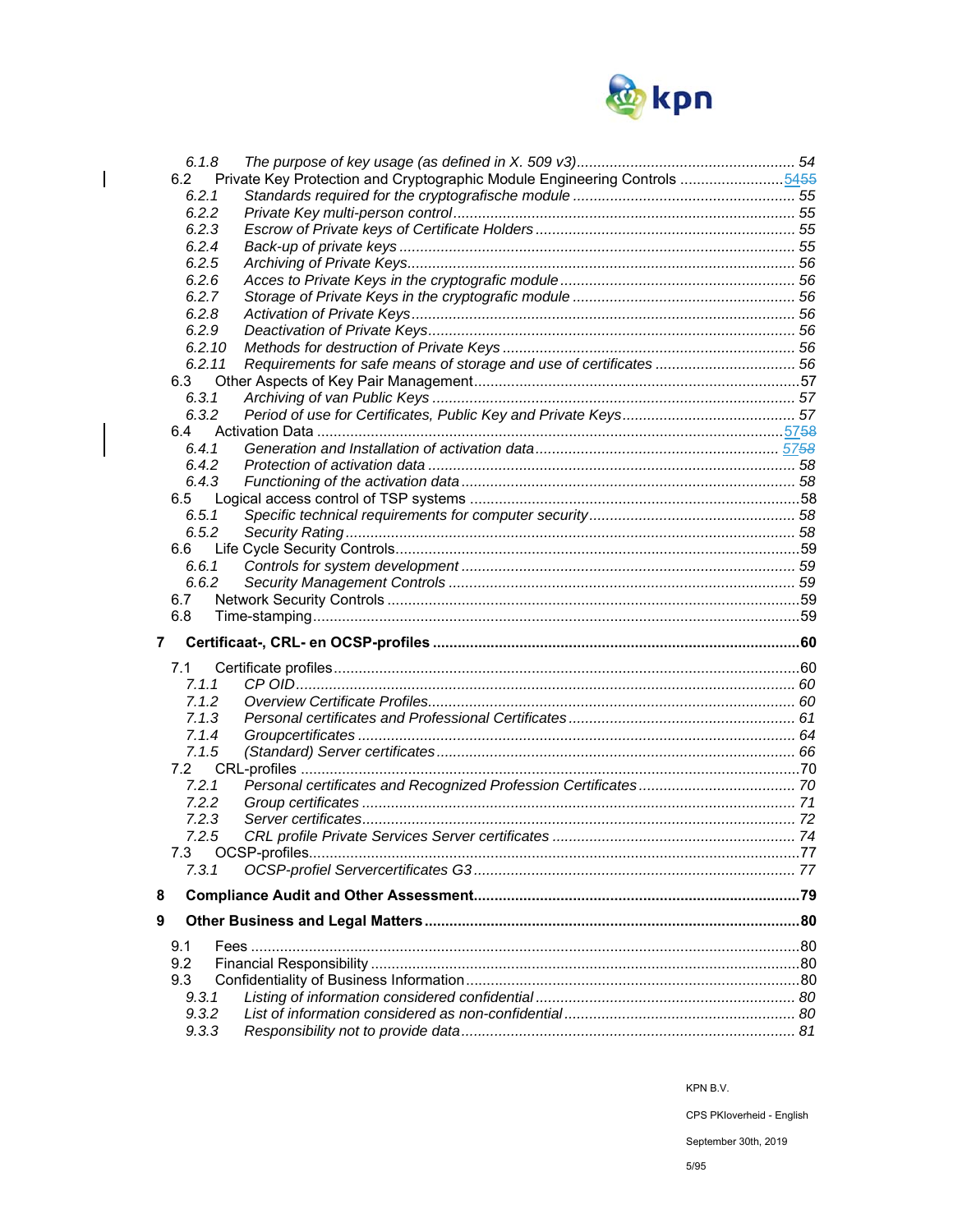6.1.8 *The purpose of key usage (as defined in X. 509 v3)* ..... 54
6.2 Private Key Protection and Cryptographic Module Engineering Controls ..... 5455
6.2.1 *Standards required for the cryptografische module* ..... 55
6.2.2 *Private Key multi-person control* ..... 55
6.2.3 *Escrow of Private keys of Certificate Holders* ..... 55
6.2.4 *Back-up of private keys* ..... 55
6.2.5 *Archiving of Private Keys* ..... 56
6.2.6 *Acces to Private Keys in the cryptografic module* ..... 56
6.2.7 *Storage of Private Keys in the cryptografic module* ..... 56
6.2.8 *Activation of Private Keys* ..... 56
6.2.9 *Deactivation of Private Keys* ..... 56
6.2.10 *Methods for destruction of Private Keys* ..... 56
6.2.11 *Requirements for safe means of storage and use of certificates* ..... 56
6.3 Other Aspects of Key Pair Management ..... 57
6.3.1 *Archiving of van Public Keys* ..... 57
6.3.2 *Period of use for Certificates, Public Key and Private Keys* ..... 57
6.4 Activation Data ..... 5758
6.4.1 *Generation and Installation of activation data* ..... 5758
6.4.2 *Protection of activation data* ..... 58
6.4.3 *Functioning of the activation data* ..... 58
6.5 Logical access control of TSP systems ..... 58
6.5.1 *Specific technical requirements for computer security* ..... 58
6.5.2 *Security Rating* ..... 58
6.6 Life Cycle Security Controls ..... 59
6.6.1 *Controls for system development* ..... 59
6.6.2 *Security Management Controls* ..... 59
6.7 Network Security Controls ..... 59
6.8 Time-stamping ..... 59

**7 Certificaat-, CRL- en OCSP-profiles ..... 60**

7.1 Certificate profiles ..... 60
7.1.1 *CP OID* ..... 60
7.1.2 *Overview Certificate Profiles* ..... 60
7.1.3 *Personal certificates and Professional Certificates* ..... 61
7.1.4 *Groupcertificates* ..... 64
7.1.5 *(Standard) Server certificates* ..... 66
7.2 CRL-profiles ..... 70
7.2.1 *Personal certificates and Recognized Profession Certificates* ..... 70
7.2.2 *Group certificates* ..... 71
7.2.3 *Server certificates* ..... 72
7.2.5 *CRL profile Private Services Server certificates* ..... 74
7.3 OCSP-profiles ..... 77
7.3.1 *OCSP-profiel Servercertificates G3* ..... 77

**8 Compliance Audit and Other Assessment ..... 79**

**9 Other Business and Legal Matters ..... 80**

9.1 Fees ..... 80
9.2 Financial Responsibility ..... 80
9.3 Confidentiality of Business Information ..... 80
9.3.1 *Listing of information considered confidential* ..... 80
9.3.2 *List of information considered as non-confidential* ..... 80
9.3.3 *Responsibility not to provide data* ..... 81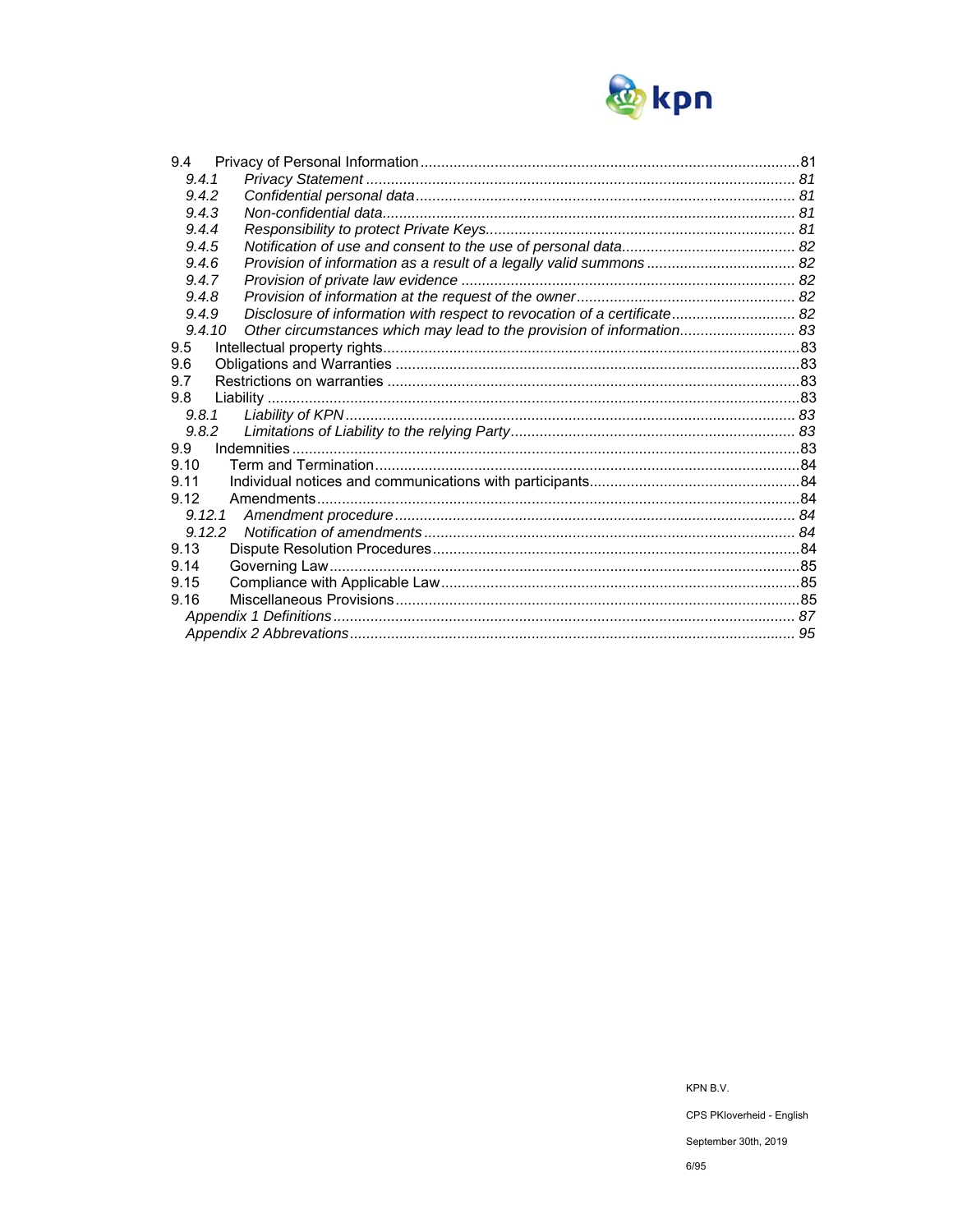9.4 Privacy of Personal Information ... 81
*9.4.1 Privacy Statement ... 81*
*9.4.2 Confidential personal data ... 81*
*9.4.3 Non-confidential data ... 81*
*9.4.4 Responsibility to protect Private Keys ... 81*
*9.4.5 Notification of use and consent to the use of personal data ... 82*
*9.4.6 Provision of information as a result of a legally valid summons ... 82*
*9.4.7 Provision of private law evidence ... 82*
*9.4.8 Provision of information at the request of the owner ... 82*
*9.4.9 Disclosure of information with respect to revocation of a certificate ... 82*
*9.4.10 Other circumstances which may lead to the provision of information ... 83*
9.5 Intellectual property rights ... 83
9.6 Obligations and Warranties ... 83
9.7 Restrictions on warranties ... 83
9.8 Liability ... 83
*9.8.1 Liability of KPN ... 83*
*9.8.2 Limitations of Liability to the relying Party ... 83*
9.9 Indemnities ... 83
9.10 Term and Termination ... 84
9.11 Individual notices and communications with participants ... 84
9.12 Amendments ... 84
*9.12.1 Amendment procedure ... 84*
*9.12.2 Notification of amendments ... 84*
9.13 Dispute Resolution Procedures ... 84
9.14 Governing Law ... 85
9.15 Compliance with Applicable Law ... 85
9.16 Miscellaneous Provisions ... 85
*Appendix 1 Definitions ... 87*
*Appendix 2 Abbrevations ... 95*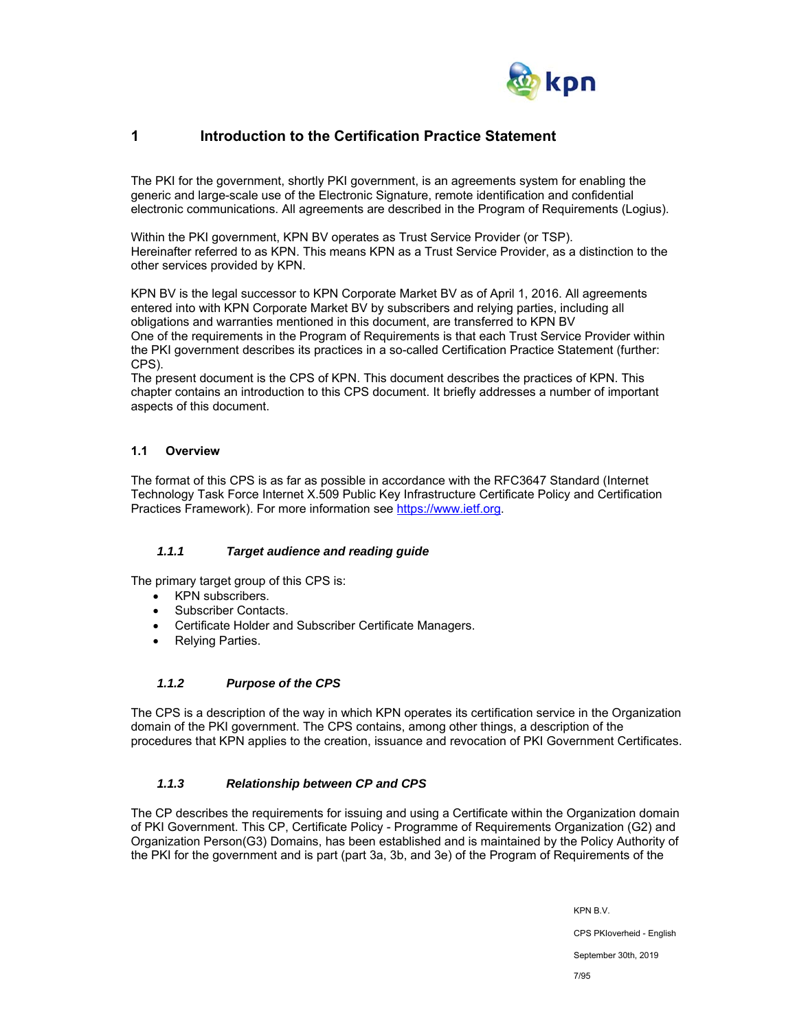# 1 Introduction to the Certification Practice Statement

The PKI for the government, shortly PKI government, is an agreements system for enabling the generic and large-scale use of the Electronic Signature, remote identification and confidential electronic communications. All agreements are described in the Program of Requirements (Logius).

Within the PKI government, KPN BV operates as Trust Service Provider (or TSP). Hereinafter referred to as KPN. This means KPN as a Trust Service Provider, as a distinction to the other services provided by KPN.

KPN BV is the legal successor to KPN Corporate Market BV as of April 1, 2016. All agreements entered into with KPN Corporate Market BV by subscribers and relying parties, including all obligations and warranties mentioned in this document, are transferred to KPN BV
One of the requirements in the Program of Requirements is that each Trust Service Provider within the PKI government describes its practices in a so-called Certification Practice Statement (further: CPS).
The present document is the CPS of KPN. This document describes the practices of KPN. This chapter contains an introduction to this CPS document. It briefly addresses a number of important aspects of this document.

## 1.1 Overview

The format of this CPS is as far as possible in accordance with the RFC3647 Standard (Internet Technology Task Force Internet X.509 Public Key Infrastructure Certificate Policy and Certification Practices Framework). For more information see https://www.ietf.org.

### *1.1.1 Target audience and reading guide*

The primary target group of this CPS is:

- KPN subscribers.
- Subscriber Contacts.
- Certificate Holder and Subscriber Certificate Managers.
- Relying Parties.

### *1.1.2 Purpose of the CPS*

The CPS is a description of the way in which KPN operates its certification service in the Organization domain of the PKI government. The CPS contains, among other things, a description of the procedures that KPN applies to the creation, issuance and revocation of PKI Government Certificates.

### *1.1.3 Relationship between CP and CPS*

The CP describes the requirements for issuing and using a Certificate within the Organization domain of PKI Government. This CP, Certificate Policy - Programme of Requirements Organization (G2) and Organization Person(G3) Domains, has been established and is maintained by the Policy Authority of the PKI for the government and is part (part 3a, 3b, and 3e) of the Program of Requirements of the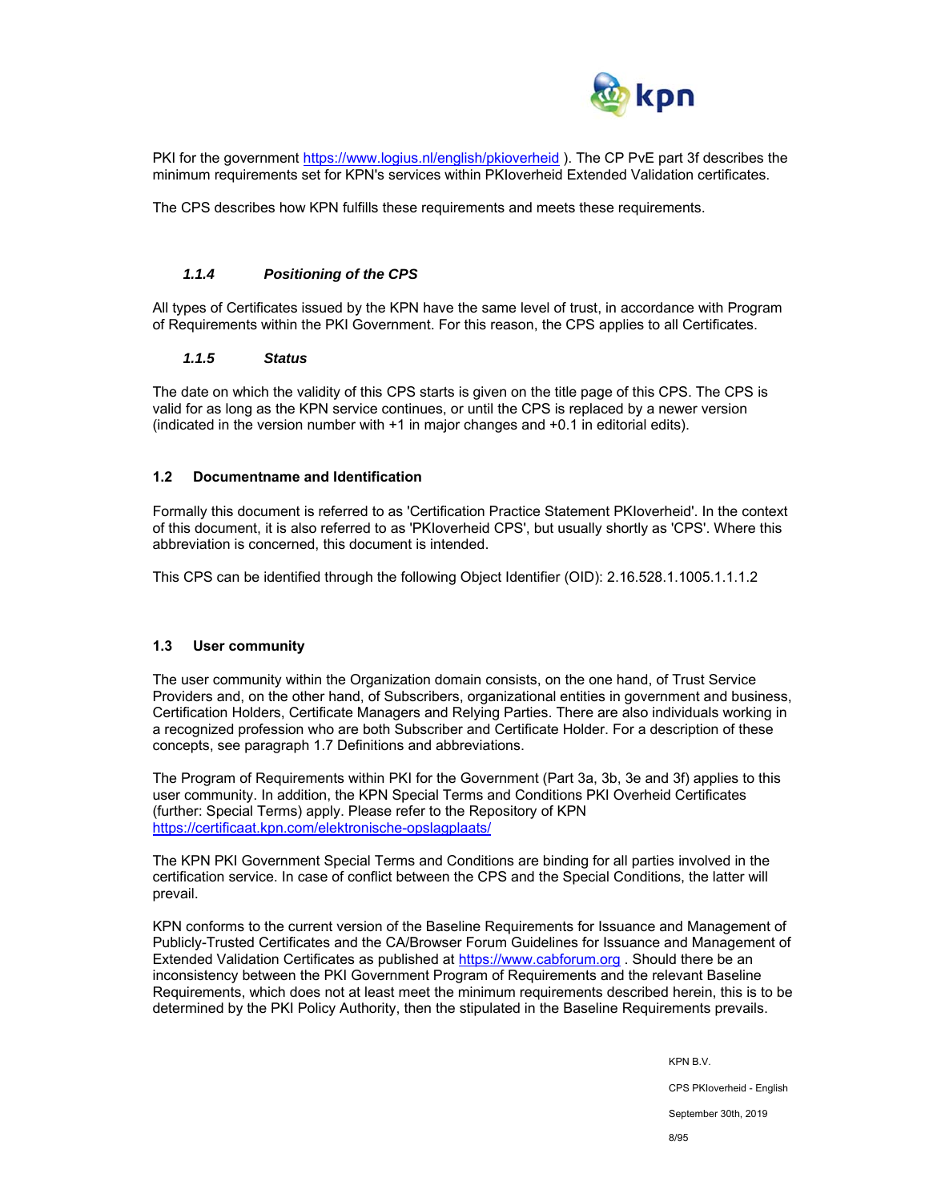PKI for the government https://www.logius.nl/english/pkioverheid ). The CP PvE part 3f describes the minimum requirements set for KPN's services within PKIoverheid Extended Validation certificates.

The CPS describes how KPN fulfills these requirements and meets these requirements.

#### *1.1.4 Positioning of the CPS*

All types of Certificates issued by the KPN have the same level of trust, in accordance with Program of Requirements within the PKI Government. For this reason, the CPS applies to all Certificates.

#### *1.1.5 Status*

The date on which the validity of this CPS starts is given on the title page of this CPS. The CPS is valid for as long as the KPN service continues, or until the CPS is replaced by a newer version (indicated in the version number with +1 in major changes and +0.1 in editorial edits).

### 1.2 Documentname and Identification

Formally this document is referred to as 'Certification Practice Statement PKIoverheid'. In the context of this document, it is also referred to as 'PKIoverheid CPS', but usually shortly as 'CPS'. Where this abbreviation is concerned, this document is intended.

This CPS can be identified through the following Object Identifier (OID): 2.16.528.1.1005.1.1.1.2

### 1.3 User community

The user community within the Organization domain consists, on the one hand, of Trust Service Providers and, on the other hand, of Subscribers, organizational entities in government and business, Certification Holders, Certificate Managers and Relying Parties. There are also individuals working in a recognized profession who are both Subscriber and Certificate Holder. For a description of these concepts, see paragraph 1.7 Definitions and abbreviations.

The Program of Requirements within PKI for the Government (Part 3a, 3b, 3e and 3f) applies to this user community. In addition, the KPN Special Terms and Conditions PKI Overheid Certificates (further: Special Terms) apply. Please refer to the Repository of KPN https://certificaat.kpn.com/elektronische-opslagplaats/

The KPN PKI Government Special Terms and Conditions are binding for all parties involved in the certification service. In case of conflict between the CPS and the Special Conditions, the latter will prevail.

KPN conforms to the current version of the Baseline Requirements for Issuance and Management of Publicly-Trusted Certificates and the CA/Browser Forum Guidelines for Issuance and Management of Extended Validation Certificates as published at https://www.cabforum.org . Should there be an inconsistency between the PKI Government Program of Requirements and the relevant Baseline Requirements, which does not at least meet the minimum requirements described herein, this is to be determined by the PKI Policy Authority, then the stipulated in the Baseline Requirements prevails.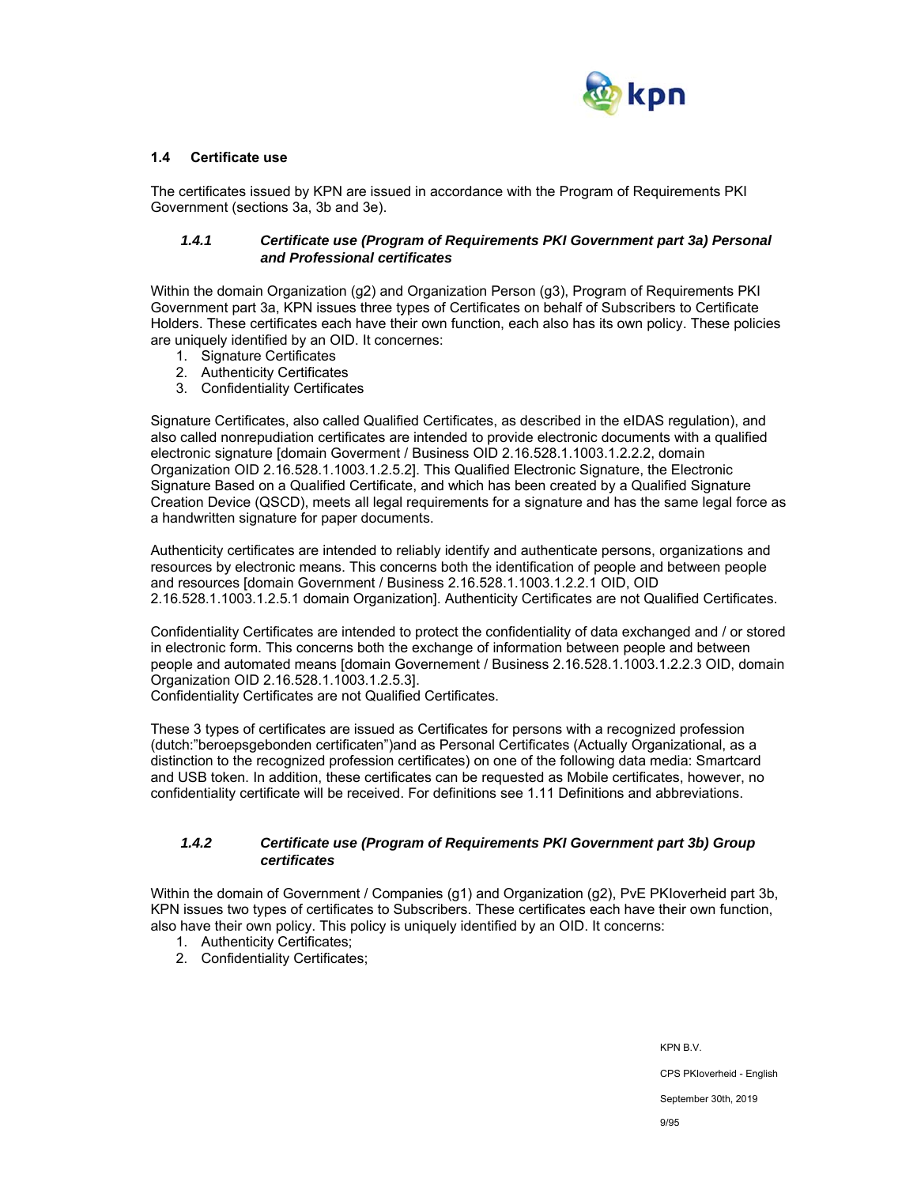### 1.4 Certificate use

The certificates issued by KPN are issued in accordance with the Program of Requirements PKI Government (sections 3a, 3b and 3e).

#### *1.4.1 Certificate use (Program of Requirements PKI Government part 3a) Personal and Professional certificates*

Within the domain Organization (g2) and Organization Person (g3), Program of Requirements PKI Government part 3a, KPN issues three types of Certificates on behalf of Subscribers to Certificate Holders. These certificates each have their own function, each also has its own policy. These policies are uniquely identified by an OID. It concernes:

1. Signature Certificates
2. Authenticity Certificates
3. Confidentiality Certificates

Signature Certificates, also called Qualified Certificates, as described in the eIDAS regulation), and also called nonrepudiation certificates are intended to provide electronic documents with a qualified electronic signature [domain Goverment / Business OID 2.16.528.1.1003.1.2.2.2, domain Organization OID 2.16.528.1.1003.1.2.5.2]. This Qualified Electronic Signature, the Electronic Signature Based on a Qualified Certificate, and which has been created by a Qualified Signature Creation Device (QSCD), meets all legal requirements for a signature and has the same legal force as a handwritten signature for paper documents.

Authenticity certificates are intended to reliably identify and authenticate persons, organizations and resources by electronic means. This concerns both the identification of people and between people and resources [domain Government / Business 2.16.528.1.1003.1.2.2.1 OID, OID 2.16.528.1.1003.1.2.5.1 domain Organization]. Authenticity Certificates are not Qualified Certificates.

Confidentiality Certificates are intended to protect the confidentiality of data exchanged and / or stored in electronic form. This concerns both the exchange of information between people and between people and automated means [domain Governement / Business 2.16.528.1.1003.1.2.2.3 OID, domain Organization OID 2.16.528.1.1003.1.2.5.3].
Confidentiality Certificates are not Qualified Certificates.

These 3 types of certificates are issued as Certificates for persons with a recognized profession (dutch:"beroepsgebonden certificaten")and as Personal Certificates (Actually Organizational, as a distinction to the recognized profession certificates) on one of the following data media: Smartcard and USB token. In addition, these certificates can be requested as Mobile certificates, however, no confidentiality certificate will be received. For definitions see 1.11 Definitions and abbreviations.

#### *1.4.2 Certificate use (Program of Requirements PKI Government part 3b) Group certificates*

Within the domain of Government / Companies (g1) and Organization (g2), PvE PKIoverheid part 3b, KPN issues two types of certificates to Subscribers. These certificates each have their own function, also have their own policy. This policy is uniquely identified by an OID. It concerns:

1. Authenticity Certificates;
2. Confidentiality Certificates;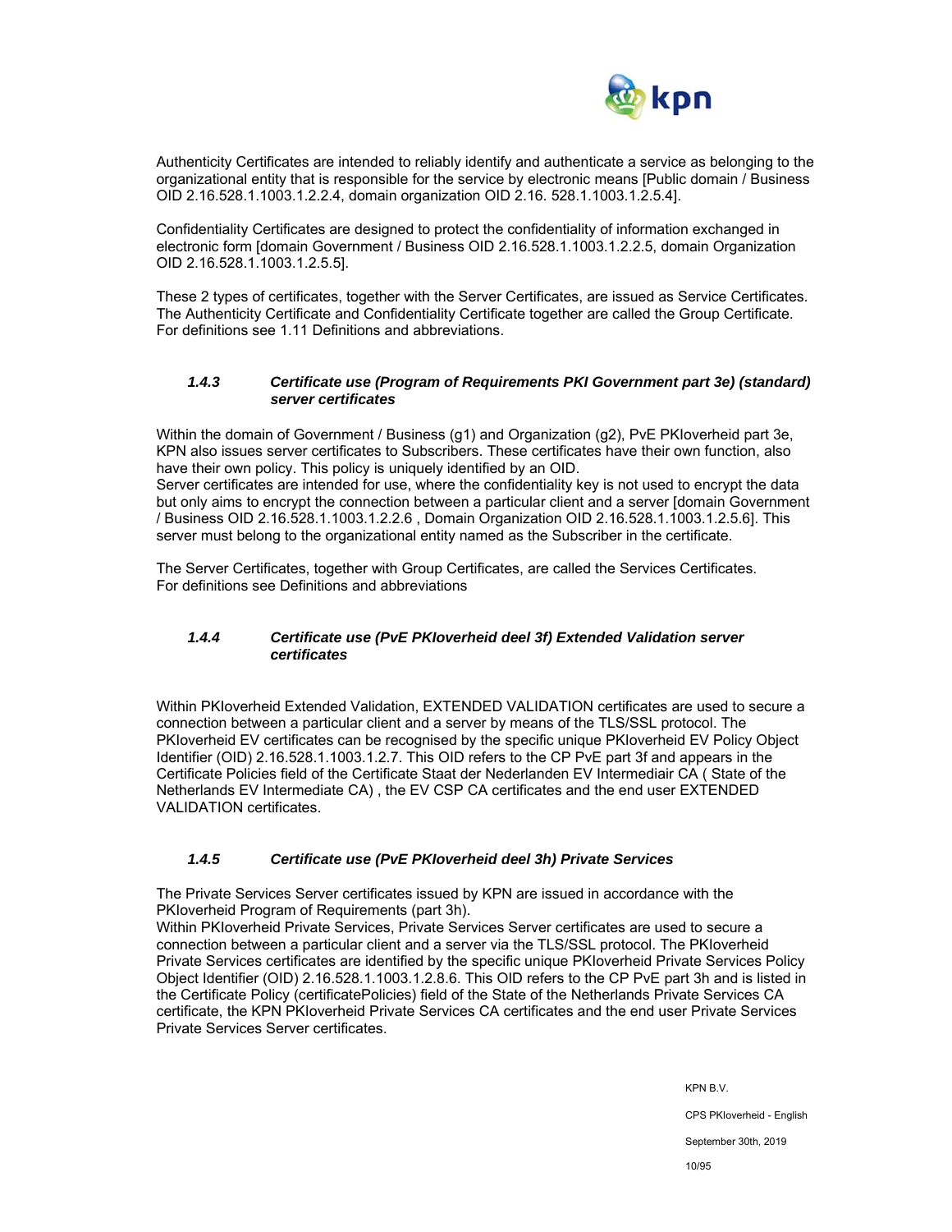Authenticity Certificates are intended to reliably identify and authenticate a service as belonging to the organizational entity that is responsible for the service by electronic means [Public domain / Business OID 2.16.528.1.1003.1.2.2.4, domain organization OID 2.16. 528.1.1003.1.2.5.4].

Confidentiality Certificates are designed to protect the confidentiality of information exchanged in electronic form [domain Government / Business OID 2.16.528.1.1003.1.2.2.5, domain Organization OID 2.16.528.1.1003.1.2.5.5].

These 2 types of certificates, together with the Server Certificates, are issued as Service Certificates. The Authenticity Certificate and Confidentiality Certificate together are called the Group Certificate. For definitions see 1.11 Definitions and abbreviations.

### *1.4.3 Certificate use (Program of Requirements PKI Government part 3e) (standard) server certificates*

Within the domain of Government / Business (g1) and Organization (g2), PvE PKIoverheid part 3e, KPN also issues server certificates to Subscribers. These certificates have their own function, also have their own policy. This policy is uniquely identified by an OID.
Server certificates are intended for use, where the confidentiality key is not used to encrypt the data but only aims to encrypt the connection between a particular client and a server [domain Government / Business OID 2.16.528.1.1003.1.2.2.6 , Domain Organization OID 2.16.528.1.1003.1.2.5.6]. This server must belong to the organizational entity named as the Subscriber in the certificate.

The Server Certificates, together with Group Certificates, are called the Services Certificates.
For definitions see Definitions and abbreviations

### *1.4.4 Certificate use (PvE PKIoverheid deel 3f) Extended Validation server certificates*

Within PKIoverheid Extended Validation, EXTENDED VALIDATION certificates are used to secure a connection between a particular client and a server by means of the TLS/SSL protocol. The PKIoverheid EV certificates can be recognised by the specific unique PKIoverheid EV Policy Object Identifier (OID) 2.16.528.1.1003.1.2.7. This OID refers to the CP PvE part 3f and appears in the Certificate Policies field of the Certificate Staat der Nederlanden EV Intermediair CA ( State of the Netherlands EV Intermediate CA) , the EV CSP CA certificates and the end user EXTENDED VALIDATION certificates.

### *1.4.5 Certificate use (PvE PKIoverheid deel 3h) Private Services*

The Private Services Server certificates issued by KPN are issued in accordance with the PKIoverheid Program of Requirements (part 3h).
Within PKIoverheid Private Services, Private Services Server certificates are used to secure a connection between a particular client and a server via the TLS/SSL protocol. The PKIoverheid Private Services certificates are identified by the specific unique PKIoverheid Private Services Policy Object Identifier (OID) 2.16.528.1.1003.1.2.8.6. This OID refers to the CP PvE part 3h and is listed in the Certificate Policy (certificatePolicies) field of the State of the Netherlands Private Services CA certificate, the KPN PKIoverheid Private Services CA certificates and the end user Private Services Private Services Server certificates.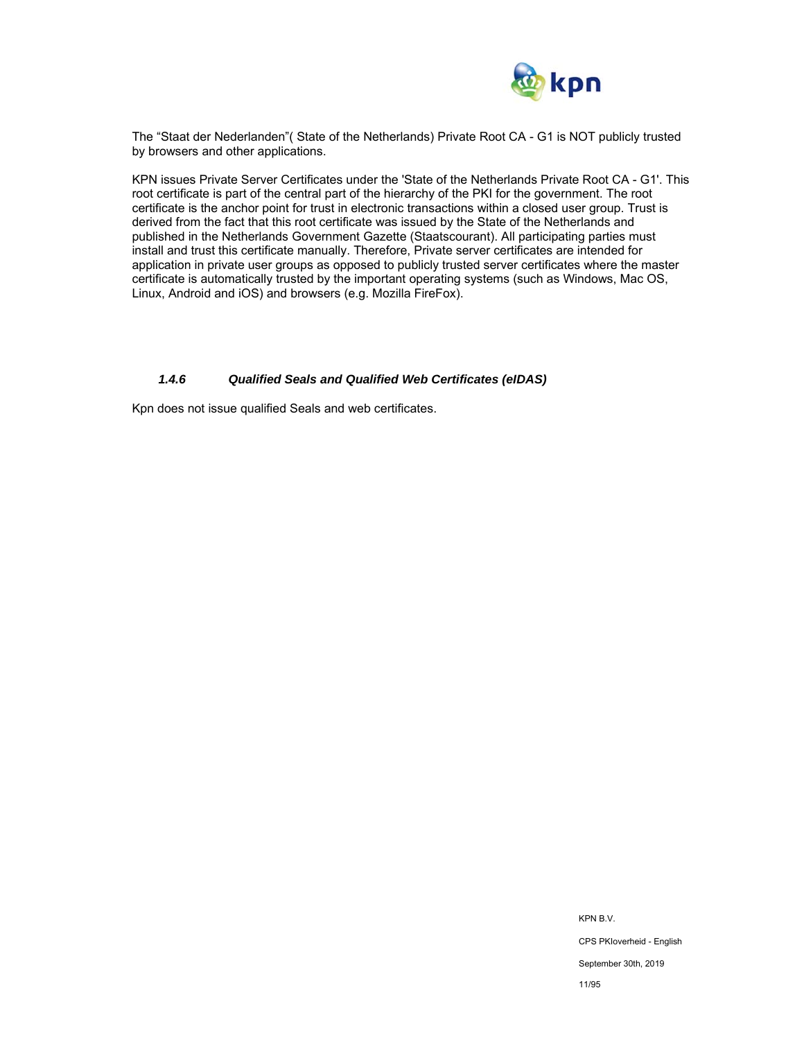The “Staat der Nederlanden”( State of the Netherlands) Private Root CA - G1 is NOT publicly trusted by browsers and other applications.

KPN issues Private Server Certificates under the 'State of the Netherlands Private Root CA - G1'. This root certificate is part of the central part of the hierarchy of the PKI for the government. The root certificate is the anchor point for trust in electronic transactions within a closed user group. Trust is derived from the fact that this root certificate was issued by the State of the Netherlands and published in the Netherlands Government Gazette (Staatscourant). All participating parties must install and trust this certificate manually. Therefore, Private server certificates are intended for application in private user groups as opposed to publicly trusted server certificates where the master certificate is automatically trusted by the important operating systems (such as Windows, Mac OS, Linux, Android and iOS) and browsers (e.g. Mozilla FireFox).

### *1.4.6 Qualified Seals and Qualified Web Certificates (eIDAS)*

Kpn does not issue qualified Seals and web certificates.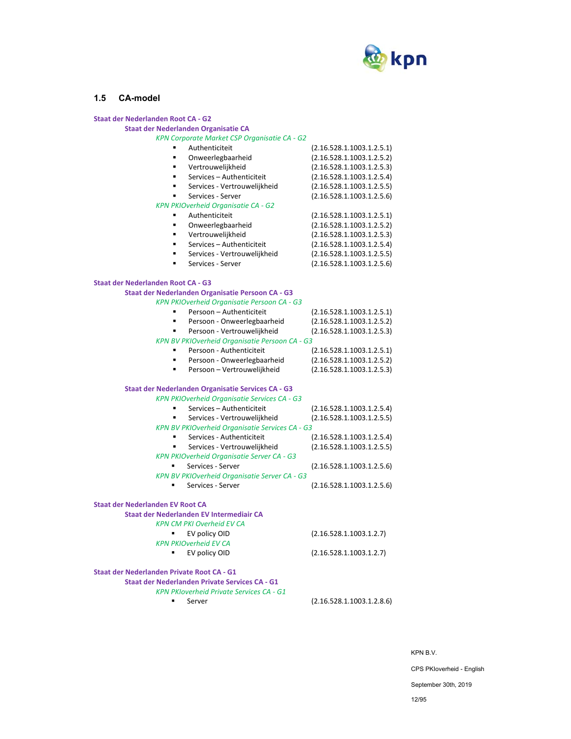## 1.5 CA-model

**Staat der Nederlanden Root CA - G2**

**Staat der Nederlanden Organisatie CA**

*KPN Corporate Market CSP Organisatie CA - G2*

- Authenticiteit (2.16.528.1.1003.1.2.5.1)
- Onweerlegbaarheid (2.16.528.1.1003.1.2.5.2)
- Vertrouwelijkheid (2.16.528.1.1003.1.2.5.3)
- Services – Authenticiteit (2.16.528.1.1003.1.2.5.4)
- Services - Vertrouwelijkheid (2.16.528.1.1003.1.2.5.5)
- Services - Server (2.16.528.1.1003.1.2.5.6)

*KPN PKIOverheid Organisatie CA - G2*

- Authenticiteit (2.16.528.1.1003.1.2.5.1)
- Onweerlegbaarheid (2.16.528.1.1003.1.2.5.2)
- Vertrouwelijkheid (2.16.528.1.1003.1.2.5.3)
- Services – Authenticiteit (2.16.528.1.1003.1.2.5.4)
- Services - Vertrouwelijkheid (2.16.528.1.1003.1.2.5.5)
- Services - Server (2.16.528.1.1003.1.2.5.6)

**Staat der Nederlanden Root CA - G3**

**Staat der Nederlanden Organisatie Persoon CA - G3**

*KPN PKIOverheid Organisatie Persoon CA - G3*

- Persoon – Authenticiteit (2.16.528.1.1003.1.2.5.1)
- Persoon - Onweerlegbaarheid (2.16.528.1.1003.1.2.5.2)
- Persoon - Vertrouwelijkheid (2.16.528.1.1003.1.2.5.3)

*KPN BV PKIOverheid Organisatie Persoon CA - G3*

- Persoon - Authenticiteit (2.16.528.1.1003.1.2.5.1)
- Persoon - Onweerlegbaarheid (2.16.528.1.1003.1.2.5.2)
- Persoon – Vertrouwelijkheid (2.16.528.1.1003.1.2.5.3)

**Staat der Nederlanden Organisatie Services CA - G3**

*KPN PKIOverheid Organisatie Services CA - G3*

- Services – Authenticiteit (2.16.528.1.1003.1.2.5.4)
- Services - Vertrouwelijkheid (2.16.528.1.1003.1.2.5.5)

*KPN BV PKIOverheid Organisatie Services CA - G3*

- Services - Authenticiteit (2.16.528.1.1003.1.2.5.4)
- Services - Vertrouwelijkheid (2.16.528.1.1003.1.2.5.5)

*KPN PKIOverheid Organisatie Server CA - G3*

- Services - Server (2.16.528.1.1003.1.2.5.6)

*KPN BV PKIOverheid Organisatie Server CA - G3*

- Services - Server (2.16.528.1.1003.1.2.5.6)

**Staat der Nederlanden EV Root CA**

**Staat der Nederlanden EV Intermediair CA**

*KPN CM PKI Overheid EV CA*

- EV policy OID (2.16.528.1.1003.1.2.7)

*KPN PKIOverheid EV CA*

- EV policy OID (2.16.528.1.1003.1.2.7)

**Staat der Nederlanden Private Root CA - G1**

**Staat der Nederlanden Private Services CA - G1**

*KPN PKIoverheid Private Services CA - G1*

- Server (2.16.528.1.1003.1.2.8.6)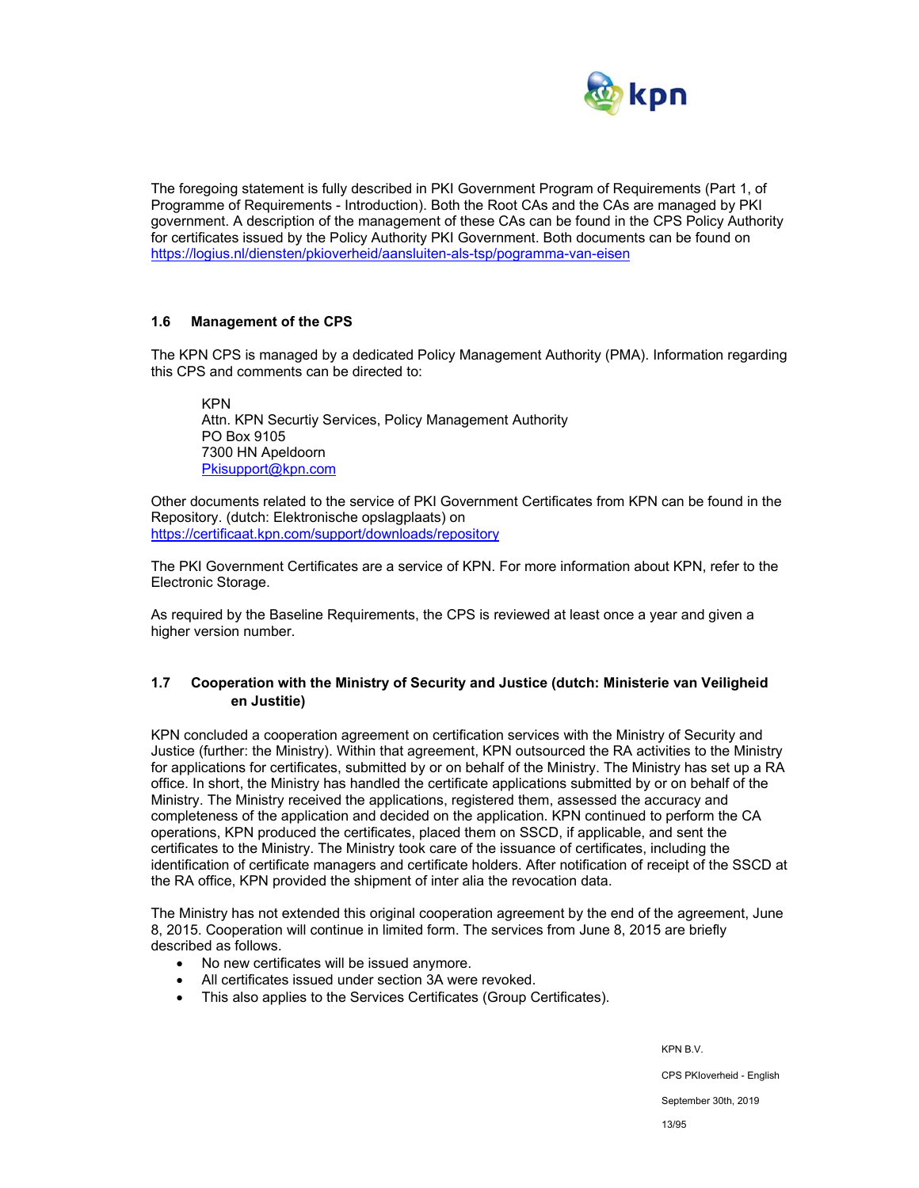The foregoing statement is fully described in PKI Government Program of Requirements (Part 1, of Programme of Requirements - Introduction). Both the Root CAs and the CAs are managed by PKI government. A description of the management of these CAs can be found in the CPS Policy Authority for certificates issued by the Policy Authority PKI Government. Both documents can be found on https://logius.nl/diensten/pkioverheid/aansluiten-als-tsp/pogramma-van-eisen

### 1.6 Management of the CPS

The KPN CPS is managed by a dedicated Policy Management Authority (PMA). Information regarding this CPS and comments can be directed to:

> KPN
> Attn. KPN Securtiy Services, Policy Management Authority
> PO Box 9105
> 7300 HN Apeldoorn
> Pkisupport@kpn.com

Other documents related to the service of PKI Government Certificates from KPN can be found in the Repository. (dutch: Elektronische opslagplaats) on https://certificaat.kpn.com/support/downloads/repository

The PKI Government Certificates are a service of KPN. For more information about KPN, refer to the Electronic Storage.

As required by the Baseline Requirements, the CPS is reviewed at least once a year and given a higher version number.

### 1.7 Cooperation with the Ministry of Security and Justice (dutch: Ministerie van Veiligheid en Justitie)

KPN concluded a cooperation agreement on certification services with the Ministry of Security and Justice (further: the Ministry). Within that agreement, KPN outsourced the RA activities to the Ministry for applications for certificates, submitted by or on behalf of the Ministry. The Ministry has set up a RA office. In short, the Ministry has handled the certificate applications submitted by or on behalf of the Ministry. The Ministry received the applications, registered them, assessed the accuracy and completeness of the application and decided on the application. KPN continued to perform the CA operations, KPN produced the certificates, placed them on SSCD, if applicable, and sent the certificates to the Ministry. The Ministry took care of the issuance of certificates, including the identification of certificate managers and certificate holders. After notification of receipt of the SSCD at the RA office, KPN provided the shipment of inter alia the revocation data.

The Ministry has not extended this original cooperation agreement by the end of the agreement, June 8, 2015. Cooperation will continue in limited form. The services from June 8, 2015 are briefly described as follows.

- No new certificates will be issued anymore.
- All certificates issued under section 3A were revoked.
- This also applies to the Services Certificates (Group Certificates).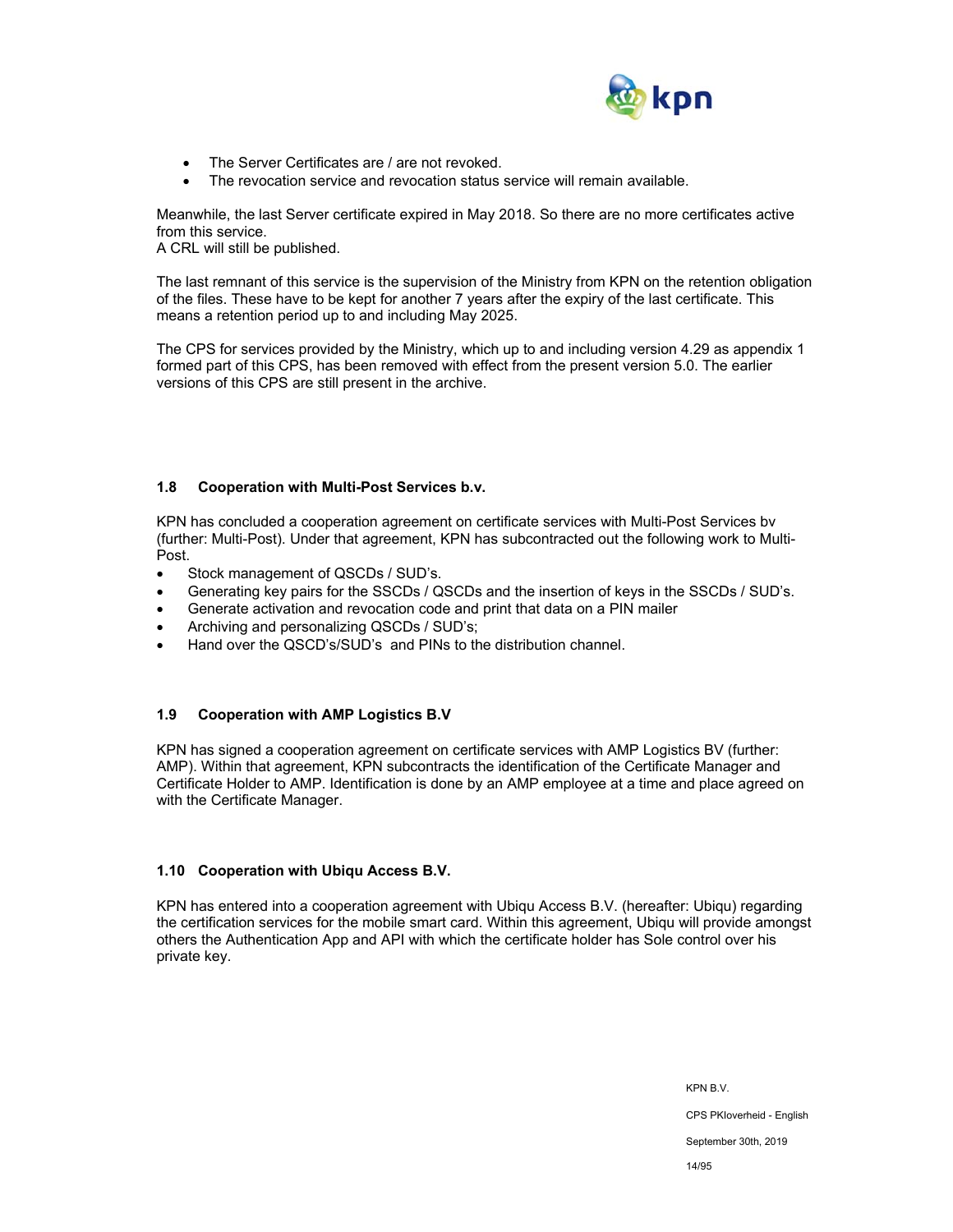- The Server Certificates are / are not revoked.
- The revocation service and revocation status service will remain available.

Meanwhile, the last Server certificate expired in May 2018. So there are no more certificates active from this service.
A CRL will still be published.

The last remnant of this service is the supervision of the Ministry from KPN on the retention obligation of the files. These have to be kept for another 7 years after the expiry of the last certificate. This means a retention period up to and including May 2025.

The CPS for services provided by the Ministry, which up to and including version 4.29 as appendix 1 formed part of this CPS, has been removed with effect from the present version 5.0. The earlier versions of this CPS are still present in the archive.

### 1.8 Cooperation with Multi-Post Services b.v.

KPN has concluded a cooperation agreement on certificate services with Multi-Post Services bv (further: Multi-Post). Under that agreement, KPN has subcontracted out the following work to Multi-Post.

- Stock management of QSCDs / SUD's.
- Generating key pairs for the SSCDs / QSCDs and the insertion of keys in the SSCDs / SUD's.
- Generate activation and revocation code and print that data on a PIN mailer
- Archiving and personalizing QSCDs / SUD's;
- Hand over the QSCD's/SUD's and PINs to the distribution channel.

### 1.9 Cooperation with AMP Logistics B.V

KPN has signed a cooperation agreement on certificate services with AMP Logistics BV (further: AMP). Within that agreement, KPN subcontracts the identification of the Certificate Manager and Certificate Holder to AMP. Identification is done by an AMP employee at a time and place agreed on with the Certificate Manager.

### 1.10 Cooperation with Ubiqu Access B.V.

KPN has entered into a cooperation agreement with Ubiqu Access B.V. (hereafter: Ubiqu) regarding the certification services for the mobile smart card. Within this agreement, Ubiqu will provide amongst others the Authentication App and API with which the certificate holder has Sole control over his private key.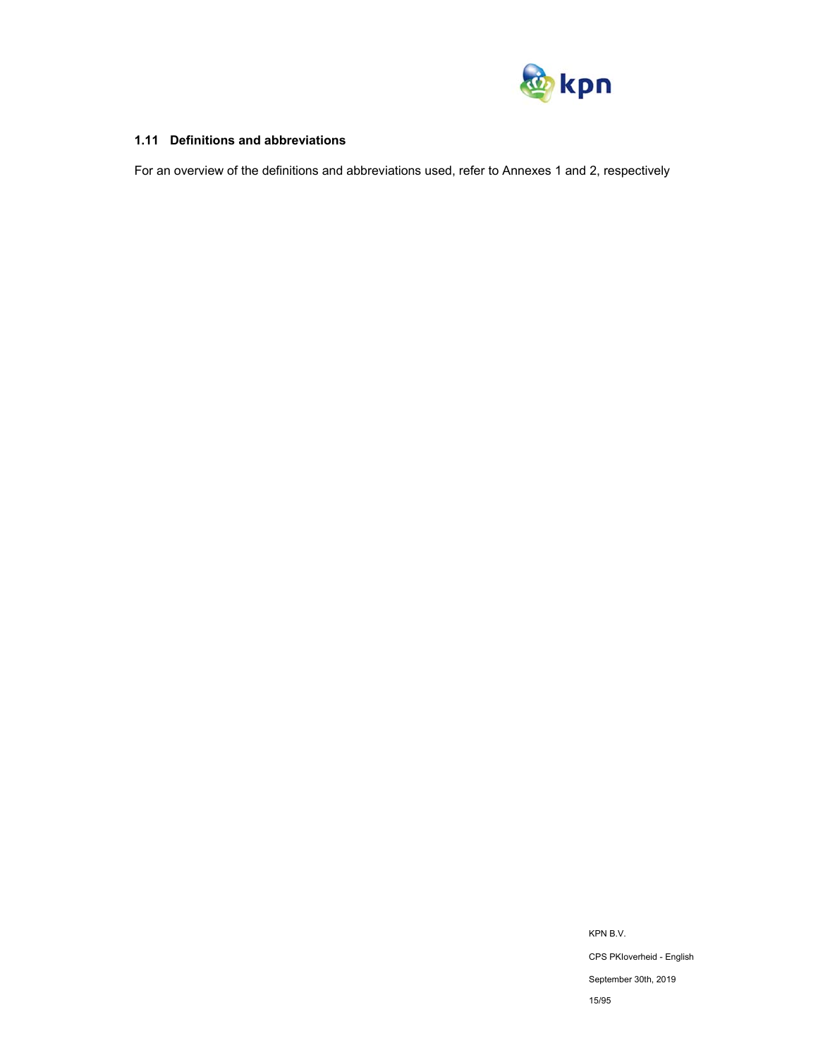### 1.11 Definitions and abbreviations

For an overview of the definitions and abbreviations used, refer to Annexes 1 and 2, respectively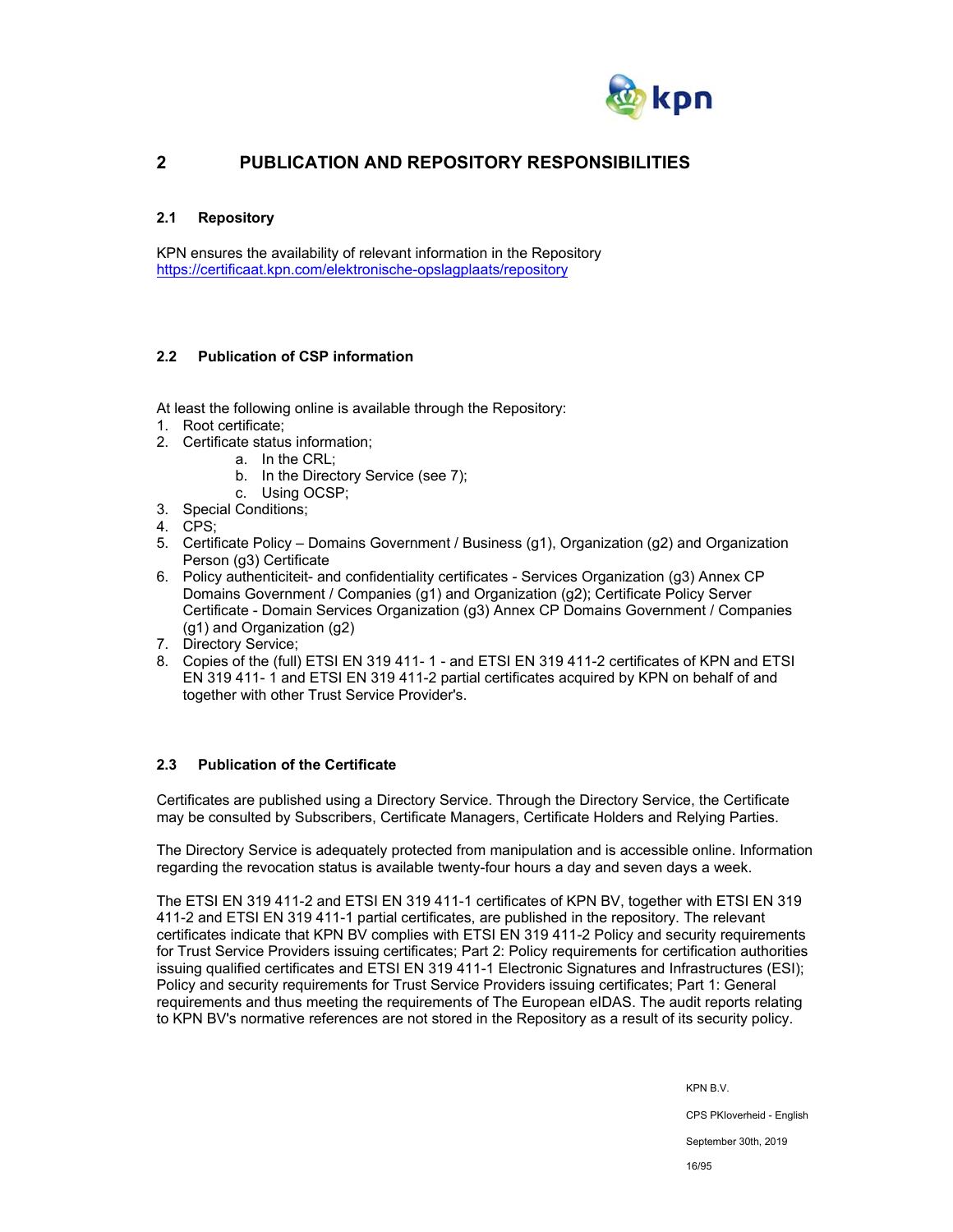# 2 PUBLICATION AND REPOSITORY RESPONSIBILITIES

## 2.1 Repository

KPN ensures the availability of relevant information in the Repository
https://certificaat.kpn.com/elektronische-opslagplaats/repository

## 2.2 Publication of CSP information

At least the following online is available through the Repository:

1. Root certificate;
2. Certificate status information;
   a. In the CRL;
   b. In the Directory Service (see 7);
   c. Using OCSP;
3. Special Conditions;
4. CPS;
5. Certificate Policy – Domains Government / Business (g1), Organization (g2) and Organization Person (g3) Certificate
6. Policy authenticiteit- and confidentiality certificates - Services Organization (g3) Annex CP Domains Government / Companies (g1) and Organization (g2); Certificate Policy Server Certificate - Domain Services Organization (g3) Annex CP Domains Government / Companies (g1) and Organization (g2)
7. Directory Service;
8. Copies of the (full) ETSI EN 319 411- 1 - and ETSI EN 319 411-2 certificates of KPN and ETSI EN 319 411- 1 and ETSI EN 319 411-2 partial certificates acquired by KPN on behalf of and together with other Trust Service Provider's.

## 2.3 Publication of the Certificate

Certificates are published using a Directory Service. Through the Directory Service, the Certificate may be consulted by Subscribers, Certificate Managers, Certificate Holders and Relying Parties.

The Directory Service is adequately protected from manipulation and is accessible online. Information regarding the revocation status is available twenty-four hours a day and seven days a week.

The ETSI EN 319 411-2 and ETSI EN 319 411-1 certificates of KPN BV, together with ETSI EN 319 411-2 and ETSI EN 319 411-1 partial certificates, are published in the repository. The relevant certificates indicate that KPN BV complies with ETSI EN 319 411-2 Policy and security requirements for Trust Service Providers issuing certificates; Part 2: Policy requirements for certification authorities issuing qualified certificates and ETSI EN 319 411-1 Electronic Signatures and Infrastructures (ESI); Policy and security requirements for Trust Service Providers issuing certificates; Part 1: General requirements and thus meeting the requirements of The European eIDAS. The audit reports relating to KPN BV's normative references are not stored in the Repository as a result of its security policy.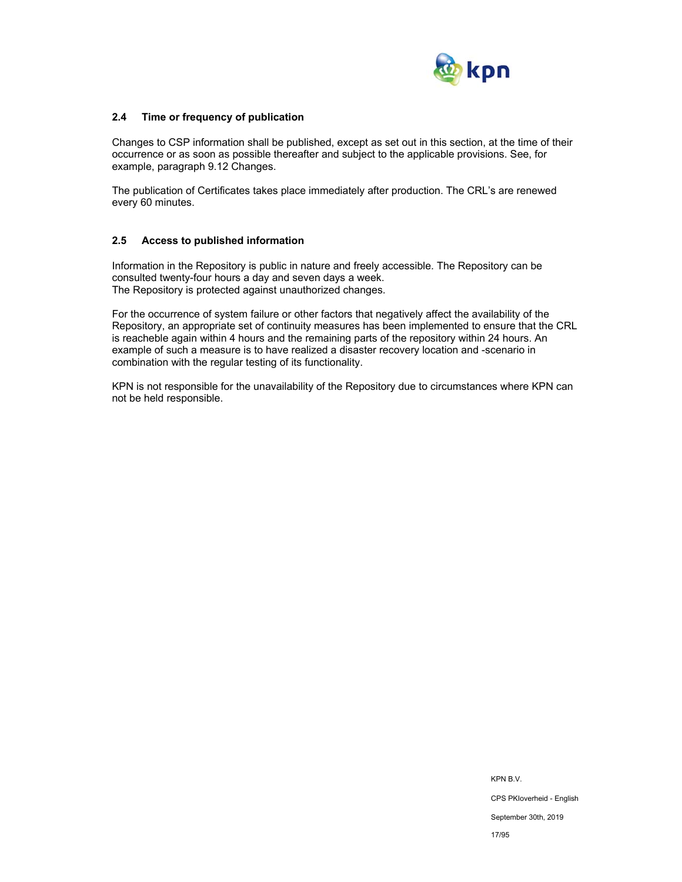### 2.4 Time or frequency of publication

Changes to CSP information shall be published, except as set out in this section, at the time of their occurrence or as soon as possible thereafter and subject to the applicable provisions. See, for example, paragraph 9.12 Changes.

The publication of Certificates takes place immediately after production. The CRL's are renewed every 60 minutes.

### 2.5 Access to published information

Information in the Repository is public in nature and freely accessible. The Repository can be consulted twenty-four hours a day and seven days a week.
The Repository is protected against unauthorized changes.

For the occurrence of system failure or other factors that negatively affect the availability of the Repository, an appropriate set of continuity measures has been implemented to ensure that the CRL is reacheble again within 4 hours and the remaining parts of the repository within 24 hours. An example of such a measure is to have realized a disaster recovery location and -scenario in combination with the regular testing of its functionality.

KPN is not responsible for the unavailability of the Repository due to circumstances where KPN can not be held responsible.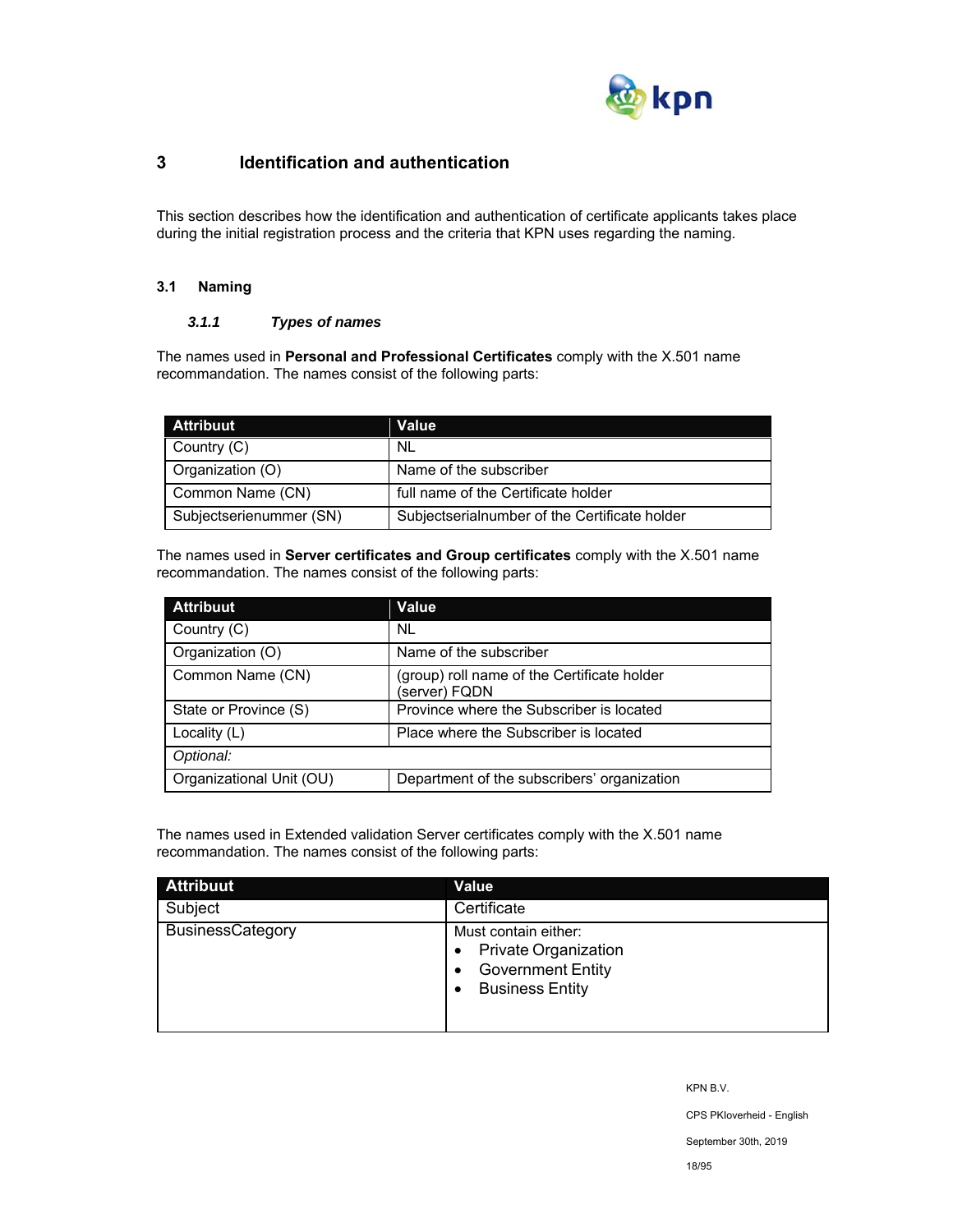# 3 Identification and authentication

This section describes how the identification and authentication of certificate applicants takes place during the initial registration process and the criteria that KPN uses regarding the naming.

## 3.1 Naming

### *3.1.1 Types of names*

The names used in **Personal and Professional Certificates** comply with the X.501 name recommandation. The names consist of the following parts:

| Attribuut | Value |
|---|---|
| Country (C) | NL |
| Organization (O) | Name of the subscriber |
| Common Name (CN) | full name of the Certificate holder |
| Subjectserienummer (SN) | Subjectserialnumber of the Certificate holder |

The names used in **Server certificates and Group certificates** comply with the X.501 name recommandation. The names consist of the following parts:

| Attribuut | Value |
|---|---|
| Country (C) | NL |
| Organization (O) | Name of the subscriber |
| Common Name (CN) | (group) roll name of the Certificate holder<br>(server) FQDN |
| State or Province (S) | Province where the Subscriber is located |
| Locality (L) | Place where the Subscriber is located |
| *Optional:* | |
| Organizational Unit (OU) | Department of the subscribers' organization |

The names used in Extended validation Server certificates comply with the X.501 name recommandation. The names consist of the following parts:

| Attribuut | Value |
|---|---|
| Subject | Certificate |
| BusinessCategory | Must contain either:<br>• Private Organization<br>• Government Entity<br>• Business Entity |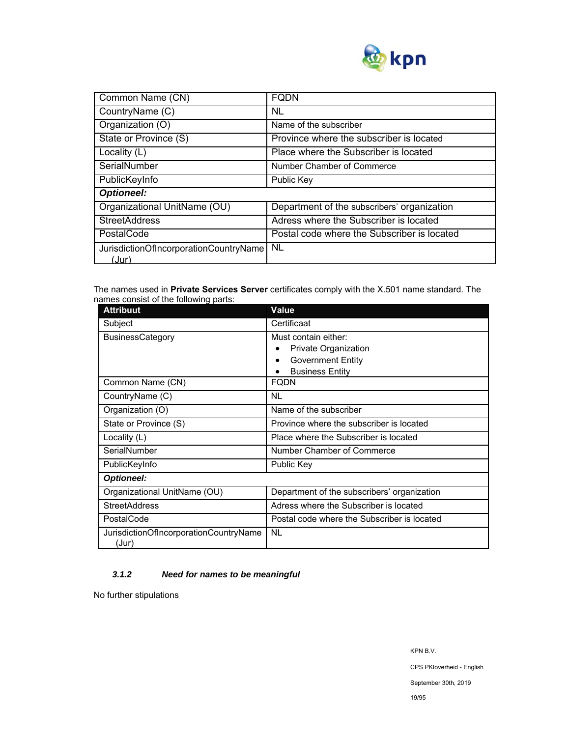| Common Name (CN) | FQDN |
|---|---|
| CountryName (C) | NL |
| Organization (O) | Name of the subscriber |
| State or Province (S) | Province where the subscriber is located |
| Locality (L) | Place where the Subscriber is located |
| SerialNumber | Number Chamber of Commerce |
| PublicKeyInfo | Public Key |
| ***Optioneel:*** | |
| Organizational UnitName (OU) | Department of the subscribers' organization |
| StreetAddress | Adress where the Subscriber is located |
| PostalCode | Postal code where the Subscriber is located |
| JurisdictionOfIncorporationCountryName (Jur) | NL |

The names used in **Private Services Server** certificates comply with the X.501 name standard. The names consist of the following parts:

| Attribuut | Value |
|---|---|
| Subject | Certificaat |
| BusinessCategory | Must contain either: <br>• Private Organization <br>• Government Entity <br>• Business Entity |
| Common Name (CN) | FQDN |
| CountryName (C) | NL |
| Organization (O) | Name of the subscriber |
| State or Province (S) | Province where the subscriber is located |
| Locality (L) | Place where the Subscriber is located |
| SerialNumber | Number Chamber of Commerce |
| PublicKeyInfo | Public Key |
| ***Optioneel:*** | |
| Organizational UnitName (OU) | Department of the subscribers' organization |
| StreetAddress | Adress where the Subscriber is located |
| PostalCode | Postal code where the Subscriber is located |
| JurisdictionOfIncorporationCountryName (Jur) | NL |

### *3.1.2 Need for names to be meaningful*

No further stipulations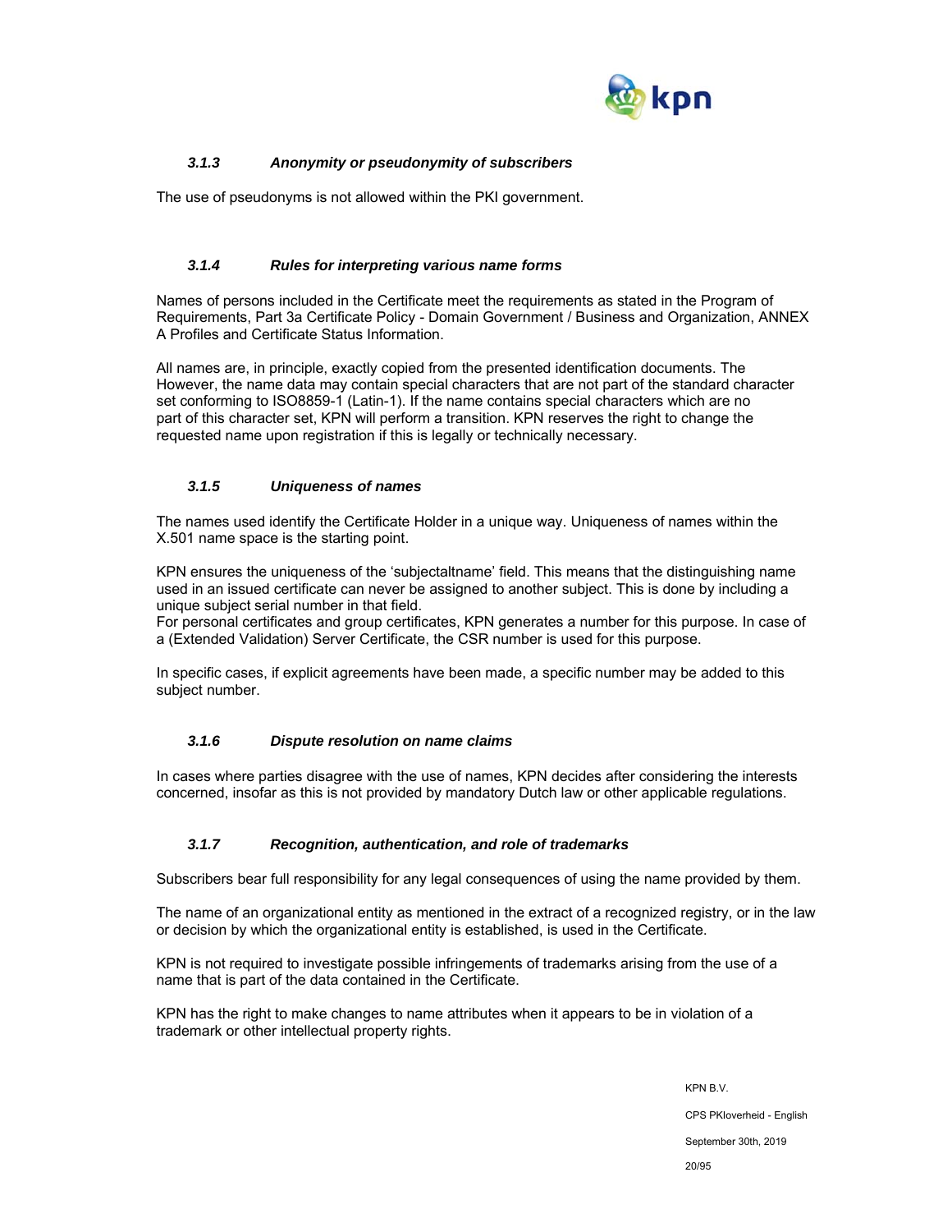### *3.1.3 Anonymity or pseudonymity of subscribers*

The use of pseudonyms is not allowed within the PKI government.

### *3.1.4 Rules for interpreting various name forms*

Names of persons included in the Certificate meet the requirements as stated in the Program of Requirements, Part 3a Certificate Policy - Domain Government / Business and Organization, ANNEX A Profiles and Certificate Status Information.

All names are, in principle, exactly copied from the presented identification documents. The However, the name data may contain special characters that are not part of the standard character set conforming to ISO8859-1 (Latin-1). If the name contains special characters which are no part of this character set, KPN will perform a transition. KPN reserves the right to change the requested name upon registration if this is legally or technically necessary.

### *3.1.5 Uniqueness of names*

The names used identify the Certificate Holder in a unique way. Uniqueness of names within the X.501 name space is the starting point.

KPN ensures the uniqueness of the 'subjectaltname' field. This means that the distinguishing name used in an issued certificate can never be assigned to another subject. This is done by including a unique subject serial number in that field.
For personal certificates and group certificates, KPN generates a number for this purpose. In case of a (Extended Validation) Server Certificate, the CSR number is used for this purpose.

In specific cases, if explicit agreements have been made, a specific number may be added to this subject number.

### *3.1.6 Dispute resolution on name claims*

In cases where parties disagree with the use of names, KPN decides after considering the interests concerned, insofar as this is not provided by mandatory Dutch law or other applicable regulations.

### *3.1.7 Recognition, authentication, and role of trademarks*

Subscribers bear full responsibility for any legal consequences of using the name provided by them.

The name of an organizational entity as mentioned in the extract of a recognized registry, or in the law or decision by which the organizational entity is established, is used in the Certificate.

KPN is not required to investigate possible infringements of trademarks arising from the use of a name that is part of the data contained in the Certificate.

KPN has the right to make changes to name attributes when it appears to be in violation of a trademark or other intellectual property rights.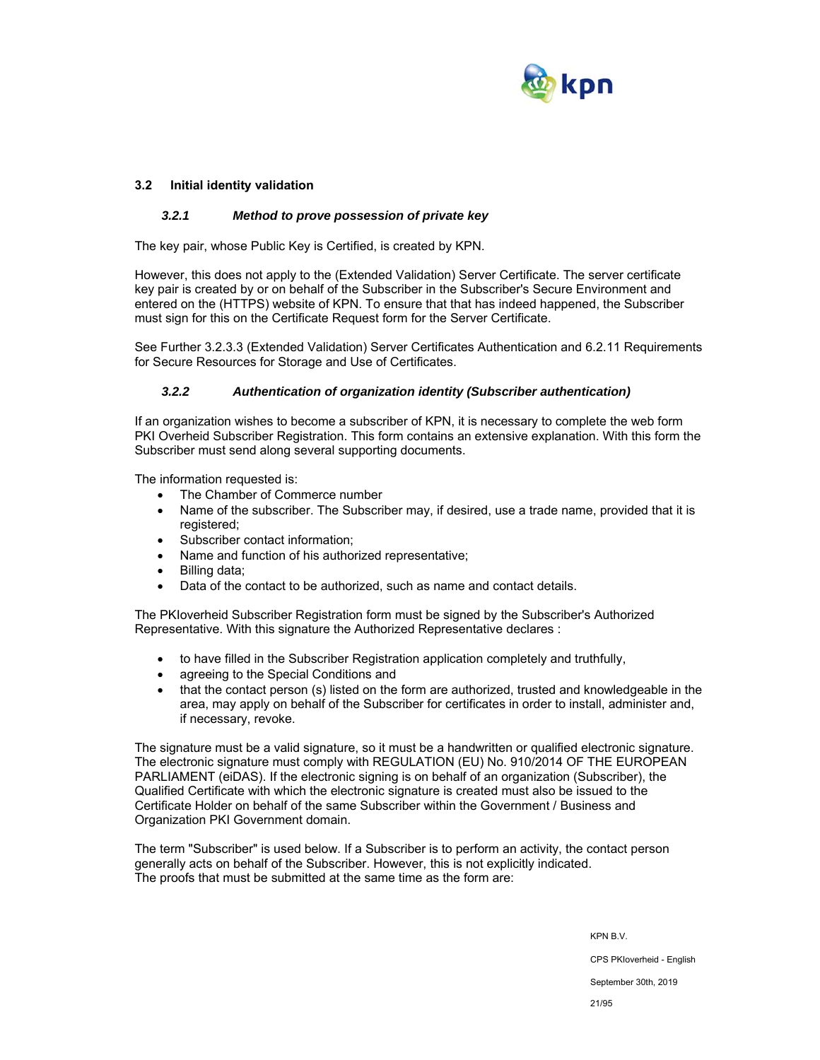## 3.2 Initial identity validation

### *3.2.1 Method to prove possession of private key*

The key pair, whose Public Key is Certified, is created by KPN.

However, this does not apply to the (Extended Validation) Server Certificate. The server certificate key pair is created by or on behalf of the Subscriber in the Subscriber's Secure Environment and entered on the (HTTPS) website of KPN. To ensure that that has indeed happened, the Subscriber must sign for this on the Certificate Request form for the Server Certificate.

See Further 3.2.3.3 (Extended Validation) Server Certificates Authentication and 6.2.11 Requirements for Secure Resources for Storage and Use of Certificates.

### *3.2.2 Authentication of organization identity (Subscriber authentication)*

If an organization wishes to become a subscriber of KPN, it is necessary to complete the web form PKI Overheid Subscriber Registration. This form contains an extensive explanation. With this form the Subscriber must send along several supporting documents.

The information requested is:

- The Chamber of Commerce number
- Name of the subscriber. The Subscriber may, if desired, use a trade name, provided that it is registered;
- Subscriber contact information;
- Name and function of his authorized representative;
- Billing data;
- Data of the contact to be authorized, such as name and contact details.

The PKIoverheid Subscriber Registration form must be signed by the Subscriber's Authorized Representative. With this signature the Authorized Representative declares :

- to have filled in the Subscriber Registration application completely and truthfully,
- agreeing to the Special Conditions and
- that the contact person (s) listed on the form are authorized, trusted and knowledgeable in the area, may apply on behalf of the Subscriber for certificates in order to install, administer and, if necessary, revoke.

The signature must be a valid signature, so it must be a handwritten or qualified electronic signature. The electronic signature must comply with REGULATION (EU) No. 910/2014 OF THE EUROPEAN PARLIAMENT (eiDAS). If the electronic signing is on behalf of an organization (Subscriber), the Qualified Certificate with which the electronic signature is created must also be issued to the Certificate Holder on behalf of the same Subscriber within the Government / Business and Organization PKI Government domain.

The term "Subscriber" is used below. If a Subscriber is to perform an activity, the contact person generally acts on behalf of the Subscriber. However, this is not explicitly indicated.
The proofs that must be submitted at the same time as the form are: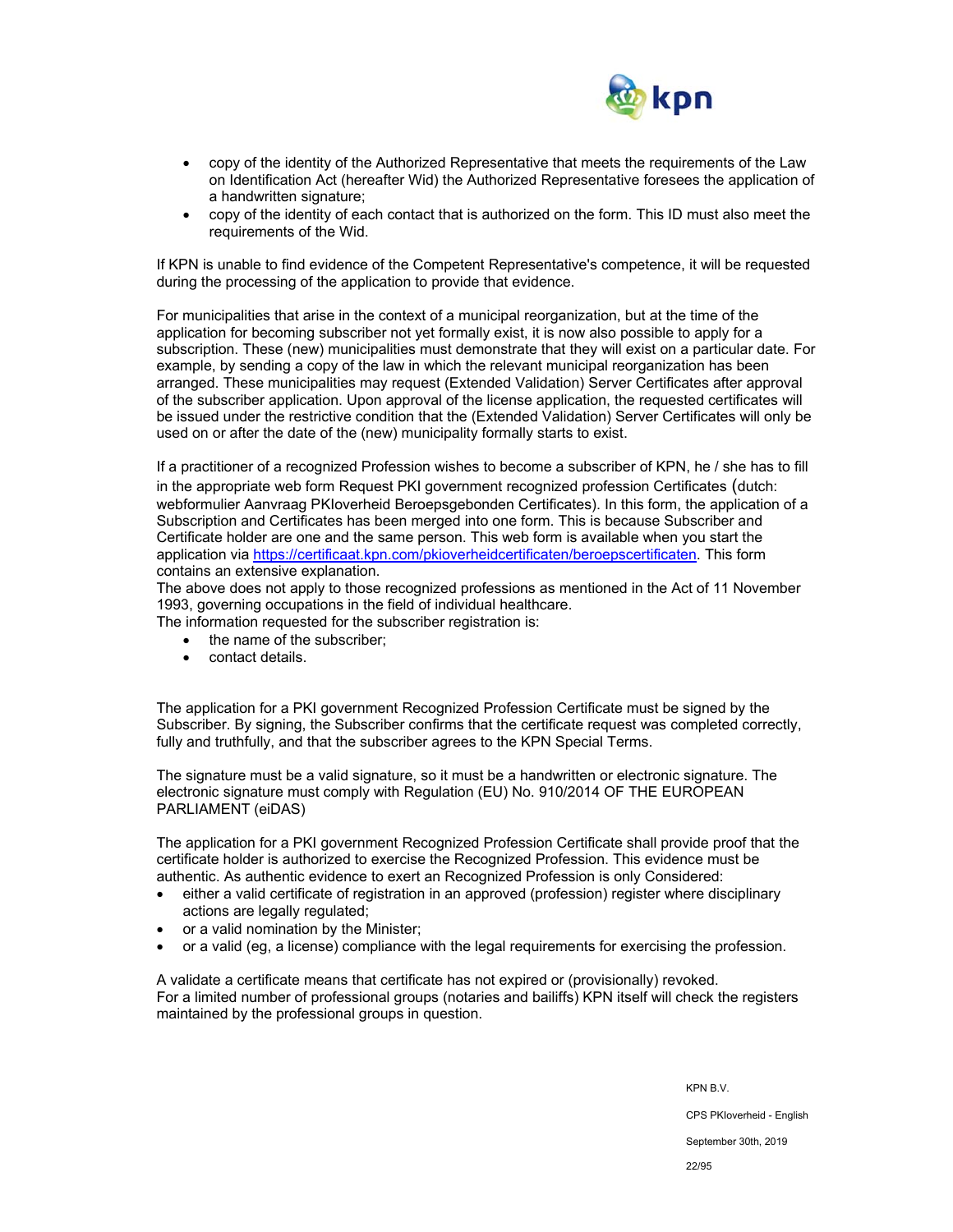- copy of the identity of the Authorized Representative that meets the requirements of the Law on Identification Act (hereafter Wid) the Authorized Representative foresees the application of a handwritten signature;
- copy of the identity of each contact that is authorized on the form. This ID must also meet the requirements of the Wid.

If KPN is unable to find evidence of the Competent Representative's competence, it will be requested during the processing of the application to provide that evidence.

For municipalities that arise in the context of a municipal reorganization, but at the time of the application for becoming subscriber not yet formally exist, it is now also possible to apply for a subscription. These (new) municipalities must demonstrate that they will exist on a particular date. For example, by sending a copy of the law in which the relevant municipal reorganization has been arranged. These municipalities may request (Extended Validation) Server Certificates after approval of the subscriber application. Upon approval of the license application, the requested certificates will be issued under the restrictive condition that the (Extended Validation) Server Certificates will only be used on or after the date of the (new) municipality formally starts to exist.

If a practitioner of a recognized Profession wishes to become a subscriber of KPN, he / she has to fill in the appropriate web form Request PKI government recognized profession Certificates (dutch: webformulier Aanvraag PKIoverheid Beroepsgebonden Certificates). In this form, the application of a Subscription and Certificates has been merged into one form. This is because Subscriber and Certificate holder are one and the same person. This web form is available when you start the application via [https://certificaat.kpn.com/pkioverheidcertificaten/beroepscertificaten](https://certificaat.kpn.com/pkioverheidcertificaten/beroepscertificaten). This form contains an extensive explanation.
The above does not apply to those recognized professions as mentioned in the Act of 11 November 1993, governing occupations in the field of individual healthcare.
The information requested for the subscriber registration is:

- the name of the subscriber;
- contact details.

The application for a PKI government Recognized Profession Certificate must be signed by the Subscriber. By signing, the Subscriber confirms that the certificate request was completed correctly, fully and truthfully, and that the subscriber agrees to the KPN Special Terms.

The signature must be a valid signature, so it must be a handwritten or electronic signature. The electronic signature must comply with Regulation (EU) No. 910/2014 OF THE EUROPEAN PARLIAMENT (eiDAS)

The application for a PKI government Recognized Profession Certificate shall provide proof that the certificate holder is authorized to exercise the Recognized Profession. This evidence must be authentic. As authentic evidence to exert an Recognized Profession is only Considered:

- either a valid certificate of registration in an approved (profession) register where disciplinary actions are legally regulated;
- or a valid nomination by the Minister;
- or a valid (eg, a license) compliance with the legal requirements for exercising the profession.

A validate a certificate means that certificate has not expired or (provisionally) revoked.
For a limited number of professional groups (notaries and bailiffs) KPN itself will check the registers maintained by the professional groups in question.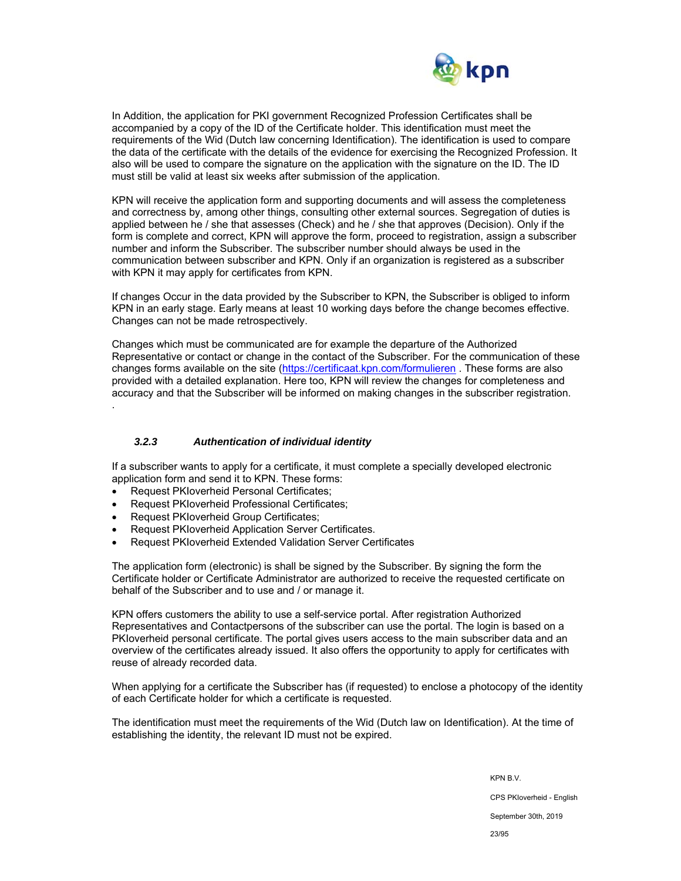In Addition, the application for PKI government Recognized Profession Certificates shall be accompanied by a copy of the ID of the Certificate holder. This identification must meet the requirements of the Wid (Dutch law concerning Identification). The identification is used to compare the data of the certificate with the details of the evidence for exercising the Recognized Profession. It also will be used to compare the signature on the application with the signature on the ID. The ID must still be valid at least six weeks after submission of the application.

KPN will receive the application form and supporting documents and will assess the completeness and correctness by, among other things, consulting other external sources. Segregation of duties is applied between he / she that assesses (Check) and he / she that approves (Decision). Only if the form is complete and correct, KPN will approve the form, proceed to registration, assign a subscriber number and inform the Subscriber. The subscriber number should always be used in the communication between subscriber and KPN. Only if an organization is registered as a subscriber with KPN it may apply for certificates from KPN.

If changes Occur in the data provided by the Subscriber to KPN, the Subscriber is obliged to inform KPN in an early stage. Early means at least 10 working days before the change becomes effective. Changes can not be made retrospectively.

Changes which must be communicated are for example the departure of the Authorized Representative or contact or change in the contact of the Subscriber. For the communication of these changes forms available on the site (https://certificaat.kpn.com/formulieren . These forms are also provided with a detailed explanation. Here too, KPN will review the changes for completeness and accuracy and that the Subscriber will be informed on making changes in the subscriber registration.
.

### *3.2.3 Authentication of individual identity*

If a subscriber wants to apply for a certificate, it must complete a specially developed electronic application form and send it to KPN. These forms:

- Request PKIoverheid Personal Certificates;
- Request PKIoverheid Professional Certificates;
- Request PKIoverheid Group Certificates;
- Request PKIoverheid Application Server Certificates.
- Request PKIoverheid Extended Validation Server Certificates

The application form (electronic) is shall be signed by the Subscriber. By signing the form the Certificate holder or Certificate Administrator are authorized to receive the requested certificate on behalf of the Subscriber and to use and / or manage it.

KPN offers customers the ability to use a self-service portal. After registration Authorized Representatives and Contactpersons of the subscriber can use the portal. The login is based on a PKIoverheid personal certificate. The portal gives users access to the main subscriber data and an overview of the certificates already issued. It also offers the opportunity to apply for certificates with reuse of already recorded data.

When applying for a certificate the Subscriber has (if requested) to enclose a photocopy of the identity of each Certificate holder for which a certificate is requested.

The identification must meet the requirements of the Wid (Dutch law on Identification). At the time of establishing the identity, the relevant ID must not be expired.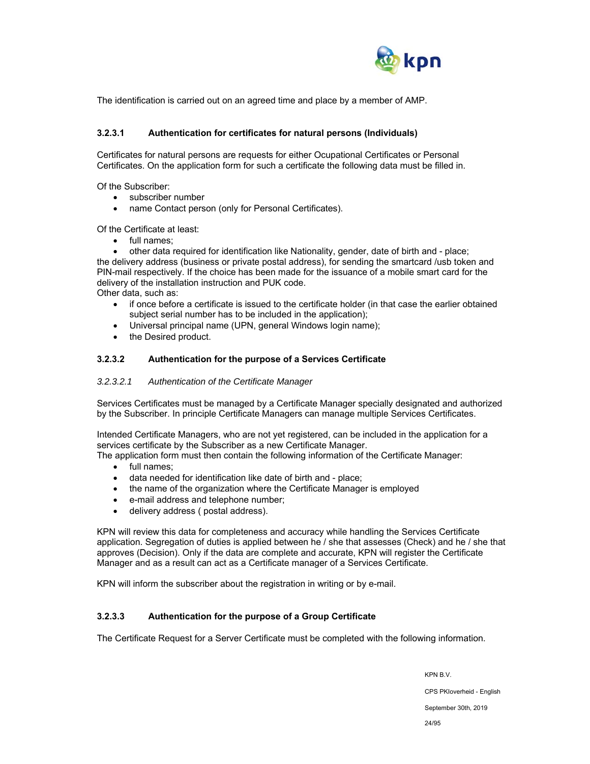The identification is carried out on an agreed time and place by a member of AMP.

#### 3.2.3.1 Authentication for certificates for natural persons (Individuals)

Certificates for natural persons are requests for either Ocupational Certificates or Personal Certificates. On the application form for such a certificate the following data must be filled in.

Of the Subscriber:

- subscriber number
- name Contact person (only for Personal Certificates).

Of the Certificate at least:

- full names;
- other data required for identification like Nationality, gender, date of birth and - place;

the delivery address (business or private postal address), for sending the smartcard /usb token and PIN-mail respectively. If the choice has been made for the issuance of a mobile smart card for the delivery of the installation instruction and PUK code.
Other data, such as:

- if once before a certificate is issued to the certificate holder (in that case the earlier obtained subject serial number has to be included in the application);
- Universal principal name (UPN, general Windows login name);
- the Desired product.

#### 3.2.3.2 Authentication for the purpose of a Services Certificate

*3.2.3.2.1 Authentication of the Certificate Manager*

Services Certificates must be managed by a Certificate Manager specially designated and authorized by the Subscriber. In principle Certificate Managers can manage multiple Services Certificates.

Intended Certificate Managers, who are not yet registered, can be included in the application for a services certificate by the Subscriber as a new Certificate Manager.
The application form must then contain the following information of the Certificate Manager:

- full names;
- data needed for identification like date of birth and - place;
- the name of the organization where the Certificate Manager is employed
- e-mail address and telephone number;
- delivery address ( postal address).

KPN will review this data for completeness and accuracy while handling the Services Certificate application. Segregation of duties is applied between he / she that assesses (Check) and he / she that approves (Decision). Only if the data are complete and accurate, KPN will register the Certificate Manager and as a result can act as a Certificate manager of a Services Certificate.

KPN will inform the subscriber about the registration in writing or by e-mail.

#### 3.2.3.3 Authentication for the purpose of a Group Certificate

The Certificate Request for a Server Certificate must be completed with the following information.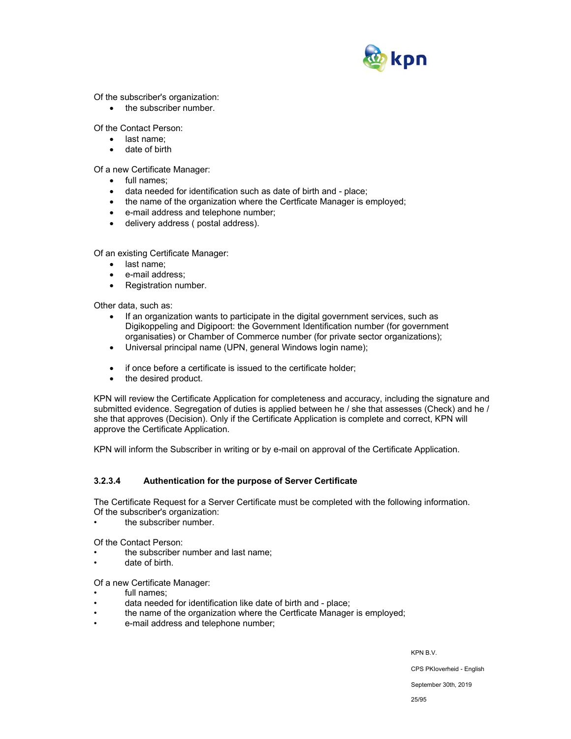Of the subscriber's organization:

- the subscriber number.

Of the Contact Person:

- last name;
- date of birth

Of a new Certificate Manager:

- full names;
- data needed for identification such as date of birth and - place;
- the name of the organization where the Certficate Manager is employed;
- e-mail address and telephone number;
- delivery address ( postal address).

Of an existing Certificate Manager:

- last name;
- e-mail address;
- Registration number.

Other data, such as:

- If an organization wants to participate in the digital government services, such as Digikoppeling and Digipoort: the Government Identification number (for government organisaties) or Chamber of Commerce number (for private sector organizations);
- Universal principal name (UPN, general Windows login name);
- if once before a certificate is issued to the certificate holder;
- the desired product.

KPN will review the Certificate Application for completeness and accuracy, including the signature and submitted evidence. Segregation of duties is applied between he / she that assesses (Check) and he / she that approves (Decision). Only if the Certificate Application is complete and correct, KPN will approve the Certificate Application.

KPN will inform the Subscriber in writing or by e-mail on approval of the Certificate Application.

#### 3.2.3.4 Authentication for the purpose of Server Certificate

The Certificate Request for a Server Certificate must be completed with the following information.
Of the subscriber's organization:

- the subscriber number.

Of the Contact Person:

- the subscriber number and last name;
- date of birth.

Of a new Certificate Manager:

- full names;
- data needed for identification like date of birth and - place;
- the name of the organization where the Certficate Manager is employed;
- e-mail address and telephone number;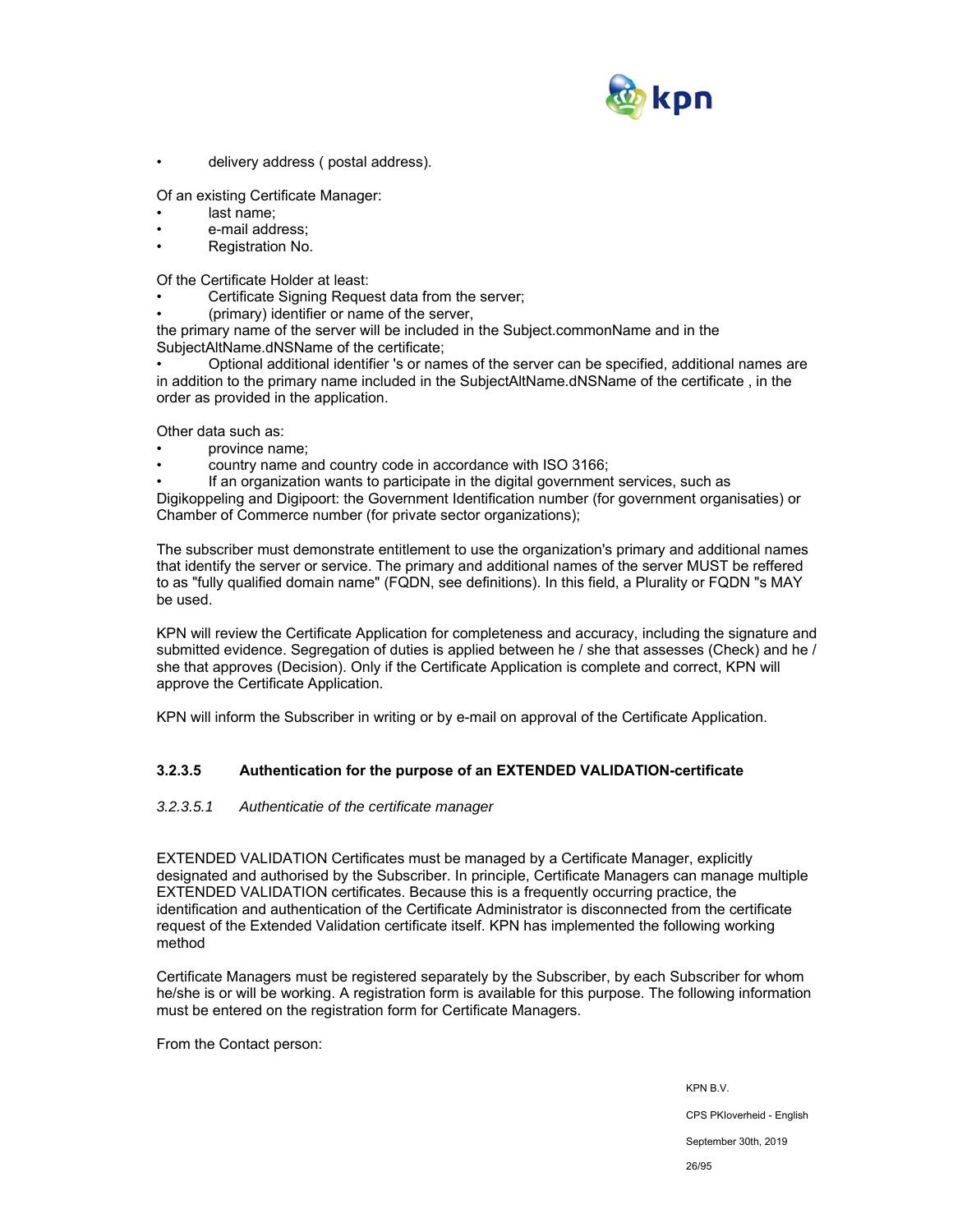- delivery address ( postal address).

Of an existing Certificate Manager:

- last name;
- e-mail address;
- Registration No.

Of the Certificate Holder at least:

- Certificate Signing Request data from the server;
- (primary) identifier or name of the server,

the primary name of the server will be included in the Subject.commonName and in the SubjectAltName.dNSName of the certificate;

- Optional additional identifier 's or names of the server can be specified, additional names are in addition to the primary name included in the SubjectAltName.dNSName of the certificate , in the order as provided in the application.

Other data such as:

- province name;
- country name and country code in accordance with ISO 3166;
- If an organization wants to participate in the digital government services, such as Digikoppeling and Digipoort: the Government Identification number (for government organisations) or Chamber of Commerce number (for private sector organizations);

The subscriber must demonstrate entitlement to use the organization's primary and additional names that identify the server or service. The primary and additional names of the server MUST be reffered to as "fully qualified domain name" (FQDN, see definitions). In this field, a Plurality or FQDN "s MAY be used.

KPN will review the Certificate Application for completeness and accuracy, including the signature and submitted evidence. Segregation of duties is applied between he / she that assesses (Check) and he / she that approves (Decision). Only if the Certificate Application is complete and correct, KPN will approve the Certificate Application.

KPN will inform the Subscriber in writing or by e-mail on approval of the Certificate Application.

#### 3.2.3.5 Authentication for the purpose of an EXTENDED VALIDATION-certificate

##### *3.2.3.5.1 Authenticatie of the certificate manager*

EXTENDED VALIDATION Certificates must be managed by a Certificate Manager, explicitly designated and authorised by the Subscriber. In principle, Certificate Managers can manage multiple EXTENDED VALIDATION certificates. Because this is a frequently occurring practice, the identification and authentication of the Certificate Administrator is disconnected from the certificate request of the Extended Validation certificate itself. KPN has implemented the following working method

Certificate Managers must be registered separately by the Subscriber, by each Subscriber for whom he/she is or will be working. A registration form is available for this purpose. The following information must be entered on the registration form for Certificate Managers.

From the Contact person: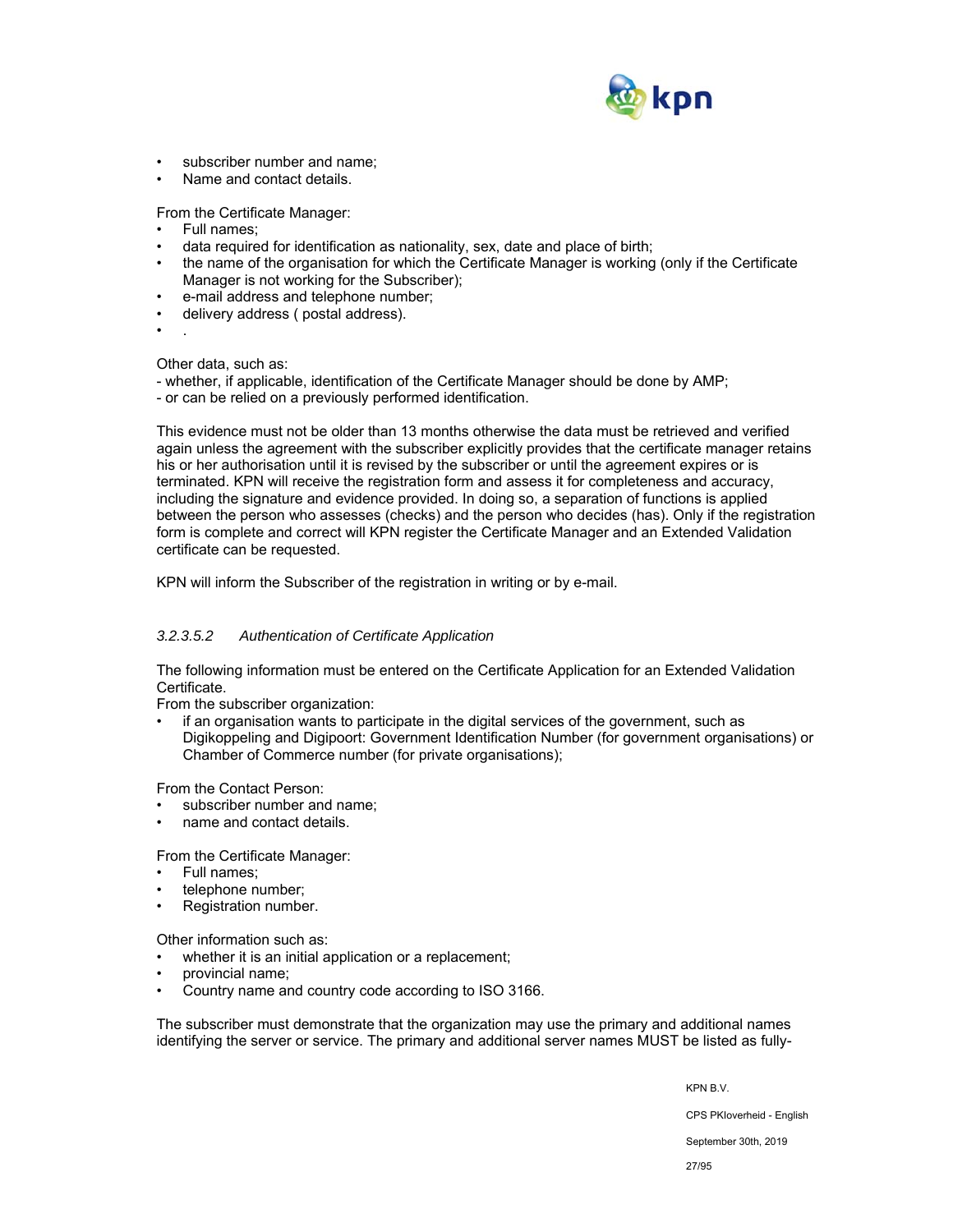- subscriber number and name;
- Name and contact details.

From the Certificate Manager:

- Full names;
- data required for identification as nationality, sex, date and place of birth;
- the name of the organisation for which the Certificate Manager is working (only if the Certificate Manager is not working for the Subscriber);
- e-mail address and telephone number;
- delivery address ( postal address).
- .

Other data, such as:
- whether, if applicable, identification of the Certificate Manager should be done by AMP;
- or can be relied on a previously performed identification.

This evidence must not be older than 13 months otherwise the data must be retrieved and verified again unless the agreement with the subscriber explicitly provides that the certificate manager retains his or her authorisation until it is revised by the subscriber or until the agreement expires or is terminated. KPN will receive the registration form and assess it for completeness and accuracy, including the signature and evidence provided. In doing so, a separation of functions is applied between the person who assesses (checks) and the person who decides (has). Only if the registration form is complete and correct will KPN register the Certificate Manager and an Extended Validation certificate can be requested.

KPN will inform the Subscriber of the registration in writing or by e-mail.

#### *3.2.3.5.2 Authentication of Certificate Application*

The following information must be entered on the Certificate Application for an Extended Validation Certificate.
From the subscriber organization:

- if an organisation wants to participate in the digital services of the government, such as Digikoppeling and Digipoort: Government Identification Number (for government organisations) or Chamber of Commerce number (for private organisations);

From the Contact Person:

- subscriber number and name;
- name and contact details.

From the Certificate Manager:

- Full names;
- telephone number;
- Registration number.

Other information such as:

- whether it is an initial application or a replacement;
- provincial name;
- Country name and country code according to ISO 3166.

The subscriber must demonstrate that the organization may use the primary and additional names identifying the server or service. The primary and additional server names MUST be listed as fully-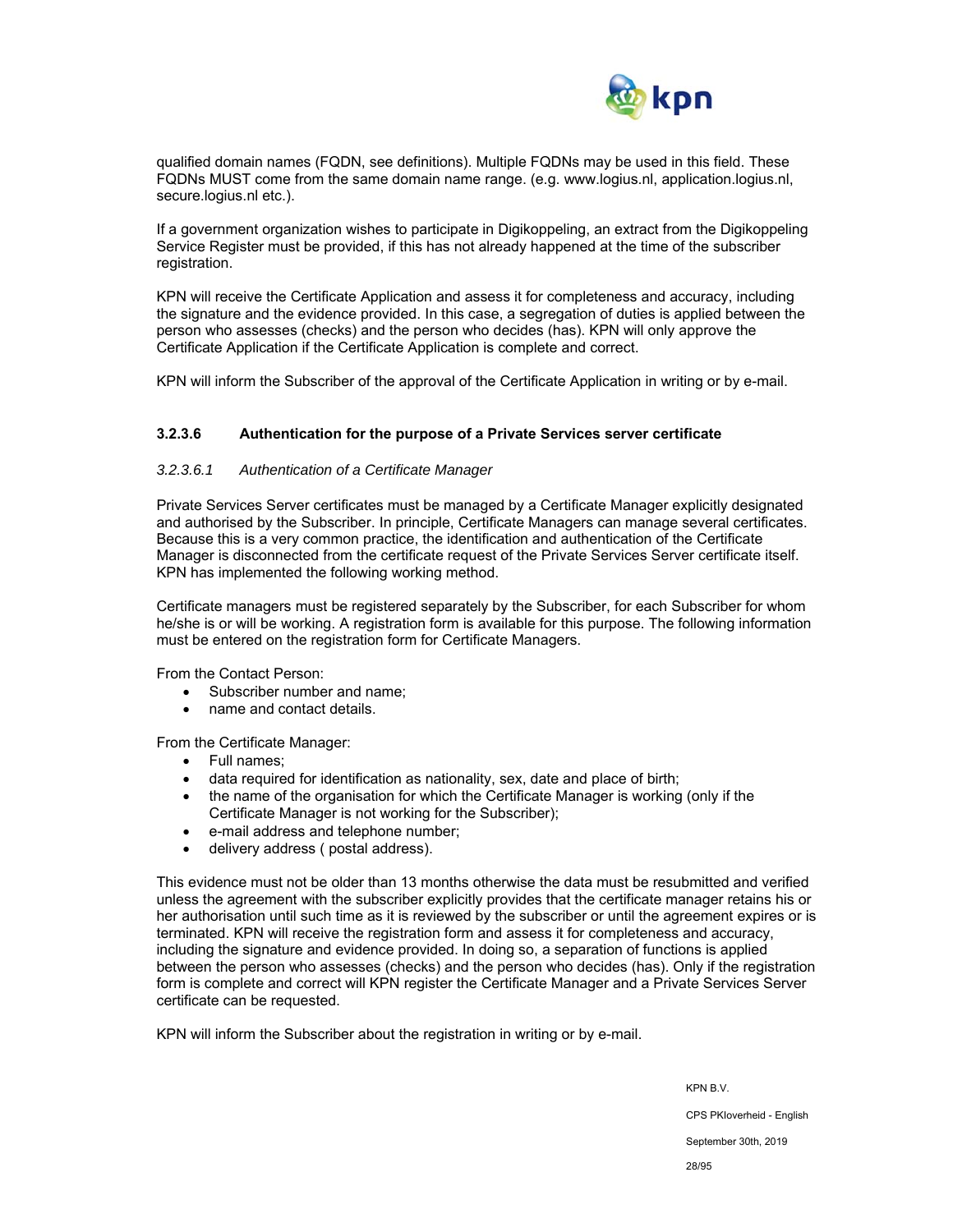qualified domain names (FQDN, see definitions). Multiple FQDNs may be used in this field. These FQDNs MUST come from the same domain name range. (e.g. www.logius.nl, application.logius.nl, secure.logius.nl etc.).

If a government organization wishes to participate in Digikoppeling, an extract from the Digikoppeling Service Register must be provided, if this has not already happened at the time of the subscriber registration.

KPN will receive the Certificate Application and assess it for completeness and accuracy, including the signature and the evidence provided. In this case, a segregation of duties is applied between the person who assesses (checks) and the person who decides (has). KPN will only approve the Certificate Application if the Certificate Application is complete and correct.

KPN will inform the Subscriber of the approval of the Certificate Application in writing or by e-mail.

#### 3.2.3.6 Authentication for the purpose of a Private Services server certificate

*3.2.3.6.1 Authentication of a Certificate Manager*

Private Services Server certificates must be managed by a Certificate Manager explicitly designated and authorised by the Subscriber. In principle, Certificate Managers can manage several certificates. Because this is a very common practice, the identification and authentication of the Certificate Manager is disconnected from the certificate request of the Private Services Server certificate itself. KPN has implemented the following working method.

Certificate managers must be registered separately by the Subscriber, for each Subscriber for whom he/she is or will be working. A registration form is available for this purpose. The following information must be entered on the registration form for Certificate Managers.

From the Contact Person:

- Subscriber number and name;
- name and contact details.

From the Certificate Manager:

- Full names;
- data required for identification as nationality, sex, date and place of birth;
- the name of the organisation for which the Certificate Manager is working (only if the Certificate Manager is not working for the Subscriber);
- e-mail address and telephone number;
- delivery address ( postal address).

This evidence must not be older than 13 months otherwise the data must be resubmitted and verified unless the agreement with the subscriber explicitly provides that the certificate manager retains his or her authorisation until such time as it is reviewed by the subscriber or until the agreement expires or is terminated. KPN will receive the registration form and assess it for completeness and accuracy, including the signature and evidence provided. In doing so, a separation of functions is applied between the person who assesses (checks) and the person who decides (has). Only if the registration form is complete and correct will KPN register the Certificate Manager and a Private Services Server certificate can be requested.

KPN will inform the Subscriber about the registration in writing or by e-mail.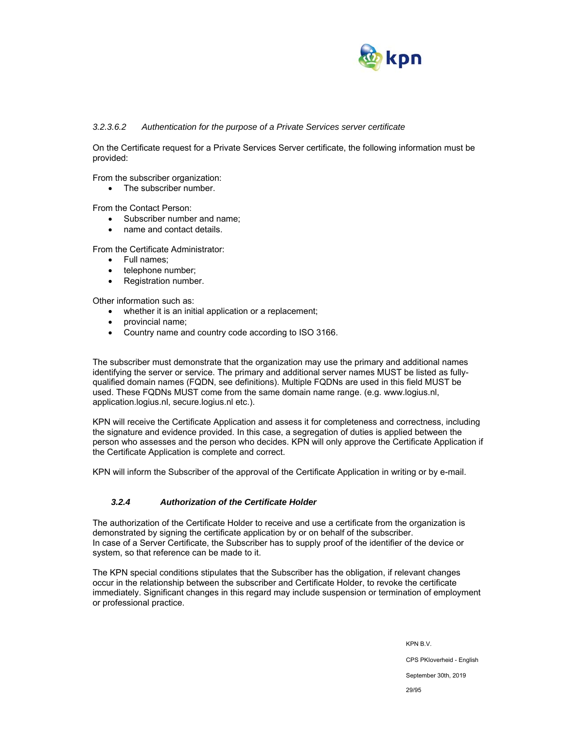##### *3.2.3.6.2 Authentication for the purpose of a Private Services server certificate*

On the Certificate request for a Private Services Server certificate, the following information must be provided:

From the subscriber organization:

- The subscriber number.

From the Contact Person:

- Subscriber number and name;
- name and contact details.

From the Certificate Administrator:

- Full names;
- telephone number;
- Registration number.

Other information such as:

- whether it is an initial application or a replacement;
- provincial name;
- Country name and country code according to ISO 3166.

The subscriber must demonstrate that the organization may use the primary and additional names identifying the server or service. The primary and additional server names MUST be listed as fully-qualified domain names (FQDN, see definitions). Multiple FQDNs are used in this field MUST be used. These FQDNs MUST come from the same domain name range. (e.g. www.logius.nl, application.logius.nl, secure.logius.nl etc.).

KPN will receive the Certificate Application and assess it for completeness and correctness, including the signature and evidence provided. In this case, a segregation of duties is applied between the person who assesses and the person who decides. KPN will only approve the Certificate Application if the Certificate Application is complete and correct.

KPN will inform the Subscriber of the approval of the Certificate Application in writing or by e-mail.

### *3.2.4 Authorization of the Certificate Holder*

The authorization of the Certificate Holder to receive and use a certificate from the organization is demonstrated by signing the certificate application by or on behalf of the subscriber.
In case of a Server Certificate, the Subscriber has to supply proof of the identifier of the device or system, so that reference can be made to it.

The KPN special conditions stipulates that the Subscriber has the obligation, if relevant changes occur in the relationship between the subscriber and Certificate Holder, to revoke the certificate immediately. Significant changes in this regard may include suspension or termination of employment or professional practice.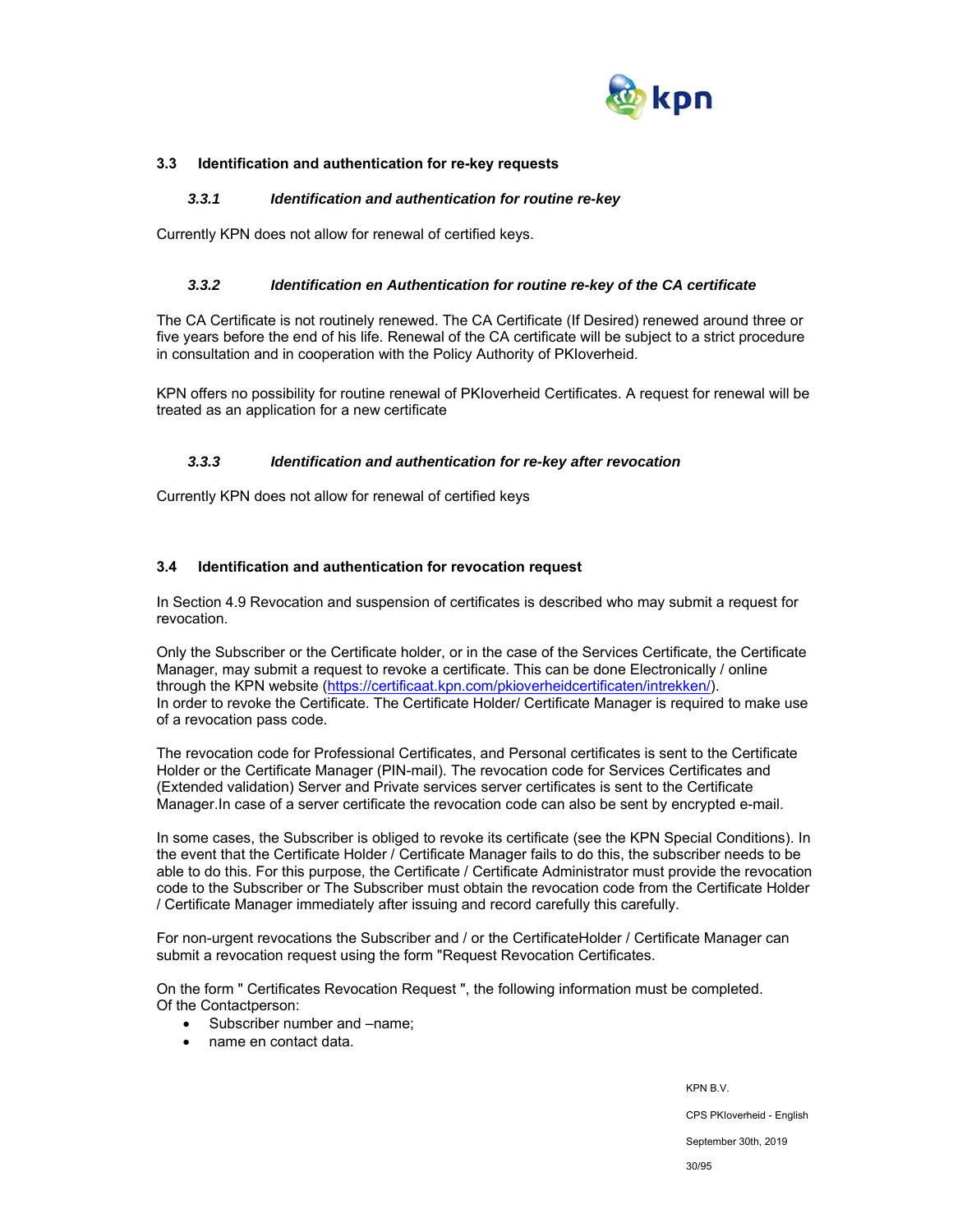## 3.3 Identification and authentication for re-key requests

### *3.3.1 Identification and authentication for routine re-key*

Currently KPN does not allow for renewal of certified keys.

### *3.3.2 Identification en Authentication for routine re-key of the CA certificate*

The CA Certificate is not routinely renewed. The CA Certificate (If Desired) renewed around three or five years before the end of his life. Renewal of the CA certificate will be subject to a strict procedure in consultation and in cooperation with the Policy Authority of PKIoverheid.

KPN offers no possibility for routine renewal of PKIoverheid Certificates. A request for renewal will be treated as an application for a new certificate

### *3.3.3 Identification and authentication for re-key after revocation*

Currently KPN does not allow for renewal of certified keys

## 3.4 Identification and authentication for revocation request

In Section 4.9 Revocation and suspension of certificates is described who may submit a request for revocation.

Only the Subscriber or the Certificate holder, or in the case of the Services Certificate, the Certificate Manager, may submit a request to revoke a certificate. This can be done Electronically / online through the KPN website (https://certificaat.kpn.com/pkioverheidcertificaten/intrekken/).
In order to revoke the Certificate. The Certificate Holder/ Certificate Manager is required to make use of a revocation pass code.

The revocation code for Professional Certificates, and Personal certificates is sent to the Certificate Holder or the Certificate Manager (PIN-mail). The revocation code for Services Certificates and (Extended validation) Server and Private services server certificates is sent to the Certificate Manager.In case of a server certificate the revocation code can also be sent by encrypted e-mail.

In some cases, the Subscriber is obliged to revoke its certificate (see the KPN Special Conditions). In the event that the Certificate Holder / Certificate Manager fails to do this, the subscriber needs to be able to do this. For this purpose, the Certificate / Certificate Administrator must provide the revocation code to the Subscriber or The Subscriber must obtain the revocation code from the Certificate Holder / Certificate Manager immediately after issuing and record carefully this carefully.

For non-urgent revocations the Subscriber and / or the CertificateHolder / Certificate Manager can submit a revocation request using the form "Request Revocation Certificates.

On the form " Certificates Revocation Request ", the following information must be completed.
Of the Contactperson:

- Subscriber number and –name;
- name en contact data.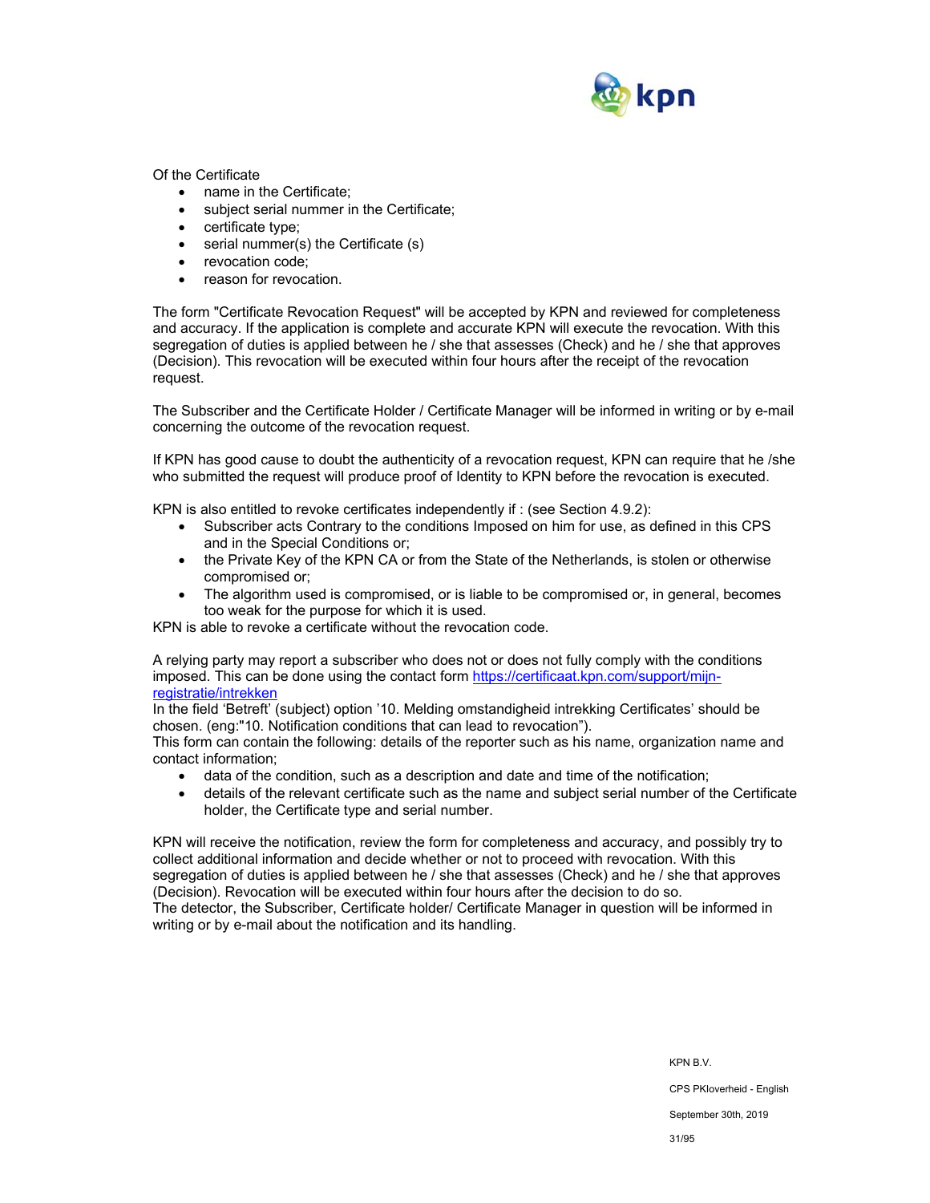Of the Certificate

- name in the Certificate;
- subject serial nummer in the Certificate;
- certificate type;
- serial nummer(s) the Certificate (s)
- revocation code;
- reason for revocation.

The form "Certificate Revocation Request" will be accepted by KPN and reviewed for completeness and accuracy. If the application is complete and accurate KPN will execute the revocation. With this segregation of duties is applied between he / she that assesses (Check) and he / she that approves (Decision). This revocation will be executed within four hours after the receipt of the revocation request.

The Subscriber and the Certificate Holder / Certificate Manager will be informed in writing or by e-mail concerning the outcome of the revocation request.

If KPN has good cause to doubt the authenticity of a revocation request, KPN can require that he /she who submitted the request will produce proof of Identity to KPN before the revocation is executed.

KPN is also entitled to revoke certificates independently if : (see Section 4.9.2):

- Subscriber acts Contrary to the conditions Imposed on him for use, as defined in this CPS and in the Special Conditions or;
- the Private Key of the KPN CA or from the State of the Netherlands, is stolen or otherwise compromised or;
- The algorithm used is compromised, or is liable to be compromised or, in general, becomes too weak for the purpose for which it is used.

KPN is able to revoke a certificate without the revocation code.

A relying party may report a subscriber who does not or does not fully comply with the conditions imposed. This can be done using the contact form [https://certificaat.kpn.com/support/mijn-registratie/intrekken](https://certificaat.kpn.com/support/mijn-registratie/intrekken)
In the field 'Betreft' (subject) option '10. Melding omstandigheid intrekking Certificates' should be chosen. (eng:"10. Notification conditions that can lead to revocation").
This form can contain the following: details of the reporter such as his name, organization name and contact information;

- data of the condition, such as a description and date and time of the notification;
- details of the relevant certificate such as the name and subject serial number of the Certificate holder, the Certificate type and serial number.

KPN will receive the notification, review the form for completeness and accuracy, and possibly try to collect additional information and decide whether or not to proceed with revocation. With this segregation of duties is applied between he / she that assesses (Check) and he / she that approves (Decision). Revocation will be executed within four hours after the decision to do so.
The detector, the Subscriber, Certificate holder/ Certificate Manager in question will be informed in writing or by e-mail about the notification and its handling.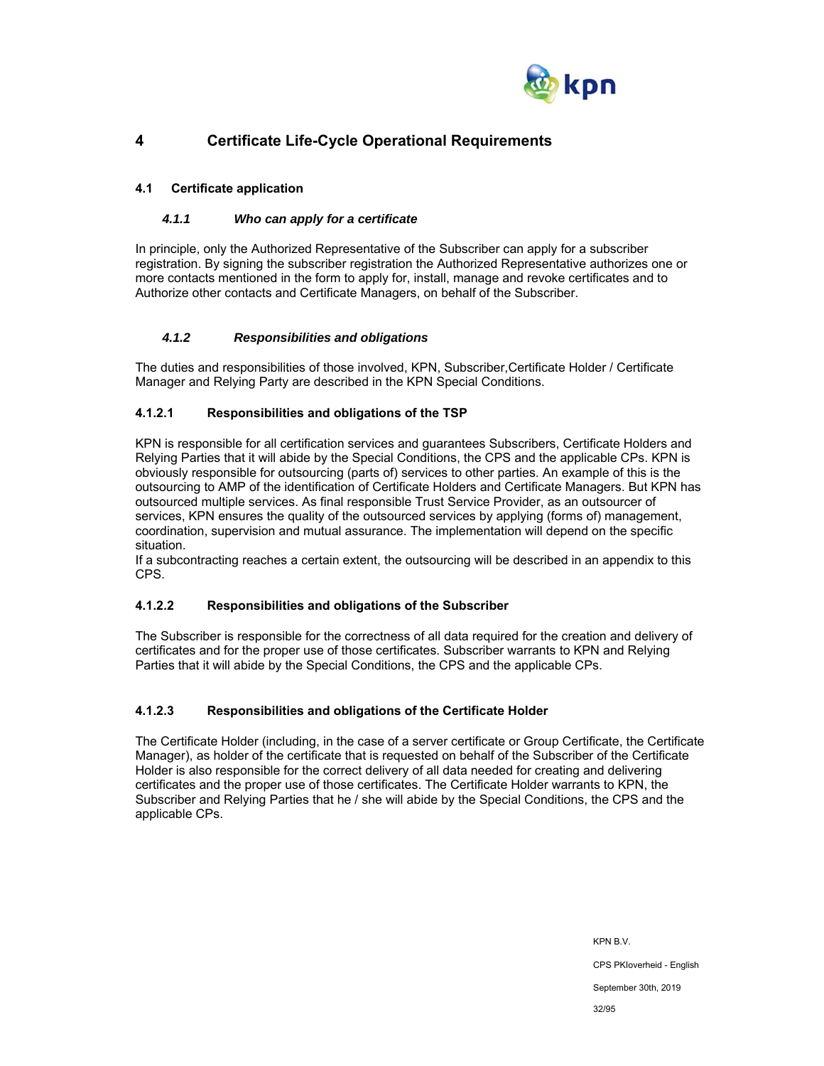# 4 Certificate Life-Cycle Operational Requirements

## 4.1 Certificate application

### *4.1.1 Who can apply for a certificate*

In principle, only the Authorized Representative of the Subscriber can apply for a subscriber registration. By signing the subscriber registration the Authorized Representative authorizes one or more contacts mentioned in the form to apply for, install, manage and revoke certificates and to Authorize other contacts and Certificate Managers, on behalf of the Subscriber.

### *4.1.2 Responsibilities and obligations*

The duties and responsibilities of those involved, KPN, Subscriber,Certificate Holder / Certificate Manager and Relying Party are described in the KPN Special Conditions.

#### 4.1.2.1 Responsibilities and obligations of the TSP

KPN is responsible for all certification services and guarantees Subscribers, Certificate Holders and Relying Parties that it will abide by the Special Conditions, the CPS and the applicable CPs. KPN is obviously responsible for outsourcing (parts of) services to other parties. An example of this is the outsourcing to AMP of the identification of Certificate Holders and Certificate Managers. But KPN has outsourced multiple services. As final responsible Trust Service Provider, as an outsourcer of services, KPN ensures the quality of the outsourced services by applying (forms of) management, coordination, supervision and mutual assurance. The implementation will depend on the specific situation.
If a subcontracting reaches a certain extent, the outsourcing will be described in an appendix to this CPS.

#### 4.1.2.2 Responsibilities and obligations of the Subscriber

The Subscriber is responsible for the correctness of all data required for the creation and delivery of certificates and for the proper use of those certificates. Subscriber warrants to KPN and Relying Parties that it will abide by the Special Conditions, the CPS and the applicable CPs.

#### 4.1.2.3 Responsibilities and obligations of the Certificate Holder

The Certificate Holder (including, in the case of a server certificate or Group Certificate, the Certificate Manager), as holder of the certificate that is requested on behalf of the Subscriber of the Certificate Holder is also responsible for the correct delivery of all data needed for creating and delivering certificates and the proper use of those certificates. The Certificate Holder warrants to KPN, the Subscriber and Relying Parties that he / she will abide by the Special Conditions, the CPS and the applicable CPs.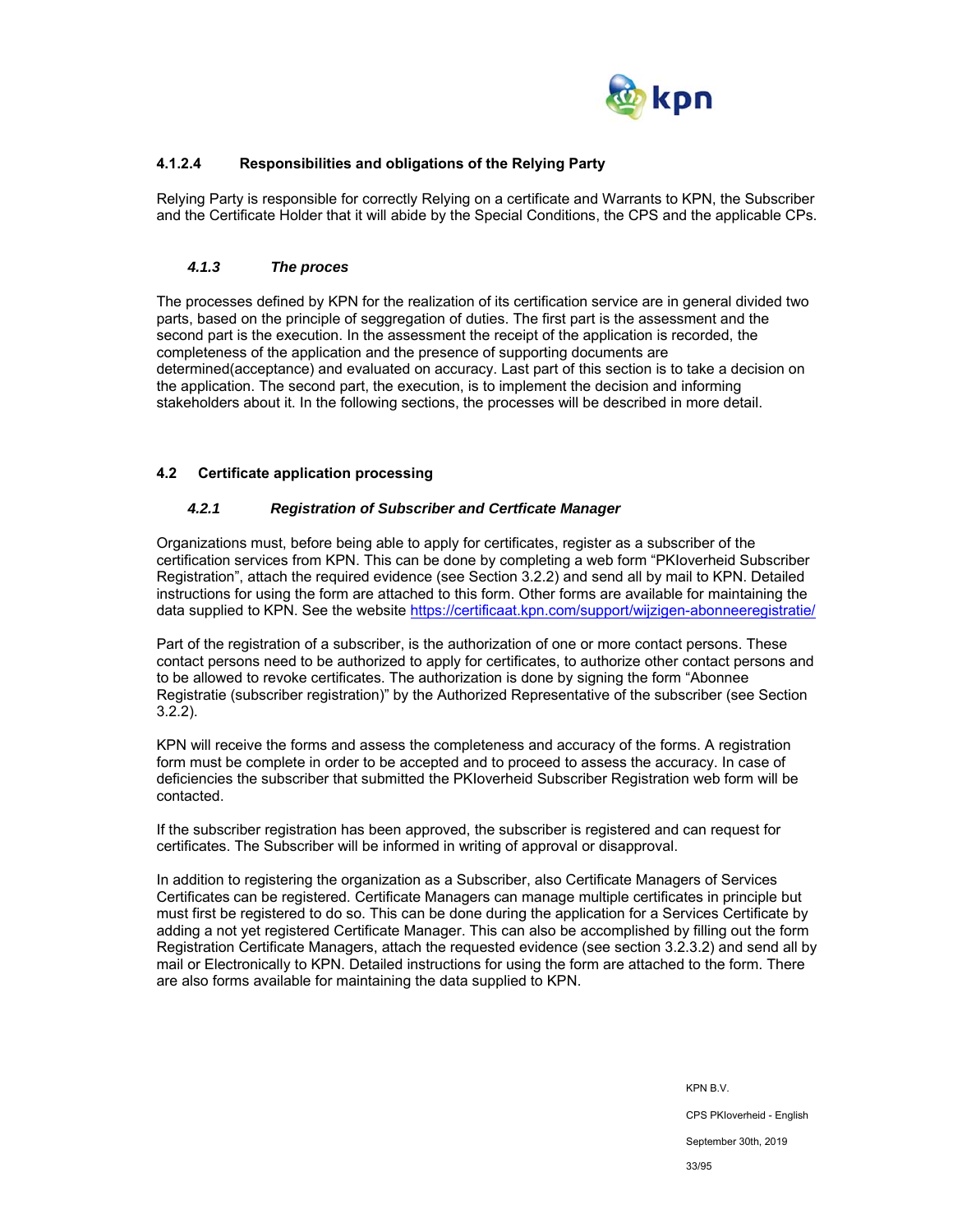#### 4.1.2.4 Responsibilities and obligations of the Relying Party

Relying Party is responsible for correctly Relying on a certificate and Warrants to KPN, the Subscriber and the Certificate Holder that it will abide by the Special Conditions, the CPS and the applicable CPs.

### *4.1.3 The proces*

The processes defined by KPN for the realization of its certification service are in general divided two parts, based on the principle of seggregation of duties. The first part is the assessment and the second part is the execution. In the assessment the receipt of the application is recorded, the completeness of the application and the presence of supporting documents are determened(acceptance) and evaluated on accuracy. Last part of this section is to take a decision on the application. The second part, the execution, is to implement the decision and informing stakeholders about it. In the following sections, the processes will be described in more detail.

## 4.2 Certificate application processing

### *4.2.1 Registration of Subscriber and Certficate Manager*

Organizations must, before being able to apply for certificates, register as a subscriber of the certification services from KPN. This can be done by completing a web form “PKIoverheid Subscriber Registration”, attach the required evidence (see Section 3.2.2) and send all by mail to KPN. Detailed instructions for using the form are attached to this form. Other forms are available for maintaining the data supplied to KPN. See the website https://certificaat.kpn.com/support/wijzigen-abonneeregistratie/

Part of the registration of a subscriber, is the authorization of one or more contact persons. These contact persons need to be authorized to apply for certificates, to authorize other contact persons and to be allowed to revoke certificates. The authorization is done by signing the form “Abonnee Registratie (subscriber registration)” by the Authorized Representative of the subscriber (see Section 3.2.2).

KPN will receive the forms and assess the completeness and accuracy of the forms. A registration form must be complete in order to be accepted and to proceed to assess the accuracy. In case of deficiencies the subscriber that submitted the PKIoverheid Subscriber Registration web form will be contacted.

If the subscriber registration has been approved, the subscriber is registered and can request for certificates. The Subscriber will be informed in writing of approval or disapproval.

In addition to registering the organization as a Subscriber, also Certificate Managers of Services Certificates can be registered. Certificate Managers can manage multiple certificates in principle but must first be registered to do so. This can be done during the application for a Services Certificate by adding a not yet registered Certificate Manager. This can also be accomplished by filling out the form Registration Certificate Managers, attach the requested evidence (see section 3.2.3.2) and send all by mail or Electronically to KPN. Detailed instructions for using the form are attached to the form. There are also forms available for maintaining the data supplied to KPN.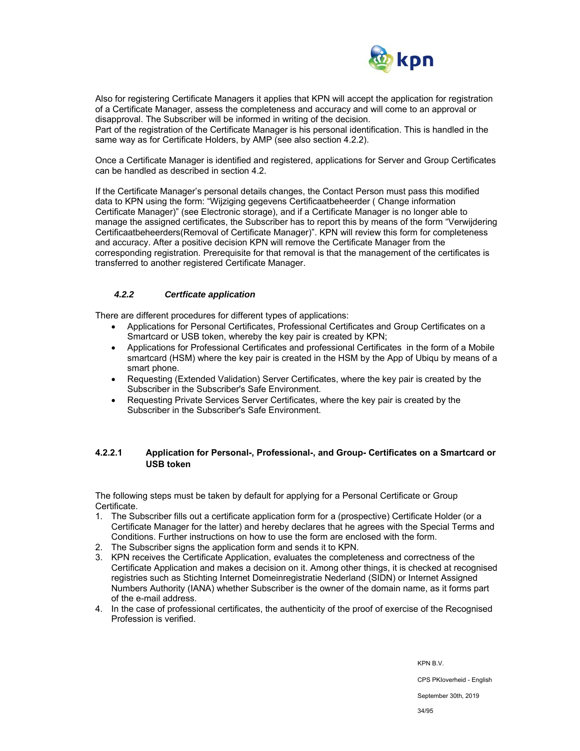Also for registering Certificate Managers it applies that KPN will accept the application for registration of a Certificate Manager, assess the completeness and accuracy and will come to an approval or disapproval. The Subscriber will be informed in writing of the decision.
Part of the registration of the Certificate Manager is his personal identification. This is handled in the same way as for Certificate Holders, by AMP (see also section 4.2.2).

Once a Certificate Manager is identified and registered, applications for Server and Group Certificates can be handled as described in section 4.2.

If the Certificate Manager's personal details changes, the Contact Person must pass this modified data to KPN using the form: "Wijziging gegevens Certificaatbeheerder ( Change information Certificate Manager)" (see Electronic storage), and if a Certificate Manager is no longer able to manage the assigned certificates, the Subscriber has to report this by means of the form "Verwijdering Certificaatbeheerders(Removal of Certificate Manager)". KPN will review this form for completeness and accuracy. After a positive decision KPN will remove the Certificate Manager from the corresponding registration. Prerequisite for that removal is that the management of the certificates is transferred to another registered Certificate Manager.

### *4.2.2 Certficate application*

There are different procedures for different types of applications:

- Applications for Personal Certificates, Professional Certificates and Group Certificates on a Smartcard or USB token, whereby the key pair is created by KPN;
- Applications for Professional Certificates and professional Certificates in the form of a Mobile smartcard (HSM) where the key pair is created in the HSM by the App of Ubiqu by means of a smart phone.
- Requesting (Extended Validation) Server Certificates, where the key pair is created by the Subscriber in the Subscriber's Safe Environment.
- Requesting Private Services Server Certificates, where the key pair is created by the Subscriber in the Subscriber's Safe Environment.

#### 4.2.2.1 Application for Personal-, Professional-, and Group- Certificates on a Smartcard or USB token

The following steps must be taken by default for applying for a Personal Certificate or Group Certificate.

1. The Subscriber fills out a certificate application form for a (prospective) Certificate Holder (or a Certificate Manager for the latter) and hereby declares that he agrees with the Special Terms and Conditions. Further instructions on how to use the form are enclosed with the form.
2. The Subscriber signs the application form and sends it to KPN.
3. KPN receives the Certificate Application, evaluates the completeness and correctness of the Certificate Application and makes a decision on it. Among other things, it is checked at recognised registries such as Stichting Internet Domeinregistratie Nederland (SIDN) or Internet Assigned Numbers Authority (IANA) whether Subscriber is the owner of the domain name, as it forms part of the e-mail address.
4. In the case of professional certificates, the authenticity of the proof of exercise of the Recognised Profession is verified.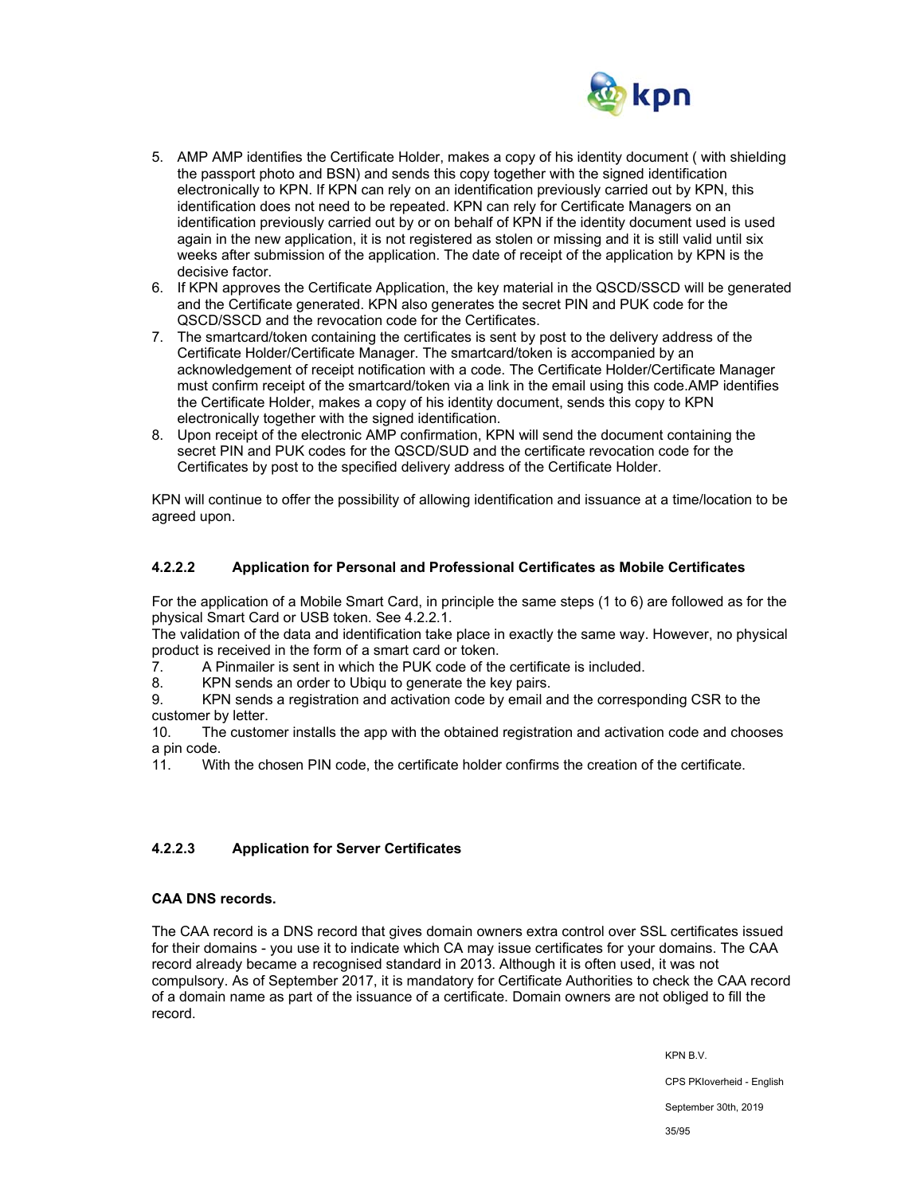5. AMP AMP identifies the Certificate Holder, makes a copy of his identity document ( with shielding the passport photo and BSN) and sends this copy together with the signed identification electronically to KPN. If KPN can rely on an identification previously carried out by KPN, this identification does not need to be repeated. KPN can rely for Certificate Managers on an identification previously carried out by or on behalf of KPN if the identity document used is used again in the new application, it is not registered as stolen or missing and it is still valid until six weeks after submission of the application. The date of receipt of the application by KPN is the decisive factor.
6. If KPN approves the Certificate Application, the key material in the QSCD/SSCD will be generated and the Certificate generated. KPN also generates the secret PIN and PUK code for the QSCD/SSCD and the revocation code for the Certificates.
7. The smartcard/token containing the certificates is sent by post to the delivery address of the Certificate Holder/Certificate Manager. The smartcard/token is accompanied by an acknowledgement of receipt notification with a code. The Certificate Holder/Certificate Manager must confirm receipt of the smartcard/token via a link in the email using this code.AMP identifies the Certificate Holder, makes a copy of his identity document, sends this copy to KPN electronically together with the signed identification.
8. Upon receipt of the electronic AMP confirmation, KPN will send the document containing the secret PIN and PUK codes for the QSCD/SUD and the certificate revocation code for the Certificates by post to the specified delivery address of the Certificate Holder.

KPN will continue to offer the possibility of allowing identification and issuance at a time/location to be agreed upon.

#### 4.2.2.2 Application for Personal and Professional Certificates as Mobile Certificates

For the application of a Mobile Smart Card, in principle the same steps (1 to 6) are followed as for the physical Smart Card or USB token. See 4.2.2.1.
The validation of the data and identification take place in exactly the same way. However, no physical product is received in the form of a smart card or token.

7. A Pinmailer is sent in which the PUK code of the certificate is included.
8. KPN sends an order to Ubiqu to generate the key pairs.
9. KPN sends a registration and activation code by email and the corresponding CSR to the customer by letter.
10. The customer installs the app with the obtained registration and activation code and chooses a pin code.
11. With the chosen PIN code, the certificate holder confirms the creation of the certificate.

#### 4.2.2.3 Application for Server Certificates

**CAA DNS records.**

The CAA record is a DNS record that gives domain owners extra control over SSL certificates issued for their domains - you use it to indicate which CA may issue certificates for your domains. The CAA record already became a recognised standard in 2013. Although it is often used, it was not compulsory. As of September 2017, it is mandatory for Certificate Authorities to check the CAA record of a domain name as part of the issuance of a certificate. Domain owners are not obliged to fill the record.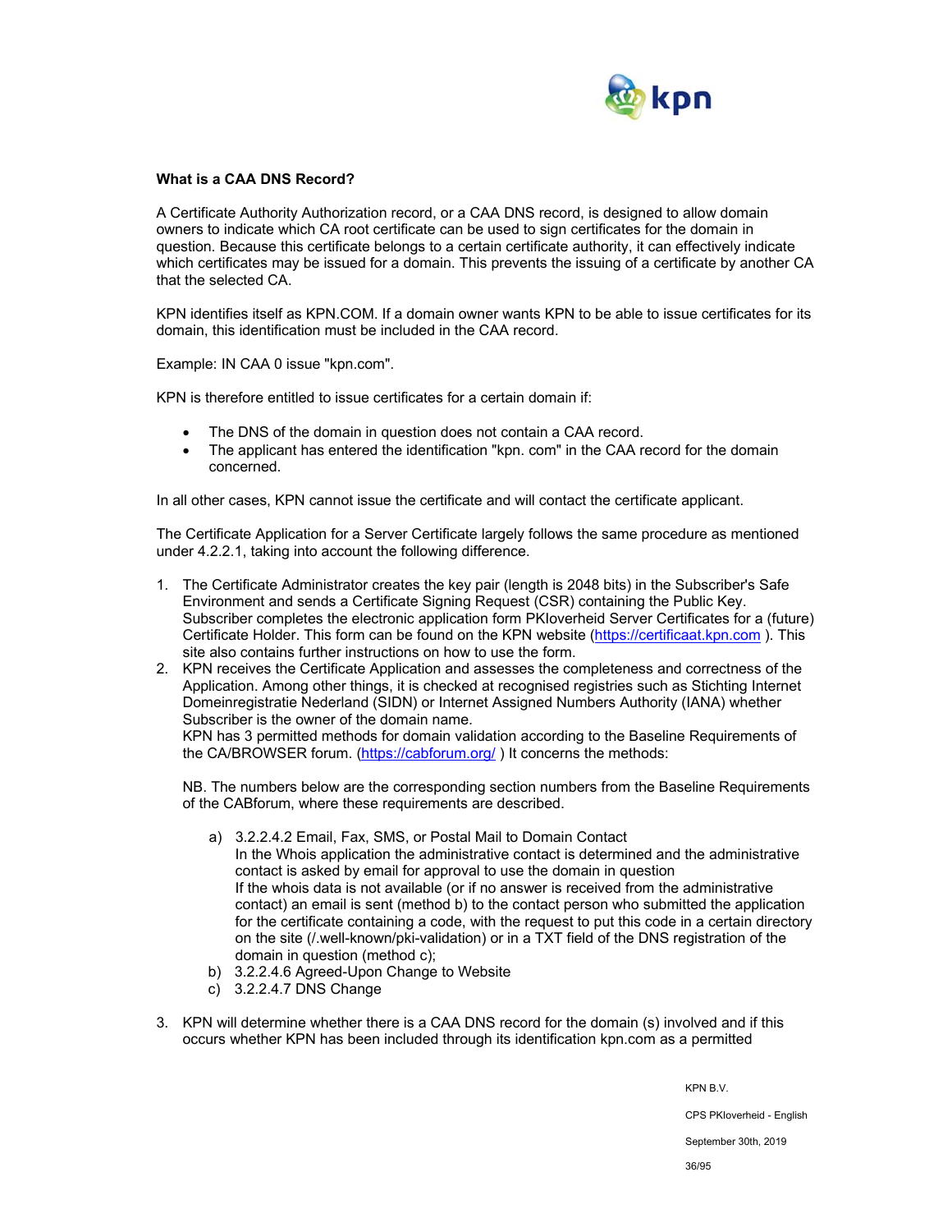**What is a CAA DNS Record?**

A Certificate Authority Authorization record, or a CAA DNS record, is designed to allow domain owners to indicate which CA root certificate can be used to sign certificates for the domain in question. Because this certificate belongs to a certain certificate authority, it can effectively indicate which certificates may be issued for a domain. This prevents the issuing of a certificate by another CA that the selected CA.

KPN identifies itself as KPN.COM. If a domain owner wants KPN to be able to issue certificates for its domain, this identification must be included in the CAA record.

Example: IN CAA 0 issue "kpn.com".

KPN is therefore entitled to issue certificates for a certain domain if:

- The DNS of the domain in question does not contain a CAA record.
- The applicant has entered the identification "kpn. com" in the CAA record for the domain concerned.

In all other cases, KPN cannot issue the certificate and will contact the certificate applicant.

The Certificate Application for a Server Certificate largely follows the same procedure as mentioned under 4.2.2.1, taking into account the following difference.

1. The Certificate Administrator creates the key pair (length is 2048 bits) in the Subscriber's Safe Environment and sends a Certificate Signing Request (CSR) containing the Public Key. Subscriber completes the electronic application form PKIoverheid Server Certificates for a (future) Certificate Holder. This form can be found on the KPN website (https://certificaat.kpn.com ). This site also contains further instructions on how to use the form.
2. KPN receives the Certificate Application and assesses the completeness and correctness of the Application. Among other things, it is checked at recognised registries such as Stichting Internet Domeinregistratie Nederland (SIDN) or Internet Assigned Numbers Authority (IANA) whether Subscriber is the owner of the domain name.
   KPN has 3 permitted methods for domain validation according to the Baseline Requirements of the CA/BROWSER forum. (https://cabforum.org/ ) It concerns the methods:

   NB. The numbers below are the corresponding section numbers from the Baseline Requirements of the CABforum, where these requirements are described.

   a) 3.2.2.4.2 Email, Fax, SMS, or Postal Mail to Domain Contact
      In the Whois application the administrative contact is determined and the administrative contact is asked by email for approval to use the domain in question
      If the whois data is not available (or if no answer is received from the administrative contact) an email is sent (method b) to the contact person who submitted the application for the certificate containing a code, with the request to put this code in a certain directory on the site (/.well-known/pki-validation) or in a TXT field of the DNS registration of the domain in question (method c);
   b) 3.2.2.4.6 Agreed-Upon Change to Website
   c) 3.2.2.4.7 DNS Change

3. KPN will determine whether there is a CAA DNS record for the domain (s) involved and if this occurs whether KPN has been included through its identification kpn.com as a permitted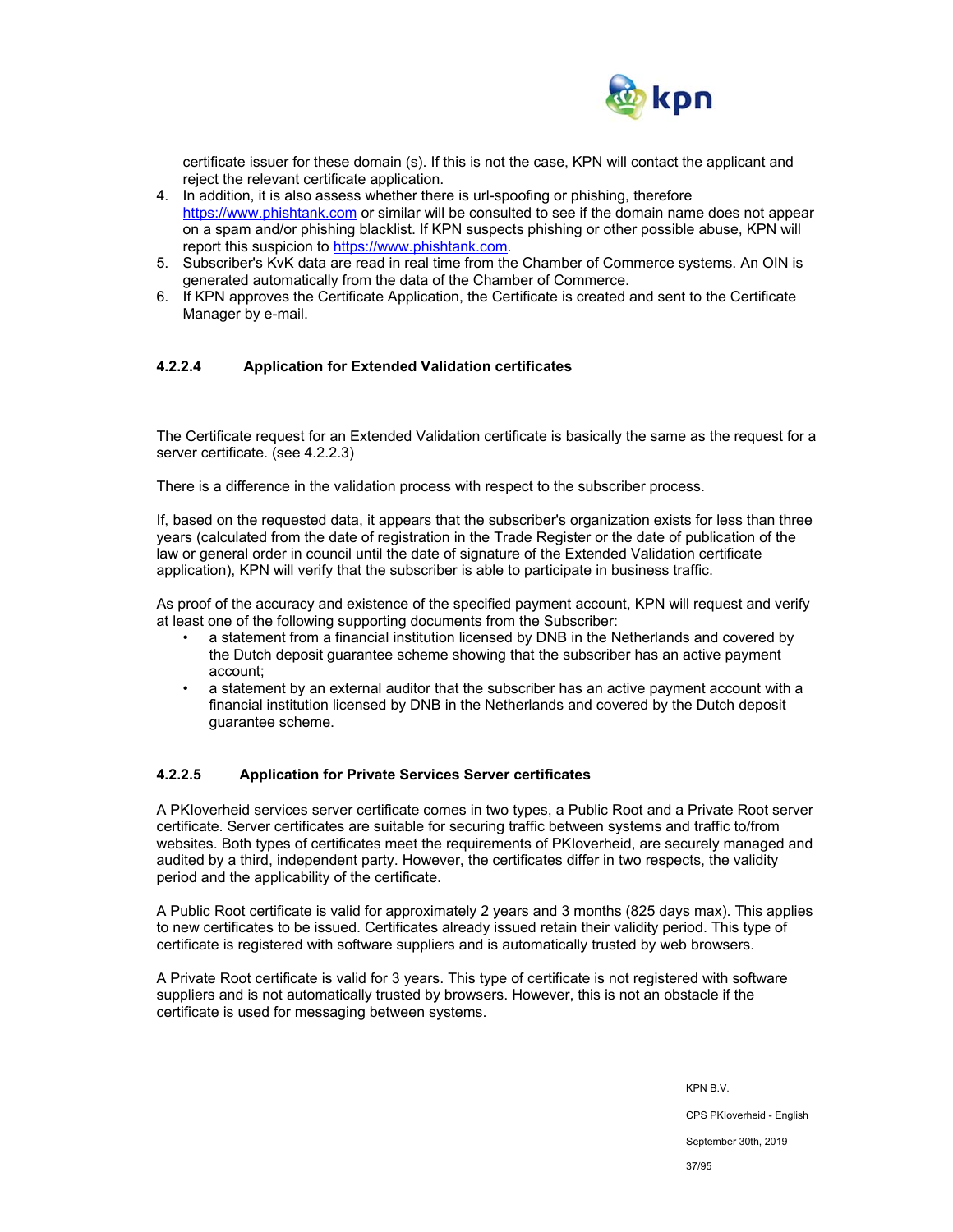certificate issuer for these domain (s). If this is not the case, KPN will contact the applicant and reject the relevant certificate application.

4. In addition, it is also assess whether there is url-spoofing or phishing, therefore https://www.phishtank.com or similar will be consulted to see if the domain name does not appear on a spam and/or phishing blacklist. If KPN suspects phishing or other possible abuse, KPN will report this suspicion to https://www.phishtank.com.
5. Subscriber's KvK data are read in real time from the Chamber of Commerce systems. An OIN is generated automatically from the data of the Chamber of Commerce.
6. If KPN approves the Certificate Application, the Certificate is created and sent to the Certificate Manager by e-mail.

#### 4.2.2.4 Application for Extended Validation certificates

The Certificate request for an Extended Validation certificate is basically the same as the request for a server certificate. (see 4.2.2.3)

There is a difference in the validation process with respect to the subscriber process.

If, based on the requested data, it appears that the subscriber's organization exists for less than three years (calculated from the date of registration in the Trade Register or the date of publication of the law or general order in council until the date of signature of the Extended Validation certificate application), KPN will verify that the subscriber is able to participate in business traffic.

As proof of the accuracy and existence of the specified payment account, KPN will request and verify at least one of the following supporting documents from the Subscriber:

- a statement from a financial institution licensed by DNB in the Netherlands and covered by the Dutch deposit guarantee scheme showing that the subscriber has an active payment account;
- a statement by an external auditor that the subscriber has an active payment account with a financial institution licensed by DNB in the Netherlands and covered by the Dutch deposit guarantee scheme.

#### 4.2.2.5 Application for Private Services Server certificates

A PKIoverheid services server certificate comes in two types, a Public Root and a Private Root server certificate. Server certificates are suitable for securing traffic between systems and traffic to/from websites. Both types of certificates meet the requirements of PKIoverheid, are securely managed and audited by a third, independent party. However, the certificates differ in two respects, the validity period and the applicability of the certificate.

A Public Root certificate is valid for approximately 2 years and 3 months (825 days max). This applies to new certificates to be issued. Certificates already issued retain their validity period. This type of certificate is registered with software suppliers and is automatically trusted by web browsers.

A Private Root certificate is valid for 3 years. This type of certificate is not registered with software suppliers and is not automatically trusted by browsers. However, this is not an obstacle if the certificate is used for messaging between systems.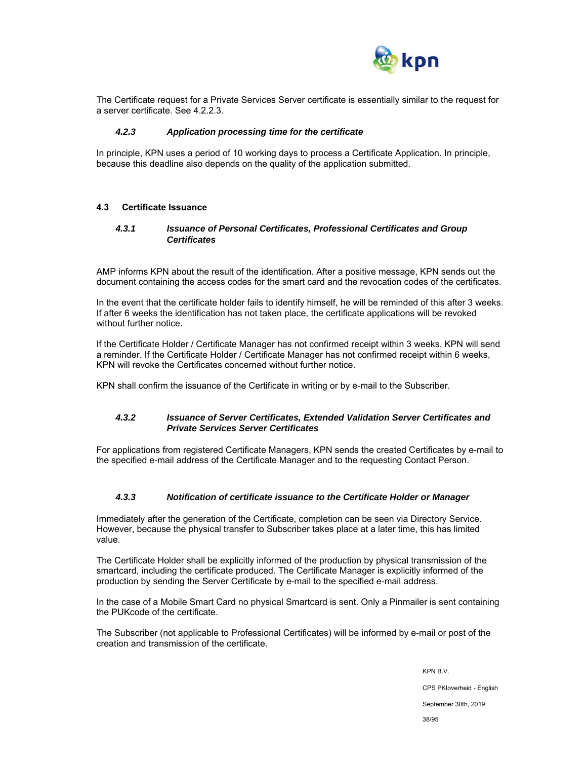The Certificate request for a Private Services Server certificate is essentially similar to the request for a server certificate. See 4.2.2.3.

### *4.2.3 Application processing time for the certificate*

In principle, KPN uses a period of 10 working days to process a Certificate Application. In principle, because this deadline also depends on the quality of the application submitted.

## 4.3 Certificate Issuance

### *4.3.1 Issuance of Personal Certificates, Professional Certificates and Group Certificates*

AMP informs KPN about the result of the identification. After a positive message, KPN sends out the document containing the access codes for the smart card and the revocation codes of the certificates.

In the event that the certificate holder fails to identify himself, he will be reminded of this after 3 weeks. If after 6 weeks the identification has not taken place, the certificate applications will be revoked without further notice.

If the Certificate Holder / Certificate Manager has not confirmed receipt within 3 weeks, KPN will send a reminder. If the Certificate Holder / Certificate Manager has not confirmed receipt within 6 weeks, KPN will revoke the Certificates concerned without further notice.

KPN shall confirm the issuance of the Certificate in writing or by e-mail to the Subscriber.

### *4.3.2 Issuance of Server Certificates, Extended Validation Server Certificates and Private Services Server Certificates*

For applications from registered Certificate Managers, KPN sends the created Certificates by e-mail to the specified e-mail address of the Certificate Manager and to the requesting Contact Person.

### *4.3.3 Notification of certificate issuance to the Certificate Holder or Manager*

Immediately after the generation of the Certificate, completion can be seen via Directory Service. However, because the physical transfer to Subscriber takes place at a later time, this has limited value.

The Certificate Holder shall be explicitly informed of the production by physical transmission of the smartcard, including the certificate produced. The Certificate Manager is explicitly informed of the production by sending the Server Certificate by e-mail to the specified e-mail address.

In the case of a Mobile Smart Card no physical Smartcard is sent. Only a Pinmailer is sent containing the PUKcode of the certificate.

The Subscriber (not applicable to Professional Certificates) will be informed by e-mail or post of the creation and transmission of the certificate.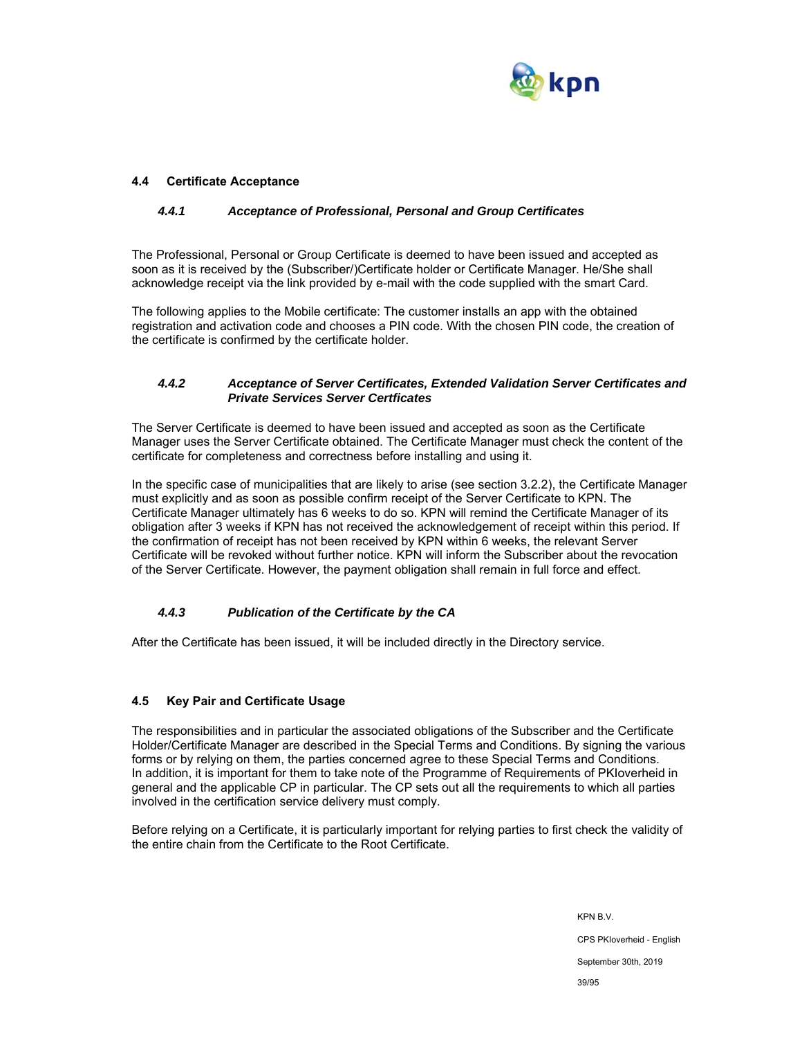## 4.4 Certificate Acceptance

### *4.4.1 Acceptance of Professional, Personal and Group Certificates*

The Professional, Personal or Group Certificate is deemed to have been issued and accepted as soon as it is received by the (Subscriber/)Certificate holder or Certificate Manager. He/She shall acknowledge receipt via the link provided by e-mail with the code supplied with the smart Card.

The following applies to the Mobile certificate: The customer installs an app with the obtained registration and activation code and chooses a PIN code. With the chosen PIN code, the creation of the certificate is confirmed by the certificate holder.

### *4.4.2 Acceptance of Server Certificates, Extended Validation Server Certificates and Private Services Server Certficates*

The Server Certificate is deemed to have been issued and accepted as soon as the Certificate Manager uses the Server Certificate obtained. The Certificate Manager must check the content of the certificate for completeness and correctness before installing and using it.

In the specific case of municipalities that are likely to arise (see section 3.2.2), the Certificate Manager must explicitly and as soon as possible confirm receipt of the Server Certificate to KPN. The Certificate Manager ultimately has 6 weeks to do so. KPN will remind the Certificate Manager of its obligation after 3 weeks if KPN has not received the acknowledgement of receipt within this period. If the confirmation of receipt has not been received by KPN within 6 weeks, the relevant Server Certificate will be revoked without further notice. KPN will inform the Subscriber about the revocation of the Server Certificate. However, the payment obligation shall remain in full force and effect.

### *4.4.3 Publication of the Certificate by the CA*

After the Certificate has been issued, it will be included directly in the Directory service.

## 4.5 Key Pair and Certificate Usage

The responsibilities and in particular the associated obligations of the Subscriber and the Certificate Holder/Certificate Manager are described in the Special Terms and Conditions. By signing the various forms or by relying on them, the parties concerned agree to these Special Terms and Conditions. In addition, it is important for them to take note of the Programme of Requirements of PKIoverheid in general and the applicable CP in particular. The CP sets out all the requirements to which all parties involved in the certification service delivery must comply.

Before relying on a Certificate, it is particularly important for relying parties to first check the validity of the entire chain from the Certificate to the Root Certificate.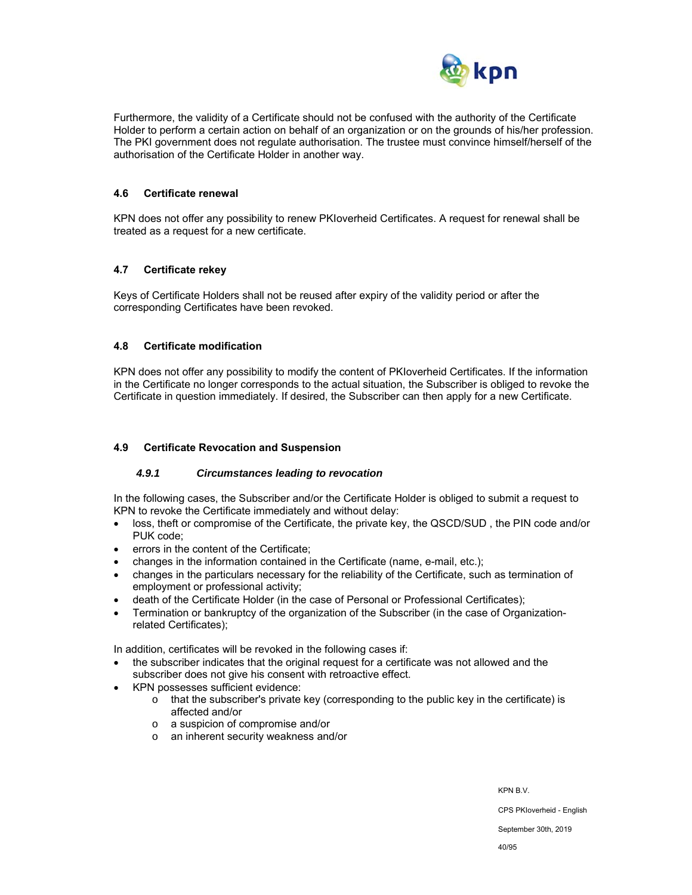Furthermore, the validity of a Certificate should not be confused with the authority of the Certificate Holder to perform a certain action on behalf of an organization or on the grounds of his/her profession. The PKI government does not regulate authorisation. The trustee must convince himself/herself of the authorisation of the Certificate Holder in another way.

## 4.6 Certificate renewal

KPN does not offer any possibility to renew PKIoverheid Certificates. A request for renewal shall be treated as a request for a new certificate.

## 4.7 Certificate rekey

Keys of Certificate Holders shall not be reused after expiry of the validity period or after the corresponding Certificates have been revoked.

## 4.8 Certificate modification

KPN does not offer any possibility to modify the content of PKIoverheid Certificates. If the information in the Certificate no longer corresponds to the actual situation, the Subscriber is obliged to revoke the Certificate in question immediately. If desired, the Subscriber can then apply for a new Certificate.

## 4.9 Certificate Revocation and Suspension

### *4.9.1 Circumstances leading to revocation*

In the following cases, the Subscriber and/or the Certificate Holder is obliged to submit a request to KPN to revoke the Certificate immediately and without delay:

- loss, theft or compromise of the Certificate, the private key, the QSCD/SUD , the PIN code and/or PUK code;
- errors in the content of the Certificate;
- changes in the information contained in the Certificate (name, e-mail, etc.);
- changes in the particulars necessary for the reliability of the Certificate, such as termination of employment or professional activity;
- death of the Certificate Holder (in the case of Personal or Professional Certificates);
- Termination or bankruptcy of the organization of the Subscriber (in the case of Organization-related Certificates);

In addition, certificates will be revoked in the following cases if:

- the subscriber indicates that the original request for a certificate was not allowed and the subscriber does not give his consent with retroactive effect.
- KPN possesses sufficient evidence:
  - that the subscriber's private key (corresponding to the public key in the certificate) is affected and/or
  - a suspicion of compromise and/or
  - an inherent security weakness and/or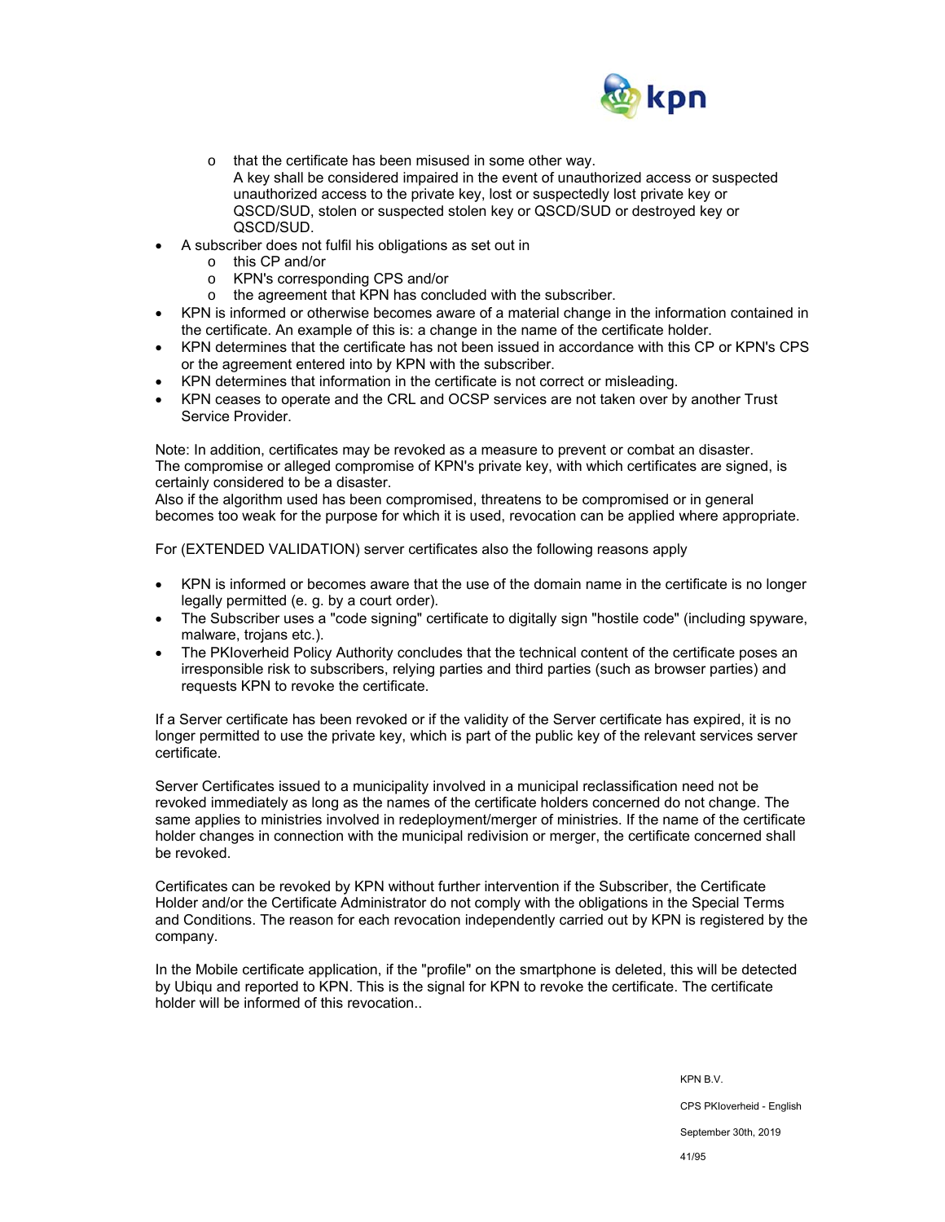- that the certificate has been misused in some other way.
    A key shall be considered impaired in the event of unauthorized access or suspected unauthorized access to the private key, lost or suspectedly lost private key or QSCD/SUD, stolen or suspected stolen key or QSCD/SUD or destroyed key or QSCD/SUD.
- A subscriber does not fulfil his obligations as set out in
  - this CP and/or
  - KPN's corresponding CPS and/or
  - the agreement that KPN has concluded with the subscriber.
- KPN is informed or otherwise becomes aware of a material change in the information contained in the certificate. An example of this is: a change in the name of the certificate holder.
- KPN determines that the certificate has not been issued in accordance with this CP or KPN's CPS or the agreement entered into by KPN with the subscriber.
- KPN determines that information in the certificate is not correct or misleading.
- KPN ceases to operate and the CRL and OCSP services are not taken over by another Trust Service Provider.

Note: In addition, certificates may be revoked as a measure to prevent or combat an disaster. The compromise or alleged compromise of KPN's private key, with which certificates are signed, is certainly considered to be a disaster.
Also if the algorithm used has been compromised, threatens to be compromised or in general becomes too weak for the purpose for which it is used, revocation can be applied where appropriate.

For (EXTENDED VALIDATION) server certificates also the following reasons apply

- KPN is informed or becomes aware that the use of the domain name in the certificate is no longer legally permitted (e. g. by a court order).
- The Subscriber uses a "code signing" certificate to digitally sign "hostile code" (including spyware, malware, trojans etc.).
- The PKIoverheid Policy Authority concludes that the technical content of the certificate poses an irresponsible risk to subscribers, relying parties and third parties (such as browser parties) and requests KPN to revoke the certificate.

If a Server certificate has been revoked or if the validity of the Server certificate has expired, it is no longer permitted to use the private key, which is part of the public key of the relevant services server certificate.

Server Certificates issued to a municipality involved in a municipal reclassification need not be revoked immediately as long as the names of the certificate holders concerned do not change. The same applies to ministries involved in redeployment/merger of ministries. If the name of the certificate holder changes in connection with the municipal redivision or merger, the certificate concerned shall be revoked.

Certificates can be revoked by KPN without further intervention if the Subscriber, the Certificate Holder and/or the Certificate Administrator do not comply with the obligations in the Special Terms and Conditions. The reason for each revocation independently carried out by KPN is registered by the company.

In the Mobile certificate application, if the "profile" on the smartphone is deleted, this will be detected by Ubiqu and reported to KPN. This is the signal for KPN to revoke the certificate. The certificate holder will be informed of this revocation..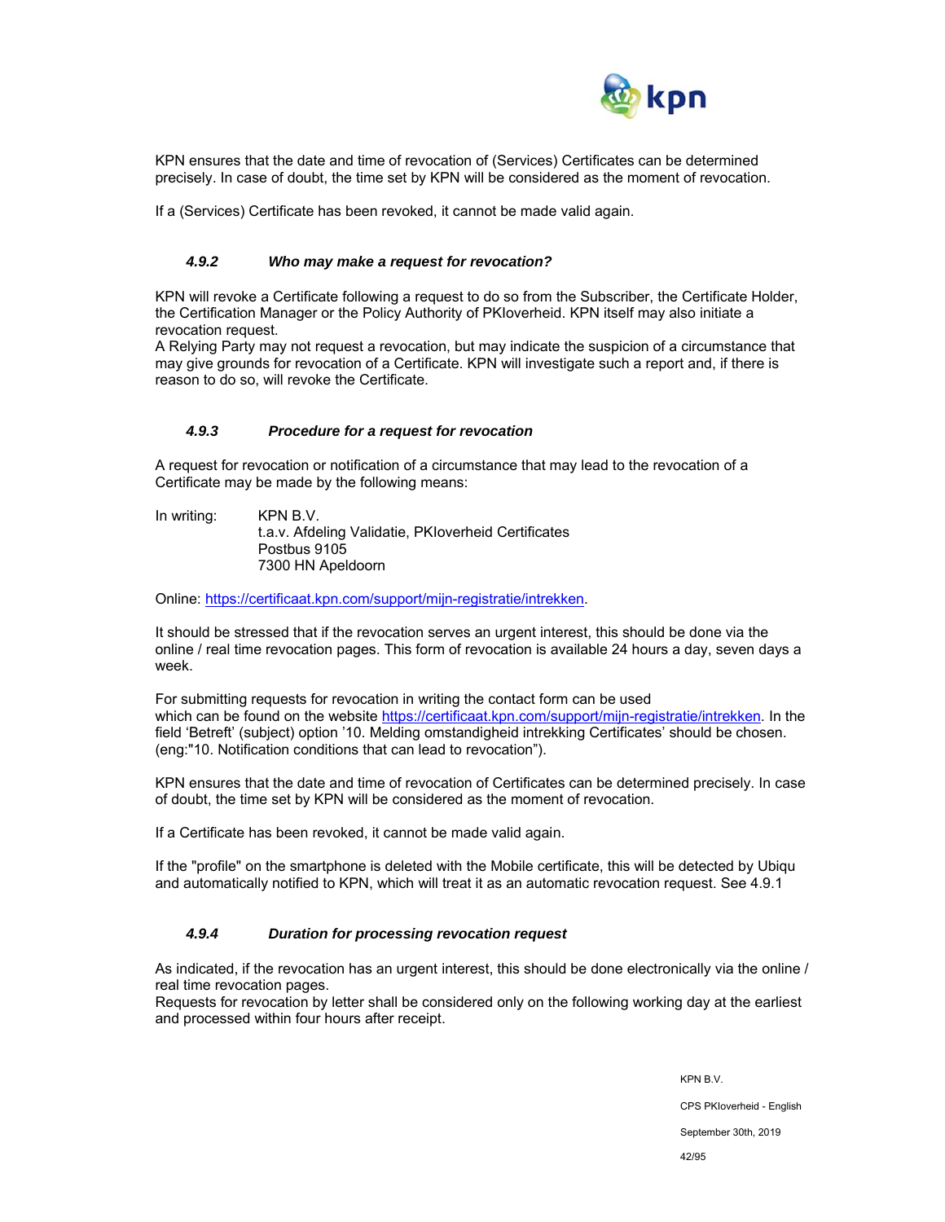KPN ensures that the date and time of revocation of (Services) Certificates can be determined precisely. In case of doubt, the time set by KPN will be considered as the moment of revocation.

If a (Services) Certificate has been revoked, it cannot made valid again.

#### *4.9.2 Who may make a request for revocation?*

KPN will revoke a Certificate following a request to do so from the Subscriber, the Certificate Holder, the Certification Manager or the Policy Authority of PKIoverheid. KPN itself may also initiate a revocation request.
A Relying Party may not request a revocation, but may indicate the suspicion of a circumstance that may give grounds for revocation of a Certificate. KPN will investigate such a report and, if there is reason to do so, will revoke the Certificate.

#### *4.9.3 Procedure for a request for revocation*

A request for revocation or notification of a circumstance that may lead to the revocation of a Certificate may be made by the following means:

In writing:
KPN B.V.
t.a.v. Afdeling Validatie, PKIoverheid Certificates
Postbus 9105
7300 HN Apeldoorn

Online: https://certificaat.kpn.com/support/mijn-registratie/intrekken.

It should be stressed that if the revocation serves an urgent interest, this should be done via the online / real time revocation pages. This form of revocation is available 24 hours a day, seven days a week.

For submitting requests for revocation in writing the contact form can be used which can be found on the website https://certificaat.kpn.com/support/mijn-registratie/intrekken. In the field 'Betreft' (subject) option '10. Melding omstandigheid intrekking Certificates' should be chosen. (eng:"10. Notification conditions that can lead to revocation").

KPN ensures that the date and time of revocation of Certificates can be determined precisely. In case of doubt, the time set by KPN will be considered as the moment of revocation.

If a Certificate has been revoked, it cannot be made valid again.

If the "profile" on the smartphone is deleted with the Mobile certificate, this will be detected by Ubiqu and automatically notified to KPN, which will treat it as an automatic revocation request. See 4.9.1

#### *4.9.4 Duration for processing revocation request*

As indicated, if the revocation has an urgent interest, this should be done electronically via the online / real time revocation pages.
Requests for revocation by letter shall be considered only on the following working day at the earliest and processed within four hours after receipt.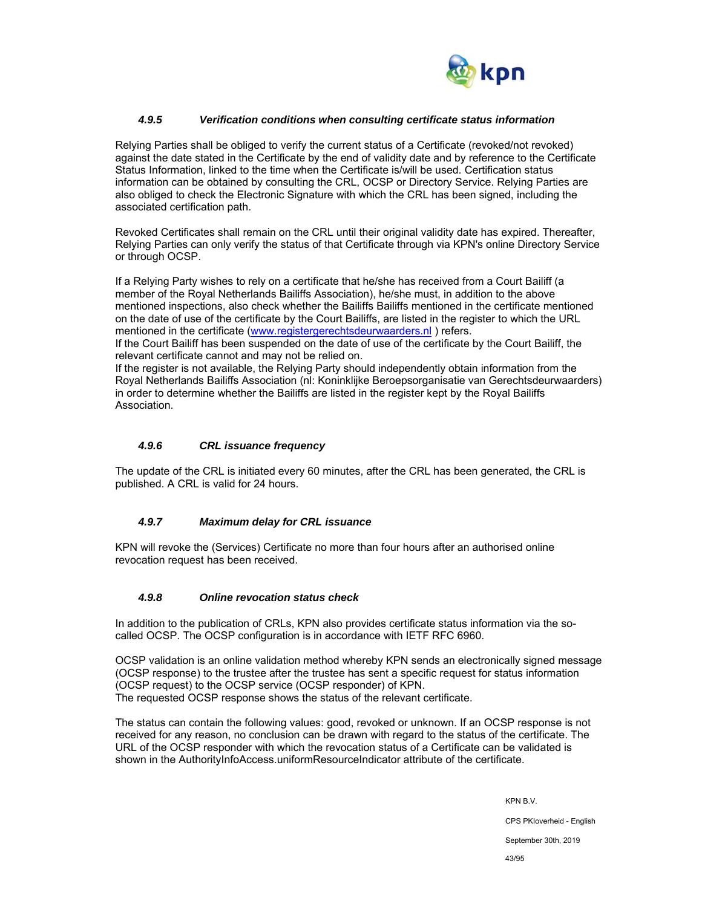#### *4.9.5 Verification conditions when consulting certificate status information*

Relying Parties shall be obliged to verify the current status of a Certificate (revoked/not revoked) against the date stated in the Certificate by the end of validity date and by reference to the Certificate Status Information, linked to the time when the Certificate is/will be used. Certification status information can be obtained by consulting the CRL, OCSP or Directory Service. Relying Parties are also obliged to check the Electronic Signature with which the CRL has been signed, including the associated certification path.

Revoked Certificates shall remain on the CRL until their original validity date has expired. Thereafter, Relying Parties can only verify the status of that Certificate through via KPN's online Directory Service or through OCSP.

If a Relying Party wishes to rely on a certificate that he/she has received from a Court Bailiff (a member of the Royal Netherlands Bailiffs Association), he/she must, in addition to the above mentioned inspections, also check whether the Bailiffs Bailiffs mentioned in the certificate mentioned on the date of use of the certificate by the Court Bailiffs, are listed in the register to which the URL mentioned in the certificate ([www.registergerechtsdeurwaarders.nl](http://www.registergerechtsdeurwaarders.nl) ) refers.
If the Court Bailiff has been suspended on the date of use of the certificate by the Court Bailiff, the relevant certificate cannot and may not be relied on.
If the register is not available, the Relying Party should independently obtain information from the Royal Netherlands Bailiffs Association (nl: Koninklijke Beroepsorganisatie van Gerechtsdeurwaarders) in order to determine whether the Bailiffs are listed in the register kept by the Royal Bailiffs Association.

#### *4.9.6 CRL issuance frequency*

The update of the CRL is initiated every 60 minutes, after the CRL has been generated, the CRL is published. A CRL is valid for 24 hours.

#### *4.9.7 Maximum delay for CRL issuance*

KPN will revoke the (Services) Certificate no more than four hours after an authorised online revocation request has been received.

#### *4.9.8 Online revocation status check*

In addition to the publication of CRLs, KPN also provides certificate status information via the so-called OCSP. The OCSP configuration is in accordance with IETF RFC 6960.

OCSP validation is an online validation method whereby KPN sends an electronically signed message (OCSP response) to the trustee after the trustee has sent a specific request for status information (OCSP request) to the OCSP service (OCSP responder) of KPN.
The requested OCSP response shows the status of the relevant certificate.

The status can contain the following values: good, revoked or unknown. If an OCSP response is not received for any reason, no conclusion can be drawn with regard to the status of the certificate. The URL of the OCSP responder with which the revocation status of a Certificate can be validated is shown in the AuthorityInfoAccess.uniformResourceIndicator attribute of the certificate.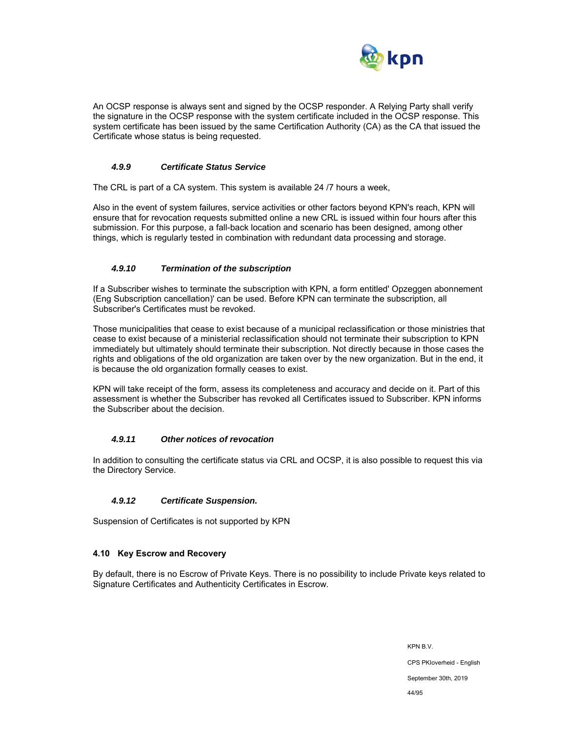An OCSP response is always sent and signed by the OCSP responder. A Relying Party shall verify the signature in the OCSP response with the system certificate included in the OCSP response. This system certificate has been issued by the same Certification Authority (CA) as the CA that issued the Certificate whose status is being requested.

#### *4.9.9 Certificate Status Service*

The CRL is part of a CA system. This system is available 24 /7 hours a week,

Also in the event of system failures, service activities or other factors beyond KPN's reach, KPN will ensure that for revocation requests submitted online a new CRL is issued within four hours after this submission. For this purpose, a fall-back location and scenario has been designed, among other things, which is regularly tested in combination with redundant data processing and storage.

#### *4.9.10 Termination of the subscription*

If a Subscriber wishes to terminate the subscription with KPN, a form entitled' Opzeggen abonnement (Eng Subscription cancellation)' can be used. Before KPN can terminate the subscription, all Subscriber's Certificates must be revoked.

Those municipalities that cease to exist because of a municipal reclassification or those ministries that cease to exist because of a ministerial reclassification should not terminate their subscription to KPN immediately but ultimately should terminate their subscription. Not directly because in those cases the rights and obligations of the old organization are taken over by the new organization. But in the end, it is because the old organization formally ceases to exist.

KPN will take receipt of the form, assess its completeness and accuracy and decide on it. Part of this assessment is whether the Subscriber has revoked all Certificates issued to Subscriber. KPN informs the Subscriber about the decision.

#### *4.9.11 Other notices of revocation*

In addition to consulting the certificate status via CRL and OCSP, it is also possible to request this via the Directory Service.

#### *4.9.12 Certificate Suspension.*

Suspension of Certificates is not supported by KPN

### 4.10 Key Escrow and Recovery

By default, there is no Escrow of Private Keys. There is no possibility to include Private keys related to Signature Certificates and Authenticity Certificates in Escrow.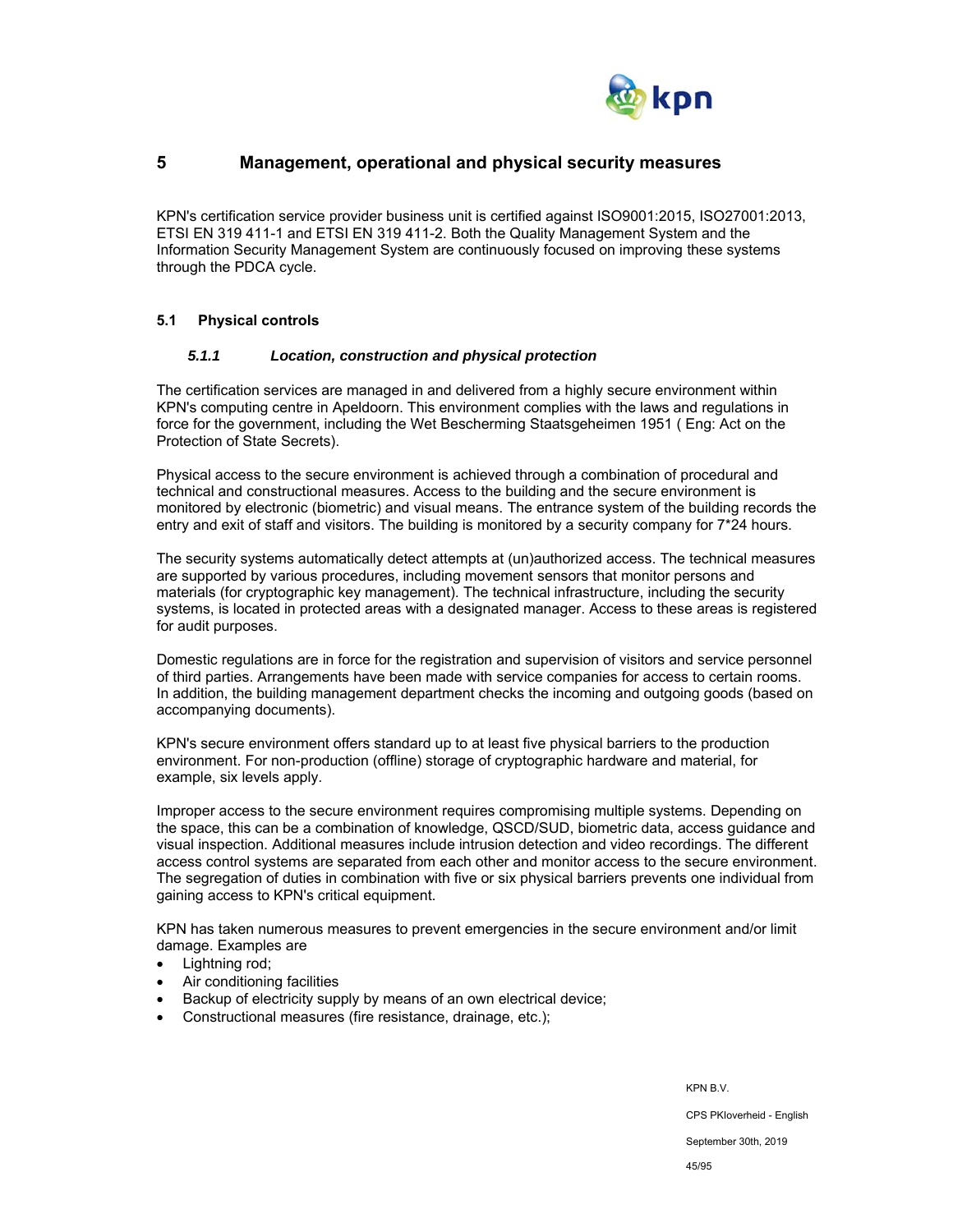# 5 Management, operational and physical security measures

KPN's certification service provider business unit is certified against ISO9001:2015, ISO27001:2013, ETSI EN 319 411-1 and ETSI EN 319 411-2. Both the Quality Management System and the Information Security Management System are continuously focused on improving these systems through the PDCA cycle.

## 5.1 Physical controls

### *5.1.1 Location, construction and physical protection*

The certification services are managed in and delivered from a highly secure environment within KPN's computing centre in Apeldoorn. This environment complies with the laws and regulations in force for the government, including the Wet Bescherming Staatsgeheimen 1951 ( Eng: Act on the Protection of State Secrets).

Physical access to the secure environment is achieved through a combination of procedural and technical and constructional measures. Access to the building and the secure environment is monitored by electronic (biometric) and visual means. The entrance system of the building records the entry and exit of staff and visitors. The building is monitored by a security company for 7*24 hours.

The security systems automatically detect attempts at (un)authorized access. The technical measures are supported by various procedures, including movement sensors that monitor persons and materials (for cryptographic key management). The technical infrastructure, including the security systems, is located in protected areas with a designated manager. Access to these areas is registered for audit purposes.

Domestic regulations are in force for the registration and supervision of visitors and service personnel of third parties. Arrangements have been made with service companies for access to certain rooms. In addition, the building management department checks the incoming and outgoing goods (based on accompanying documents).

KPN's secure environment offers standard up to at least five physical barriers to the production environment. For non-production (offline) storage of cryptographic hardware and material, for example, six levels apply.

Improper access to the secure environment requires compromising multiple systems. Depending on the space, this can be a combination of knowledge, QSCD/SUD, biometric data, access guidance and visual inspection. Additional measures include intrusion detection and video recordings. The different access control systems are separated from each other and monitor access to the secure environment. The segregation of duties in combination with five or six physical barriers prevents one individual from gaining access to KPN's critical equipment.

KPN has taken numerous measures to prevent emergencies in the secure environment and/or limit damage. Examples are

- Lightning rod;
- Air conditioning facilities
- Backup of electricity supply by means of an own electrical device;
- Constructional measures (fire resistance, drainage, etc.);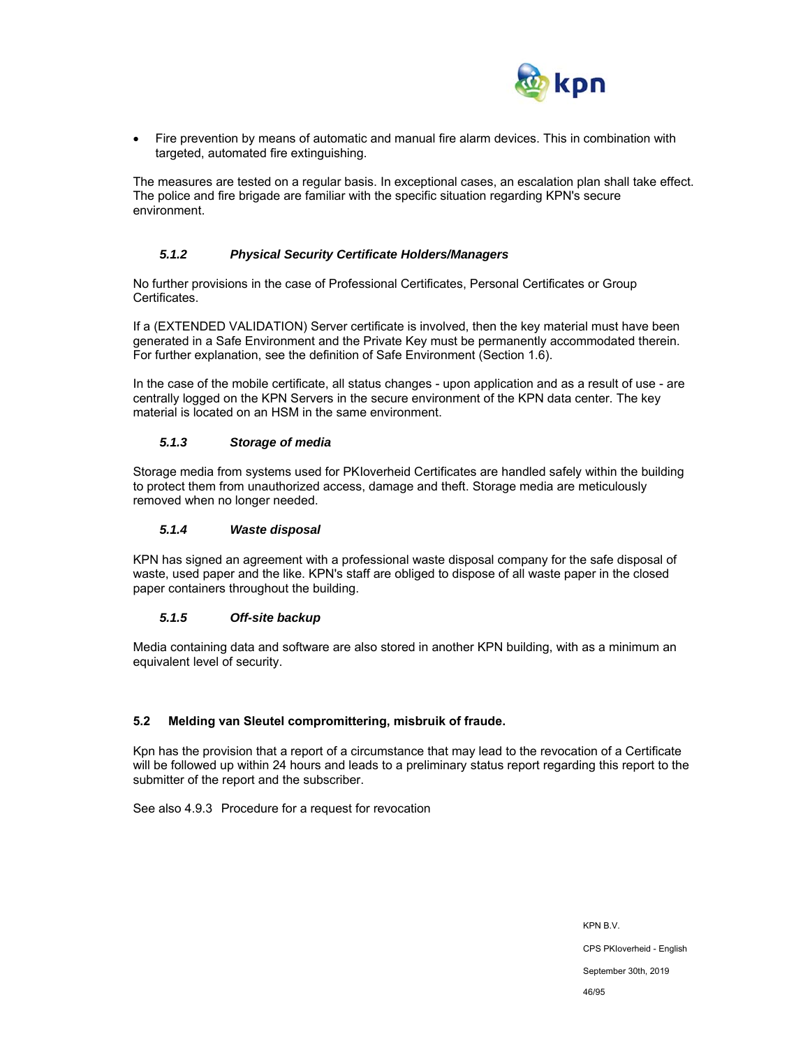- Fire prevention by means of automatic and manual fire alarm devices. This in combination with targeted, automated fire extinguishing.

The measures are tested on a regular basis. In exceptional cases, an escalation plan shall take effect. The police and fire brigade are familiar with the specific situation regarding KPN's secure environment.

#### *5.1.2 Physical Security Certificate Holders/Managers*

No further provisions in the case of Professional Certificates, Personal Certificates or Group Certificates.

If a (EXTENDED VALIDATION) Server certificate is involved, then the key material must have been generated in a Safe Environment and the Private Key must be permanently accommodated therein. For further explanation, see the definition of Safe Environment (Section 1.6).

In the case of the mobile certificate, all status changes - upon application and as a result of use - are centrally logged on the KPN Servers in the secure environment of the KPN data center. The key material is located on an HSM in the same environment.

#### *5.1.3 Storage of media*

Storage media from systems used for PKIoverheid Certificates are handled safely within the building to protect them from unauthorized access, damage and theft. Storage media are meticulously removed when no longer needed.

#### *5.1.4 Waste disposal*

KPN has signed an agreement with a professional waste disposal company for the safe disposal of waste, used paper and the like. KPN's staff are obliged to dispose of all waste paper in the closed paper containers throughout the building.

#### *5.1.5 Off-site backup*

Media containing data and software are also stored in another KPN building, with as a minimum an equivalent level of security.

### 5.2 Melding van Sleutel compromittering, misbruik of fraude.

Kpn has the provision that a report of a circumstance that may lead to the revocation of a Certificate will be followed up within 24 hours and leads to a preliminary status report regarding this report to the submitter of the report and the subscriber.

See also 4.9.3 Procedure for a request for revocation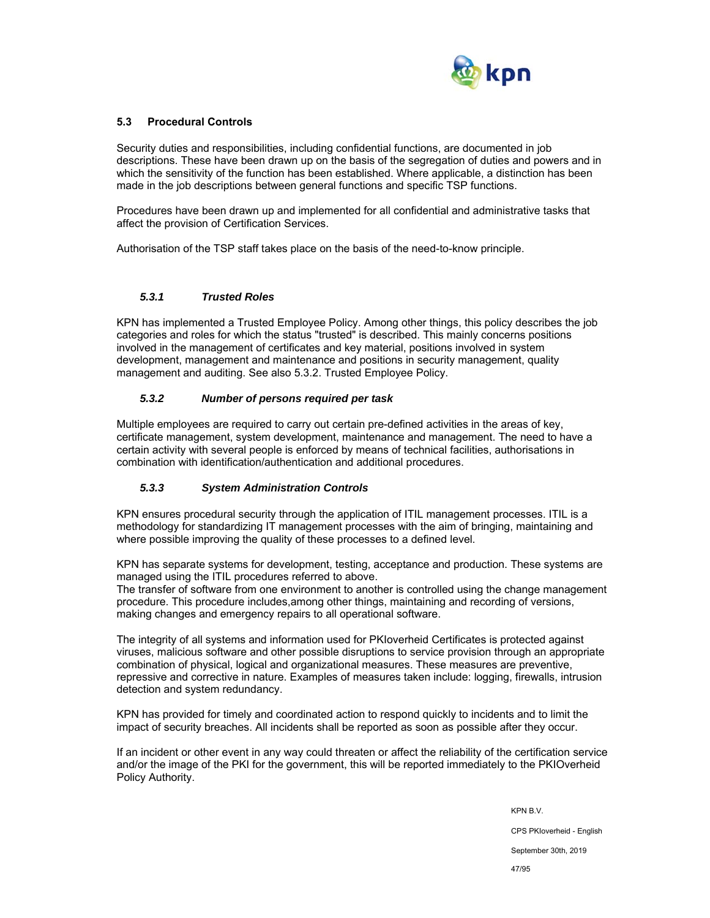## 5.3 Procedural Controls

Security duties and responsibilities, including confidential functions, are documented in job descriptions. These have been drawn up on the basis of the segregation of duties and powers and in which the sensitivity of the function has been established. Where applicable, a distinction has been made in the job descriptions between general functions and specific TSP functions.

Procedures have been drawn up and implemented for all confidential and administrative tasks that affect the provision of Certification Services.

Authorisation of the TSP staff takes place on the basis of the need-to-know principle.

### *5.3.1 Trusted Roles*

KPN has implemented a Trusted Employee Policy. Among other things, this policy describes the job categories and roles for which the status "trusted" is described. This mainly concerns positions involved in the management of certificates and key material, positions involved in system development, management and maintenance and positions in security management, quality management and auditing. See also 5.3.2. Trusted Employee Policy.

### *5.3.2 Number of persons required per task*

Multiple employees are required to carry out certain pre-defined activities in the areas of key, certificate management, system development, maintenance and management. The need to have a certain activity with several people is enforced by means of technical facilities, authorisations in combination with identification/authentication and additional procedures.

### *5.3.3 System Administration Controls*

KPN ensures procedural security through the application of ITIL management processes. ITIL is a methodology for standardizing IT management processes with the aim of bringing, maintaining and where possible improving the quality of these processes to a defined level.

KPN has separate systems for development, testing, acceptance and production. These systems are managed using the ITIL procedures referred to above.
The transfer of software from one environment to another is controlled using the change management procedure. This procedure includes,among other things, maintaining and recording of versions, making changes and emergency repairs to all operational software.

The integrity of all systems and information used for PKIoverheid Certificates is protected against viruses, malicious software and other possible disruptions to service provision through an appropriate combination of physical, logical and organizational measures. These measures are preventive, repressive and corrective in nature. Examples of measures taken include: logging, firewalls, intrusion detection and system redundancy.

KPN has provided for timely and coordinated action to respond quickly to incidents and to limit the impact of security breaches. All incidents shall be reported as soon as possible after they occur.

If an incident or other event in any way could threaten or affect the reliability of the certification service and/or the image of the PKI for the government, this will be reported immediately to the PKIOverheid Policy Authority.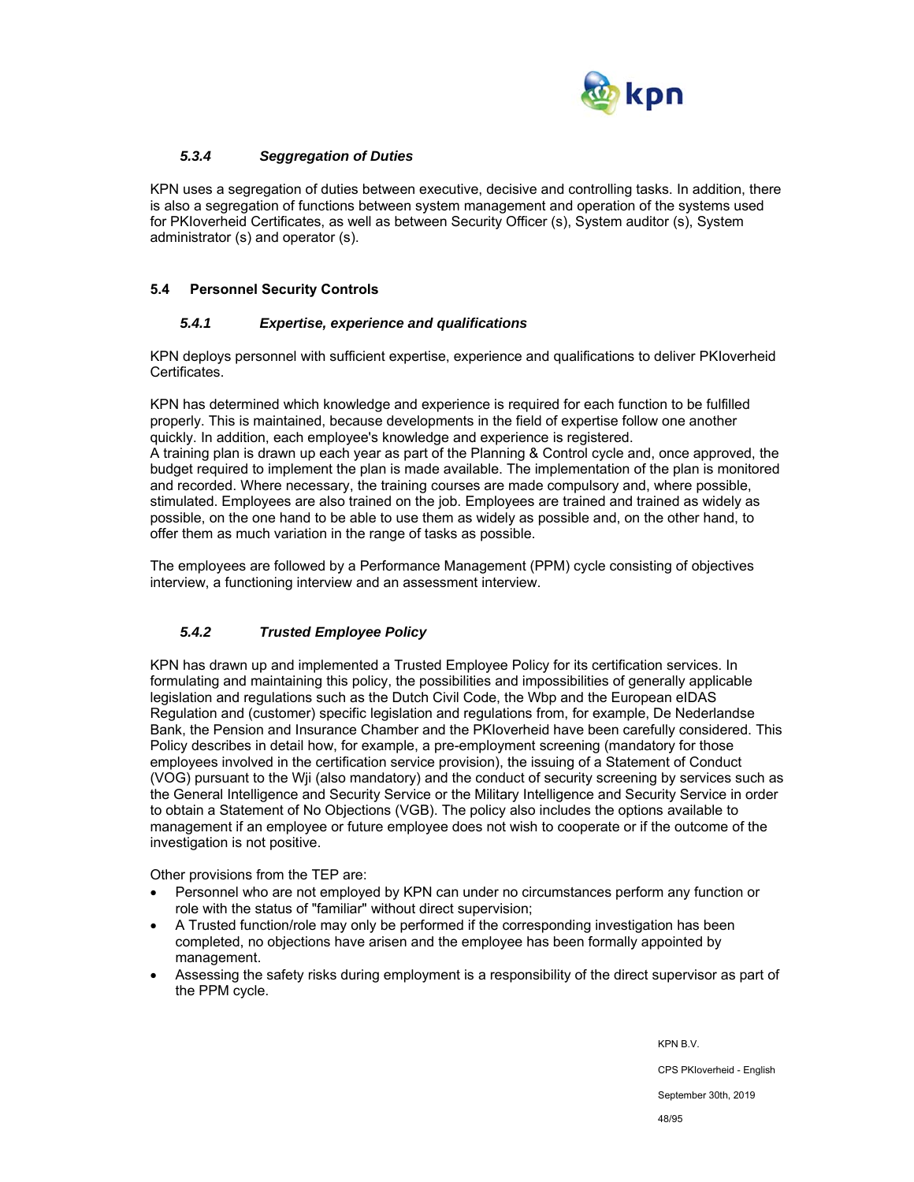### *5.3.4 Seggregation of Duties*

KPN uses a segregation of duties between executive, decisive and controlling tasks. In addition, there is also a segregation of functions between system management and operation of the systems used for PKIoverheid Certificates, as well as between Security Officer (s), System auditor (s), System administrator (s) and operator (s).

## 5.4 Personnel Security Controls

### *5.4.1 Expertise, experience and qualifications*

KPN deploys personnel with sufficient expertise, experience and qualifications to deliver PKIoverheid Certificates.

KPN has determined which knowledge and experience is required for each function to be fulfilled properly. This is maintained, because developments in the field of expertise follow one another quickly. In addition, each employee's knowledge and experience is registered.
A training plan is drawn up each year as part of the Planning & Control cycle and, once approved, the budget required to implement the plan is made available. The implementation of the plan is monitored and recorded. Where necessary, the training courses are made compulsory and, where possible, stimulated. Employees are also trained on the job. Employees are trained and trained as widely as possible, on the one hand to be able to use them as widely as possible and, on the other hand, to offer them as much variation in the range of tasks as possible.

The employees are followed by a Performance Management (PPM) cycle consisting of objectives interview, a functioning interview and an assessment interview.

### *5.4.2 Trusted Employee Policy*

KPN has drawn up and implemented a Trusted Employee Policy for its certification services. In formulating and maintaining this policy, the possibilities and impossibilities of generally applicable legislation and regulations such as the Dutch Civil Code, the Wbp and the European eIDAS Regulation and (customer) specific legislation and regulations from, for example, De Nederlandse Bank, the Pension and Insurance Chamber and the PKIoverheid have been carefully considered. This Policy describes in detail how, for example, a pre-employment screening (mandatory for those employees involved in the certification service provision), the issuing of a Statement of Conduct (VOG) pursuant to the Wji (also mandatory) and the conduct of security screening by services such as the General Intelligence and Security Service or the Military Intelligence and Security Service in order to obtain a Statement of No Objections (VGB). The policy also includes the options available to management if an employee or future employee does not wish to cooperate or if the outcome of the investigation is not positive.

Other provisions from the TEP are:

- Personnel who are not employed by KPN can under no circumstances perform any function or role with the status of "familiar" without direct supervision;
- A Trusted function/role may only be performed if the corresponding investigation has been completed, no objections have arisen and the employee has been formally appointed by management.
- Assessing the safety risks during employment is a responsibility of the direct supervisor as part of the PPM cycle.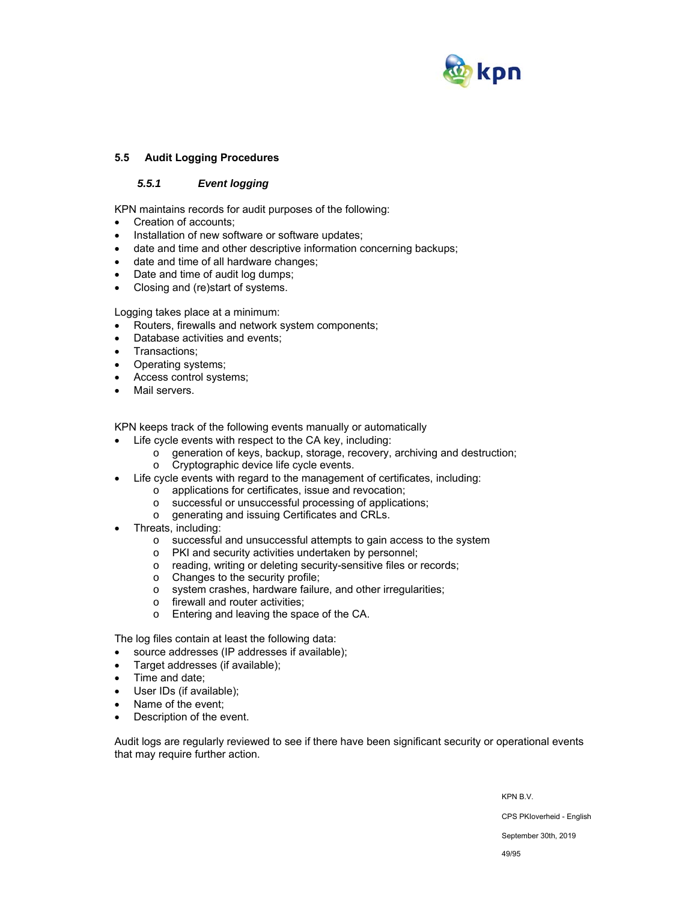## 5.5 Audit Logging Procedures

### *5.5.1 Event logging*

KPN maintains records for audit purposes of the following:

- Creation of accounts;
- Installation of new software or software updates;
- date and time and other descriptive information concerning backups;
- date and time of all hardware changes;
- Date and time of audit log dumps;
- Closing and (re)start of systems.

Logging takes place at a minimum:

- Routers, firewalls and network system components;
- Database activities and events;
- Transactions;
- Operating systems;
- Access control systems;
- Mail servers.

KPN keeps track of the following events manually or automatically

- Life cycle events with respect to the CA key, including:
  - generation of keys, backup, storage, recovery, archiving and destruction;
  - Cryptographic device life cycle events.
- Life cycle events with regard to the management of certificates, including:
  - applications for certificates, issue and revocation;
  - successful or unsuccessful processing of applications;
  - generating and issuing Certificates and CRLs.
- Threats, including:
  - successful and unsuccessful attempts to gain access to the system
  - PKI and security activities undertaken by personnel;
  - reading, writing or deleting security-sensitive files or records;
  - Changes to the security profile;
  - system crashes, hardware failure, and other irregularities;
  - firewall and router activities;
  - Entering and leaving the space of the CA.

The log files contain at least the following data:

- source addresses (IP addresses if available);
- Target addresses (if available);
- Time and date;
- User IDs (if available);
- Name of the event;
- Description of the event.

Audit logs are regularly reviewed to see if there have been significant security or operational events that may require further action.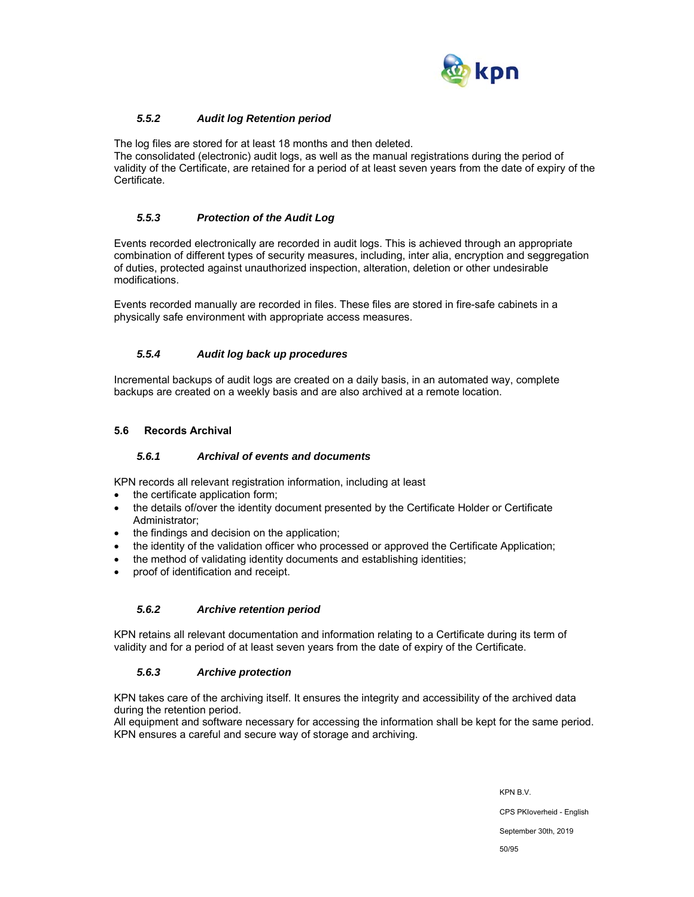#### *5.5.2 Audit log Retention period*

The log files are stored for at least 18 months and then deleted.
The consolidated (electronic) audit logs, as well as the manual registrations during the period of validity of the Certificate, are retained for a period of at least seven years from the date of expiry of the Certificate.

#### *5.5.3 Protection of the Audit Log*

Events recorded electronically are recorded in audit logs. This is achieved through an appropriate combination of different types of security measures, including, inter alia, encryption and seggregation of duties, protected against unauthorized inspection, alteration, deletion or other undesirable modifications.

Events recorded manually are recorded in files. These files are stored in fire-safe cabinets in a physically safe environment with appropriate access measures.

#### *5.5.4 Audit log back up procedures*

Incremental backups of audit logs are created on a daily basis, in an automated way, complete backups are created on a weekly basis and are also archived at a remote location.

### 5.6 Records Archival

#### *5.6.1 Archival of events and documents*

KPN records all relevant registration information, including at least

- the certificate application form;
- the details of/over the identity document presented by the Certificate Holder or Certificate Administrator;
- the findings and decision on the application;
- the identity of the validation officer who processed or approved the Certificate Application;
- the method of validating identity documents and establishing identities;
- proof of identification and receipt.

#### *5.6.2 Archive retention period*

KPN retains all relevant documentation and information relating to a Certificate during its term of validity and for a period of at least seven years from the date of expiry of the Certificate.

#### *5.6.3 Archive protection*

KPN takes care of the archiving itself. It ensures the integrity and accessibility of the archived data during the retention period.
All equipment and software necessary for accessing the information shall be kept for the same period.
KPN ensures a careful and secure way of storage and archiving.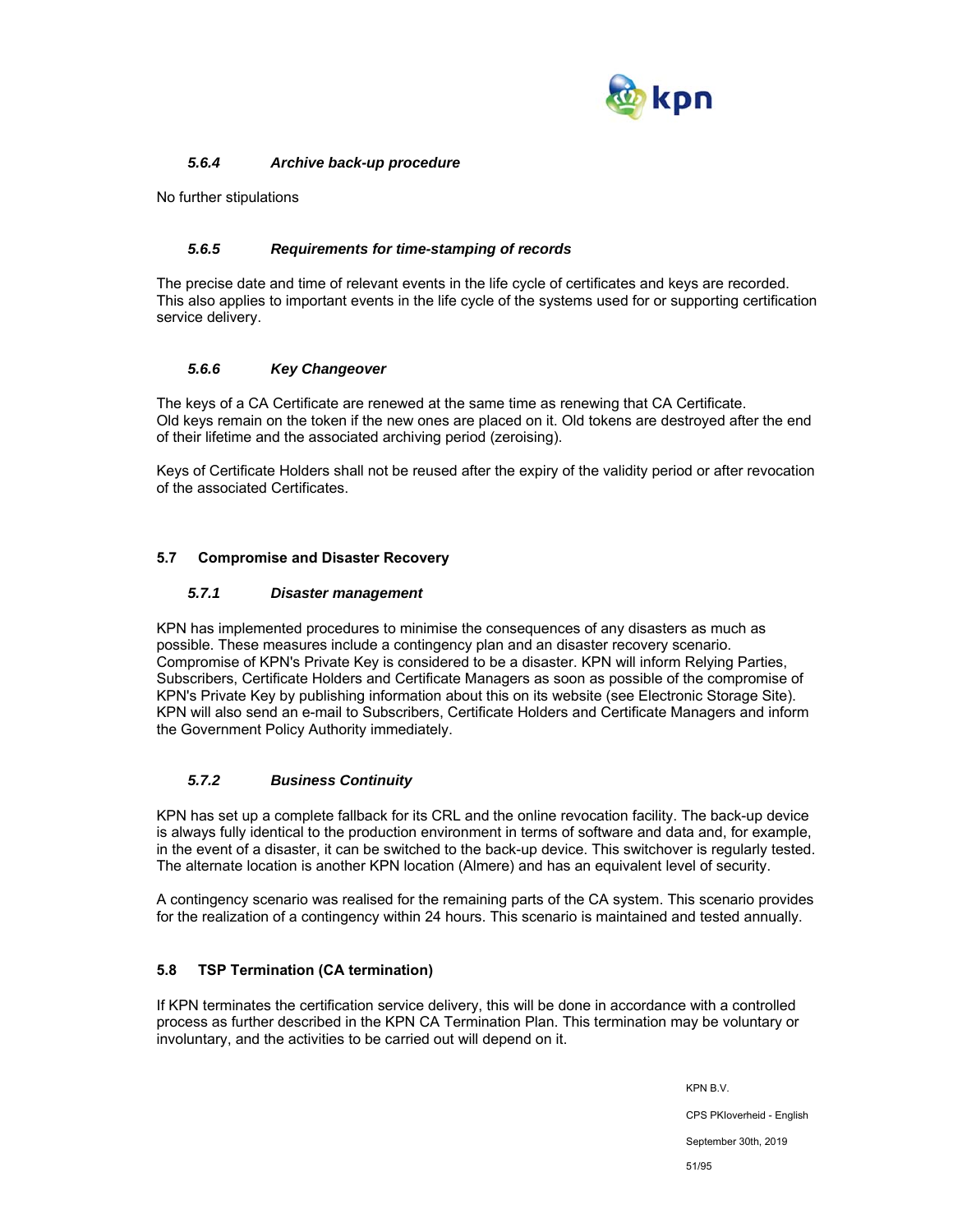#### *5.6.4 Archive back-up procedure*

No further stipulations

#### *5.6.5 Requirements for time-stamping of records*

The precise date and time of relevant events in the life cycle of certificates and keys are recorded. This also applies to important events in the life cycle of the systems used for or supporting certification service delivery.

#### *5.6.6 Key Changeover*

The keys of a CA Certificate are renewed at the same time as renewing that CA Certificate. Old keys remain on the token if the new ones are placed on it. Old tokens are destroyed after the end of their lifetime and the associated archiving period (zeroising).

Keys of Certificate Holders shall not be reused after the expiry of the validity period or after revocation of the associated Certificates.

### 5.7 Compromise and Disaster Recovery

#### *5.7.1 Disaster management*

KPN has implemented procedures to minimise the consequences of any disasters as much as possible. These measures include a contingency plan and an disaster recovery scenario. Compromise of KPN's Private Key is considered to be a disaster. KPN will inform Relying Parties, Subscribers, Certificate Holders and Certificate Managers as soon as possible of the compromise of KPN's Private Key by publishing information about this on its website (see Electronic Storage Site). KPN will also send an e-mail to Subscribers, Certificate Holders and Certificate Managers and inform the Government Policy Authority immediately.

#### *5.7.2 Business Continuity*

KPN has set up a complete fallback for its CRL and the online revocation facility. The back-up device is always fully identical to the production environment in terms of software and data and, for example, in the event of a disaster, it can be switched to the back-up device. This switchover is regularly tested. The alternate location is another KPN location (Almere) and has an equivalent level of security.

A contingency scenario was realised for the remaining parts of the CA system. This scenario provides for the realization of a contingency within 24 hours. This scenario is maintained and tested annually.

### 5.8 TSP Termination (CA termination)

If KPN terminates the certification service delivery, this will be done in accordance with a controlled process as further described in the KPN CA Termination Plan. This termination may be voluntary or involuntary, and the activities to be carried out will depend on it.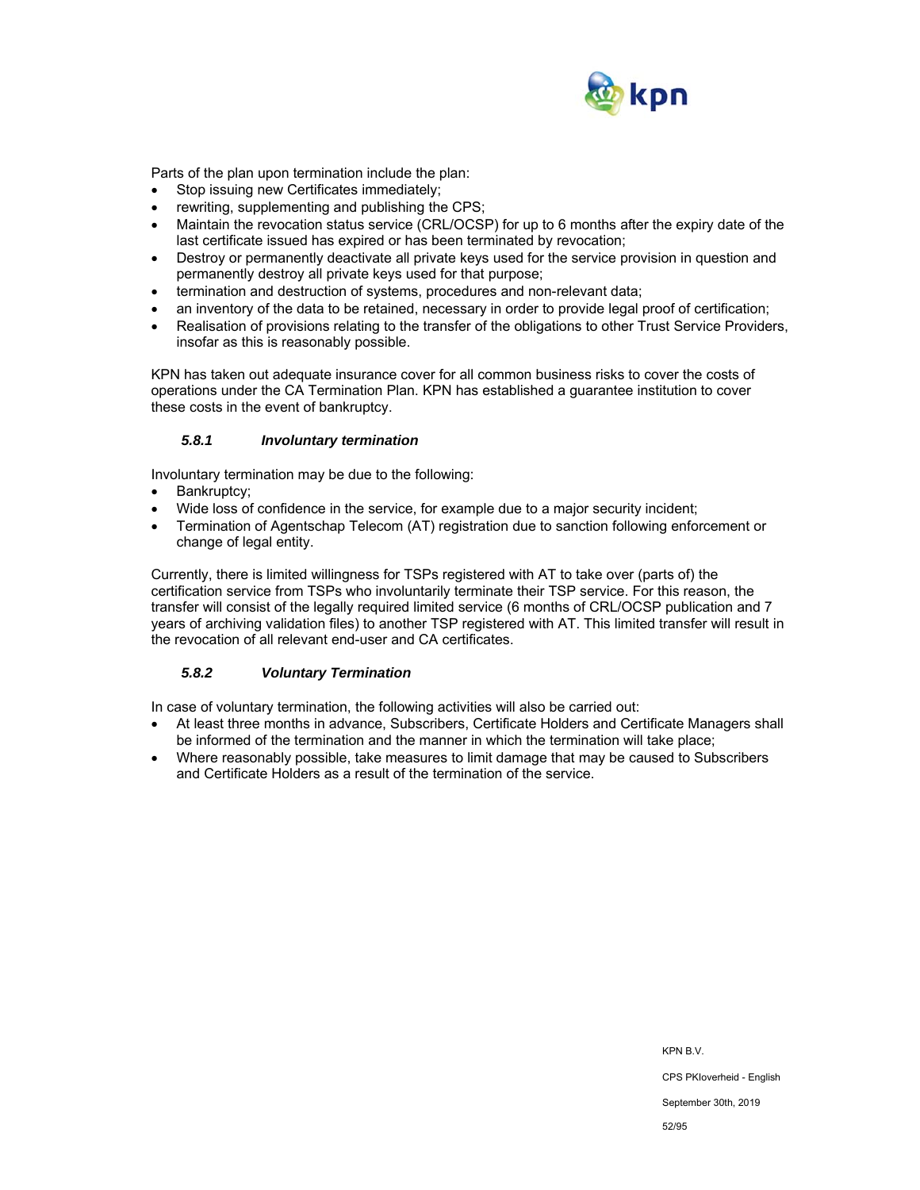Parts of the plan upon termination include the plan:

- Stop issuing new Certificates immediately;
- rewriting, supplementing and publishing the CPS;
- Maintain the revocation status service (CRL/OCSP) for up to 6 months after the expiry date of the last certificate issued has expired or has been terminated by revocation;
- Destroy or permanently deactivate all private keys used for the service provision in question and permanently destroy all private keys used for that purpose;
- termination and destruction of systems, procedures and non-relevant data;
- an inventory of the data to be retained, necessary in order to provide legal proof of certification;
- Realisation of provisions relating to the transfer of the obligations to other Trust Service Providers, insofar as this is reasonably possible.

KPN has taken out adequate insurance cover for all common business risks to cover the costs of operations under the CA Termination Plan. KPN has established a guarantee institution to cover these costs in the event of bankruptcy.

### *5.8.1 Involuntary termination*

Involuntary termination may be due to the following:

- Bankruptcy;
- Wide loss of confidence in the service, for example due to a major security incident;
- Termination of Agentschap Telecom (AT) registration due to sanction following enforcement or change of legal entity.

Currently, there is limited willingness for TSPs registered with AT to take over (parts of) the certification service from TSPs who involuntarily terminate their TSP service. For this reason, the transfer will consist of the legally required limited service (6 months of CRL/OCSP publication and 7 years of archiving validation files) to another TSP registered with AT. This limited transfer will result in the revocation of all relevant end-user and CA certificates.

### *5.8.2 Voluntary Termination*

In case of voluntary termination, the following activities will also be carried out:

- At least three months in advance, Subscribers, Certificate Holders and Certificate Managers shall be informed of the termination and the manner in which the termination will take place;
- Where reasonably possible, take measures to limit damage that may be caused to Subscribers and Certificate Holders as a result of the termination of the service.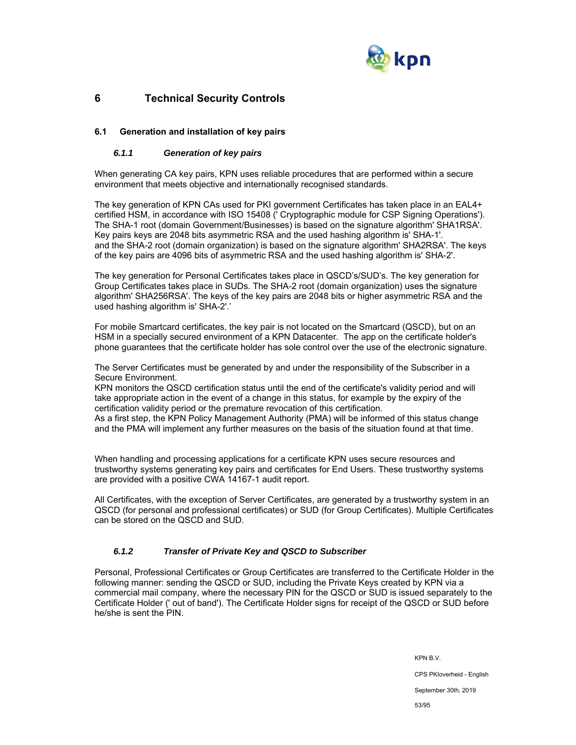# 6 Technical Security Controls

## 6.1 Generation and installation of key pairs

### *6.1.1 Generation of key pairs*

When generating CA key pairs, KPN uses reliable procedures that are performed within a secure environment that meets objective and internationally recognised standards.

The key generation of KPN CAs used for PKI government Certificates has taken place in an EAL4+ certified HSM, in accordance with ISO 15408 (' Cryptographic module for CSP Signing Operations'). The SHA-1 root (domain Government/Businesses) is based on the signature algorithm' SHA1RSA'. Key pairs keys are 2048 bits asymmetric RSA and the used hashing algorithm is' SHA-1'. and the SHA-2 root (domain organization) is based on the signature algorithm' SHA2RSA'. The keys of the key pairs are 4096 bits of asymmetric RSA and the used hashing algorithm is' SHA-2'.

The key generation for Personal Certificates takes place in QSCD's/SUD's. The key generation for Group Certificates takes place in SUDs. The SHA-2 root (domain organization) uses the signature algorithm' SHA256RSA'. The keys of the key pairs are 2048 bits or higher asymmetric RSA and the used hashing algorithm is' SHA-2'.'

For mobile Smartcard certificates, the key pair is not located on the Smartcard (QSCD), but on an HSM in a specially secured environment of a KPN Datacenter. The app on the certificate holder's phone guarantees that the certificate holder has sole control over the use of the electronic signature.

The Server Certificates must be generated by and under the responsibility of the Subscriber in a Secure Environment.
KPN monitors the QSCD certification status until the end of the certificate's validity period and will take appropriate action in the event of a change in this status, for example by the expiry of the certification validity period or the premature revocation of this certification.
As a first step, the KPN Policy Management Authority (PMA) will be informed of this status change and the PMA will implement any further measures on the basis of the situation found at that time.

When handling and processing applications for a certificate KPN uses secure resources and trustworthy systems generating key pairs and certificates for End Users. These trustworthy systems are provided with a positive CWA 14167-1 audit report.

All Certificates, with the exception of Server Certificates, are generated by a trustworthy system in an QSCD (for personal and professional certificates) or SUD (for Group Certificates). Multiple Certificates can be stored on the QSCD and SUD.

### *6.1.2 Transfer of Private Key and QSCD to Subscriber*

Personal, Professional Certificates or Group Certificates are transferred to the Certificate Holder in the following manner: sending the QSCD or SUD, including the Private Keys created by KPN via a commercial mail company, where the necessary PIN for the QSCD or SUD is issued separately to the Certificate Holder (' out of band'). The Certificate Holder signs for receipt of the QSCD or SUD before he/she is sent the PIN.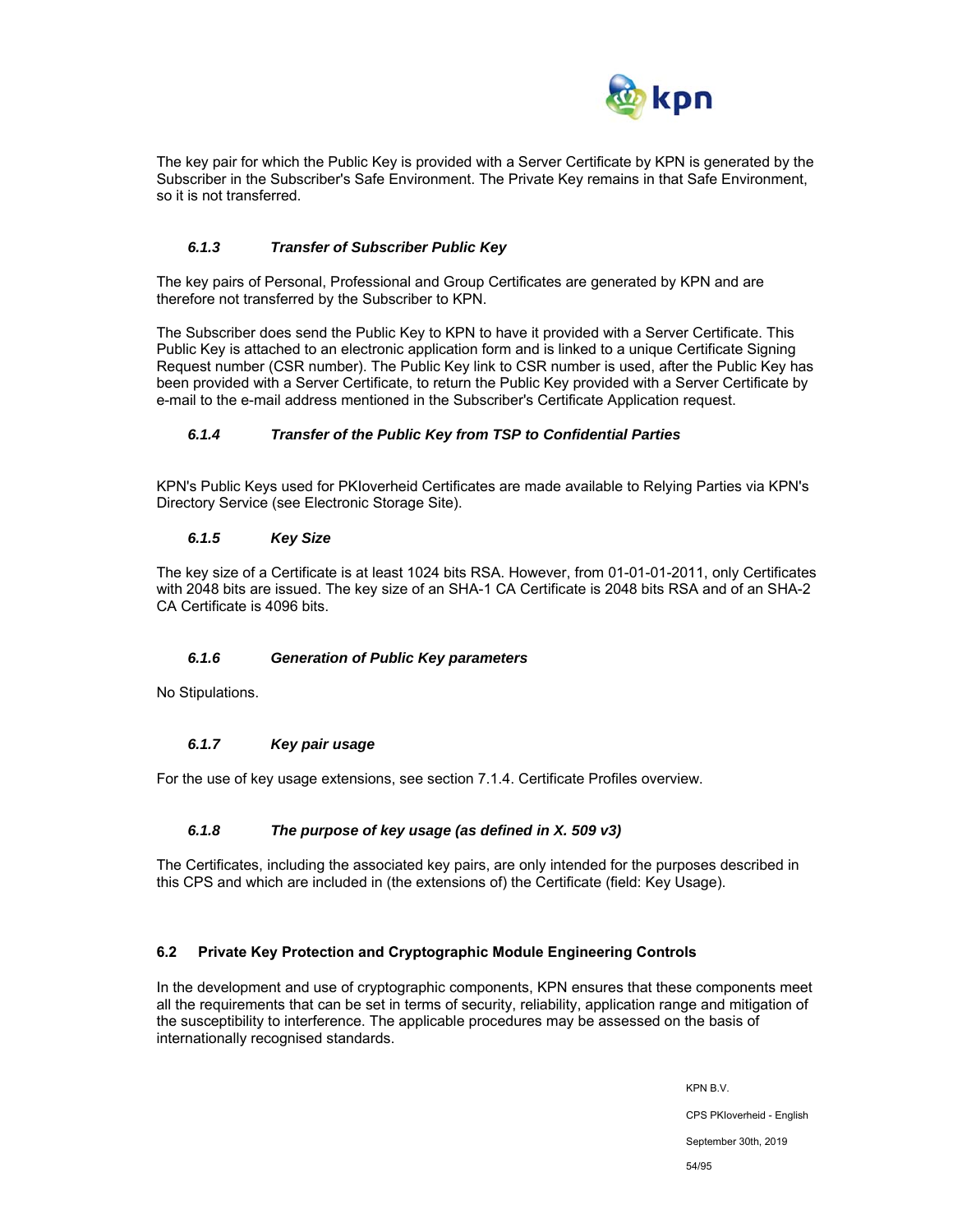The key pair for which the Public Key is provided with a Server Certificate by KPN is generated by the Subscriber in the Subscriber's Safe Environment. The Private Key remains in that Safe Environment, so it is not transferred.

#### *6.1.3 Transfer of Subscriber Public Key*

The key pairs of Personal, Professional and Group Certificates are generated by KPN and are therefore not transferred by the Subscriber to KPN.

The Subscriber does send the Public Key to KPN to have it provided with a Server Certificate. This Public Key is attached to an electronic application form and is linked to a unique Certificate Signing Request number (CSR number). The Public Key link to CSR number is used, after the Public Key has been provided with a Server Certificate, to return the Public Key provided with a Server Certificate by e-mail to the e-mail address mentioned in the Subscriber's Certificate Application request.

#### *6.1.4 Transfer of the Public Key from TSP to Confidential Parties*

KPN's Public Keys used for PKIoverheid Certificates are made available to Relying Parties via KPN's Directory Service (see Electronic Storage Site).

#### *6.1.5 Key Size*

The key size of a Certificate is at least 1024 bits RSA. However, from 01-01-01-2011, only Certificates with 2048 bits are issued. The key size of an SHA-1 CA Certificate is 2048 bits RSA and of an SHA-2 CA Certificate is 4096 bits.

#### *6.1.6 Generation of Public Key parameters*

No Stipulations.

#### *6.1.7 Key pair usage*

For the use of key usage extensions, see section 7.1.4. Certificate Profiles overview.

#### *6.1.8 The purpose of key usage (as defined in X. 509 v3)*

The Certificates, including the associated key pairs, are only intended for the purposes described in this CPS and which are included in (the extensions of) the Certificate (field: Key Usage).

### 6.2 Private Key Protection and Cryptographic Module Engineering Controls

In the development and use of cryptographic components, KPN ensures that these components meet all the requirements that can be set in terms of security, reliability, application range and mitigation of the susceptibility to interference. The applicable procedures may be assessed on the basis of internationally recognised standards.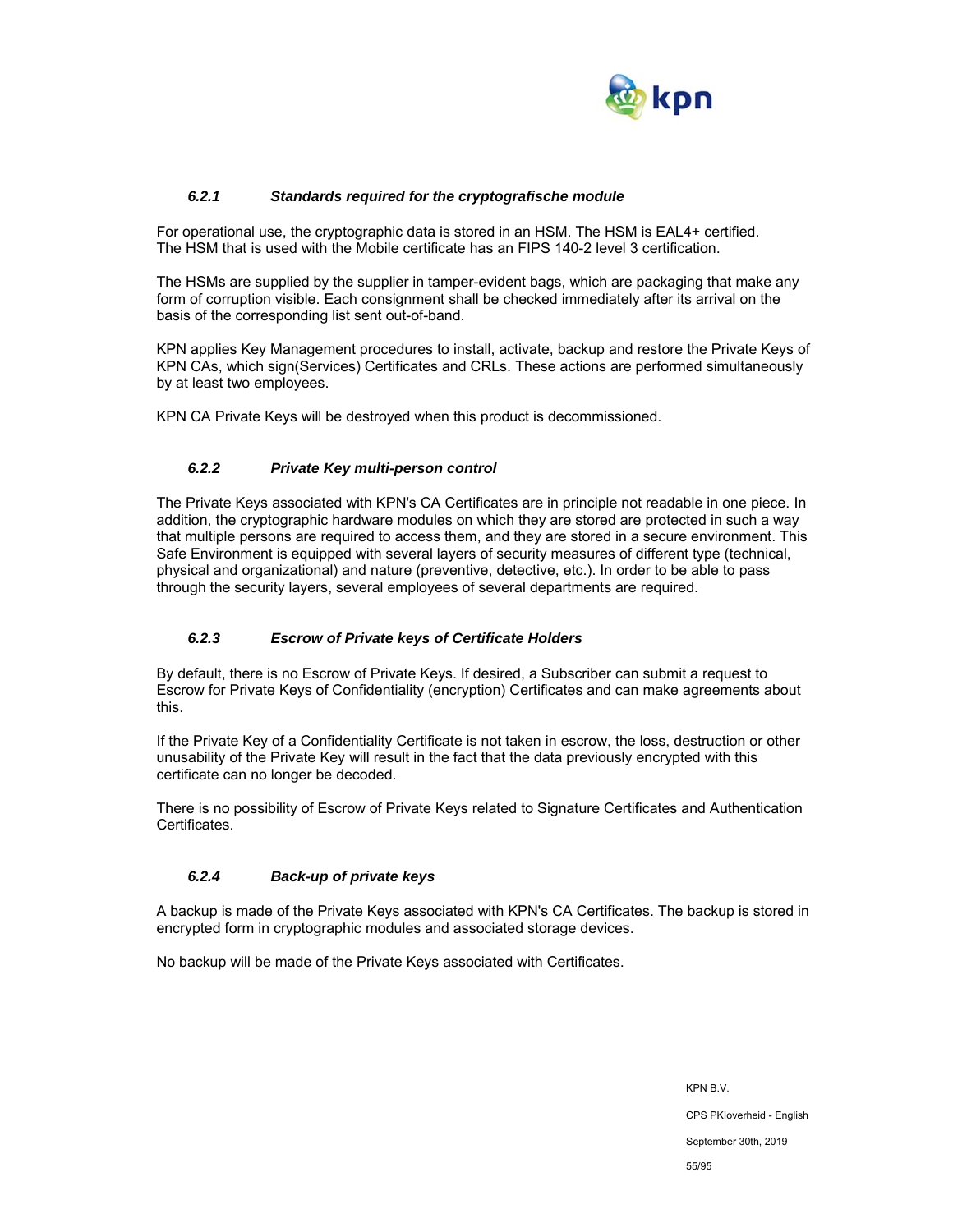### *6.2.1 Standards required for the cryptografische module*

For operational use, the cryptographic data is stored in an HSM. The HSM is EAL4+ certified. The HSM that is used with the Mobile certificate has an FIPS 140-2 level 3 certification.

The HSMs are supplied by the supplier in tamper-evident bags, which are packaging that make any form of corruption visible. Each consignment shall be checked immediately after its arrival on the basis of the corresponding list sent out-of-band.

KPN applies Key Management procedures to install, activate, backup and restore the Private Keys of KPN CAs, which sign(Services) Certificates and CRLs. These actions are performed simultaneously by at least two employees.

KPN CA Private Keys will be destroyed when this product is decommissioned.

### *6.2.2 Private Key multi-person control*

The Private Keys associated with KPN's CA Certificates are in principle not readable in one piece. In addition, the cryptographic hardware modules on which they are stored are protected in such a way that multiple persons are required to access them, and they are stored in a secure environment. This Safe Environment is equipped with several layers of security measures of different type (technical, physical and organizational) and nature (preventive, detective, etc.). In order to be able to pass through the security layers, several employees of several departments are required.

### *6.2.3 Escrow of Private keys of Certificate Holders*

By default, there is no Escrow of Private Keys. If desired, a Subscriber can submit a request to Escrow for Private Keys of Confidentiality (encryption) Certificates and can make agreements about this.

If the Private Key of a Confidentiality Certificate is not taken in escrow, the loss, destruction or other unusability of the Private Key will result in the fact that the data previously encrypted with this certificate can no longer be decoded.

There is no possibility of Escrow of Private Keys related to Signature Certificates and Authentication Certificates.

### *6.2.4 Back-up of private keys*

A backup is made of the Private Keys associated with KPN's CA Certificates. The backup is stored in encrypted form in cryptographic modules and associated storage devices.

No backup will be made of the Private Keys associated with Certificates.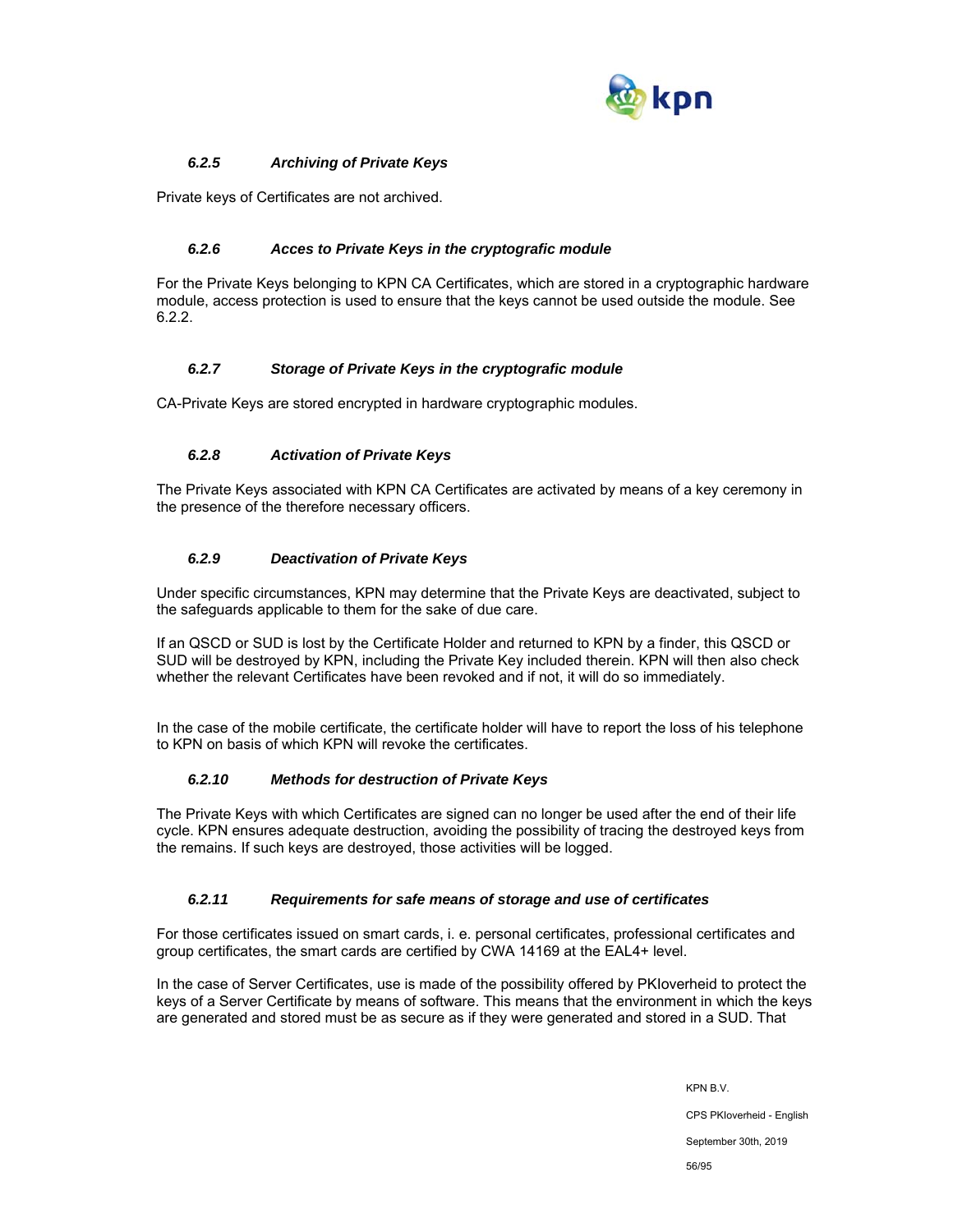### *6.2.5 Archiving of Private Keys*

Private keys of Certificates are not archived.

### *6.2.6 Acces to Private Keys in the cryptografic module*

For the Private Keys belonging to KPN CA Certificates, which are stored in a cryptographic hardware module, access protection is used to ensure that the keys cannot be used outside the module. See 6.2.2.

### *6.2.7 Storage of Private Keys in the cryptografic module*

CA-Private Keys are stored encrypted in hardware cryptographic modules.

### *6.2.8 Activation of Private Keys*

The Private Keys associated with KPN CA Certificates are activated by means of a key ceremony in the presence of the therefore necessary officers.

### *6.2.9 Deactivation of Private Keys*

Under specific circumstances, KPN may determine that the Private Keys are deactivated, subject to the safeguards applicable to them for the sake of due care.

If an QSCD or SUD is lost by the Certificate Holder and returned to KPN by a finder, this QSCD or SUD will be destroyed by KPN, including the Private Key included therein. KPN will then also check whether the relevant Certificates have been revoked and if not, it will do so immediately.

In the case of the mobile certificate, the certificate holder will have to report the loss of his telephone to KPN on basis of which KPN will revoke the certificates.

### *6.2.10 Methods for destruction of Private Keys*

The Private Keys with which Certificates are signed can no longer be used after the end of their life cycle. KPN ensures adequate destruction, avoiding the possibility of tracing the destroyed keys from the remains. If such keys are destroyed, those activities will be logged.

### *6.2.11 Requirements for safe means of storage and use of certificates*

For those certificates issued on smart cards, i. e. personal certificates, professional certificates and group certificates, the smart cards are certified by CWA 14169 at the EAL4+ level.

In the case of Server Certificates, use is made of the possibility offered by PKIoverheid to protect the keys of a Server Certificate by means of software. This means that the environment in which the keys are generated and stored must be as secure as if they were generated and stored in a SUD. That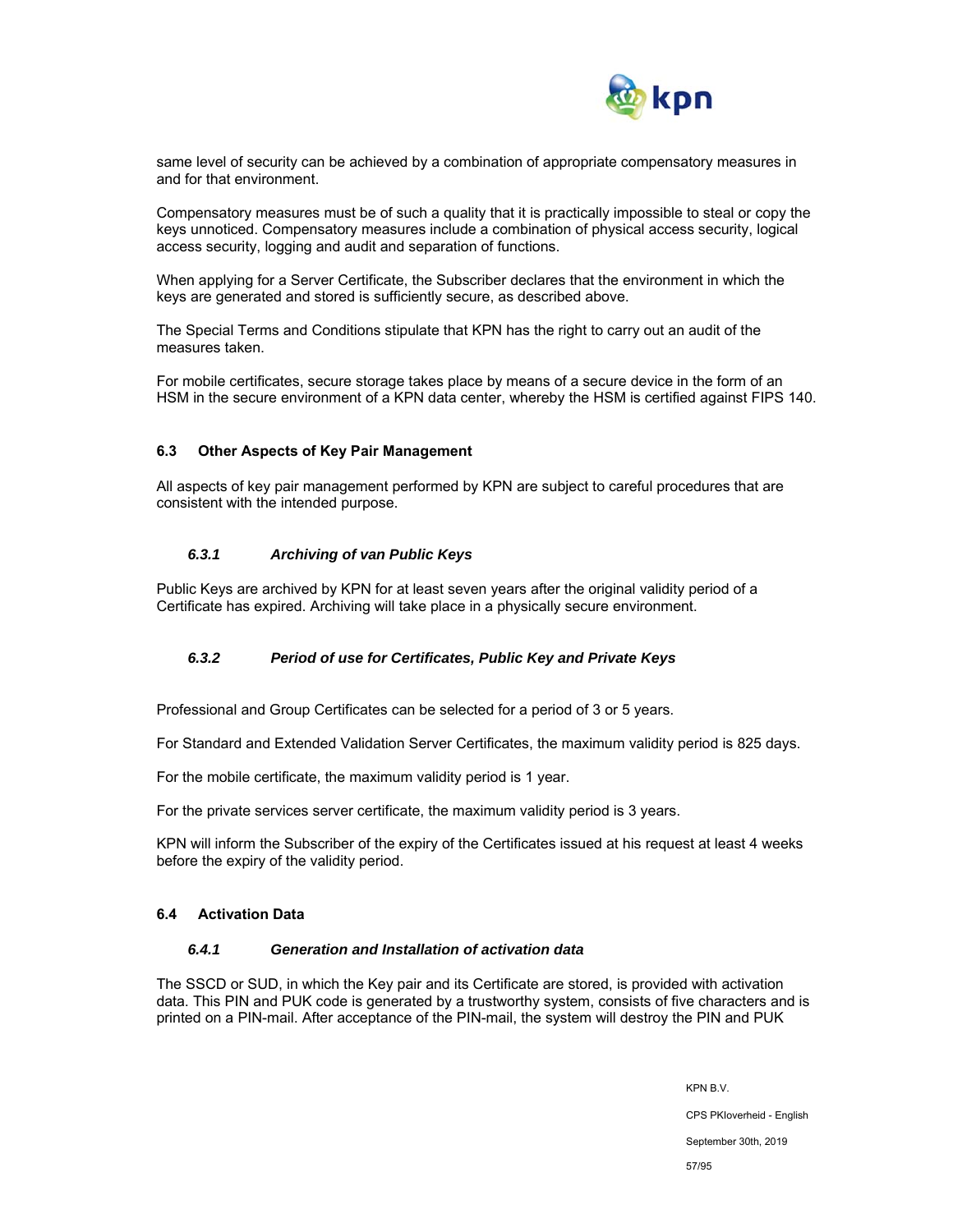same level of security can be achieved by a combination of appropriate compensatory measures in and for that environment.

Compensatory measures must be of such a quality that it is practically impossible to steal or copy the keys unnoticed. Compensatory measures include a combination of physical access security, logical access security, logging and audit and separation of functions.

When applying for a Server Certificate, the Subscriber declares that the environment in which the keys are generated and stored is sufficiently secure, as described above.

The Special Terms and Conditions stipulate that KPN has the right to carry out an audit of the measures taken.

For mobile certificates, secure storage takes place by means of a secure device in the form of an HSM in the secure environment of a KPN data center, whereby the HSM is certified against FIPS 140.

## 6.3 Other Aspects of Key Pair Management

All aspects of key pair management performed by KPN are subject to careful procedures that are consistent with the intended purpose.

### *6.3.1 Archiving of van Public Keys*

Public Keys are archived by KPN for at least seven years after the original validity period of a Certificate has expired. Archiving will take place in a physically secure environment.

### *6.3.2 Period of use for Certificates, Public Key and Private Keys*

Professional and Group Certificates can be selected for a period of 3 or 5 years.

For Standard and Extended Validation Server Certificates, the maximum validity period is 825 days.

For the mobile certificate, the maximum validity period is 1 year.

For the private services server certificate, the maximum validity period is 3 years.

KPN will inform the Subscriber of the expiry of the Certificates issued at his request at least 4 weeks before the expiry of the validity period.

## 6.4 Activation Data

### *6.4.1 Generation and Installation of activation data*

The SSCD or SUD, in which the Key pair and its Certificate are stored, is provided with activation data. This PIN and PUK code is generated by a trustworthy system, consists of five characters and is printed on a PIN-mail. After acceptance of the PIN-mail, the system will destroy the PIN and PUK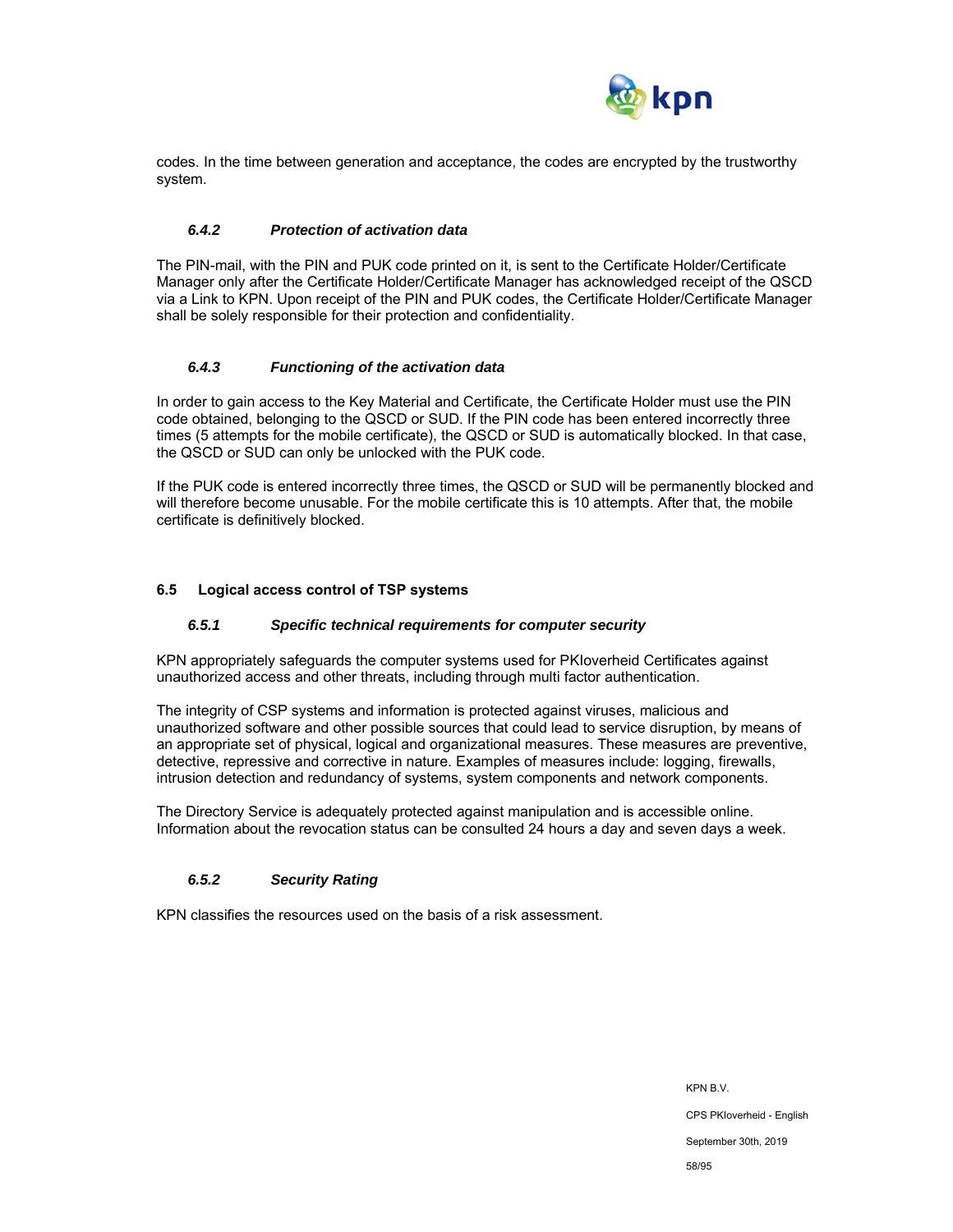codes. In the time between generation and acceptance, the codes are encrypted by the trustworthy system.

#### *6.4.2 Protection of activation data*

The PIN-mail, with the PIN and PUK code printed on it, is sent to the Certificate Holder/Certificate Manager only after the Certificate Holder/Certificate Manager has acknowledged receipt of the QSCD via a Link to KPN. Upon receipt of the PIN and PUK codes, the Certificate Holder/Certificate Manager shall be solely responsible for their protection and confidentiality.

#### *6.4.3 Functioning of the activation data*

In order to gain access to the Key Material and Certificate, the Certificate Holder must use the PIN code obtained, belonging to the QSCD or SUD. If the PIN code has been entered incorrectly three times (5 attempts for the mobile certificate), the QSCD or SUD is automatically blocked. In that case, the QSCD or SUD can only be unlocked with the PUK code.

If the PUK code is entered incorrectly three times, the QSCD or SUD will be permanently blocked and will therefore become unusable. For the mobile certificate this is 10 attempts. After that, the mobile certificate is definitively blocked.

### 6.5 Logical access control of TSP systems

#### *6.5.1 Specific technical requirements for computer security*

KPN appropriately safeguards the computer systems used for PKIoverheid Certificates against unauthorized access and other threats, including through multi factor authentication.

The integrity of CSP systems and information is protected against viruses, malicious and unauthorized software and other possible sources that could lead to service disruption, by means of an appropriate set of physical, logical and organizational measures. These measures are preventive, detective, repressive and corrective in nature. Examples of measures include: logging, firewalls, intrusion detection and redundancy of systems, system components and network components.

The Directory Service is adequately protected against manipulation and is accessible online. Information about the revocation status can be consulted 24 hours a day and seven days a week.

#### *6.5.2 Security Rating*

KPN classifies the resources used on the basis of a risk assessment.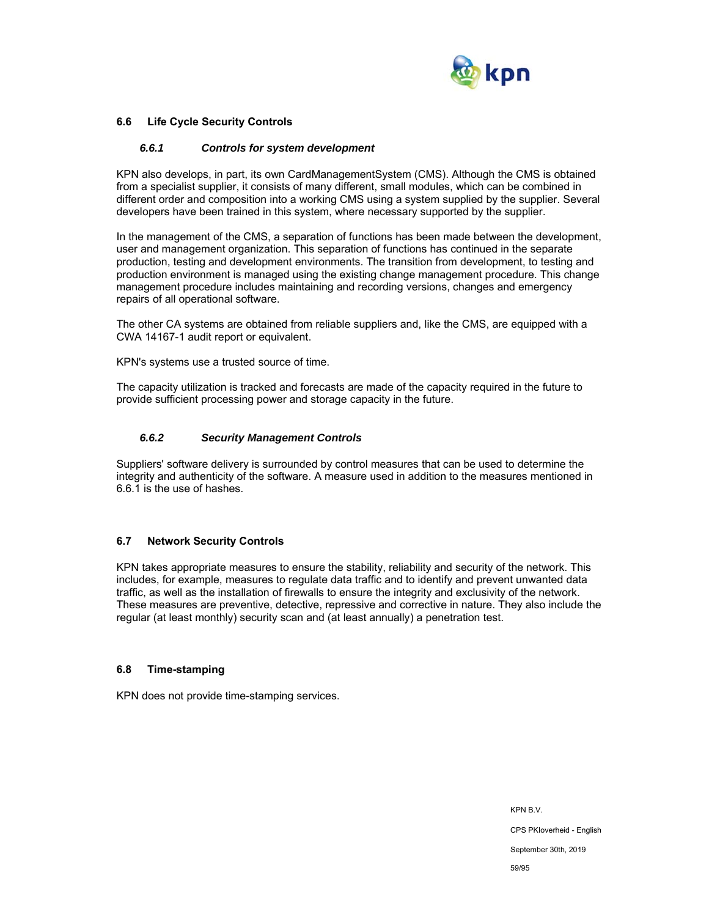## 6.6 Life Cycle Security Controls

### *6.6.1 Controls for system development*

KPN also develops, in part, its own CardManagementSystem (CMS). Although the CMS is obtained from a specialist supplier, it consists of many different, small modules, which can be combined in different order and composition into a working CMS using a system supplied by the supplier. Several developers have been trained in this system, where necessary supported by the supplier.

In the management of the CMS, a separation of functions has been made between the development, user and management organization. This separation of functions has continued in the separate production, testing and development environments. The transition from development, to testing and production environment is managed using the existing change management procedure. This change management procedure includes maintaining and recording versions, changes and emergency repairs of all operational software.

The other CA systems are obtained from reliable suppliers and, like the CMS, are equipped with a CWA 14167-1 audit report or equivalent.

KPN's systems use a trusted source of time.

The capacity utilization is tracked and forecasts are made of the capacity required in the future to provide sufficient processing power and storage capacity in the future.

### *6.6.2 Security Management Controls*

Suppliers' software delivery is surrounded by control measures that can be used to determine the integrity and authenticity of the software. A measure used in addition to the measures mentioned in 6.6.1 is the use of hashes.

## 6.7 Network Security Controls

KPN takes appropriate measures to ensure the stability, reliability and security of the network. This includes, for example, measures to regulate data traffic and to identify and prevent unwanted data traffic, as well as the installation of firewalls to ensure the integrity and exclusivity of the network. These measures are preventive, detective, repressive and corrective in nature. They also include the regular (at least monthly) security scan and (at least annually) a penetration test.

## 6.8 Time-stamping

KPN does not provide time-stamping services.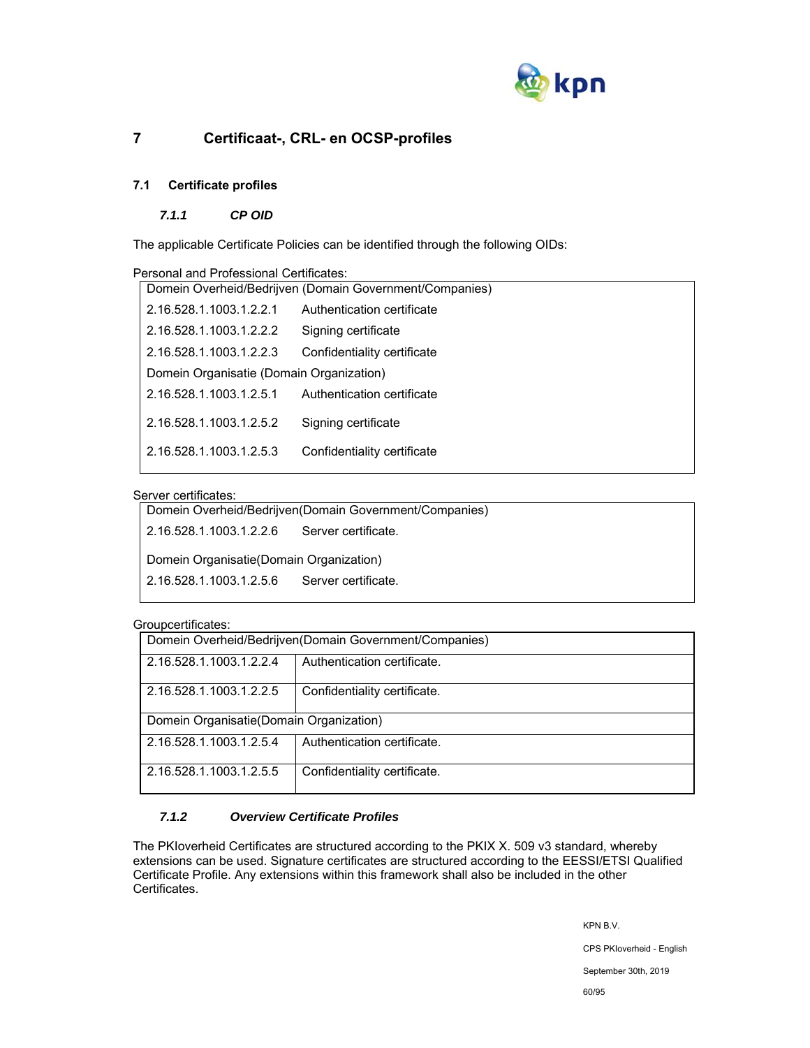# 7 Certificaat-, CRL- en OCSP-profiles

## 7.1 Certificate profiles

### *7.1.1 CP OID*

The applicable Certificate Policies can be identified through the following OIDs:

Personal and Professional Certificates:

| Domein Overheid/Bedrijven (Domain Government/Companies) | |
|---|---|
| 2.16.528.1.1003.1.2.2.1 | Authentication certificate |
| 2.16.528.1.1003.1.2.2.2 | Signing certificate |
| 2.16.528.1.1003.1.2.2.3 | Confidentiality certificate |
| Domein Organisatie (Domain Organization) | |
| 2.16.528.1.1003.1.2.5.1 | Authentication certificate |
| 2.16.528.1.1003.1.2.5.2 | Signing certificate |
| 2.16.528.1.1003.1.2.5.3 | Confidentiality certificate |

Server certificates:

| Domein Overheid/Bedrijven(Domain Government/Companies) | |
|---|---|
| 2.16.528.1.1003.1.2.2.6 | Server certificate. |
| Domein Organisatie(Domain Organization) | |
| 2.16.528.1.1003.1.2.5.6 | Server certificate. |

Groupcertificates:

| Domein Overheid/Bedrijven(Domain Government/Companies) | |
|---|---|
| 2.16.528.1.1003.1.2.2.4 | Authentication certificate. |
| 2.16.528.1.1003.1.2.2.5 | Confidentiality certificate. |
| Domein Organisatie(Domain Organization) | |
| 2.16.528.1.1003.1.2.5.4 | Authentication certificate. |
| 2.16.528.1.1003.1.2.5.5 | Confidentiality certificate. |

### *7.1.2 Overview Certificate Profiles*

The PKIoverheid Certificates are structured according to the PKIX X. 509 v3 standard, whereby extensions can be used. Signature certificates are structured according to the EESSI/ETSI Qualified Certificate Profile. Any extensions within this framework shall also be included in the other Certificates.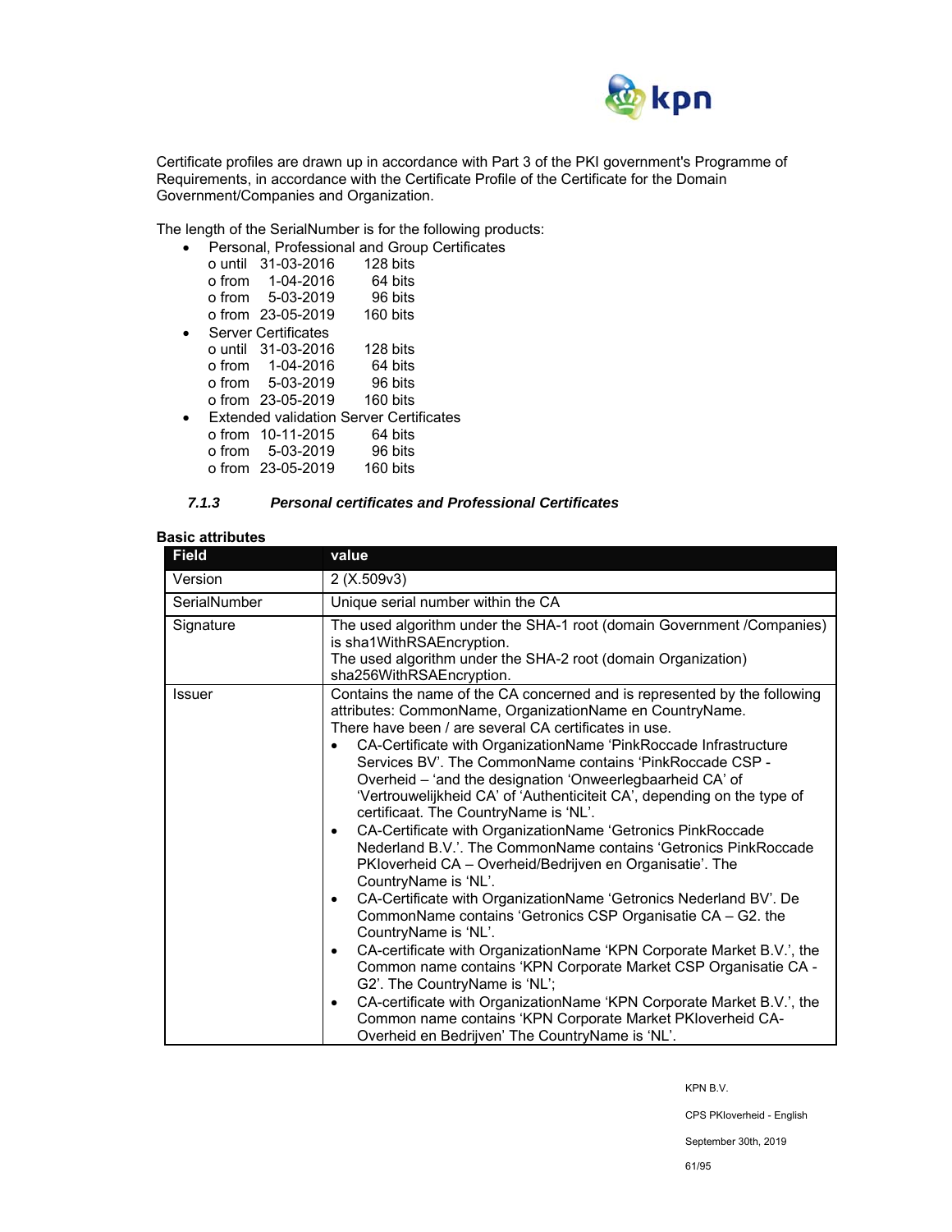Certificate profiles are drawn up in accordance with Part 3 of the PKI government's Programme of Requirements, in accordance with the Certificate Profile of the Certificate for the Domain Government/Companies and Organization.

The length of the SerialNumber is for the following products:

- Personal, Professional and Group Certificates
  - until 31-03-2016 128 bits
  - from 1-04-2016 64 bits
  - from 5-03-2019 96 bits
  - from 23-05-2019 160 bits
- Server Certificates
  - until 31-03-2016 128 bits
  - from 1-04-2016 64 bits
  - from 5-03-2019 96 bits
  - from 23-05-2019 160 bits
- Extended validation Server Certificates
  - from 10-11-2015 64 bits
  - from 5-03-2019 96 bits
  - from 23-05-2019 160 bits

### *7.1.3 Personal certificates and Professional Certificates*

**Basic attributes**

| Field | value |
|---|---|
| Version | 2 (X.509v3) |
| SerialNumber | Unique serial number within the CA |
| Signature | The used algorithm under the SHA-1 root (domain Government /Companies) is sha1WithRSAEncryption.<br>The used algorithm under the SHA-2 root (domain Organization) sha256WithRSAEncryption. |
| Issuer | Contains the name of the CA concerned and is represented by the following attributes: CommonName, OrganizationName en CountryName.<br>There have been / are several CA certificates in use.<br>• CA-Certificate with OrganizationName 'PinkRoccade Infrastructure Services BV'. The CommonName contains 'PinkRoccade CSP - Overheid – 'and the designation 'Onweerlegbaarheid CA' of 'Vertrouwelijkheid CA' of 'Authenticiteit CA', depending on the type of certificaat. The CountryName is 'NL'.<br>• CA-Certificate with OrganizationName 'Getronics PinkRoccade Nederland B.V.'. The CommonName contains 'Getronics PinkRoccade PKIoverheid CA – Overheid/Bedrijven en Organisatie'. The CountryName is 'NL'.<br>• CA-Certificate with OrganizationName 'Getronics Nederland BV'. De CommonName contains 'Getronics CSP Organisatie CA – G2. the CountryName is 'NL'.<br>• CA-certificate with OrganizationName 'KPN Corporate Market B.V.', the Common name contains 'KPN Corporate Market CSP Organisatie CA - G2'. The CountryName is 'NL';<br>• CA-certificate with OrganizationName 'KPN Corporate Market B.V.', the Common name contains 'KPN Corporate Market PKIoverheid CA- Overheid en Bedrijven' The CountryName is 'NL'. |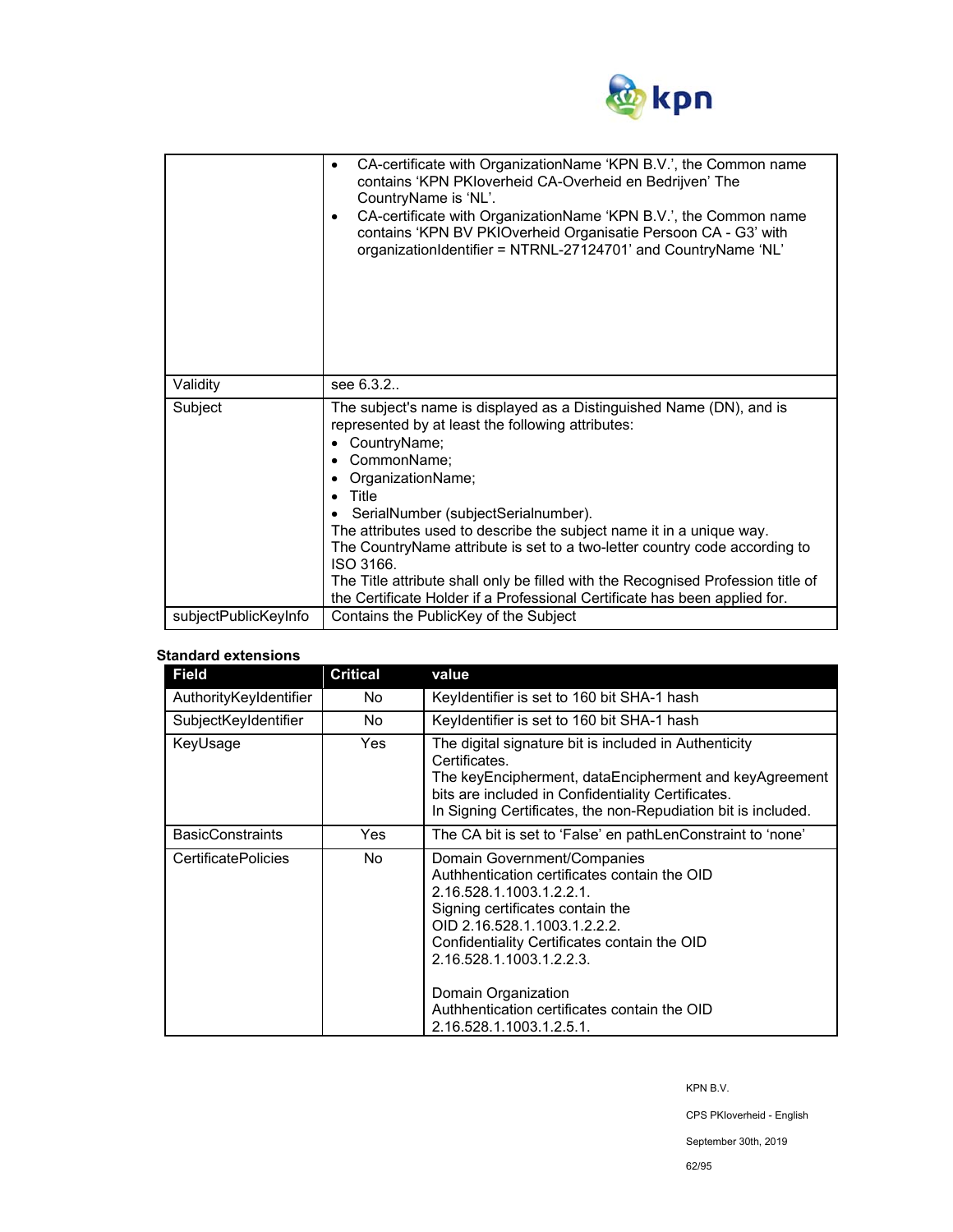| | |
|---|---|
| | • CA-certificate with OrganizationName 'KPN B.V.', the Common name contains 'KPN PKIoverheid CA-Overheid en Bedrijven' The CountryName is 'NL'.<br>• CA-certificate with OrganizationName 'KPN B.V.', the Common name contains 'KPN BV PKIOverheid Organisatie Persoon CA - G3' with organizationIdentifier = NTRNL-27124701' and CountryName 'NL' |
| Validity | see 6.3.2.. |
| Subject | The subject's name is displayed as a Distinguished Name (DN), and is represented by at least the following attributes:<br>• CountryName;<br>• CommonName;<br>• OrganizationName;<br>• Title<br>• SerialNumber (subjectSerialnumber).<br>The attributes used to describe the subject name it in a unique way.<br>The CountryName attribute is set to a two-letter country code according to ISO 3166.<br>The Title attribute shall only be filled with the Recognised Profession title of the Certificate Holder if a Professional Certificate has been applied for. |
| subjectPublicKeyInfo | Contains the PublicKey of the Subject |

**Standard extensions**

| Field | Critical | value |
|---|---|---|
| AuthorityKeyIdentifier | No | KeyIdentifier is set to 160 bit SHA-1 hash |
| SubjectKeyIdentifier | No | KeyIdentifier is set to 160 bit SHA-1 hash |
| KeyUsage | Yes | The digital signature bit is included in Authenticity Certificates.<br>The keyEncipherment, dataEncipherment and keyAgreement bits are included in Confidentiality Certificates.<br>In Signing Certificates, the non-Repudiation bit is included. |
| BasicConstraints | Yes | The CA bit is set to 'False' en pathLenConstraint to 'none' |
| CertificatePolicies | No | Domain Government/Companies<br>Authhentication certificates contain the OID 2.16.528.1.1003.1.2.2.1.<br>Signing certificates contain the OID 2.16.528.1.1003.1.2.2.2.<br>Confidentiality Certificates contain the OID 2.16.528.1.1003.1.2.2.3.<br><br>Domain Organization<br>Authhentication certificates contain the OID 2.16.528.1.1003.1.2.5.1. |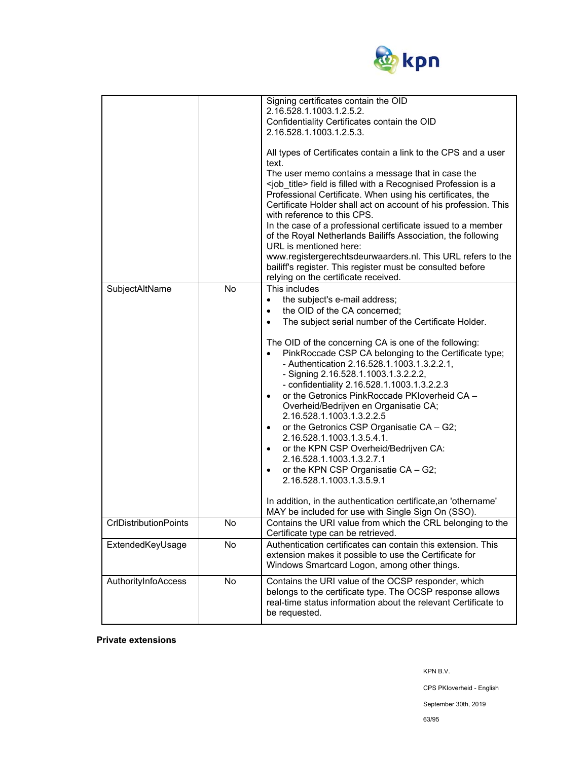| | | |
|---|---|---|
| | | Signing certificates contain the OID 2.16.528.1.1003.1.2.5.2.<br>Confidentiality Certificates contain the OID 2.16.528.1.1003.1.2.5.3.<br><br>All types of Certificates contain a link to the CPS and a user text.<br>The user memo contains a message that in case the <job_title> field is filled with a Recognised Profession is a Professional Certificate. When using his certificates, the Certificate Holder shall act on account of his profession. This with reference to this CPS.<br>In the case of a professional certificate issued to a member of the Royal Netherlands Bailiffs Association, the following URL is mentioned here:<br>www.registergerechtsdeurwaarders.nl. This URL refers to the bailiff's register. This register must be consulted before relying on the certificate received. |
| SubjectAltName | No | This includes<br>• the subject's e-mail address;<br>• the OID of the CA concerned;<br>• The subject serial number of the Certificate Holder.<br><br>The OID of the concerning CA is one of the following:<br>• PinkRoccade CSP CA belonging to the Certificate type;<br>  - Authentication 2.16.528.1.1003.1.3.2.2.1,<br>  - Signing 2.16.528.1.1003.1.3.2.2.2,<br>  - confidentiality 2.16.528.1.1003.1.3.2.2.3<br>• or the Getronics PinkRoccade PKIoverheid CA – Overheid/Bedrijven en Organisatie CA; 2.16.528.1.1003.1.3.2.2.5<br>• or the Getronics CSP Organisatie CA – G2; 2.16.528.1.1003.1.3.5.4.1.<br>• or the KPN CSP Overheid/Bedrijven CA: 2.16.528.1.1003.1.3.2.7.1<br>• or the KPN CSP Organisatie CA – G2; 2.16.528.1.1003.1.3.5.9.1<br><br>In addition, in the authentication certificate,an 'othername' MAY be included for use with Single Sign On (SSO). |
| CrlDistributionPoints | No | Contains the URI value from which the CRL belonging to the Certificate type can be retrieved. |
| ExtendedKeyUsage | No | Authentication certificates can contain this extension. This extension makes it possible to use the Certificate for Windows Smartcard Logon, among other things. |
| AuthorityInfoAccess | No | Contains the URI value of the OCSP responder, which belongs to the certificate type. The OCSP response allows real-time status information about the relevant Certificate to be requested. |

**Private extensions**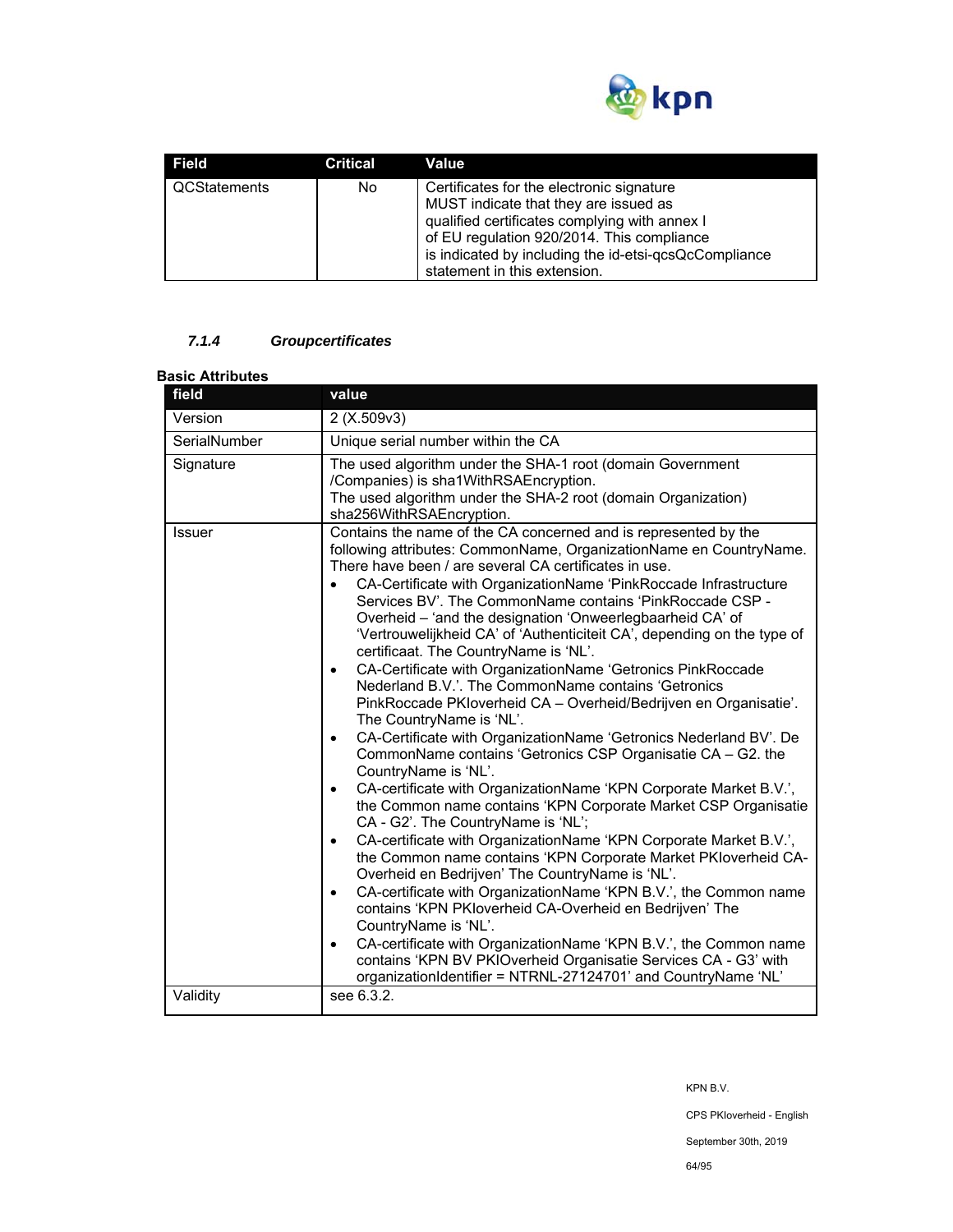| Field | Critical | Value |
| --- | --- | --- |
| QCStatements | No | Certificates for the electronic signature MUST indicate that they are issued as qualified certificates complying with annex I of EU regulation 920/2014. This compliance is indicated by including the id-etsi-qcsQcCompliance statement in this extension. |

### *7.1.4 Groupcertificates*

**Basic Attributes**

| field | value |
| --- | --- |
| Version | 2 (X.509v3) |
| SerialNumber | Unique serial number within the CA |
| Signature | The used algorithm under the SHA-1 root (domain Government /Companies) is sha1WithRSAEncryption.<br>The used algorithm under the SHA-2 root (domain Organization) sha256WithRSAEncryption. |
| Issuer | Contains the name of the CA concerned and is represented by the following attributes: CommonName, OrganizationName en CountryName. There have been / are several CA certificates in use.<br>• CA-Certificate with OrganizationName 'PinkRoccade Infrastructure Services BV'. The CommonName contains 'PinkRoccade CSP - Overheid – 'and the designation 'Onweerlegbaarheid CA' of 'Vertrouwelijkheid CA' of 'Authenticiteit CA', depending on the type of certificaat. The CountryName is 'NL'.<br>• CA-Certificate with OrganizationName 'Getronics PinkRoccade Nederland B.V.'. The CommonName contains 'Getronics PinkRoccade PKIoverheid CA – Overheid/Bedrijven en Organisatie'. The CountryName is 'NL'.<br>• CA-Certificate with OrganizationName 'Getronics Nederland BV'. De CommonName contains 'Getronics CSP Organisatie CA – G2. the CountryName is 'NL'.<br>• CA-certificate with OrganizationName 'KPN Corporate Market B.V.', the Common name contains 'KPN Corporate Market CSP Organisatie CA - G2'. The CountryName is 'NL';<br>• CA-certificate with OrganizationName 'KPN Corporate Market B.V.', the Common name contains 'KPN Corporate Market PKIoverheid CA-Overheid en Bedrijven' The CountryName is 'NL'.<br>• CA-certificate with OrganizationName 'KPN B.V.', the Common name contains 'KPN PKIoverheid CA-Overheid en Bedrijven' The CountryName is 'NL'.<br>• CA-certificate with OrganizationName 'KPN B.V.', the Common name contains 'KPN BV PKIOverheid Organisatie Services CA - G3' with organizationIdentifier = NTRNL-27124701' and CountryName 'NL' |
| Validity | see 6.3.2. |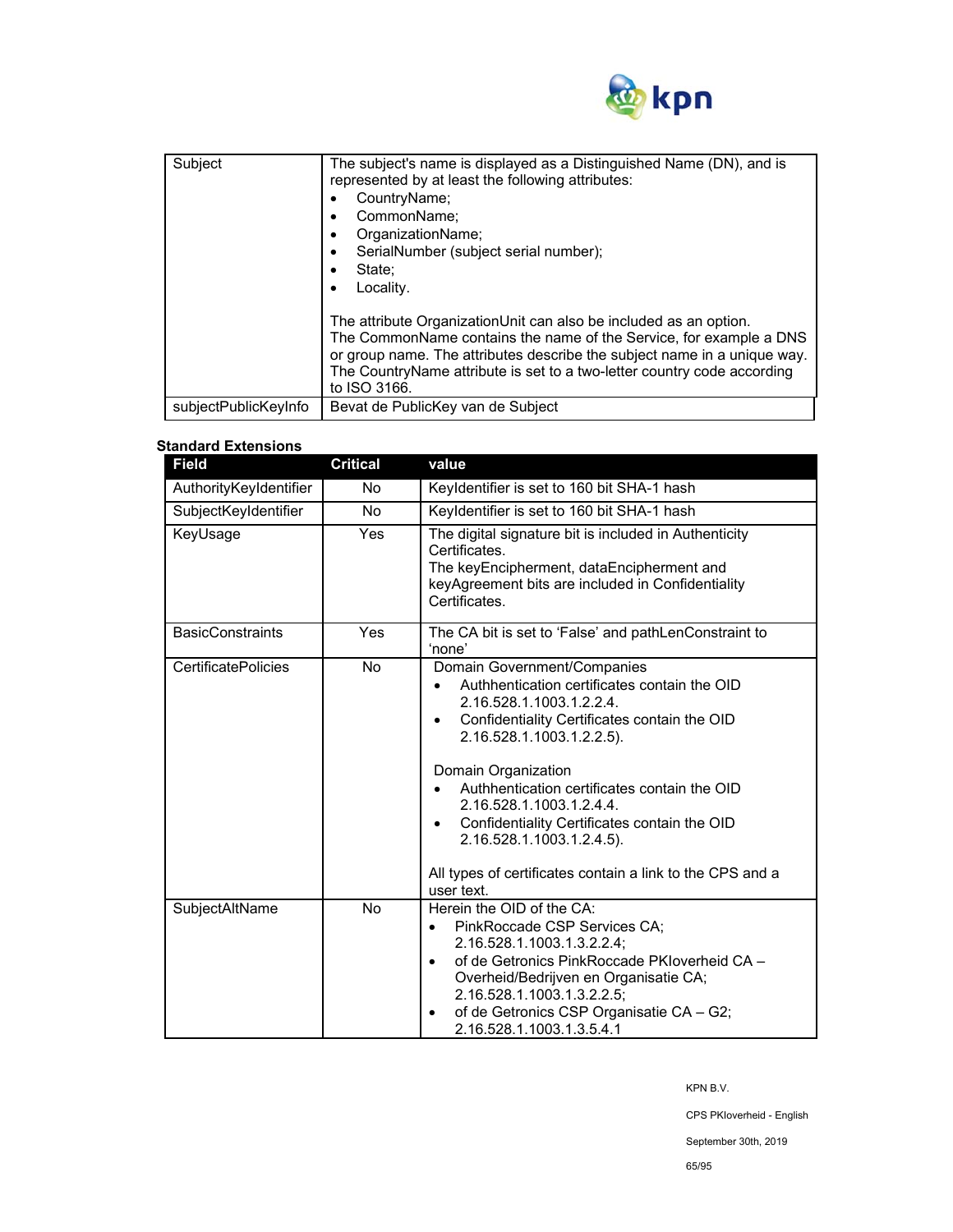| Subject | The subject's name is displayed as a Distinguished Name (DN), and is represented by at least the following attributes:<br>• CountryName;<br>• CommonName;<br>• OrganizationName;<br>• SerialNumber (subject serial number);<br>• State;<br>• Locality.<br><br>The attribute OrganizationUnit can also be included as an option. The CommonName contains the name of the Service, for example a DNS or group name. The attributes describe the subject name in a unique way. The CountryName attribute is set to a two-letter country code according to ISO 3166. |
|---|---|
| subjectPublicKeyInfo | Bevat de PublicKey van de Subject |

**Standard Extensions**

| Field | Critical | value |
|---|---|---|
| AuthorityKeyIdentifier | No | KeyIdentifier is set to 160 bit SHA-1 hash |
| SubjectKeyIdentifier | No | KeyIdentifier is set to 160 bit SHA-1 hash |
| KeyUsage | Yes | The digital signature bit is included in Authenticity Certificates.<br>The keyEncipherment, dataEncipherment and keyAgreement bits are included in Confidentiality Certificates. |
| BasicConstraints | Yes | The CA bit is set to 'False' and pathLenConstraint to 'none' |
| CertificatePolicies | No | Domain Government/Companies<br>• Authhentication certificates contain the OID 2.16.528.1.1003.1.2.2.4.<br>• Confidentiality Certificates contain the OID 2.16.528.1.1003.1.2.2.5).<br><br>Domain Organization<br>• Authhentication certificates contain the OID 2.16.528.1.1003.1.2.4.4.<br>• Confidentiality Certificates contain the OID 2.16.528.1.1003.1.2.4.5).<br><br>All types of certificates contain a link to the CPS and a user text. |
| SubjectAltName | No | Herein the OID of the CA:<br>• PinkRoccade CSP Services CA; 2.16.528.1.1003.1.3.2.2.4;<br>• of de Getronics PinkRoccade PKIoverheid CA – Overheid/Bedrijven en Organisatie CA; 2.16.528.1.1003.1.3.2.2.5;<br>• of de Getronics CSP Organisatie CA – G2; 2.16.528.1.1003.1.3.5.4.1 |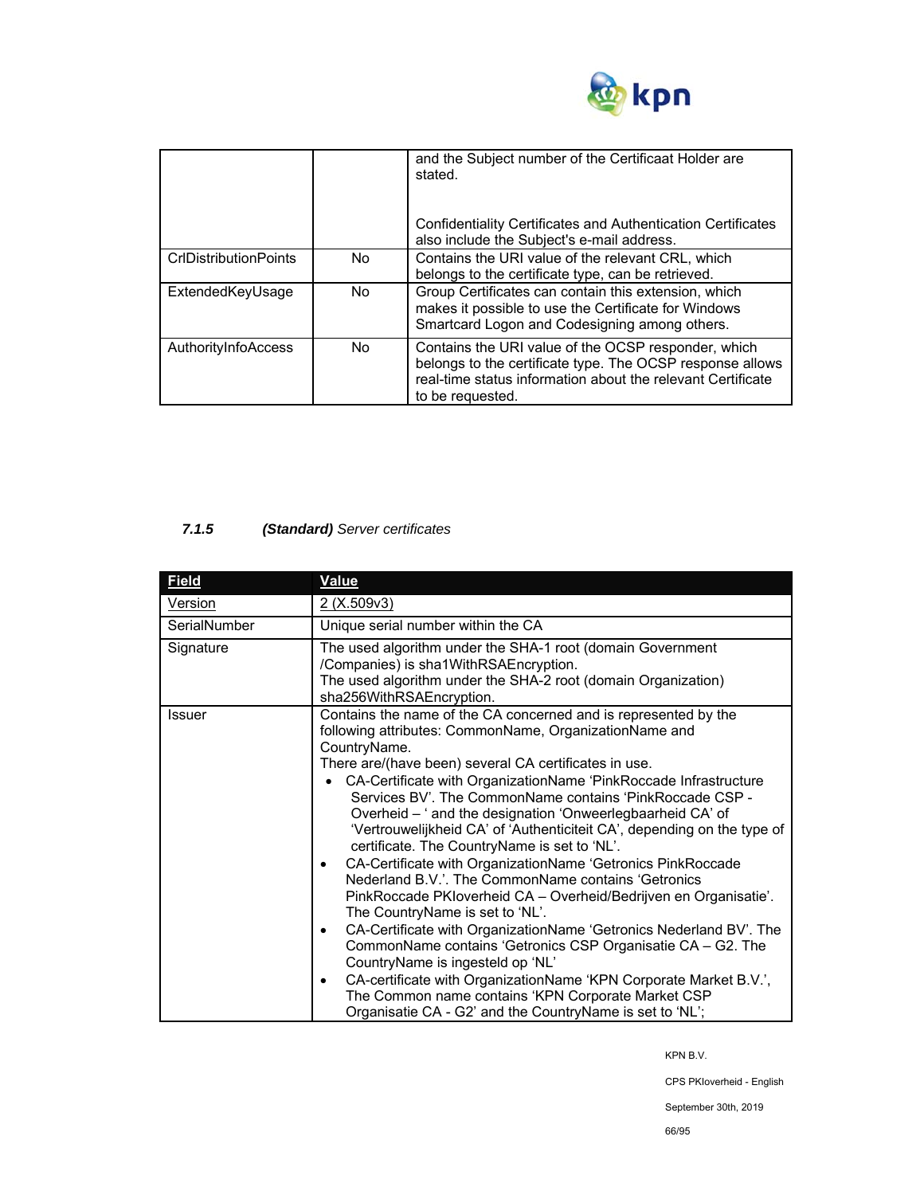| | | and the Subject number of the Certificaat Holder are stated.<br><br>Confidentiality Certificates and Authentication Certificates also include the Subject's e-mail address. |
|---|---|---|
| CrlDistributionPoints | No | Contains the URI value of the relevant CRL, which belongs to the certificate type, can be retrieved. |
| ExtendedKeyUsage | No | Group Certificates can contain this extension, which makes it possible to use the Certificate for Windows Smartcard Logon and Codesigning among others. |
| AuthorityInfoAccess | No | Contains the URI value of the OCSP responder, which belongs to the certificate type. The OCSP response allows real-time status information about the relevant Certificate to be requested. |

#### *7.1.5 **(Standard)** Server certificates*

| Field | Value |
|---|---|
| Version | 2 (X.509v3) |
| SerialNumber | Unique serial number within the CA |
| Signature | The used algorithm under the SHA-1 root (domain Government /Companies) is sha1WithRSAEncryption.<br>The used algorithm under the SHA-2 root (domain Organization) sha256WithRSAEncryption. |
| Issuer | Contains the name of the CA concerned and is represented by the following attributes: CommonName, OrganizationName and CountryName.<br>There are/(have been) several CA certificates in use.<br>• CA-Certificate with OrganizationName 'PinkRoccade Infrastructure Services BV'. The CommonName contains 'PinkRoccade CSP - Overheid – ' and the designation 'Onweerlegbaarheid CA' of 'Vertrouwelijkheid CA' of 'Authenticiteit CA', depending on the type of certificate. The CountryName is set to 'NL'.<br>• CA-Certificate with OrganizationName 'Getronics PinkRoccade Nederland B.V.'. The CommonName contains 'Getronics PinkRoccade PKIoverheid CA – Overheid/Bedrijven en Organisatie'. The CountryName is set to 'NL'.<br>• CA-Certificate with OrganizationName 'Getronics Nederland BV'. The CommonName contains 'Getronics CSP Organisatie CA – G2. The CountryName is ingesteld op 'NL'<br>• CA-certificate with OrganizationName 'KPN Corporate Market B.V.', The Common name contains 'KPN Corporate Market CSP Organisatie CA - G2' and the CountryName is set to 'NL'; |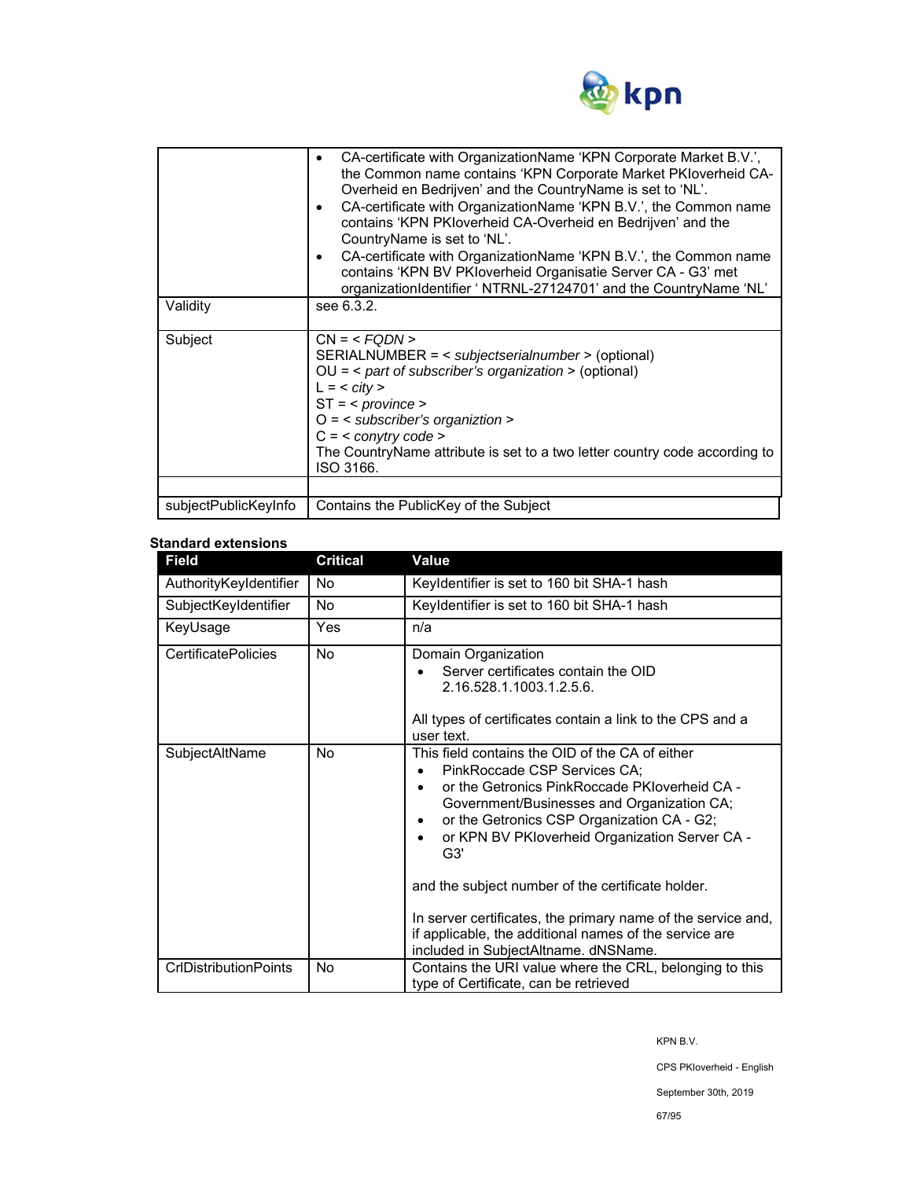| | |
|---|---|
| | • CA-certificate with OrganizationName 'KPN Corporate Market B.V.', the Common name contains 'KPN Corporate Market PKIoverheid CA-Overheid en Bedrijven' and the CountryName is set to 'NL'.<br>• CA-certificate with OrganizationName 'KPN B.V.', the Common name contains 'KPN PKIoverheid CA-Overheid en Bedrijven' and the CountryName is set to 'NL'.<br>• CA-certificate with OrganizationName 'KPN B.V.', the Common name contains 'KPN BV PKIoverheid Organisatie Server CA - G3' met organizationIdentifier ' NTRNL-27124701' and the CountryName 'NL' |
| Validity | see 6.3.2. |
| Subject | CN = < *FQDN* ><br>SERIALNUMBER = < *subjectserialnumber* > (optional)<br>OU = < *part of subscriber's organization* > (optional)<br>L = < *city* ><br>ST = < *province* ><br>O = < *subscriber's organiztion* ><br>C = < *conytry code* ><br>The CountryName attribute is set to a two letter country code according to ISO 3166. |
| | |
| subjectPublicKeyInfo | Contains the PublicKey of the Subject |

**Standard extensions**

| Field | Critical | Value |
|---|---|---|
| AuthorityKeyIdentifier | No | KeyIdentifier is set to 160 bit SHA-1 hash |
| SubjectKeyIdentifier | No | KeyIdentifier is set to 160 bit SHA-1 hash |
| KeyUsage | Yes | n/a |
| CertificatePolicies | No | Domain Organization<br>• Server certificates contain the OID 2.16.528.1.1003.1.2.5.6.<br><br>All types of certificates contain a link to the CPS and a user text. |
| SubjectAltName | No | This field contains the OID of the CA of either<br>• PinkRoccade CSP Services CA;<br>• or the Getronics PinkRoccade PKIoverheid CA - Government/Businesses and Organization CA;<br>• or the Getronics CSP Organization CA - G2;<br>• or KPN BV PKIoverheid Organization Server CA - G3'<br><br>and the subject number of the certificate holder.<br><br>In server certificates, the primary name of the service and, if applicable, the additional names of the service are included in SubjectAltname. dNSName. |
| CrlDistributionPoints | No | Contains the URI value where the CRL, belonging to this type of Certificate, can be retrieved |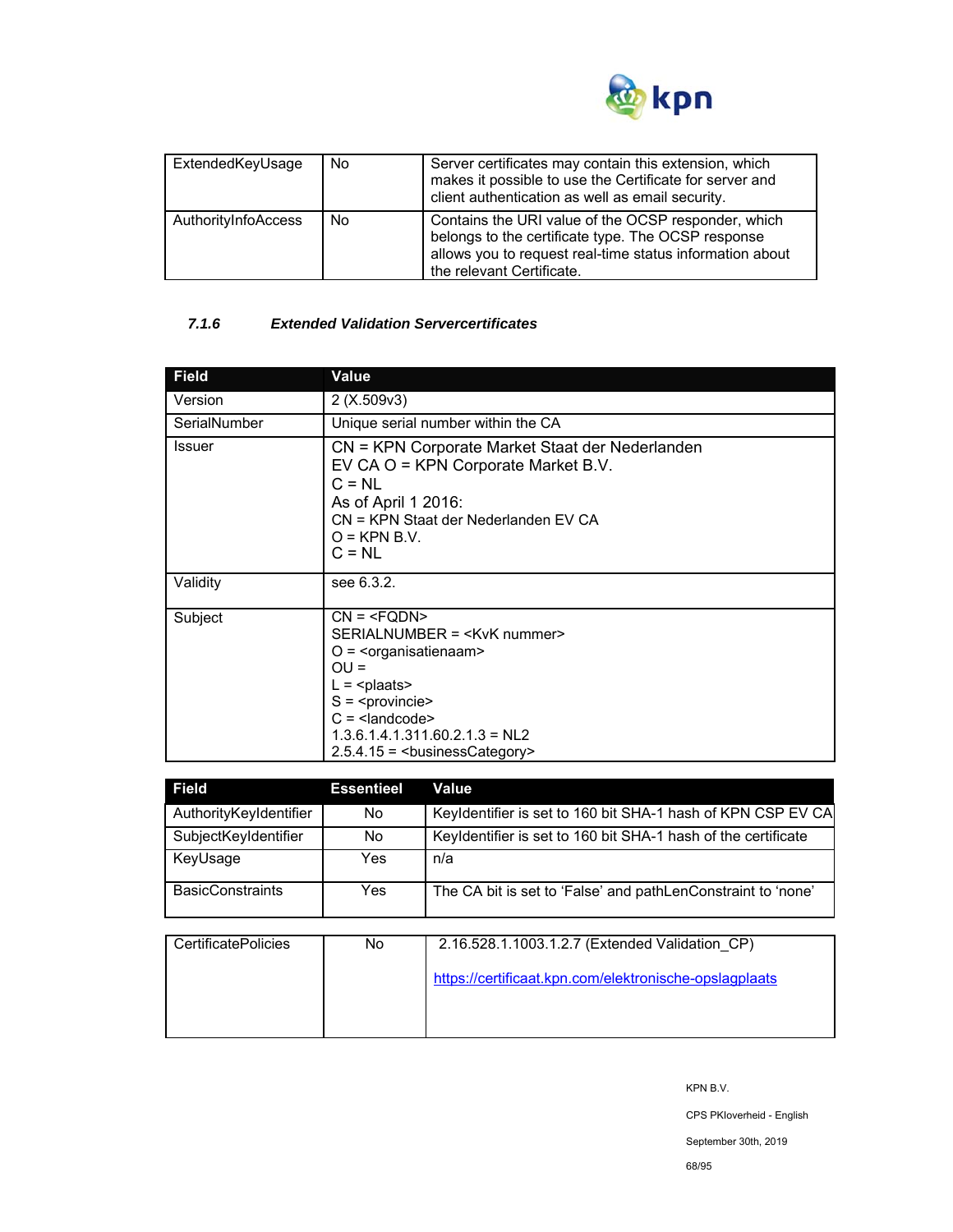| | | |
|---|---|---|
| ExtendedKeyUsage | No | Server certificates may contain this extension, which makes it possible to use the Certificate for server and client authentication as well as email security. |
| AuthorityInfoAccess | No | Contains the URI value of the OCSP responder, which belongs to the certificate type. The OCSP response allows you to request real-time status information about the relevant Certificate. |

#### *7.1.6 Extended Validation Servercertificates*

| Field | Value |
|---|---|
| Version | 2 (X.509v3) |
| SerialNumber | Unique serial number within the CA |
| Issuer | CN = KPN Corporate Market Staat der Nederlanden EV CA O = KPN Corporate Market B.V.<br>C = NL<br>As of April 1 2016:<br>CN = KPN Staat der Nederlanden EV CA<br>O = KPN B.V.<br>C = NL |
| Validity | see 6.3.2. |
| Subject | CN = <FQDN><br>SERIALNUMBER = <KvK nummer><br>O = <organisatienaam><br>OU =<br>L = <plaats><br>S = <provincie><br>C = <landcode><br>1.3.6.1.4.1.311.60.2.1.3 = NL2<br>2.5.4.15 = <businessCategory> |

| Field | Essentieel | Value |
|---|---|---|
| AuthorityKeyIdentifier | No | KeyIdentifier is set to 160 bit SHA-1 hash of KPN CSP EV CA |
| SubjectKeyIdentifier | No | KeyIdentifier is set to 160 bit SHA-1 hash of the certificate |
| KeyUsage | Yes | n/a |
| BasicConstraints | Yes | The CA bit is set to 'False' and pathLenConstraint to 'none' |
| CertificatePolicies | No | 2.16.528.1.1003.1.2.7 (Extended Validation_CP)<br><br>https://certificaat.kpn.com/elektronische-opslagplaats |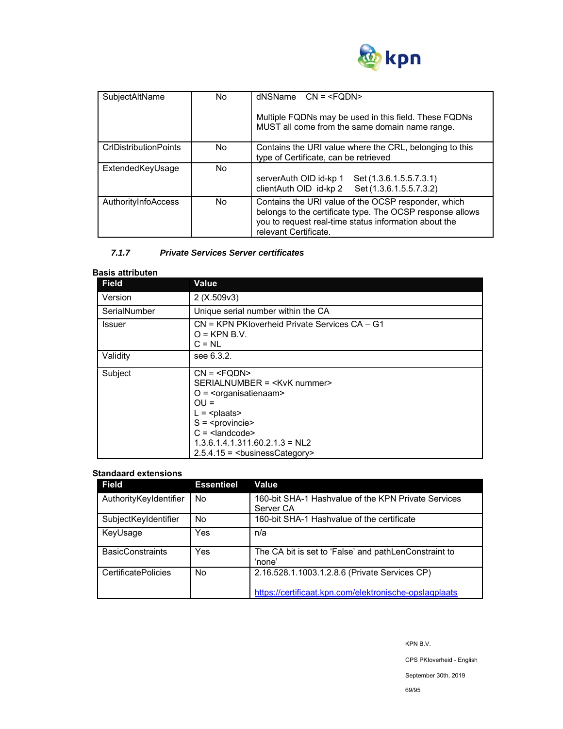| | | |
|---|---|---|
| SubjectAltName | No | dNSName CN = <FQDN><br><br>Multiple FQDNs may be used in this field. These FQDNs MUST all come from the same domain name range. |
| CrlDistributionPoints | No | Contains the URI value where the CRL, belonging to this type of Certificate, can be retrieved |
| ExtendedKeyUsage | No | serverAuth OID id-kp 1 Set (1.3.6.1.5.5.7.3.1)<br>clientAuth OID id-kp 2 Set (1.3.6.1.5.5.7.3.2) |
| AuthorityInfoAccess | No | Contains the URI value of the OCSP responder, which belongs to the certificate type. The OCSP response allows you to request real-time status information about the relevant Certificate. |

### 7.1.7 *Private Services Server certificates*

**Basis attributen**

| Field | Value |
|---|---|
| Version | 2 (X.509v3) |
| SerialNumber | Unique serial number within the CA |
| Issuer | CN = KPN PKIoverheid Private Services CA – G1<br>O = KPN B.V.<br>C = NL |
| Validity | see 6.3.2. |
| Subject | CN = <FQDN><br>SERIALNUMBER = <KvK nummer><br>O = <organisatienaam><br>OU =<br>L = <plaats><br>S = <provincie><br>C = <landcode><br>1.3.6.1.4.1.311.60.2.1.3 = NL2<br>2.5.4.15 = <businessCategory> |

**Standaard extensions**

| Field | Essentieel | Value |
|---|---|---|
| AuthorityKeyIdentifier | No | 160-bit SHA-1 Hashvalue of the KPN Private Services Server CA |
| SubjectKeyIdentifier | No | 160-bit SHA-1 Hashvalue of the certificate |
| KeyUsage | Yes | n/a |
| BasicConstraints | Yes | The CA bit is set to 'False' and pathLenConstraint to 'none' |
| CertificatePolicies | No | 2.16.528.1.1003.1.2.8.6 (Private Services CP)<br><br>https://certificaat.kpn.com/elektronische-opslagplaats |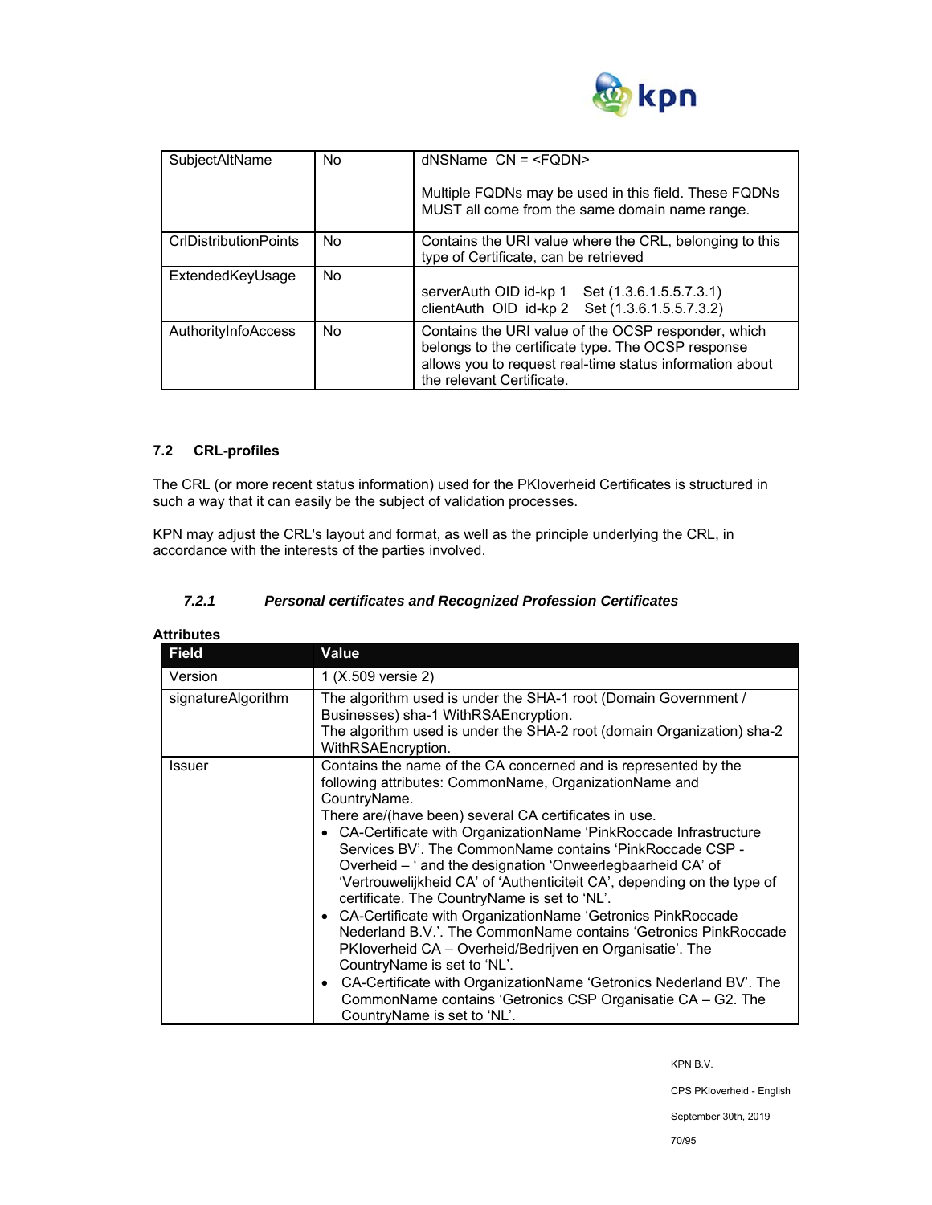| | | |
|---|---|---|
| SubjectAltName | No | dNSName CN = <FQDN><br><br>Multiple FQDNs may be used in this field. These FQDNs MUST all come from the same domain name range. |
| CrlDistributionPoints | No | Contains the URI value where the CRL, belonging to this type of Certificate, can be retrieved |
| ExtendedKeyUsage | No | serverAuth OID id-kp 1 Set (1.3.6.1.5.5.7.3.1)<br>clientAuth OID id-kp 2 Set (1.3.6.1.5.5.7.3.2) |
| AuthorityInfoAccess | No | Contains the URI value of the OCSP responder, which belongs to the certificate type. The OCSP response allows you to request real-time status information about the relevant Certificate. |

## 7.2 CRL-profiles

The CRL (or more recent status information) used for the PKIoverheid Certificates is structured in such a way that it can easily be the subject of validation processes.

KPN may adjust the CRL's layout and format, as well as the principle underlying the CRL, in accordance with the interests of the parties involved.

### *7.2.1 Personal certificates and Recognized Profession Certificates*

**Attributes**

| Field | Value |
|---|---|
| Version | 1 (X.509 versie 2) |
| signatureAlgorithm | The algorithm used is under the SHA-1 root (Domain Government / Businesses) sha-1 WithRSAEncryption.<br>The algorithm used is under the SHA-2 root (domain Organization) sha-2 WithRSAEncryption. |
| Issuer | Contains the name of the CA concerned and is represented by the following attributes: CommonName, OrganizationName and CountryName.<br>There are/(have been) several CA certificates in use.<br>• CA-Certificate with OrganizationName 'PinkRoccade Infrastructure Services BV'. The CommonName contains 'PinkRoccade CSP - Overheid – ' and the designation 'Onweerlegbaarheid CA' of 'Vertrouwelijkheid CA' of 'Authenticiteit CA', depending on the type of certificate. The CountryName is set to 'NL'.<br>• CA-Certificate with OrganizationName 'Getronics PinkRoccade Nederland B.V.'. The CommonName contains 'Getronics PinkRoccade PKIoverheid CA – Overheid/Bedrijven en Organisatie'. The CountryName is set to 'NL'.<br>• CA-Certificate with OrganizationName 'Getronics Nederland BV'. The CommonName contains 'Getronics CSP Organisatie CA – G2. The CountryName is set to 'NL'. |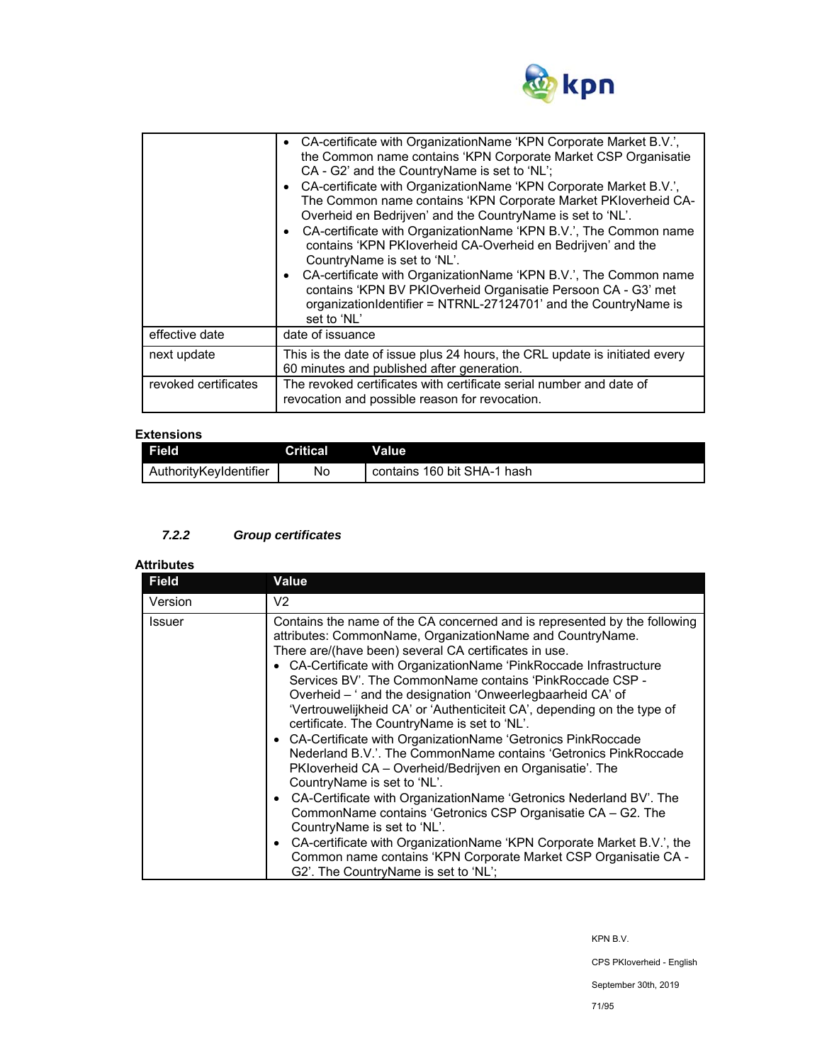| | |
|---|---|
| | • CA-certificate with OrganizationName 'KPN Corporate Market B.V.', the Common name contains 'KPN Corporate Market CSP Organisatie CA - G2' and the CountryName is set to 'NL';<br>• CA-certificate with OrganizationName 'KPN Corporate Market B.V.', The Common name contains 'KPN Corporate Market PKIoverheid CA-Overheid en Bedrijven' and the CountryName is set to 'NL'.<br>• CA-certificate with OrganizationName 'KPN B.V.', The Common name contains 'KPN PKIoverheid CA-Overheid en Bedrijven' and the CountryName is set to 'NL'.<br>• CA-certificate with OrganizationName 'KPN B.V.', The Common name contains 'KPN BV PKIOverheid Organisatie Persoon CA - G3' met organizationIdentifier = NTRNL-27124701' and the CountryName is set to 'NL' |
| effective date | date of issuance |
| next update | This is the date of issue plus 24 hours, the CRL update is initiated every 60 minutes and published after generation. |
| revoked certificates | The revoked certificates with certificate serial number and date of revocation and possible reason for revocation. |

**Extensions**

| Field | Critical | Value |
|---|---|---|
| AuthorityKeyIdentifier | No | contains 160 bit SHA-1 hash |

### *7.2.2 Group certificates*

**Attributes**

| Field | Value |
|---|---|
| Version | V2 |
| Issuer | Contains the name of the CA concerned and is represented by the following attributes: CommonName, OrganizationName and CountryName.<br>There are/(have been) several CA certificates in use.<br>• CA-Certificate with OrganizationName 'PinkRoccade Infrastructure Services BV'. The CommonName contains 'PinkRoccade CSP - Overheid – ' and the designation 'Onweerlegbaarheid CA' of 'Vertrouwelijkheid CA' or 'Authenticiteit CA', depending on the type of certificate. The CountryName is set to 'NL'.<br>• CA-Certificate with OrganizationName 'Getronics PinkRoccade Nederland B.V.'. The CommonName contains 'Getronics PinkRoccade PKIoverheid CA – Overheid/Bedrijven en Organisatie'. The CountryName is set to 'NL'.<br>• CA-Certificate with OrganizationName 'Getronics Nederland BV'. The CommonName contains 'Getronics CSP Organisatie CA – G2. The CountryName is set to 'NL'.<br>• CA-certificate with OrganizationName 'KPN Corporate Market B.V.', the Common name contains 'KPN Corporate Market CSP Organisatie CA - G2'. The CountryName is set to 'NL'; |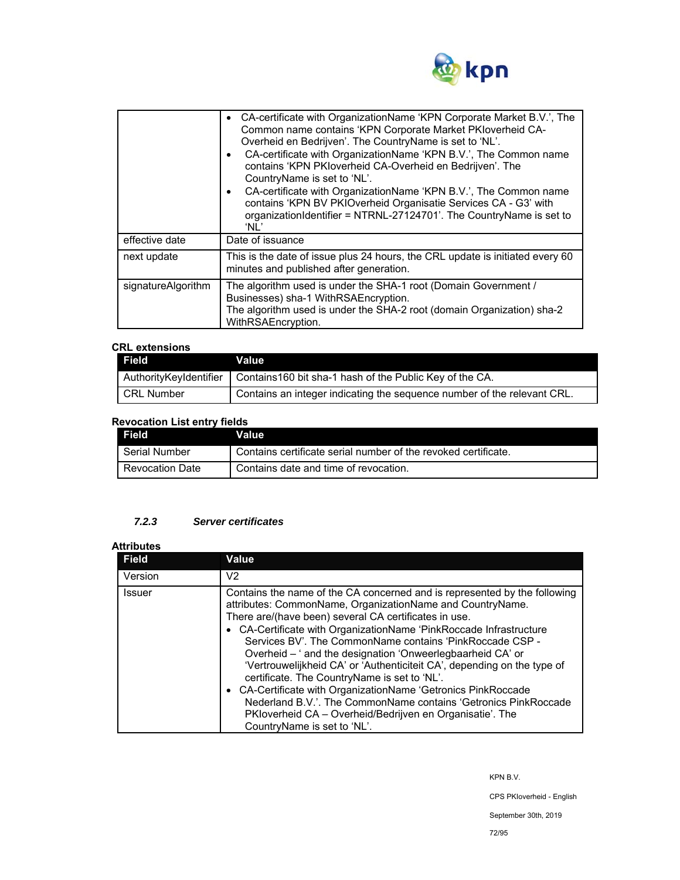| | |
|---|---|
| | • CA-certificate with OrganizationName 'KPN Corporate Market B.V.', The Common name contains 'KPN Corporate Market PKIoverheid CA-Overheid en Bedrijven'. The CountryName is set to 'NL'.<br>• CA-certificate with OrganizationName 'KPN B.V.', The Common name contains 'KPN PKIoverheid CA-Overheid en Bedrijven'. The CountryName is set to 'NL'.<br>• CA-certificate with OrganizationName 'KPN B.V.', The Common name contains 'KPN BV PKIOverheid Organisatie Services CA - G3' with organizationIdentifier = NTRNL-27124701'. The CountryName is set to 'NL' |
| effective date | Date of issuance |
| next update | This is the date of issue plus 24 hours, the CRL update is initiated every 60 minutes and published after generation. |
| signatureAlgorithm | The algorithm used is under the SHA-1 root (Domain Government / Businesses) sha-1 WithRSAEncryption.<br>The algorithm used is under the SHA-2 root (domain Organization) sha-2 WithRSAEncryption. |

**CRL extensions**

| Field | Value |
|---|---|
| AuthorityKeyIdentifier | Contains160 bit sha-1 hash of the Public Key of the CA. |
| CRL Number | Contains an integer indicating the sequence number of the relevant CRL. |

**Revocation List entry fields**

| Field | Value |
|---|---|
| Serial Number | Contains certificate serial number of the revoked certificate. |
| Revocation Date | Contains date and time of revocation. |

#### *7.2.3 Server certificates*

**Attributes**

| Field | Value |
|---|---|
| Version | V2 |
| Issuer | Contains the name of the CA concerned and is represented by the following attributes: CommonName, OrganizationName and CountryName.<br>There are/(have been) several CA certificates in use.<br>• CA-Certificate with OrganizationName 'PinkRoccade Infrastructure Services BV'. The CommonName contains 'PinkRoccade CSP - Overheid – ' and the designation 'Onweerlegbaarheid CA' or 'Vertrouwelijkheid CA' or 'Authenticiteit CA', depending on the type of certificate. The CountryName is set to 'NL'.<br>• CA-Certificate with OrganizationName 'Getronics PinkRoccade Nederland B.V.'. The CommonName contains 'Getronics PinkRoccade PKIoverheid CA – Overheid/Bedrijven en Organisatie'. The CountryName is set to 'NL'. |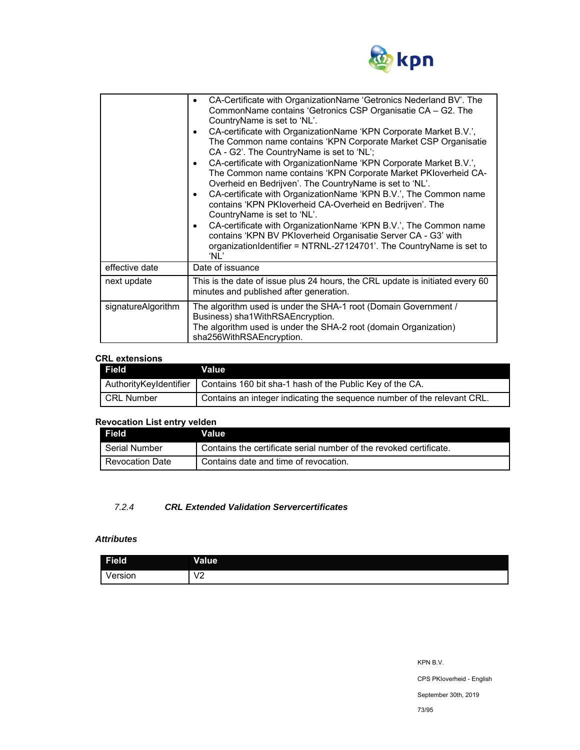| | |
|---|---|
| | • CA-Certificate with OrganizationName 'Getronics Nederland BV'. The CommonName contains 'Getronics CSP Organisatie CA – G2. The CountryName is set to 'NL'.<br>• CA-certificate with OrganizationName 'KPN Corporate Market B.V.', The Common name contains 'KPN Corporate Market CSP Organisatie CA - G2'. The CountryName is set to 'NL';<br>• CA-certificate with OrganizationName 'KPN Corporate Market B.V.', The Common name contains 'KPN Corporate Market PKIoverheid CA-Overheid en Bedrijven'. The CountryName is set to 'NL'.<br>• CA-certificate with OrganizationName 'KPN B.V.', The Common name contains 'KPN PKIoverheid CA-Overheid en Bedrijven'. The CountryName is set to 'NL'.<br>• CA-certificate with OrganizationName 'KPN B.V.', The Common name contains 'KPN BV PKIoverheid Organisatie Server CA - G3' with organizationIdentifier = NTRNL-27124701'. The CountryName is set to 'NL' |
| effective date | Date of issuance |
| next update | This is the date of issue plus 24 hours, the CRL update is initiated every 60 minutes and published after generation. |
| signatureAlgorithm | The algorithm used is under the SHA-1 root (Domain Government / Business) sha1WithRSAEncryption.<br>The algorithm used is under the SHA-2 root (domain Organization) sha256WithRSAEncryption. |

**CRL extensions**

| Field | Value |
|---|---|
| AuthorityKeyIdentifier | Contains 160 bit sha-1 hash of the Public Key of the CA. |
| CRL Number | Contains an integer indicating the sequence number of the relevant CRL. |

**Revocation List entry velden**

| Field | Value |
|---|---|
| Serial Number | Contains the certificate serial number of the revoked certificate. |
| Revocation Date | Contains date and time of revocation. |

### *7.2.4 CRL Extended Validation Servercertificates*

***Attributes***

| Field | Value |
|---|---|
| Version | V2 |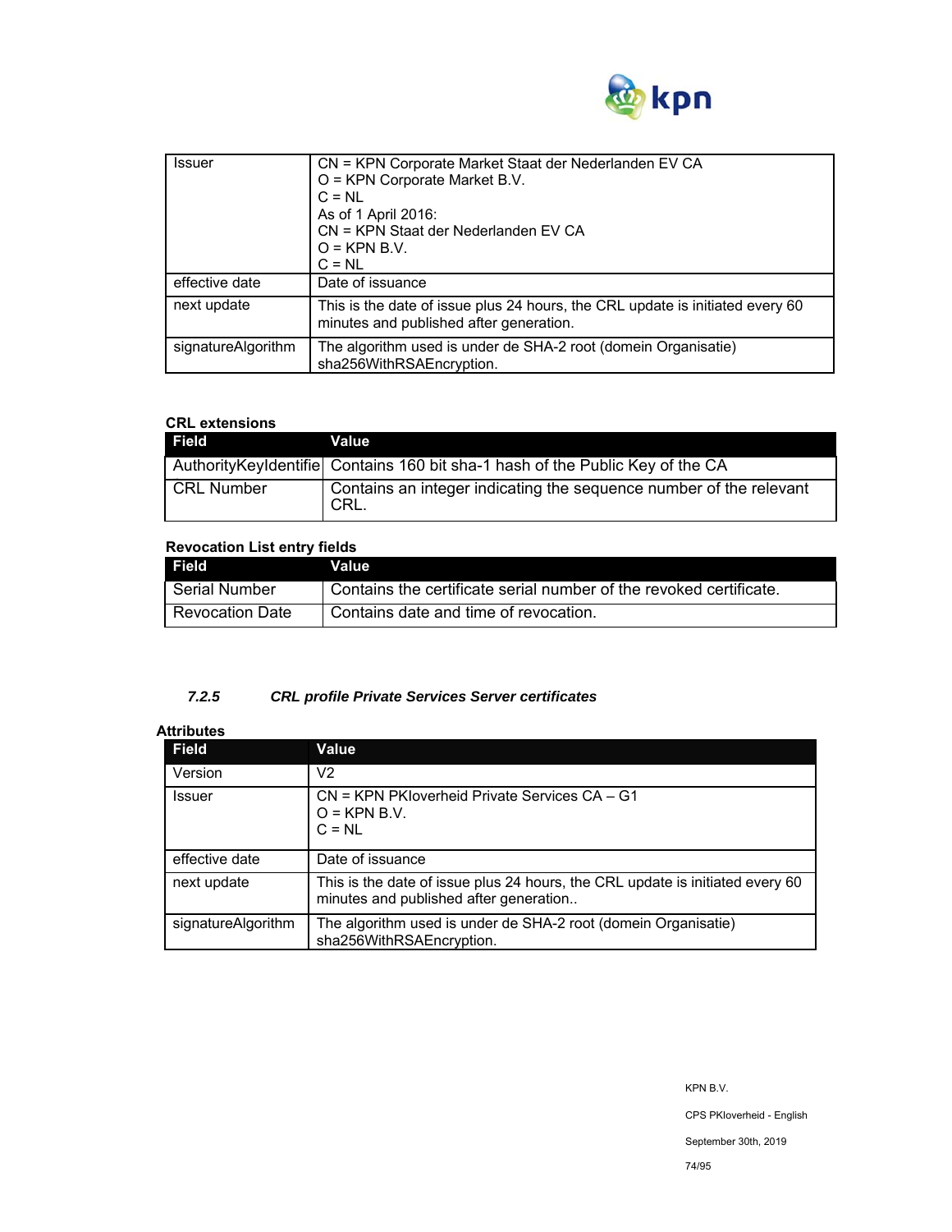| | |
|---|---|
| Issuer | CN = KPN Corporate Market Staat der Nederlanden EV CA<br>O = KPN Corporate Market B.V.<br>C = NL<br>As of 1 April 2016:<br>CN = KPN Staat der Nederlanden EV CA<br>O = KPN B.V.<br>C = NL |
| effective date | Date of issuance |
| next update | This is the date of issue plus 24 hours, the CRL update is initiated every 60 minutes and published after generation. |
| signatureAlgorithm | The algorithm used is under de SHA-2 root (domein Organisatie) sha256WithRSAEncryption. |

**CRL extensions**

| Field | Value |
|---|---|
| AuthorityKeyIdentifie | Contains 160 bit sha-1 hash of the Public Key of the CA |
| CRL Number | Contains an integer indicating the sequence number of the relevant CRL. |

**Revocation List entry fields**

| Field | Value |
|---|---|
| Serial Number | Contains the certificate serial number of the revoked certificate. |
| Revocation Date | Contains date and time of revocation. |

#### *7.2.5 CRL profile Private Services Server certificates*

**Attributes**

| Field | Value |
|---|---|
| Version | V2 |
| Issuer | CN = KPN PKIoverheid Private Services CA – G1<br>O = KPN B.V.<br>C = NL |
| effective date | Date of issuance |
| next update | This is the date of issue plus 24 hours, the CRL update is initiated every 60 minutes and published after generation.. |
| signatureAlgorithm | The algorithm used is under de SHA-2 root (domein Organisatie) sha256WithRSAEncryption. |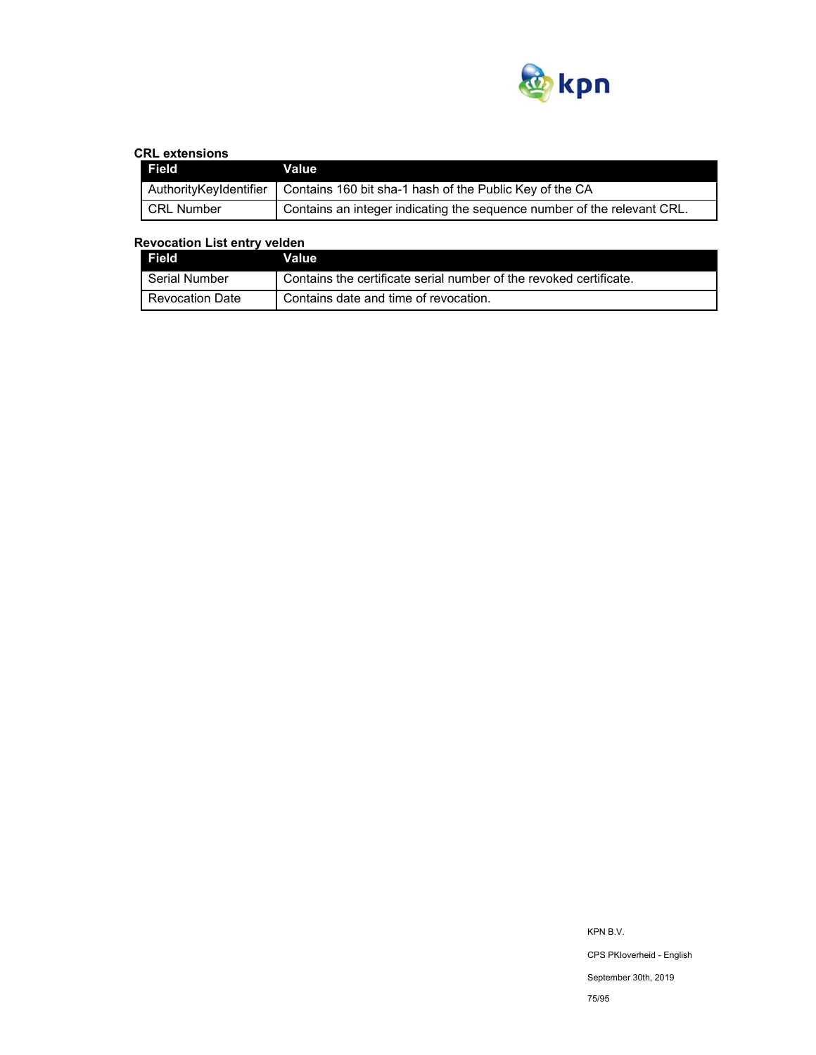**CRL extensions**

| Field | Value |
| --- | --- |
| AuthorityKeyIdentifier | Contains 160 bit sha-1 hash of the Public Key of the CA |
| CRL Number | Contains an integer indicating the sequence number of the relevant CRL. |

**Revocation List entry velden**

| Field | Value |
| --- | --- |
| Serial Number | Contains the certificate serial number of the revoked certificate. |
| Revocation Date | Contains date and time of revocation. |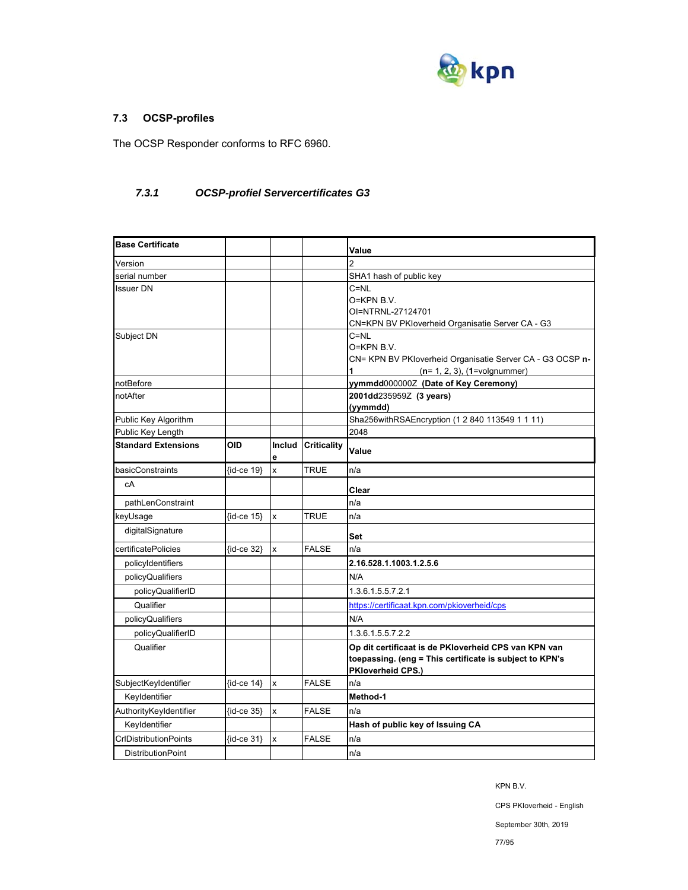### 7.3 OCSP-profiles

The OCSP Responder conforms to RFC 6960.

#### *7.3.1 OCSP-profiel Servercertificates G3*

| **Base Certificate** | | | | **Value** |
|---|---|---|---|---|
| Version | | | | 2 |
| serial number | | | | SHA1 hash of public key |
| Issuer DN | | | | C=NL<br>O=KPN B.V.<br>OI=NTRNL-27124701<br>CN=KPN BV PKIoverheid Organisatie Server CA - G3 |
| Subject DN | | | | C=NL<br>O=KPN B.V.<br>CN= KPN BV PKIoverheid Organisatie Server CA - G3 OCSP **n-1** (**n**= 1, 2, 3), (**1**=volgnummer) |
| notBefore | | | | **yymmdd**000000Z **(Date of Key Ceremony)** |
| notAfter | | | | **2001dd**235959Z **(3 years) (yymmdd)** |
| Public Key Algorithm | | | | Sha256withRSAEncryption (1 2 840 113549 1 1 11) |
| Public Key Length | | | | 2048 |
| **Standard Extensions** | **OID** | **Include** | **Criticality** | **Value** |
| basicConstraints | {id-ce 19} | x | TRUE | n/a |
| cA | | | | **Clear** |
| pathLenConstraint | | | | n/a |
| keyUsage | {id-ce 15} | x | TRUE | n/a |
| digitalSignature | | | | **Set** |
| certificatePolicies | {id-ce 32} | x | FALSE | n/a |
| policyIdentifiers | | | | **2.16.528.1.1003.1.2.5.6** |
| policyQualifiers | | | | N/A |
| policyQualifierID | | | | 1.3.6.1.5.5.7.2.1 |
| Qualifier | | | | https://certificaat.kpn.com/pkioverheid/cps |
| policyQualifiers | | | | N/A |
| policyQualifierID | | | | 1.3.6.1.5.5.7.2.2 |
| Qualifier | | | | **Op dit certificaat is de PKIoverheid CPS van KPN van toepassing. (eng = This certificate is subject to KPN's PKIoverheid CPS.)** |
| SubjectKeyIdentifier | {id-ce 14} | x | FALSE | n/a |
| KeyIdentifier | | | | **Method-1** |
| AuthorityKeyIdentifier | {id-ce 35} | x | FALSE | n/a |
| KeyIdentifier | | | | **Hash of public key of Issuing CA** |
| CrlDistributionPoints | {id-ce 31} | x | FALSE | n/a |
| DistributionPoint | | | | n/a |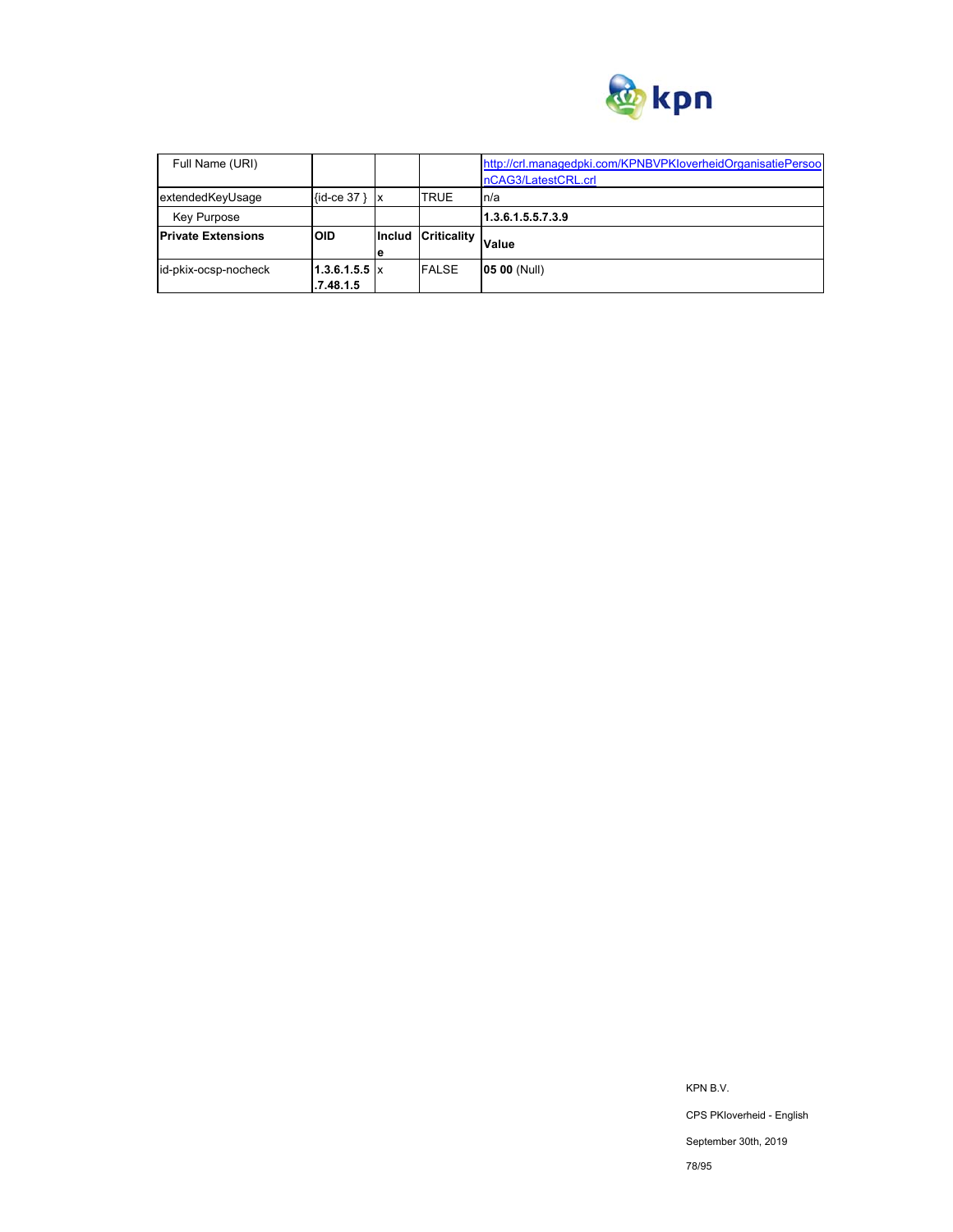| Full Name (URI) | | | | http://crl.managedpki.com/KPNBVPKIoverheidOrganisatiePersoonCAG3/LatestCRL.crl |
|---|---|---|---|---|
| extendedKeyUsage | {id-ce 37 } | x | TRUE | n/a |
| Key Purpose | | | | **1.3.6.1.5.5.7.3.9** |
| **Private Extensions** | **OID** | **Include** | **Criticality** | **Value** |
| id-pkix-ocsp-nocheck | **1.3.6.1.5.5.7.48.1.5** | x | FALSE | **05 00** (Null) |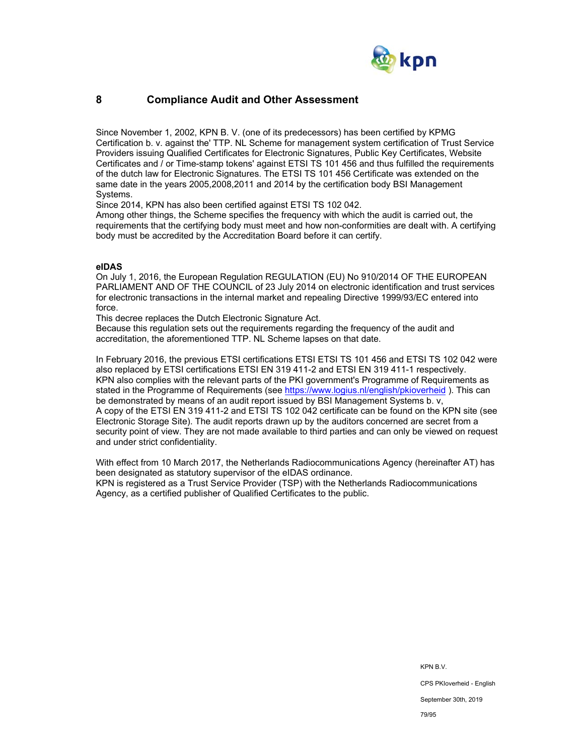# 8 Compliance Audit and Other Assessment

Since November 1, 2002, KPN B. V. (one of its predecessors) has been certified by KPMG Certification b. v. against the' TTP. NL Scheme for management system certification of Trust Service Providers issuing Qualified Certificates for Electronic Signatures, Public Key Certificates, Website Certificates and / or Time-stamp tokens' against ETSI TS 101 456 and thus fulfilled the requirements of the dutch law for Electronic Signatures. The ETSI TS 101 456 Certificate was extended on the same date in the years 2005,2008,2011 and 2014 by the certification body BSI Management Systems.
Since 2014, KPN has also been certified against ETSI TS 102 042.
Among other things, the Scheme specifies the frequency with which the audit is carried out, the requirements that the certifying body must meet and how non-conformities are dealt with. A certifying body must be accredited by the Accreditation Board before it can certify.

**eIDAS**
On July 1, 2016, the European Regulation REGULATION (EU) No 910/2014 OF THE EUROPEAN PARLIAMENT AND OF THE COUNCIL of 23 July 2014 on electronic identification and trust services for electronic transactions in the internal market and repealing Directive 1999/93/EC entered into force.
This decree replaces the Dutch Electronic Signature Act.
Because this regulation sets out the requirements regarding the frequency of the audit and accreditation, the aforementioned TTP. NL Scheme lapses on that date.

In February 2016, the previous ETSI certifications ETSI ETSI TS 101 456 and ETSI TS 102 042 were also replaced by ETSI certifications ETSI EN 319 411-2 and ETSI EN 319 411-1 respectively.
KPN also complies with the relevant parts of the PKI government's Programme of Requirements as stated in the Programme of Requirements (see https://www.logius.nl/english/pkioverheid ). This can be demonstrated by means of an audit report issued by BSI Management Systems b. v,
A copy of the ETSI EN 319 411-2 and ETSI TS 102 042 certificate can be found on the KPN site (see Electronic Storage Site). The audit reports drawn up by the auditors concerned are secret from a security point of view. They are not made available to third parties and can only be viewed on request and under strict confidentiality.

With effect from 10 March 2017, the Netherlands Radiocommunications Agency (hereinafter AT) has been designated as statutory supervisor of the eIDAS ordinance.
KPN is registered as a Trust Service Provider (TSP) with the Netherlands Radiocommunications Agency, as a certified publisher of Qualified Certificates to the public.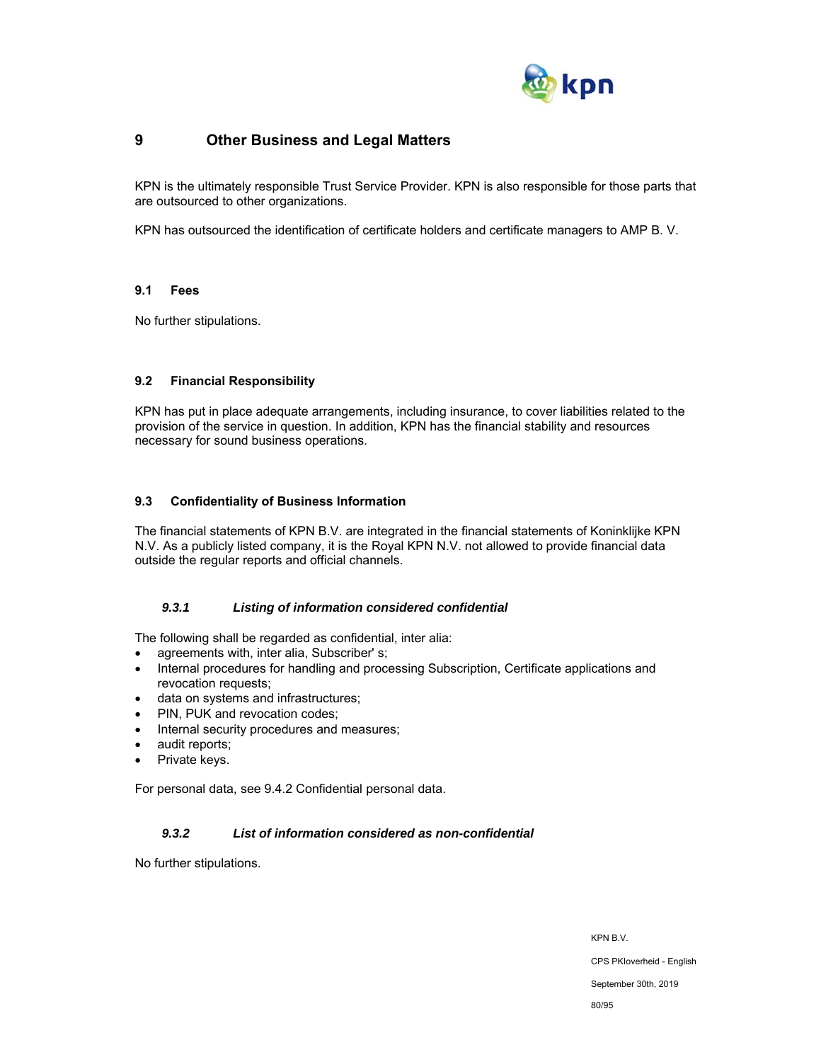# 9 Other Business and Legal Matters

KPN is the ultimately responsible Trust Service Provider. KPN is also responsible for those parts that are outsourced to other organizations.

KPN has outsourced the identification of certificate holders and certificate managers to AMP B. V.

## 9.1 Fees

No further stipulations.

## 9.2 Financial Responsibility

KPN has put in place adequate arrangements, including insurance, to cover liabilities related to the provision of the service in question. In addition, KPN has the financial stability and resources necessary for sound business operations.

## 9.3 Confidentiality of Business Information

The financial statements of KPN B.V. are integrated in the financial statements of Koninklijke KPN N.V. As a publicly listed company, it is the Royal KPN N.V. not allowed to provide financial data outside the regular reports and official channels.

### *9.3.1 Listing of information considered confidential*

The following shall be regarded as confidential, inter alia:

- agreements with, inter alia, Subscriber' s;
- Internal procedures for handling and processing Subscription, Certificate applications and revocation requests;
- data on systems and infrastructures;
- PIN, PUK and revocation codes;
- Internal security procedures and measures;
- audit reports;
- Private keys.

For personal data, see 9.4.2 Confidential personal data.

### *9.3.2 List of information considered as non-confidential*

No further stipulations.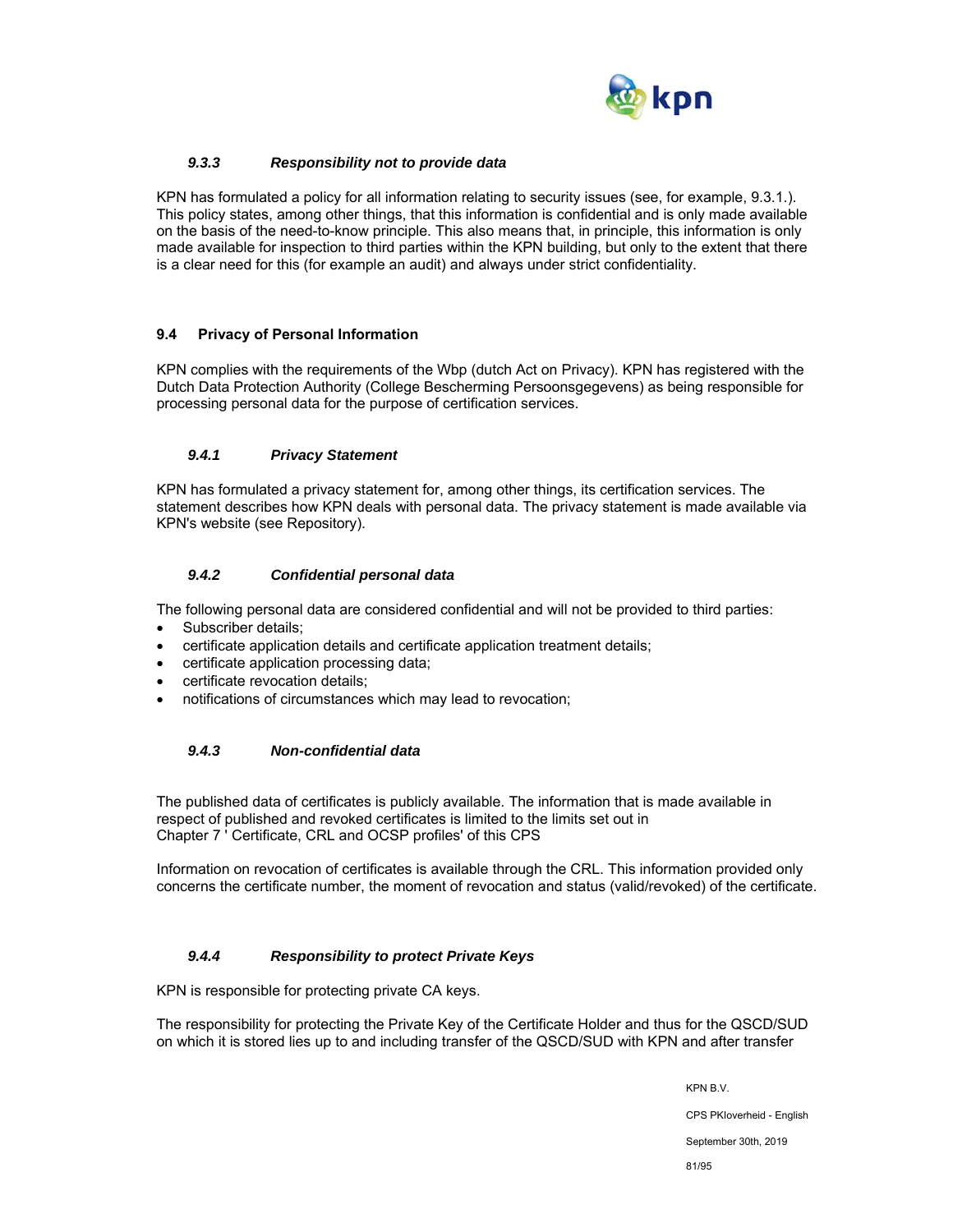### *9.3.3 Responsibility not to provide data*

KPN has formulated a policy for all information relating to security issues (see, for example, 9.3.1.). This policy states, among other things, that this information is confidential and is only made available on the basis of the need-to-know principle. This also means that, in principle, this information is only made available for inspection to third parties within the KPN building, but only to the extent that there is a clear need for this (for example an audit) and always under strict confidentiality.

## 9.4 Privacy of Personal Information

KPN complies with the requirements of the Wbp (dutch Act on Privacy). KPN has registered with the Dutch Data Protection Authority (College Bescherming Persoonsgegevens) as being responsible for processing personal data for the purpose of certification services.

### *9.4.1 Privacy Statement*

KPN has formulated a privacy statement for, among other things, its certification services. The statement describes how KPN deals with personal data. The privacy statement is made available via KPN's website (see Repository).

### *9.4.2 Confidential personal data*

The following personal data are considered confidential and will not be provided to third parties:

- Subscriber details;
- certificate application details and certificate application treatment details;
- certificate application processing data;
- certificate revocation details;
- notifications of circumstances which may lead to revocation;

### *9.4.3 Non-confidential data*

The published data of certificates is publicly available. The information that is made available in respect of published and revoked certificates is limited to the limits set out in Chapter 7 ' Certificate, CRL and OCSP profiles' of this CPS

Information on revocation of certificates is available through the CRL. This information provided only concerns the certificate number, the moment of revocation and status (valid/revoked) of the certificate.

### *9.4.4 Responsibility to protect Private Keys*

KPN is responsible for protecting private CA keys.

The responsibility for protecting the Private Key of the Certificate Holder and thus for the QSCD/SUD on which it is stored lies up to and including transfer of the QSCD/SUD with KPN and after transfer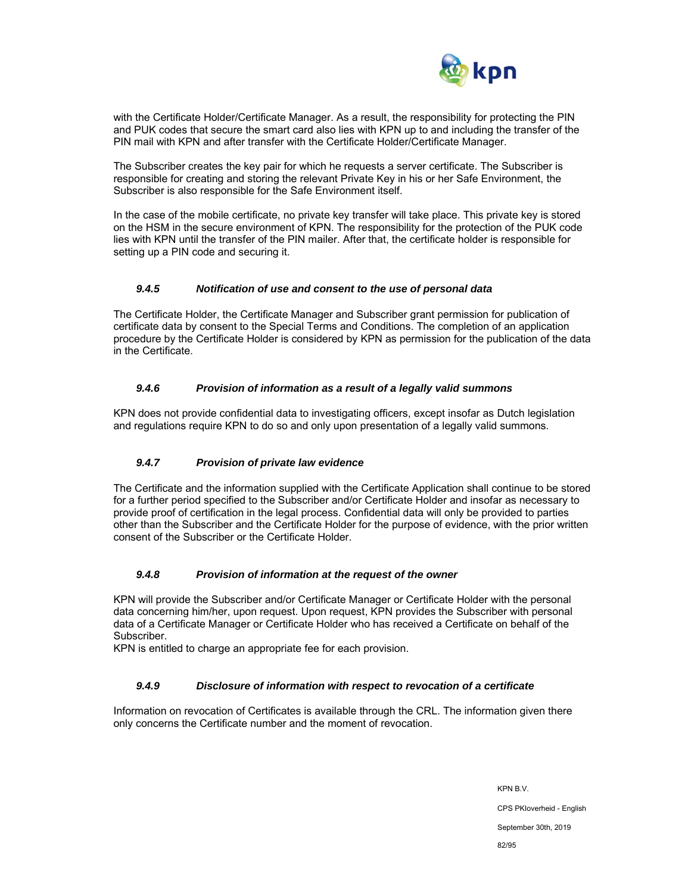with the Certificate Holder/Certificate Manager. As a result, the responsibility for protecting the PIN and PUK codes that secure the smart card also lies with KPN up to and including the transfer of the PIN mail with KPN and after transfer with the Certificate Holder/Certificate Manager.

The Subscriber creates the key pair for which he requests a server certificate. The Subscriber is responsible for creating and storing the relevant Private Key in his or her Safe Environment, the Subscriber is also responsible for the Safe Environment itself.

In the case of the mobile certificate, no private key transfer will take place. This private key is stored on the HSM in the secure environment of KPN. The responsibility for the protection of the PUK code lies with KPN until the transfer of the PIN mailer. After that, the certificate holder is responsible for setting up a PIN code and securing it.

#### *9.4.5 Notification of use and consent to the use of personal data*

The Certificate Holder, the Certificate Manager and Subscriber grant permission for publication of certificate data by consent to the Special Terms and Conditions. The completion of an application procedure by the Certificate Holder is considered by KPN as permission for the publication of the data in the Certificate.

#### *9.4.6 Provision of information as a result of a legally valid summons*

KPN does not provide confidential data to investigating officers, except insofar as Dutch legislation and regulations require KPN to do so and only upon presentation of a legally valid summons.

#### *9.4.7 Provision of private law evidence*

The Certificate and the information supplied with the Certificate Application shall continue to be stored for a further period specified to the Subscriber and/or Certificate Holder and insofar as necessary to provide proof of certification in the legal process. Confidential data will only be provided to parties other than the Subscriber and the Certificate Holder for the purpose of evidence, with the prior written consent of the Subscriber or the Certificate Holder.

#### *9.4.8 Provision of information at the request of the owner*

KPN will provide the Subscriber and/or Certificate Manager or Certificate Holder with the personal data concerning him/her, upon request. Upon request, KPN provides the Subscriber with personal data of a Certificate Manager or Certificate Holder who has received a Certificate on behalf of the Subscriber.
KPN is entitled to charge an appropriate fee for each provision.

#### *9.4.9 Disclosure of information with respect to revocation of a certificate*

Information on revocation of Certificates is available through the CRL. The information given there only concerns the Certificate number and the moment of revocation.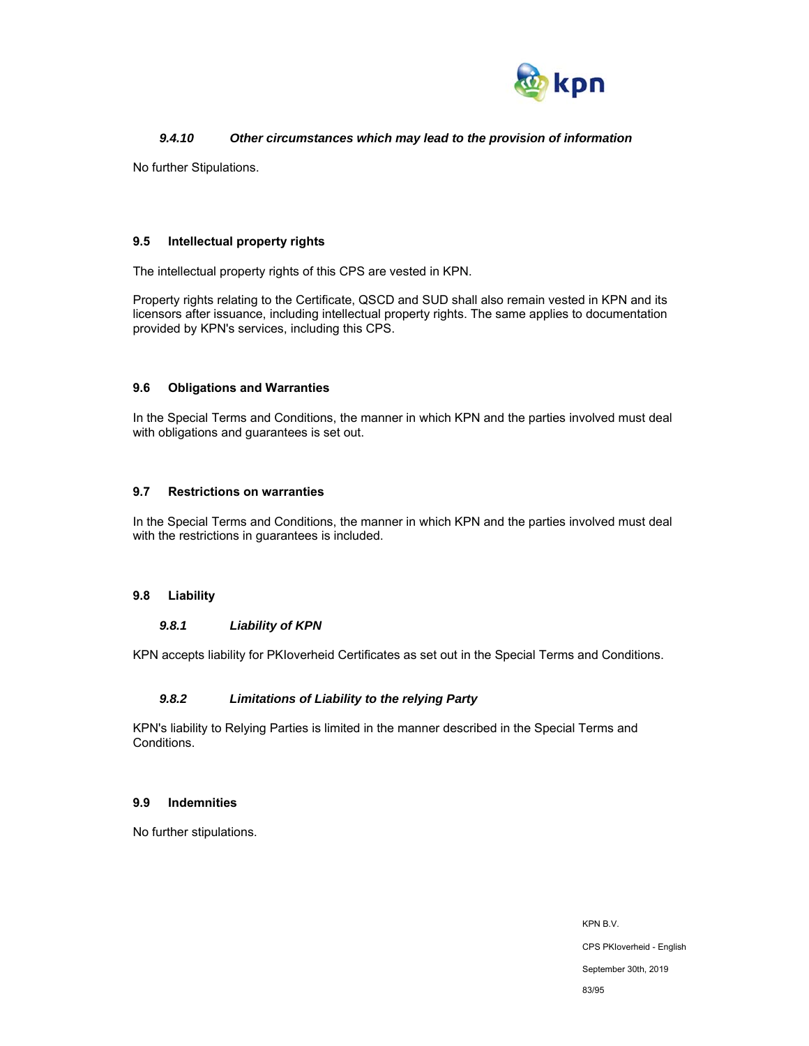#### *9.4.10 Other circumstances which may lead to the provision of information*

No further Stipulations.

### 9.5 Intellectual property rights

The intellectual property rights of this CPS are vested in KPN.

Property rights relating to the Certificate, QSCD and SUD shall also remain vested in KPN and its licensors after issuance, including intellectual property rights. The same applies to documentation provided by KPN's services, including this CPS.

### 9.6 Obligations and Warranties

In the Special Terms and Conditions, the manner in which KPN and the parties involved must deal with obligations and guarantees is set out.

### 9.7 Restrictions on warranties

In the Special Terms and Conditions, the manner in which KPN and the parties involved must deal with the restrictions in guarantees is included.

### 9.8 Liability

#### *9.8.1 Liability of KPN*

KPN accepts liability for PKIoverheid Certificates as set out in the Special Terms and Conditions.

#### *9.8.2 Limitations of Liability to the relying Party*

KPN's liability to Relying Parties is limited in the manner described in the Special Terms and Conditions.

### 9.9 Indemnities

No further stipulations.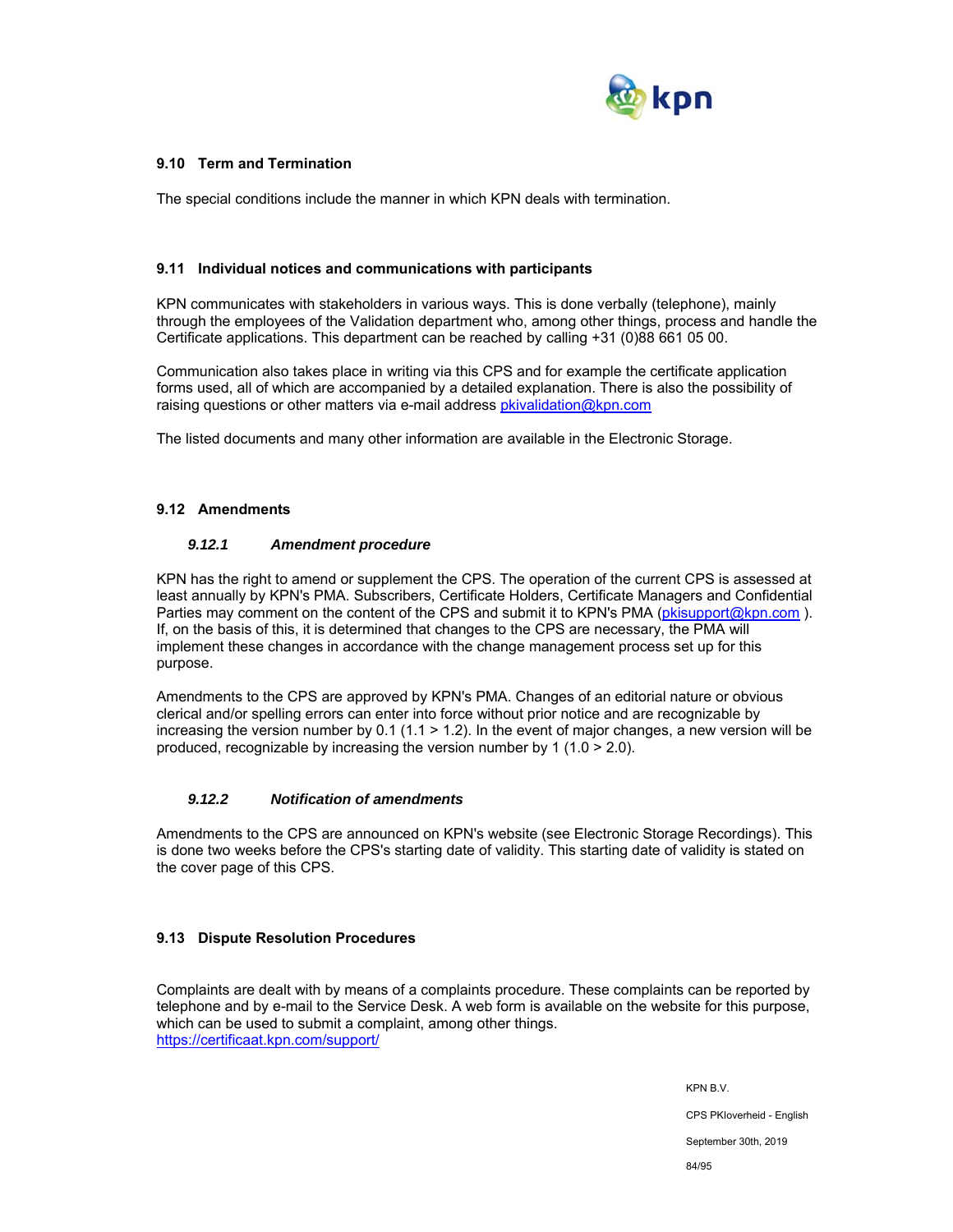## 9.10 Term and Termination

The special conditions include the manner in which KPN deals with termination.

## 9.11 Individual notices and communications with participants

KPN communicates with stakeholders in various ways. This is done verbally (telephone), mainly through the employees of the Validation department who, among other things, process and handle the Certificate applications. This department can be reached by calling +31 (0)88 661 05 00.

Communication also takes place in writing via this CPS and for example the certificate application forms used, all of which are accompanied by a detailed explanation. There is also the possibility of raising questions or other matters via e-mail address pkivalidation@kpn.com

The listed documents and many other information are available in the Electronic Storage.

## 9.12 Amendments

### *9.12.1 Amendment procedure*

KPN has the right to amend or supplement the CPS. The operation of the current CPS is assessed at least annually by KPN's PMA. Subscribers, Certificate Holders, Certificate Managers and Confidential Parties may comment on the content of the CPS and submit it to KPN's PMA (pkisupport@kpn.com ). If, on the basis of this, it is determined that changes to the CPS are necessary, the PMA will implement these changes in accordance with the change management process set up for this purpose.

Amendments to the CPS are approved by KPN's PMA. Changes of an editorial nature or obvious clerical and/or spelling errors can enter into force without prior notice and are recognizable by increasing the version number by 0.1 (1.1 > 1.2). In the event of major changes, a new version will be produced, recognizable by increasing the version number by 1 (1.0 > 2.0).

### *9.12.2 Notification of amendments*

Amendments to the CPS are announced on KPN's website (see Electronic Storage Recordings). This is done two weeks before the CPS's starting date of validity. This starting date of validity is stated on the cover page of this CPS.

## 9.13 Dispute Resolution Procedures

Complaints are dealt with by means of a complaints procedure. These complaints can be reported by telephone and by e-mail to the Service Desk. A web form is available on the website for this purpose, which can be used to submit a complaint, among other things.
https://certificaat.kpn.com/support/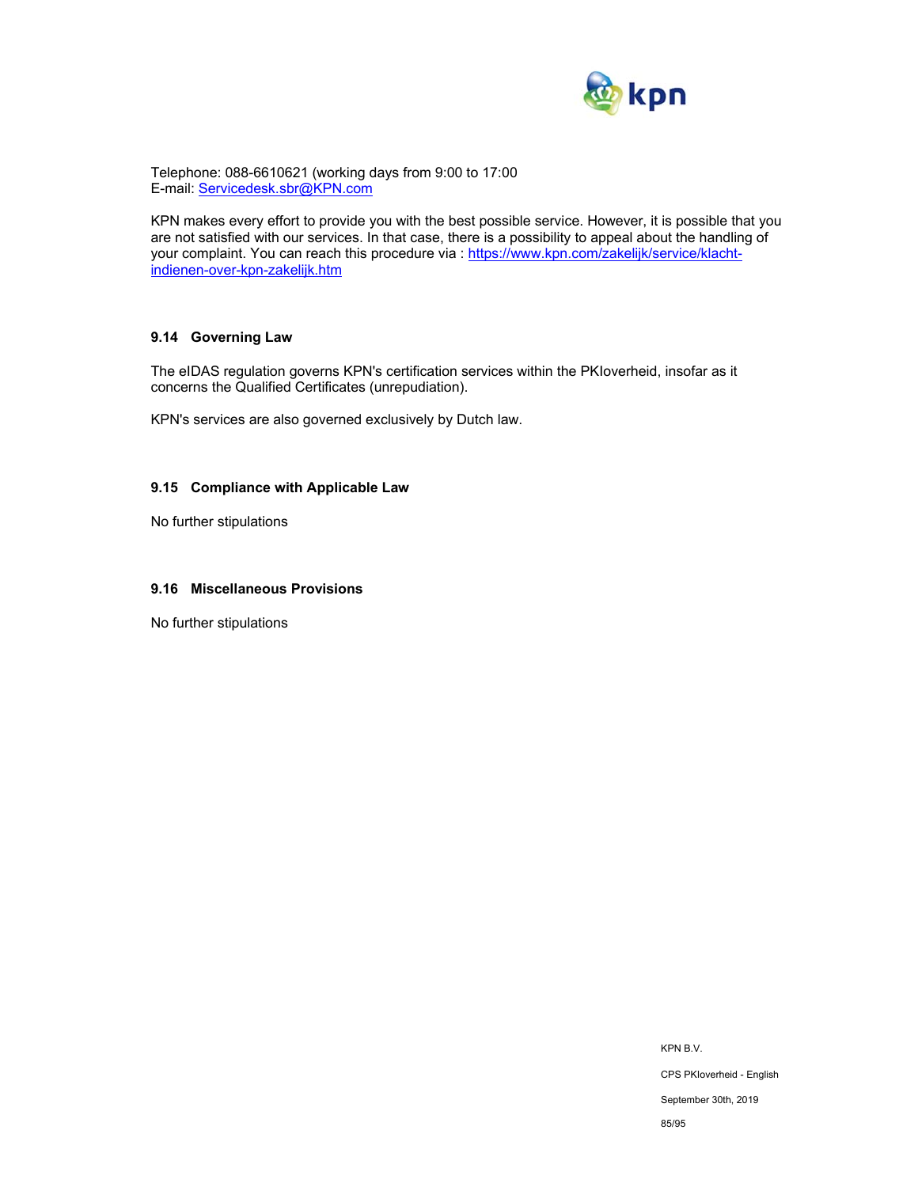Telephone: 088-6610621 (working days from 9:00 to 17:00
E-mail: [Servicedesk.sbr@KPN.com](mailto:Servicedesk.sbr@KPN.com)

KPN makes every effort to provide you with the best possible service. However, it is possible that you are not satisfied with our services. In that case, there is a possibility to appeal about the handling of your complaint. You can reach this procedure via : [https://www.kpn.com/zakelijk/service/klacht-indienen-over-kpn-zakelijk.htm](https://www.kpn.com/zakelijk/service/klacht-indienen-over-kpn-zakelijk.htm)

## 9.14 Governing Law

The eIDAS regulation governs KPN's certification services within the PKIoverheid, insofar as it concerns the Qualified Certificates (unrepudiation).

KPN's services are also governed exclusively by Dutch law.

## 9.15 Compliance with Applicable Law

No further stipulations

## 9.16 Miscellaneous Provisions

No further stipulations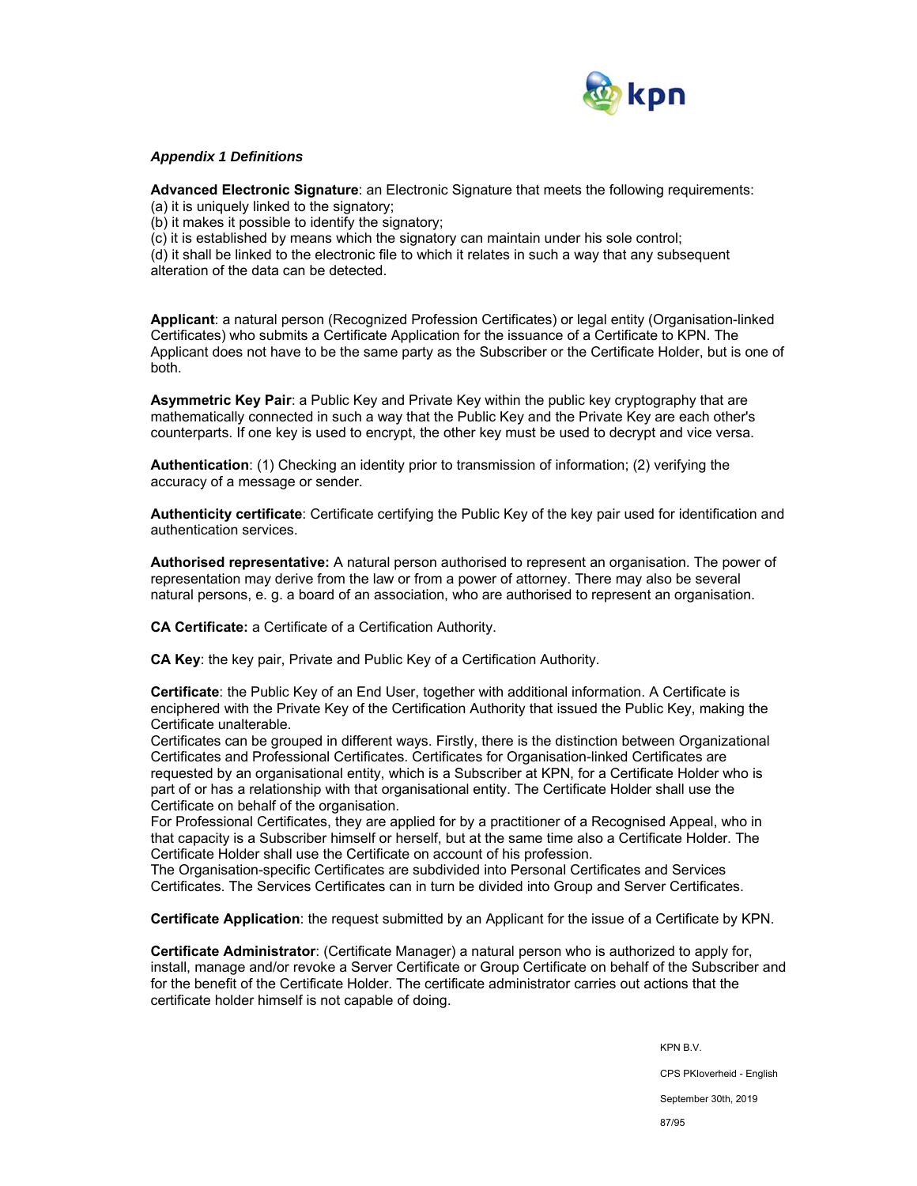### *Appendix 1 Definitions*

**Advanced Electronic Signature**: an Electronic Signature that meets the following requirements:
(a) it is uniquely linked to the signatory;
(b) it makes it possible to identify the signatory;
(c) it is established by means which the signatory can maintain under his sole control;
(d) it shall be linked to the electronic file to which it relates in such a way that any subsequent alteration of the data can be detected.

**Applicant**: a natural person (Recognized Profession Certificates) or legal entity (Organisation-linked Certificates) who submits a Certificate Application for the issuance of a Certificate to KPN. The Applicant does not have to be the same party as the Subscriber or the Certificate Holder, but is one of both.

**Asymmetric Key Pair**: a Public Key and Private Key within the public key cryptography that are mathematically connected in such a way that the Public Key and the Private Key are each other's counterparts. If one key is used to encrypt, the other key must be used to decrypt and vice versa.

**Authentication**: (1) Checking an identity prior to transmission of information; (2) verifying the accuracy of a message or sender.

**Authenticity certificate**: Certificate certifying the Public Key of the key pair used for identification and authentication services.

**Authorised representative:** A natural person authorised to represent an organisation. The power of representation may derive from the law or from a power of attorney. There may also be several natural persons, e. g. a board of an association, who are authorised to represent an organisation.

**CA Certificate:** a Certificate of a Certification Authority.

**CA Key**: the key pair, Private and Public Key of a Certification Authority.

**Certificate**: the Public Key of an End User, together with additional information. A Certificate is enciphered with the Private Key of the Certification Authority that issued the Public Key, making the Certificate unalterable.
Certificates can be grouped in different ways. Firstly, there is the distinction between Organizational Certificates and Professional Certificates. Certificates for Organisation-linked Certificates are requested by an organisational entity, which is a Subscriber at KPN, for a Certificate Holder who is part of or has a relationship with that organisational entity. The Certificate Holder shall use the Certificate on behalf of the organisation.
For Professional Certificates, they are applied for by a practitioner of a Recognised Appeal, who in that capacity is a Subscriber himself or herself, but at the same time also a Certificate Holder. The Certificate Holder shall use the Certificate on account of his profession.
The Organisation-specific Certificates are subdivided into Personal Certificates and Services Certificates. The Services Certificates can in turn be divided into Group and Server Certificates.

**Certificate Application**: the request submitted by an Applicant for the issue of a Certificate by KPN.

**Certificate Administrator**: (Certificate Manager) a natural person who is authorized to apply for, install, manage and/or revoke a Server Certificate or Group Certificate on behalf of the Subscriber and for the benefit of the Certificate Holder. The certificate administrator carries out actions that the certificate holder himself is not capable of doing.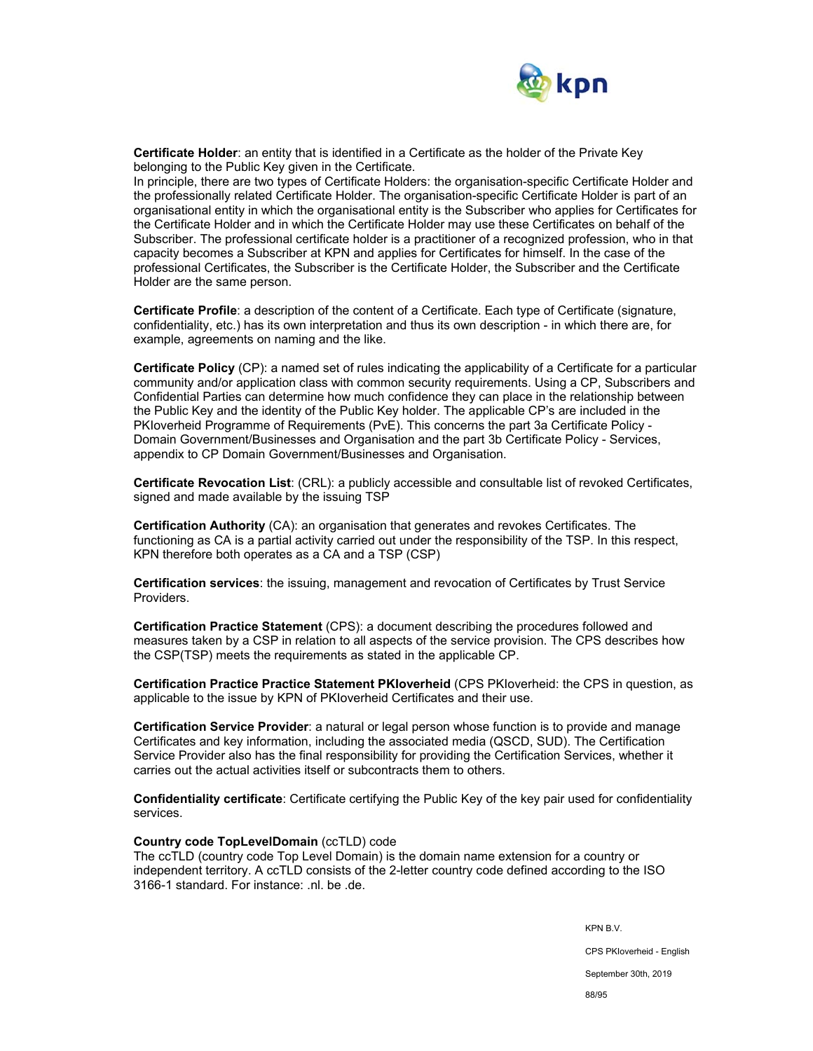**Certificate Holder**: an entity that is identified in a Certificate as the holder of the Private Key belonging to the Public Key given in the Certificate.
In principle, there are two types of Certificate Holders: the organisation-specific Certificate Holder and the professionally related Certificate Holder. The organisation-specific Certificate Holder is part of an organisational entity in which the organisational entity is the Subscriber who applies for Certificates for the Certificate Holder and in which the Certificate Holder may use these Certificates on behalf of the Subscriber. The professional certificate holder is a practitioner of a recognized profession, who in that capacity becomes a Subscriber at KPN and applies for Certificates for himself. In the case of the professional Certificates, the Subscriber is the Certificate Holder, the Subscriber and the Certificate Holder are the same person.

**Certificate Profile**: a description of the content of a Certificate. Each type of Certificate (signature, confidentiality, etc.) has its own interpretation and thus its own description - in which there are, for example, agreements on naming and the like.

**Certificate Policy** (CP): a named set of rules indicating the applicability of a Certificate for a particular community and/or application class with common security requirements. Using a CP, Subscribers and Confidential Parties can determine how much confidence they can place in the relationship between the Public Key and the identity of the Public Key holder. The applicable CP's are included in the PKIoverheid Programme of Requirements (PvE). This concerns the part 3a Certificate Policy - Domain Government/Businesses and Organisation and the part 3b Certificate Policy - Services, appendix to CP Domain Government/Businesses and Organisation.

**Certificate Revocation List**: (CRL): a publicly accessible and consultable list of revoked Certificates, signed and made available by the issuing TSP

**Certification Authority** (CA): an organisation that generates and revokes Certificates. The functioning as CA is a partial activity carried out under the responsibility of the TSP. In this respect, KPN therefore both operates as a CA and a TSP (CSP)

**Certification services**: the issuing, management and revocation of Certificates by Trust Service Providers.

**Certification Practice Statement** (CPS): a document describing the procedures followed and measures taken by a CSP in relation to all aspects of the service provision. The CPS describes how the CSP(TSP) meets the requirements as stated in the applicable CP.

**Certification Practice Practice Statement PKIoverheid** (CPS PKIoverheid: the CPS in question, as applicable to the issue by KPN of PKIoverheid Certificates and their use.

**Certification Service Provider**: a natural or legal person whose function is to provide and manage Certificates and key information, including the associated media (QSCD, SUD). The Certification Service Provider also has the final responsibility for providing the Certification Services, whether it carries out the actual activities itself or subcontracts them to others.

**Confidentiality certificate**: Certificate certifying the Public Key of the key pair used for confidentiality services.

**Country code TopLevelDomain** (ccTLD) code
The ccTLD (country code Top Level Domain) is the domain name extension for a country or independent territory. A ccTLD consists of the 2-letter country code defined according to the ISO 3166-1 standard. For instance: .nl. be .de.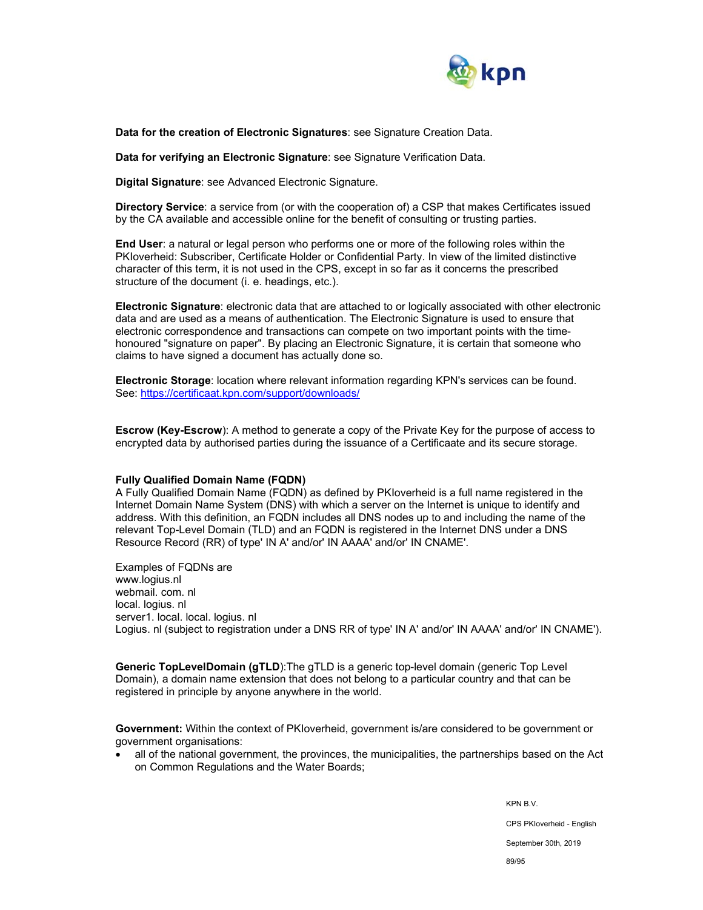**Data for the creation of Electronic Signatures**: see Signature Creation Data.

**Data for verifying an Electronic Signature**: see Signature Verification Data.

**Digital Signature**: see Advanced Electronic Signature.

**Directory Service**: a service from (or with the cooperation of) a CSP that makes Certificates issued by the CA available and accessible online for the benefit of consulting or trusting parties.

**End User**: a natural or legal person who performs one or more of the following roles within the PKIoverheid: Subscriber, Certificate Holder or Confidential Party. In view of the limited distinctive character of this term, it is not used in the CPS, except in so far as it concerns the prescribed structure of the document (i. e. headings, etc.).

**Electronic Signature**: electronic data that are attached to or logically associated with other electronic data and are used as a means of authentication. The Electronic Signature is used to ensure that electronic correspondence and transactions can compete on two important points with the time-honoured "signature on paper". By placing an Electronic Signature, it is certain that someone who claims to have signed a document has actually done so.

**Electronic Storage**: location where relevant information regarding KPN's services can be found. See: https://certificaat.kpn.com/support/downloads/

**Escrow (Key-Escrow**): A method to generate a copy of the Private Key for the purpose of access to encrypted data by authorised parties during the issuance of a Certificaate and its secure storage.

**Fully Qualified Domain Name (FQDN)**
A Fully Qualified Domain Name (FQDN) as defined by PKIoverheid is a full name registered in the Internet Domain Name System (DNS) with which a server on the Internet is unique to identify and address. With this definition, an FQDN includes all DNS nodes up to and including the name of the relevant Top-Level Domain (TLD) and an FQDN is registered in the Internet DNS under a DNS Resource Record (RR) of type' IN A' and/or' IN AAAA' and/or' IN CNAME'.

Examples of FQDNs are
www.logius.nl
webmail. com. nl
local. logius. nl
server1. local. local. logius. nl
Logius. nl (subject to registration under a DNS RR of type' IN A' and/or' IN AAAA' and/or' IN CNAME').

**Generic TopLevelDomain (gTLD**):The gTLD is a generic top-level domain (generic Top Level Domain), a domain name extension that does not belong to a particular country and that can be registered in principle by anyone anywhere in the world.

**Government:** Within the context of PKIoverheid, government is/are considered to be government or government organisations:

- all of the national government, the provinces, the municipalities, the partnerships based on the Act on Common Regulations and the Water Boards;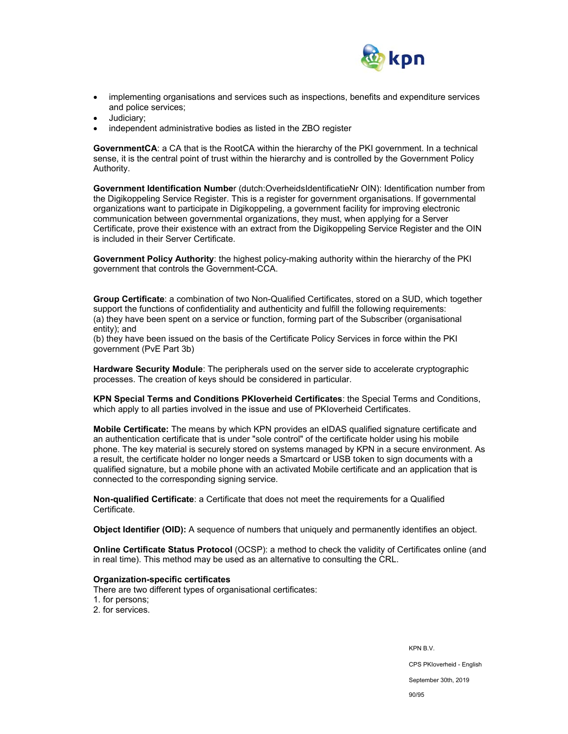- implementing organisations and services such as inspections, benefits and expenditure services and police services;
- Judiciary;
- independent administrative bodies as listed in the ZBO register

**GovernmentCA**: a CA that is the RootCA within the hierarchy of the PKI government. In a technical sense, it is the central point of trust within the hierarchy and is controlled by the Government Policy Authority.

**Government Identification Numbe**r (dutch:OverheidsIdentificatieNr OIN): Identification number from the Digikoppeling Service Register. This is a register for government organisations. If governmental organizations want to participate in Digikoppeling, a government facility for improving electronic communication between governmental organizations, they must, when applying for a Server Certificate, prove their existence with an extract from the Digikoppeling Service Register and the OIN is included in their Server Certificate.

**Government Policy Authority**: the highest policy-making authority within the hierarchy of the PKI government that controls the Government-CCA.

**Group Certificate**: a combination of two Non-Qualified Certificates, stored on a SUD, which together support the functions of confidentiality and authenticity and fulfill the following requirements:
(a) they have been spent on a service or function, forming part of the Subscriber (organisational entity); and
(b) they have been issued on the basis of the Certificate Policy Services in force within the PKI government (PvE Part 3b)

**Hardware Security Module**: The peripherals used on the server side to accelerate cryptographic processes. The creation of keys should be considered in particular.

**KPN Special Terms and Conditions PKIoverheid Certificates**: the Special Terms and Conditions, which apply to all parties involved in the issue and use of PKIoverheid Certificates.

**Mobile Certificate:** The means by which KPN provides an eIDAS qualified signature certificate and an authentication certificate that is under "sole control" of the certificate holder using his mobile phone. The key material is securely stored on systems managed by KPN in a secure environment. As a result, the certificate holder no longer needs a Smartcard or USB token to sign documents with a qualified signature, but a mobile phone with an activated Mobile certificate and an application that is connected to the corresponding signing service.

**Non-qualified Certificate**: a Certificate that does not meet the requirements for a Qualified Certificate.

**Object Identifier (OID):** A sequence of numbers that uniquely and permanently identifies an object.

**Online Certificate Status Protocol** (OCSP): a method to check the validity of Certificates online (and in real time). This method may be used as an alternative to consulting the CRL.

**Organization-specific certificates**
There are two different types of organisational certificates:
1. for persons;
2. for services.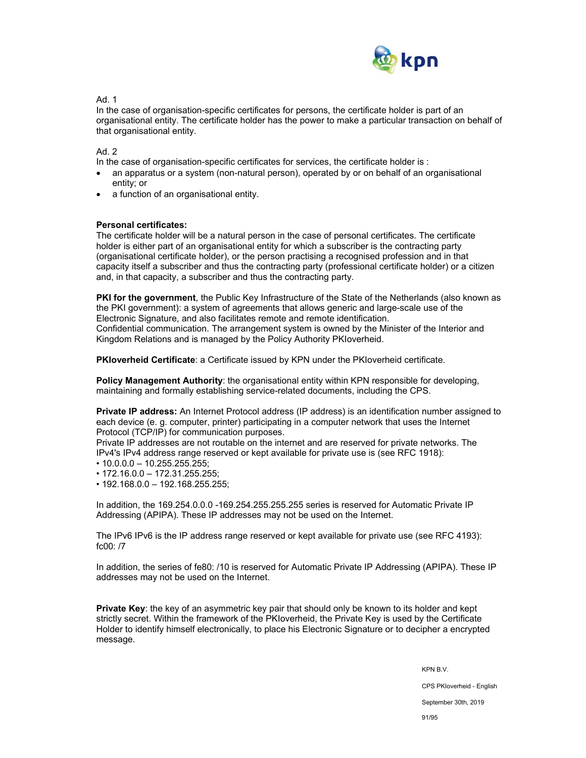Ad. 1
In the case of organisation-specific certificates for persons, the certificate holder is part of an organisational entity. The certificate holder has the power to make a particular transaction on behalf of that organisational entity.

Ad. 2
In the case of organisation-specific certificates for services, the certificate holder is :

- an apparatus or a system (non-natural person), operated by or on behalf of an organisational entity; or
- a function of an organisational entity.

**Personal certificates:**
The certificate holder will be a natural person in the case of personal certificates. The certificate holder is either part of an organisational entity for which a subscriber is the contracting party (organisational certificate holder), or the person practising a recognised profession and in that capacity itself a subscriber and thus the contracting party (professional certificate holder) or a citizen and, in that capacity, a subscriber and thus the contracting party.

**PKI for the government**, the Public Key Infrastructure of the State of the Netherlands (also known as the PKI government): a system of agreements that allows generic and large-scale use of the Electronic Signature, and also facilitates remote and remote identification.
Confidential communication. The arrangement system is owned by the Minister of the Interior and Kingdom Relations and is managed by the Policy Authority PKIoverheid.

**PKIoverheid Certificate**: a Certificate issued by KPN under the PKIoverheid certificate.

**Policy Management Authority**: the organisational entity within KPN responsible for developing, maintaining and formally establishing service-related documents, including the CPS.

**Private IP address:** An Internet Protocol address (IP address) is an identification number assigned to each device (e. g. computer, printer) participating in a computer network that uses the Internet Protocol (TCP/IP) for communication purposes.
Private IP addresses are not routable on the internet and are reserved for private networks. The IPv4's IPv4 address range reserved or kept available for private use is (see RFC 1918):
• 10.0.0.0 – 10.255.255.255;
• 172.16.0.0 – 172.31.255.255;
• 192.168.0.0 – 192.168.255.255;

In addition, the 169.254.0.0.0 -169.254.255.255.255 series is reserved for Automatic Private IP Addressing (APIPA). These IP addresses may not be used on the Internet.

The IPv6 IPv6 is the IP address range reserved or kept available for private use (see RFC 4193): fc00: /7

In addition, the series of fe80: /10 is reserved for Automatic Private IP Addressing (APIPA). These IP addresses may not be used on the Internet.

**Private Key**: the key of an asymmetric key pair that should only be known to its holder and kept strictly secret. Within the framework of the PKIoverheid, the Private Key is used by the Certificate Holder to identify himself electronically, to place his Electronic Signature or to decipher a encrypted message.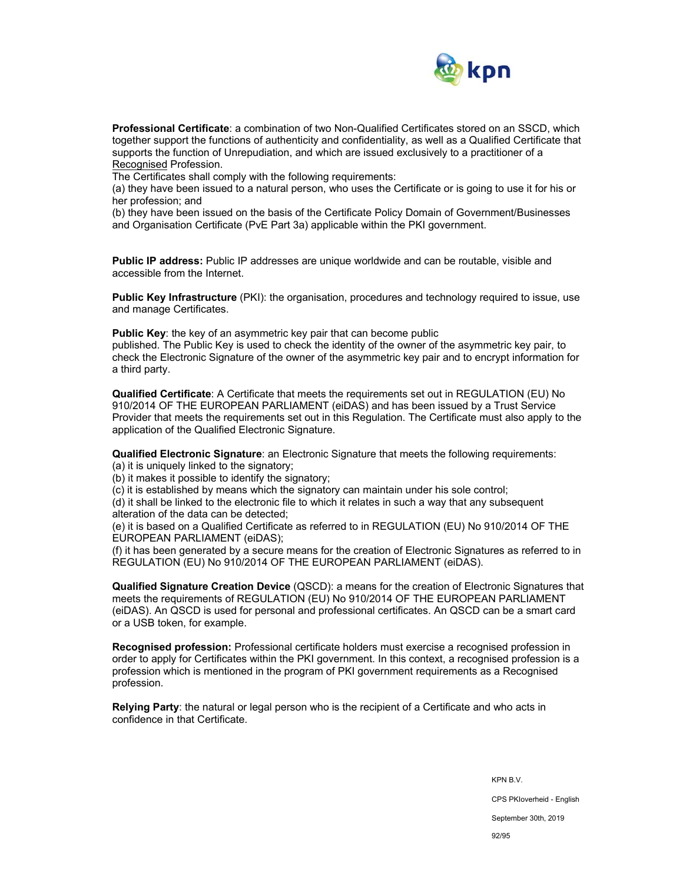**Professional Certificate**: a combination of two Non-Qualified Certificates stored on an SSCD, which together support the functions of authenticity and confidentiality, as well as a Qualified Certificate that supports the function of Unrepudiation, and which are issued exclusively to a practitioner of a Recognised Profession.
The Certificates shall comply with the following requirements:
(a) they have been issued to a natural person, who uses the Certificate or is going to use it for his or her profession; and
(b) they have been issued on the basis of the Certificate Policy Domain of Government/Businesses and Organisation Certificate (PvE Part 3a) applicable within the PKI government.

**Public IP address:** Public IP addresses are unique worldwide and can be routable, visible and accessible from the Internet.

**Public Key Infrastructure** (PKI): the organisation, procedures and technology required to issue, use and manage Certificates.

**Public Key**: the key of an asymmetric key pair that can become public published. The Public Key is used to check the identity of the owner of the asymmetric key pair, to check the Electronic Signature of the owner of the asymmetric key pair and to encrypt information for a third party.

**Qualified Certificate**: A Certificate that meets the requirements set out in REGULATION (EU) No 910/2014 OF THE EUROPEAN PARLIAMENT (eiDAS) and has been issued by a Trust Service Provider that meets the requirements set out in this Regulation. The Certificate must also apply to the application of the Qualified Electronic Signature.

**Qualified Electronic Signature**: an Electronic Signature that meets the following requirements:
(a) it is uniquely linked to the signatory;
(b) it makes it possible to identify the signatory;
(c) it is established by means which the signatory can maintain under his sole control;
(d) it shall be linked to the electronic file to which it relates in such a way that any subsequent alteration of the data can be detected;
(e) it is based on a Qualified Certificate as referred to in REGULATION (EU) No 910/2014 OF THE EUROPEAN PARLIAMENT (eiDAS);
(f) it has been generated by a secure means for the creation of Electronic Signatures as referred to in REGULATION (EU) No 910/2014 OF THE EUROPEAN PARLIAMENT (eiDAS).

**Qualified Signature Creation Device** (QSCD): a means for the creation of Electronic Signatures that meets the requirements of REGULATION (EU) No 910/2014 OF THE EUROPEAN PARLIAMENT (eiDAS). An QSCD is used for personal and professional certificates. An QSCD can be a smart card or a USB token, for example.

**Recognised profession:** Professional certificate holders must exercise a recognised profession in order to apply for Certificates within the PKI government. In this context, a recognised profession is a profession which is mentioned in the program of PKI government requirements as a Recognised profession.

**Relying Party**: the natural or legal person who is the recipient of a Certificate and who acts in confidence in that Certificate.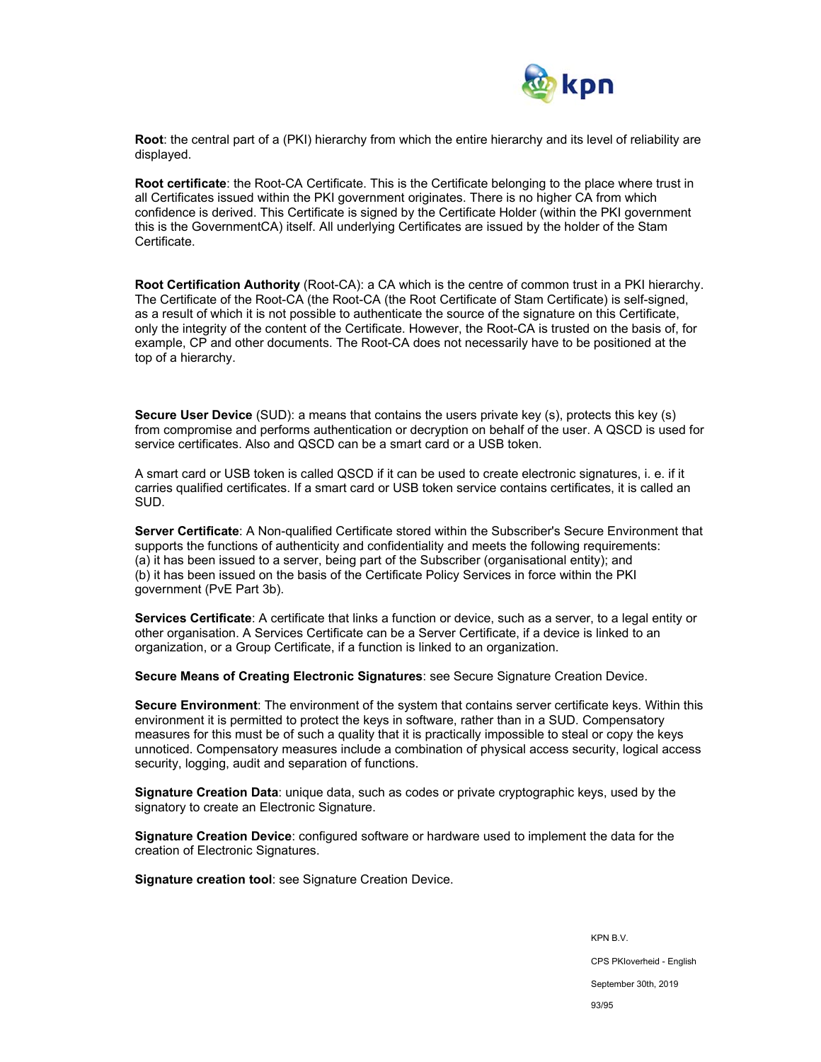**Root**: the central part of a (PKI) hierarchy from which the entire hierarchy and its level of reliability are displayed.

**Root certificate**: the Root-CA Certificate. This is the Certificate belonging to the place where trust in all Certificates issued within the PKI government originates. There is no higher CA from which confidence is derived. This Certificate is signed by the Certificate Holder (within the PKI government this is the GovernmentCA) itself. All underlying Certificates are issued by the holder of the Stam Certificate.

**Root Certification Authority** (Root-CA): a CA which is the centre of common trust in a PKI hierarchy. The Certificate of the Root-CA (the Root-CA (the Root Certificate of Stam Certificate) is self-signed, as a result of which it is not possible to authenticate the source of the signature on this Certificate, only the integrity of the content of the Certificate. However, the Root-CA is trusted on the basis of, for example, CP and other documents. The Root-CA does not necessarily have to be positioned at the top of a hierarchy.

**Secure User Device** (SUD): a means that contains the users private key (s), protects this key (s) from compromise and performs authentication or decryption on behalf of the user. A QSCD is used for service certificates. Also and QSCD can be a smart card or a USB token.

A smart card or USB token is called QSCD if it can be used to create electronic signatures, i. e. if it carries qualified certificates. If a smart card or USB token service contains certificates, it is called an SUD.

**Server Certificate**: A Non-qualified Certificate stored within the Subscriber's Secure Environment that supports the functions of authenticity and confidentiality and meets the following requirements:
(a) it has been issued to a server, being part of the Subscriber (organisational entity); and
(b) it has been issued on the basis of the Certificate Policy Services in force within the PKI government (PvE Part 3b).

**Services Certificate**: A certificate that links a function or device, such as a server, to a legal entity or other organisation. A Services Certificate can be a Server Certificate, if a device is linked to an organization, or a Group Certificate, if a function is linked to an organization.

**Secure Means of Creating Electronic Signatures**: see Secure Signature Creation Device.

**Secure Environment**: The environment of the system that contains server certificate keys. Within this environment it is permitted to protect the keys in software, rather than in a SUD. Compensatory measures for this must be of such a quality that it is practically impossible to steal or copy the keys unnoticed. Compensatory measures include a combination of physical access security, logical access security, logging, audit and separation of functions.

**Signature Creation Data**: unique data, such as codes or private cryptographic keys, used by the signatory to create an Electronic Signature.

**Signature Creation Device**: configured software or hardware used to implement the data for the creation of Electronic Signatures.

**Signature creation tool**: see Signature Creation Device.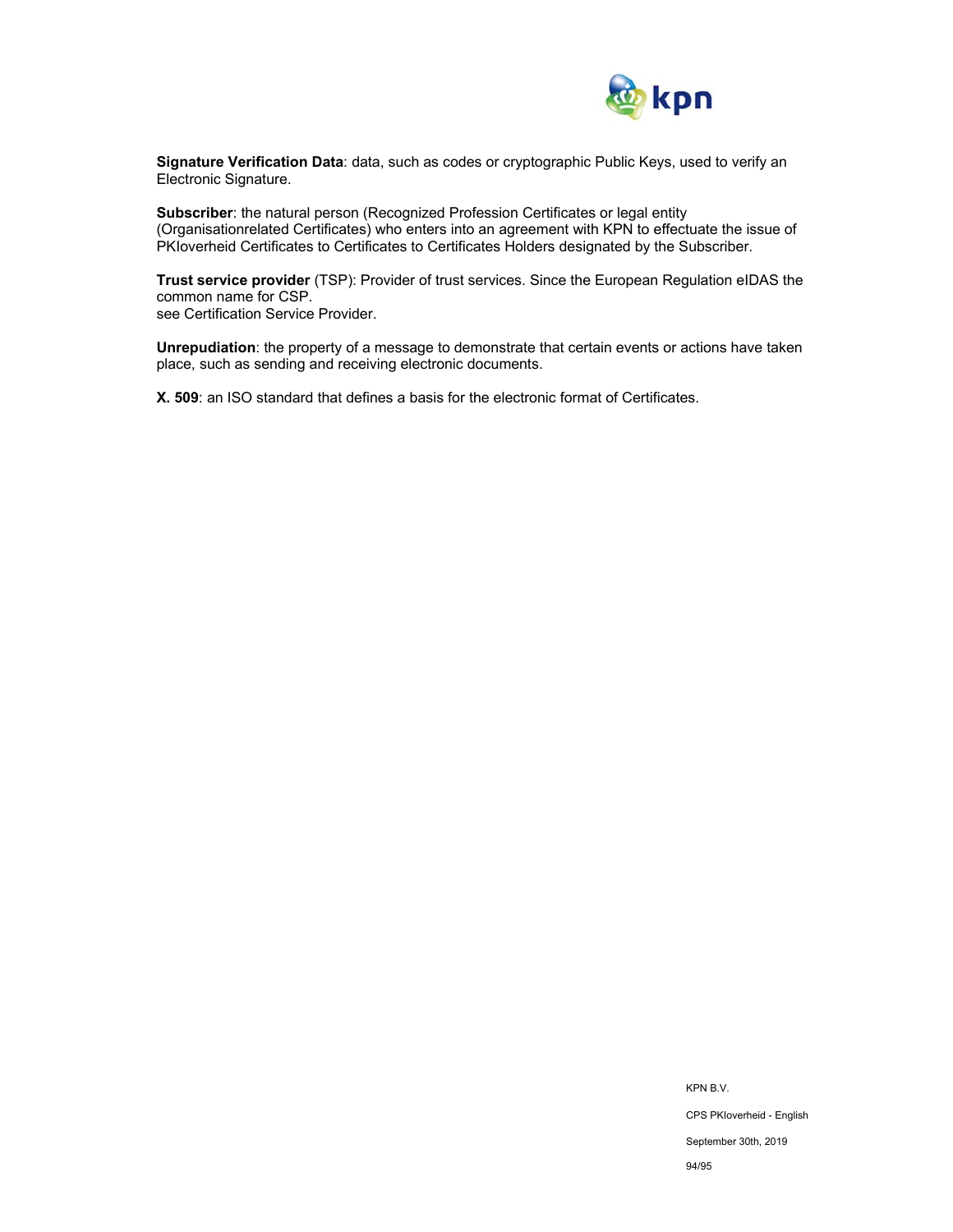**Signature Verification Data**: data, such as codes or cryptographic Public Keys, used to verify an Electronic Signature.

**Subscriber**: the natural person (Recognized Profession Certificates or legal entity (Organisationrelated Certificates) who enters into an agreement with KPN to effectuate the issue of PKIoverheid Certificates to Certificates to Certificates Holders designated by the Subscriber.

**Trust service provider** (TSP): Provider of trust services. Since the European Regulation eIDAS the common name for CSP.
see Certification Service Provider.

**Unrepudiation**: the property of a message to demonstrate that certain events or actions have taken place, such as sending and receiving electronic documents.

**X. 509**: an ISO standard that defines a basis for the electronic format of Certificates.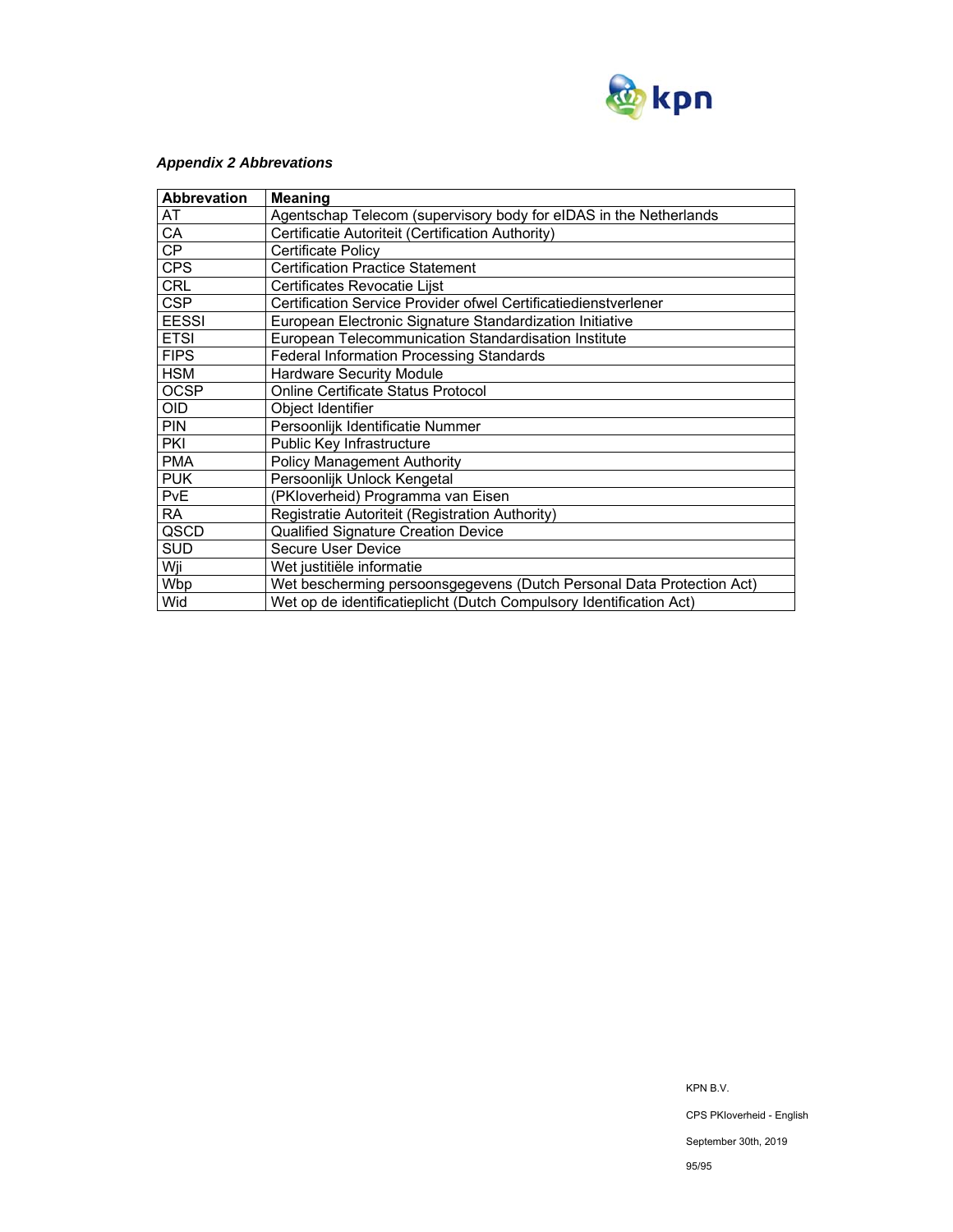***Appendix 2 Abbrevations***

| Abbreviation | Meaning |
|---|---|
| AT | Agentschap Telecom (supervisory body for eIDAS in the Netherlands |
| CA | Certificatie Autoriteit (Certification Authority) |
| CP | Certificate Policy |
| CPS | Certification Practice Statement |
| CRL | Certificates Revocatie Lijst |
| CSP | Certification Service Provider ofwel Certificatiedienstverlener |
| EESSI | European Electronic Signature Standardization Initiative |
| ETSI | European Telecommunication Standardisation Institute |
| FIPS | Federal Information Processing Standards |
| HSM | Hardware Security Module |
| OCSP | Online Certificate Status Protocol |
| OID | Object Identifier |
| PIN | Persoonlijk Identificatie Nummer |
| PKI | Public Key Infrastructure |
| PMA | Policy Management Authority |
| PUK | Persoonlijk Unlock Kengetal |
| PvE | (PKIoverheid) Programma van Eisen |
| RA | Registratie Autoriteit (Registration Authority) |
| QSCD | Qualified Signature Creation Device |
| SUD | Secure User Device |
| Wji | Wet justitiële informatie |
| Wbp | Wet bescherming persoonsgegevens (Dutch Personal Data Protection Act) |
| Wid | Wet op de identificatieplicht (Dutch Compulsory Identification Act) |